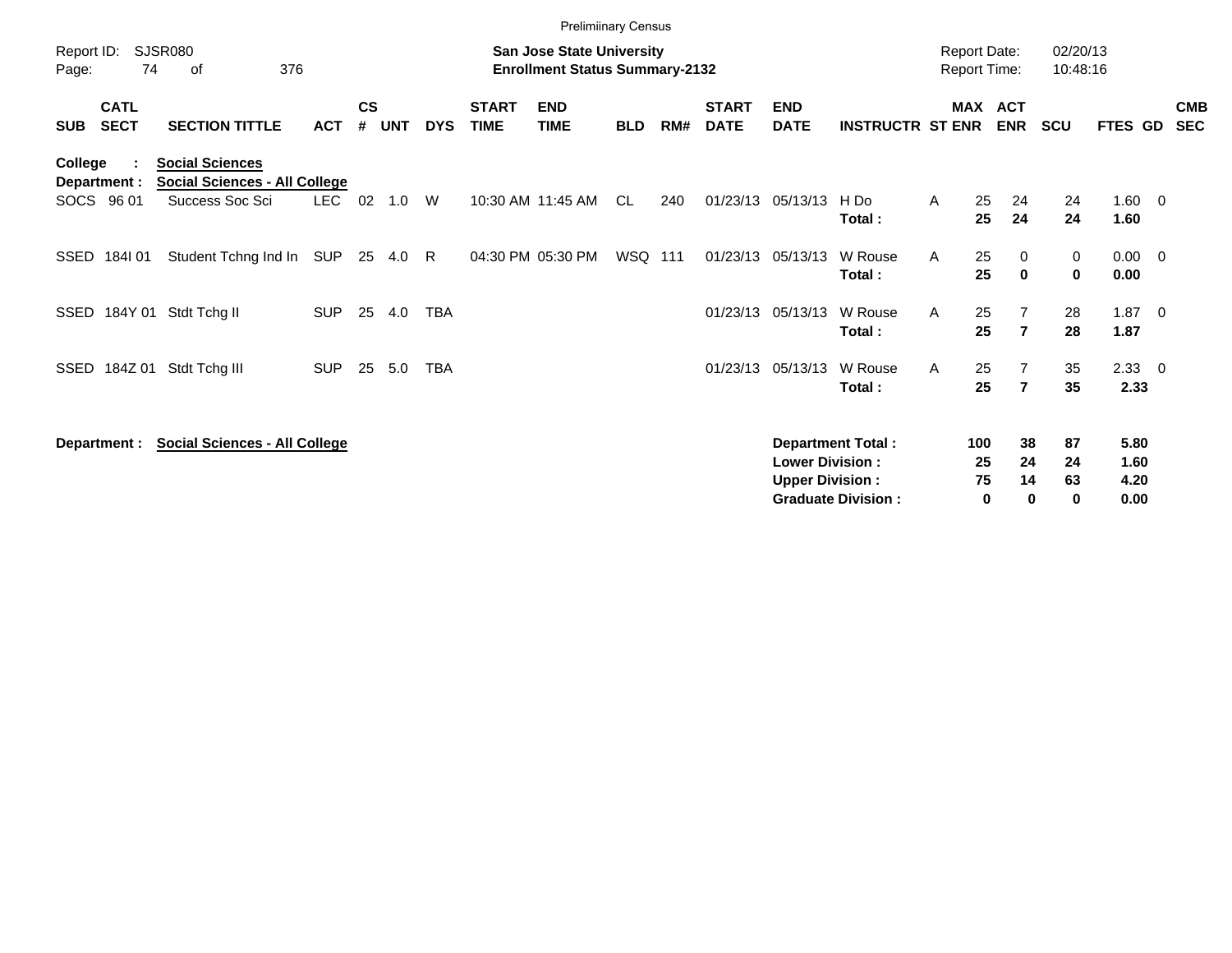Preliminary Census

Report ID: SJSR080
Page: 74 of 376

**San Jose State University**
**Enrollment Status Summary-2132**

Report Date: 02/20/13
Report Time: 10:48:16

**College : Social Sciences**
**Department : Social Sciences - All College**

| SUB | CATL SECT | SECTION TITTLE | ACT | CS # | UNT | DYS | START TIME | END TIME | BLD | RM# | START DATE | END DATE | INSTRUCTR | ST | MAX ENR | ACT ENR | SCU | FTES | GD | CMB SEC |
|---|---|---|---|---|---|---|---|---|---|---|---|---|---|---|---|---|---|---|---|---|
| SOCS | 96 01 | Success Soc Sci | LEC | 02 | 1.0 | W | 10:30 AM | 11:45 AM | CL | 240 | 01/23/13 | 05/13/13 | H Do | A | 25 | 24 | 24 | 1.60 | 0 | |
| | | | | | | | | | | | | | **Total :** | | **25** | **24** | **24** | **1.60** | | |
| SSED | 184I 01 | Student Tchng Ind In | SUP | 25 | 4.0 | R | 04:30 PM | 05:30 PM | WSQ | 111 | 01/23/13 | 05/13/13 | W Rouse | A | 25 | 0 | 0 | 0.00 | 0 | |
| | | | | | | | | | | | | | **Total :** | | **25** | **0** | **0** | **0.00** | | |
| SSED | 184Y 01 | Stdt Tchg II | SUP | 25 | 4.0 | TBA | | | | | 01/23/13 | 05/13/13 | W Rouse | A | 25 | 7 | 28 | 1.87 | 0 | |
| | | | | | | | | | | | | | **Total :** | | **25** | **7** | **28** | **1.87** | | |
| SSED | 184Z 01 | Stdt Tchg III | SUP | 25 | 5.0 | TBA | | | | | 01/23/13 | 05/13/13 | W Rouse | A | 25 | 7 | 35 | 2.33 | 0 | |
| | | | | | | | | | | | | | **Total :** | | **25** | **7** | **35** | **2.33** | | |

**Department : Social Sciences - All College**

| | MAX ENR | ACT ENR | SCU | FTES |
|---|---|---|---|---|
| **Department Total :** | **100** | **38** | **87** | **5.80** |
| **Lower Division :** | **25** | **24** | **24** | **1.60** |
| **Upper Division :** | **75** | **14** | **63** | **4.20** |
| **Graduate Division :** | **0** | **0** | **0** | **0.00** |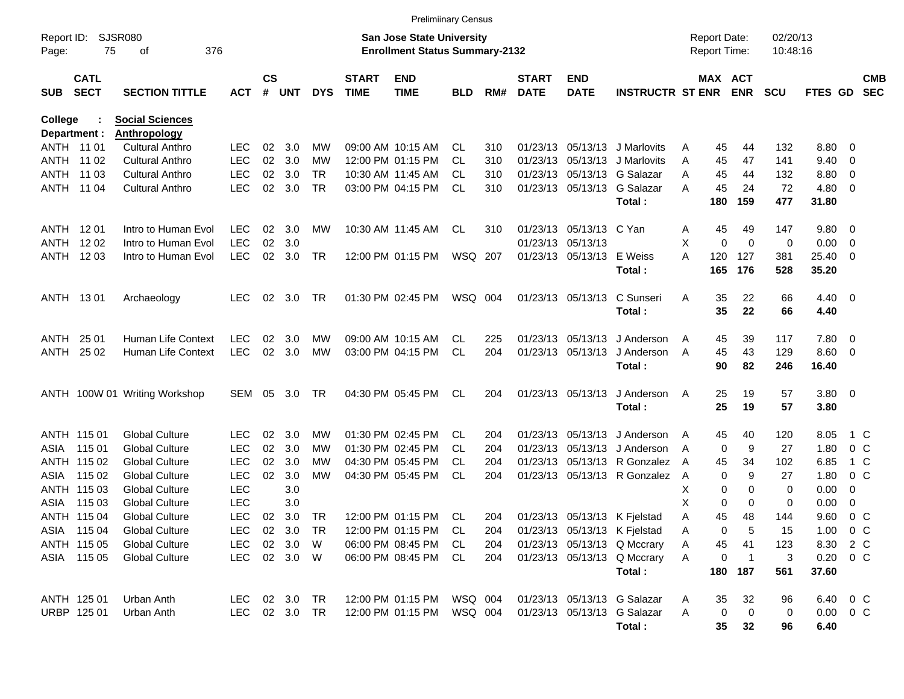Preliminary Census

Report ID: SJSR080 
Page: 75 of 376

**San Jose State University**
**Enrollment Status Summary-2132**

Report Date: 02/20/13
Report Time: 10:48:16

College : **Social Sciences**
Department : **Anthropology**

| SUB | CATL SECT | SECTION TITTLE | ACT | CS # | UNT | DYS | START TIME | END TIME | BLD | RM# | START DATE | END DATE | INSTRUCTR | ST | MAX ENR | ACT ENR | SCU | FTES | GD | CMB SEC |
|---|---|---|---|---|---|---|---|---|---|---|---|---|---|---|---|---|---|---|---|---|
| ANTH | 11 01 | Cultural Anthro | LEC | 02 | 3.0 | MW | 09:00 AM | 10:15 AM | CL | 310 | 01/23/13 | 05/13/13 | J Marlovits | A | 45 | 44 | 132 | 8.80 | 0 | |
| ANTH | 11 02 | Cultural Anthro | LEC | 02 | 3.0 | MW | 12:00 PM | 01:15 PM | CL | 310 | 01/23/13 | 05/13/13 | J Marlovits | A | 45 | 47 | 141 | 9.40 | 0 | |
| ANTH | 11 03 | Cultural Anthro | LEC | 02 | 3.0 | TR | 10:30 AM | 11:45 AM | CL | 310 | 01/23/13 | 05/13/13 | G Salazar | A | 45 | 44 | 132 | 8.80 | 0 | |
| ANTH | 11 04 | Cultural Anthro | LEC | 02 | 3.0 | TR | 03:00 PM | 04:15 PM | CL | 310 | 01/23/13 | 05/13/13 | G Salazar | A | 45 | 24 | 72 | 4.80 | 0 | |
| | | | | | | | | | | | | | **Total :** | | **180** | **159** | **477** | **31.80** | | |
| ANTH | 12 01 | Intro to Human Evol | LEC | 02 | 3.0 | MW | 10:30 AM | 11:45 AM | CL | 310 | 01/23/13 | 05/13/13 | C Yan | A | 45 | 49 | 147 | 9.80 | 0 | |
| ANTH | 12 02 | Intro to Human Evol | LEC | 02 | 3.0 | | | | | | 01/23/13 | 05/13/13 | | X | 0 | 0 | 0 | 0.00 | 0 | |
| ANTH | 12 03 | Intro to Human Evol | LEC | 02 | 3.0 | TR | 12:00 PM | 01:15 PM | WSQ | 207 | 01/23/13 | 05/13/13 | E Weiss | A | 120 | 127 | 381 | 25.40 | 0 | |
| | | | | | | | | | | | | | **Total :** | | **165** | **176** | **528** | **35.20** | | |
| ANTH | 13 01 | Archaeology | LEC | 02 | 3.0 | TR | 01:30 PM | 02:45 PM | WSQ | 004 | 01/23/13 | 05/13/13 | C Sunseri | A | 35 | 22 | 66 | 4.40 | 0 | |
| | | | | | | | | | | | | | **Total :** | | **35** | **22** | **66** | **4.40** | | |
| ANTH | 25 01 | Human Life Context | LEC | 02 | 3.0 | MW | 09:00 AM | 10:15 AM | CL | 225 | 01/23/13 | 05/13/13 | J Anderson | A | 45 | 39 | 117 | 7.80 | 0 | |
| ANTH | 25 02 | Human Life Context | LEC | 02 | 3.0 | MW | 03:00 PM | 04:15 PM | CL | 204 | 01/23/13 | 05/13/13 | J Anderson | A | 45 | 43 | 129 | 8.60 | 0 | |
| | | | | | | | | | | | | | **Total :** | | **90** | **82** | **246** | **16.40** | | |
| ANTH | 100W 01 | Writing Workshop | SEM | 05 | 3.0 | TR | 04:30 PM | 05:45 PM | CL | 204 | 01/23/13 | 05/13/13 | J Anderson | A | 25 | 19 | 57 | 3.80 | 0 | |
| | | | | | | | | | | | | | **Total :** | | **25** | **19** | **57** | **3.80** | | |
| ANTH | 115 01 | Global Culture | LEC | 02 | 3.0 | MW | 01:30 PM | 02:45 PM | CL | 204 | 01/23/13 | 05/13/13 | J Anderson | A | 45 | 40 | 120 | 8.05 | 1 | C |
| ASIA | 115 01 | Global Culture | LEC | 02 | 3.0 | MW | 01:30 PM | 02:45 PM | CL | 204 | 01/23/13 | 05/13/13 | J Anderson | A | 0 | 9 | 27 | 1.80 | 0 | C |
| ANTH | 115 02 | Global Culture | LEC | 02 | 3.0 | MW | 04:30 PM | 05:45 PM | CL | 204 | 01/23/13 | 05/13/13 | R Gonzalez | A | 45 | 34 | 102 | 6.85 | 1 | C |
| ASIA | 115 02 | Global Culture | LEC | 02 | 3.0 | MW | 04:30 PM | 05:45 PM | CL | 204 | 01/23/13 | 05/13/13 | R Gonzalez | A | 0 | 9 | 27 | 1.80 | 0 | C |
| ANTH | 115 03 | Global Culture | LEC | | 3.0 | | | | | | | | | X | 0 | 0 | 0 | 0.00 | 0 | |
| ASIA | 115 03 | Global Culture | LEC | | 3.0 | | | | | | | | | X | 0 | 0 | 0 | 0.00 | 0 | |
| ANTH | 115 04 | Global Culture | LEC | 02 | 3.0 | TR | 12:00 PM | 01:15 PM | CL | 204 | 01/23/13 | 05/13/13 | K Fjelstad | A | 45 | 48 | 144 | 9.60 | 0 | C |
| ASIA | 115 04 | Global Culture | LEC | 02 | 3.0 | TR | 12:00 PM | 01:15 PM | CL | 204 | 01/23/13 | 05/13/13 | K Fjelstad | A | 0 | 5 | 15 | 1.00 | 0 | C |
| ANTH | 115 05 | Global Culture | LEC | 02 | 3.0 | W | 06:00 PM | 08:45 PM | CL | 204 | 01/23/13 | 05/13/13 | Q Mccrary | A | 45 | 41 | 123 | 8.30 | 2 | C |
| ASIA | 115 05 | Global Culture | LEC | 02 | 3.0 | W | 06:00 PM | 08:45 PM | CL | 204 | 01/23/13 | 05/13/13 | Q Mccrary | A | 0 | 1 | 3 | 0.20 | 0 | C |
| | | | | | | | | | | | | | **Total :** | | **180** | **187** | **561** | **37.60** | | |
| ANTH | 125 01 | Urban Anth | LEC | 02 | 3.0 | TR | 12:00 PM | 01:15 PM | WSQ | 004 | 01/23/13 | 05/13/13 | G Salazar | A | 35 | 32 | 96 | 6.40 | 0 | C |
| URBP | 125 01 | Urban Anth | LEC | 02 | 3.0 | TR | 12:00 PM | 01:15 PM | WSQ | 004 | 01/23/13 | 05/13/13 | G Salazar | A | 0 | 0 | 0 | 0.00 | 0 | C |
| | | | | | | | | | | | | | **Total :** | | **35** | **32** | **96** | **6.40** | | |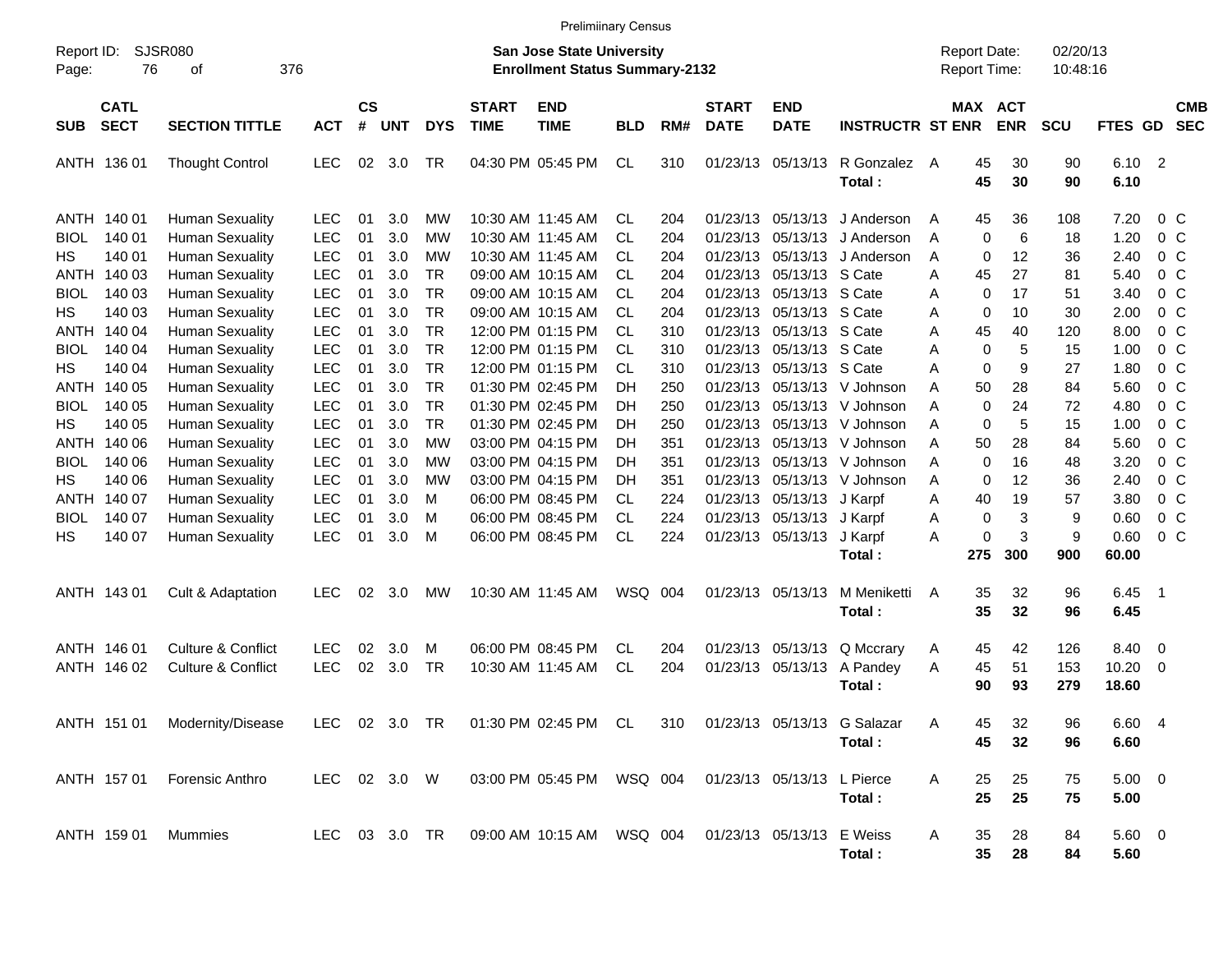Preliminary Census

Report ID: SJSR080
Page: 76 of 376

**San Jose State University**
**Enrollment Status Summary-2132**

Report Date: 02/20/13
Report Time: 10:48:16

| SUB | CATL SECT | SECTION TITTLE | ACT | CS # | UNT | DYS | START TIME | END TIME | BLD | RM# | START DATE | END DATE | INSTRUCTR | ST | MAX ENR | ACT ENR | SCU | FTES | GD | CMB SEC |
|---|---|---|---|---|---|---|---|---|---|---|---|---|---|---|---|---|---|---|---|---|
| ANTH | 136 01 | Thought Control | LEC | 02 | 3.0 | TR | 04:30 PM | 05:45 PM | CL | 310 | 01/23/13 | 05/13/13 | R Gonzalez | A | 45 | 30 | 90 | 6.10 | 2 | |
| | | | | | | | | | | | | | **Total :** | | **45** | **30** | **90** | **6.10** | | |
| ANTH | 140 01 | Human Sexuality | LEC | 01 | 3.0 | MW | 10:30 AM | 11:45 AM | CL | 204 | 01/23/13 | 05/13/13 | J Anderson | A | 45 | 36 | 108 | 7.20 | 0 | C |
| BIOL | 140 01 | Human Sexuality | LEC | 01 | 3.0 | MW | 10:30 AM | 11:45 AM | CL | 204 | 01/23/13 | 05/13/13 | J Anderson | A | 0 | 6 | 18 | 1.20 | 0 | C |
| HS | 140 01 | Human Sexuality | LEC | 01 | 3.0 | MW | 10:30 AM | 11:45 AM | CL | 204 | 01/23/13 | 05/13/13 | J Anderson | A | 0 | 12 | 36 | 2.40 | 0 | C |
| ANTH | 140 03 | Human Sexuality | LEC | 01 | 3.0 | TR | 09:00 AM | 10:15 AM | CL | 204 | 01/23/13 | 05/13/13 | S Cate | A | 45 | 27 | 81 | 5.40 | 0 | C |
| BIOL | 140 03 | Human Sexuality | LEC | 01 | 3.0 | TR | 09:00 AM | 10:15 AM | CL | 204 | 01/23/13 | 05/13/13 | S Cate | A | 0 | 17 | 51 | 3.40 | 0 | C |
| HS | 140 03 | Human Sexuality | LEC | 01 | 3.0 | TR | 09:00 AM | 10:15 AM | CL | 204 | 01/23/13 | 05/13/13 | S Cate | A | 0 | 10 | 30 | 2.00 | 0 | C |
| ANTH | 140 04 | Human Sexuality | LEC | 01 | 3.0 | TR | 12:00 PM | 01:15 PM | CL | 310 | 01/23/13 | 05/13/13 | S Cate | A | 45 | 40 | 120 | 8.00 | 0 | C |
| BIOL | 140 04 | Human Sexuality | LEC | 01 | 3.0 | TR | 12:00 PM | 01:15 PM | CL | 310 | 01/23/13 | 05/13/13 | S Cate | A | 0 | 5 | 15 | 1.00 | 0 | C |
| HS | 140 04 | Human Sexuality | LEC | 01 | 3.0 | TR | 12:00 PM | 01:15 PM | CL | 310 | 01/23/13 | 05/13/13 | S Cate | A | 0 | 9 | 27 | 1.80 | 0 | C |
| ANTH | 140 05 | Human Sexuality | LEC | 01 | 3.0 | TR | 01:30 PM | 02:45 PM | DH | 250 | 01/23/13 | 05/13/13 | V Johnson | A | 50 | 28 | 84 | 5.60 | 0 | C |
| BIOL | 140 05 | Human Sexuality | LEC | 01 | 3.0 | TR | 01:30 PM | 02:45 PM | DH | 250 | 01/23/13 | 05/13/13 | V Johnson | A | 0 | 24 | 72 | 4.80 | 0 | C |
| HS | 140 05 | Human Sexuality | LEC | 01 | 3.0 | TR | 01:30 PM | 02:45 PM | DH | 250 | 01/23/13 | 05/13/13 | V Johnson | A | 0 | 5 | 15 | 1.00 | 0 | C |
| ANTH | 140 06 | Human Sexuality | LEC | 01 | 3.0 | MW | 03:00 PM | 04:15 PM | DH | 351 | 01/23/13 | 05/13/13 | V Johnson | A | 50 | 28 | 84 | 5.60 | 0 | C |
| BIOL | 140 06 | Human Sexuality | LEC | 01 | 3.0 | MW | 03:00 PM | 04:15 PM | DH | 351 | 01/23/13 | 05/13/13 | V Johnson | A | 0 | 16 | 48 | 3.20 | 0 | C |
| HS | 140 06 | Human Sexuality | LEC | 01 | 3.0 | MW | 03:00 PM | 04:15 PM | DH | 351 | 01/23/13 | 05/13/13 | V Johnson | A | 0 | 12 | 36 | 2.40 | 0 | C |
| ANTH | 140 07 | Human Sexuality | LEC | 01 | 3.0 | M | 06:00 PM | 08:45 PM | CL | 224 | 01/23/13 | 05/13/13 | J Karpf | A | 40 | 19 | 57 | 3.80 | 0 | C |
| BIOL | 140 07 | Human Sexuality | LEC | 01 | 3.0 | M | 06:00 PM | 08:45 PM | CL | 224 | 01/23/13 | 05/13/13 | J Karpf | A | 0 | 3 | 9 | 0.60 | 0 | C |
| HS | 140 07 | Human Sexuality | LEC | 01 | 3.0 | M | 06:00 PM | 08:45 PM | CL | 224 | 01/23/13 | 05/13/13 | J Karpf | A | 0 | 3 | 9 | 0.60 | 0 | C |
| | | | | | | | | | | | | | **Total :** | | **275** | **300** | **900** | **60.00** | | |
| ANTH | 143 01 | Cult & Adaptation | LEC | 02 | 3.0 | MW | 10:30 AM | 11:45 AM | WSQ | 004 | 01/23/13 | 05/13/13 | M Meniketti | A | 35 | 32 | 96 | 6.45 | 1 | |
| | | | | | | | | | | | | | **Total :** | | **35** | **32** | **96** | **6.45** | | |
| ANTH | 146 01 | Culture & Conflict | LEC | 02 | 3.0 | M | 06:00 PM | 08:45 PM | CL | 204 | 01/23/13 | 05/13/13 | Q Mccrary | A | 45 | 42 | 126 | 8.40 | 0 | |
| ANTH | 146 02 | Culture & Conflict | LEC | 02 | 3.0 | TR | 10:30 AM | 11:45 AM | CL | 204 | 01/23/13 | 05/13/13 | A Pandey | A | 45 | 51 | 153 | 10.20 | 0 | |
| | | | | | | | | | | | | | **Total :** | | **90** | **93** | **279** | **18.60** | | |
| ANTH | 151 01 | Modernity/Disease | LEC | 02 | 3.0 | TR | 01:30 PM | 02:45 PM | CL | 310 | 01/23/13 | 05/13/13 | G Salazar | A | 45 | 32 | 96 | 6.60 | 4 | |
| | | | | | | | | | | | | | **Total :** | | **45** | **32** | **96** | **6.60** | | |
| ANTH | 157 01 | Forensic Anthro | LEC | 02 | 3.0 | W | 03:00 PM | 05:45 PM | WSQ | 004 | 01/23/13 | 05/13/13 | L Pierce | A | 25 | 25 | 75 | 5.00 | 0 | |
| | | | | | | | | | | | | | **Total :** | | **25** | **25** | **75** | **5.00** | | |
| ANTH | 159 01 | Mummies | LEC | 03 | 3.0 | TR | 09:00 AM | 10:15 AM | WSQ | 004 | 01/23/13 | 05/13/13 | E Weiss | A | 35 | 28 | 84 | 5.60 | 0 | |
| | | | | | | | | | | | | | **Total :** | | **35** | **28** | **84** | **5.60** | | |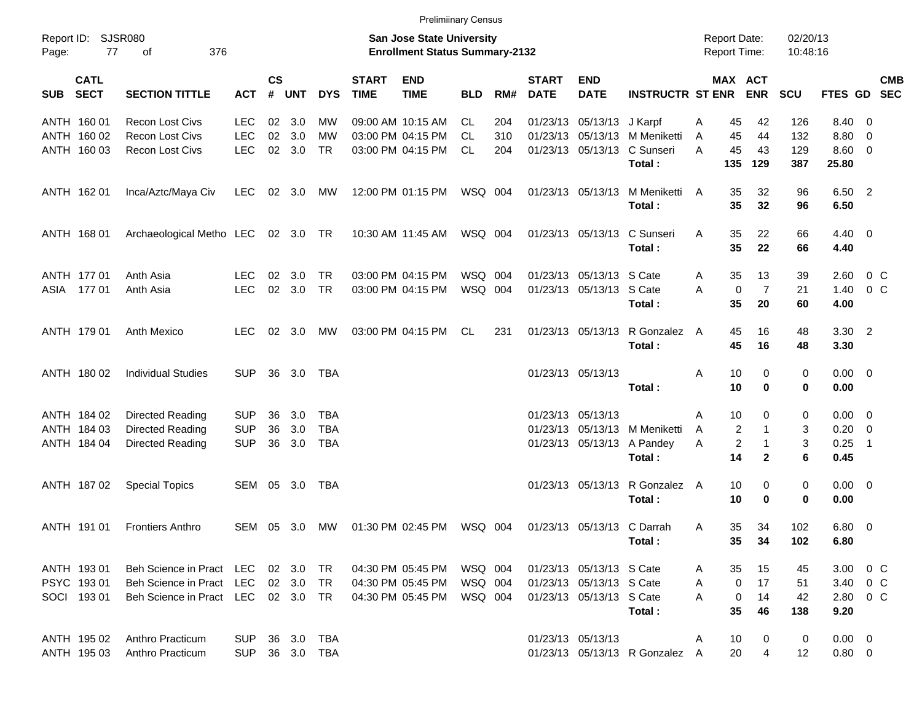Preliminary Census

Report ID: SJSR080
Page: 77 of 376

**San Jose State University**
**Enrollment Status Summary-2132**

Report Date: 02/20/13
Report Time: 10:48:16

| SUB | CATL SECT | SECTION TITTLE | ACT | CS # | UNT | DYS | START TIME | END TIME | BLD | RM# | START DATE | END DATE | INSTRUCTR | ST | MAX ENR | ACT ENR | SCU | FTES | GD | CMB SEC |
|---|---|---|---|---|---|---|---|---|---|---|---|---|---|---|---|---|---|---|---|---|
| ANTH | 160 01 | Recon Lost Civs | LEC | 02 | 3.0 | MW | 09:00 AM | 10:15 AM | CL | 204 | 01/23/13 | 05/13/13 | J Karpf | A | 45 | 42 | 126 | 8.40 | 0 | |
| ANTH | 160 02 | Recon Lost Civs | LEC | 02 | 3.0 | MW | 03:00 PM | 04:15 PM | CL | 310 | 01/23/13 | 05/13/13 | M Meniketti | A | 45 | 44 | 132 | 8.80 | 0 | |
| ANTH | 160 03 | Recon Lost Civs | LEC | 02 | 3.0 | TR | 03:00 PM | 04:15 PM | CL | 204 | 01/23/13 | 05/13/13 | C Sunseri | A | 45 | 43 | 129 | 8.60 | 0 | |
| | | | | | | | | | | | | | **Total :** | | **135** | **129** | **387** | **25.80** | | |
| ANTH | 162 01 | Inca/Aztc/Maya Civ | LEC | 02 | 3.0 | MW | 12:00 PM | 01:15 PM | WSQ | 004 | 01/23/13 | 05/13/13 | M Meniketti | A | 35 | 32 | 96 | 6.50 | 2 | |
| | | | | | | | | | | | | | **Total :** | | **35** | **32** | **96** | **6.50** | | |
| ANTH | 168 01 | Archaeological Metho | LEC | 02 | 3.0 | TR | 10:30 AM | 11:45 AM | WSQ | 004 | 01/23/13 | 05/13/13 | C Sunseri | A | 35 | 22 | 66 | 4.40 | 0 | |
| | | | | | | | | | | | | | **Total :** | | **35** | **22** | **66** | **4.40** | | |
| ANTH | 177 01 | Anth Asia | LEC | 02 | 3.0 | TR | 03:00 PM | 04:15 PM | WSQ | 004 | 01/23/13 | 05/13/13 | S Cate | A | 35 | 13 | 39 | 2.60 | 0 | C |
| ASIA | 177 01 | Anth Asia | LEC | 02 | 3.0 | TR | 03:00 PM | 04:15 PM | WSQ | 004 | 01/23/13 | 05/13/13 | S Cate | A | 0 | 7 | 21 | 1.40 | 0 | C |
| | | | | | | | | | | | | | **Total :** | | **35** | **20** | **60** | **4.00** | | |
| ANTH | 179 01 | Anth Mexico | LEC | 02 | 3.0 | MW | 03:00 PM | 04:15 PM | CL | 231 | 01/23/13 | 05/13/13 | R Gonzalez | A | 45 | 16 | 48 | 3.30 | 2 | |
| | | | | | | | | | | | | | **Total :** | | **45** | **16** | **48** | **3.30** | | |
| ANTH | 180 02 | Individual Studies | SUP | 36 | 3.0 | TBA | | | | | 01/23/13 | 05/13/13 | | A | 10 | 0 | 0 | 0.00 | 0 | |
| | | | | | | | | | | | | | **Total :** | | **10** | **0** | **0** | **0.00** | | |
| ANTH | 184 02 | Directed Reading | SUP | 36 | 3.0 | TBA | | | | | 01/23/13 | 05/13/13 | | A | 10 | 0 | 0 | 0.00 | 0 | |
| ANTH | 184 03 | Directed Reading | SUP | 36 | 3.0 | TBA | | | | | 01/23/13 | 05/13/13 | M Meniketti | A | 2 | 1 | 3 | 0.20 | 0 | |
| ANTH | 184 04 | Directed Reading | SUP | 36 | 3.0 | TBA | | | | | 01/23/13 | 05/13/13 | A Pandey | A | 2 | 1 | 3 | 0.25 | 1 | |
| | | | | | | | | | | | | | **Total :** | | **14** | **2** | **6** | **0.45** | | |
| ANTH | 187 02 | Special Topics | SEM | 05 | 3.0 | TBA | | | | | 01/23/13 | 05/13/13 | R Gonzalez | A | 10 | 0 | 0 | 0.00 | 0 | |
| | | | | | | | | | | | | | **Total :** | | **10** | **0** | **0** | **0.00** | | |
| ANTH | 191 01 | Frontiers Anthro | SEM | 05 | 3.0 | MW | 01:30 PM | 02:45 PM | WSQ | 004 | 01/23/13 | 05/13/13 | C Darrah | A | 35 | 34 | 102 | 6.80 | 0 | |
| | | | | | | | | | | | | | **Total :** | | **35** | **34** | **102** | **6.80** | | |
| ANTH | 193 01 | Beh Science in Pract | LEC | 02 | 3.0 | TR | 04:30 PM | 05:45 PM | WSQ | 004 | 01/23/13 | 05/13/13 | S Cate | A | 35 | 15 | 45 | 3.00 | 0 | C |
| PSYC | 193 01 | Beh Science in Pract | LEC | 02 | 3.0 | TR | 04:30 PM | 05:45 PM | WSQ | 004 | 01/23/13 | 05/13/13 | S Cate | A | 0 | 17 | 51 | 3.40 | 0 | C |
| SOCI | 193 01 | Beh Science in Pract | LEC | 02 | 3.0 | TR | 04:30 PM | 05:45 PM | WSQ | 004 | 01/23/13 | 05/13/13 | S Cate | A | 0 | 14 | 42 | 2.80 | 0 | C |
| | | | | | | | | | | | | | **Total :** | | **35** | **46** | **138** | **9.20** | | |
| ANTH | 195 02 | Anthro Practicum | SUP | 36 | 3.0 | TBA | | | | | 01/23/13 | 05/13/13 | | A | 10 | 0 | 0 | 0.00 | 0 | |
| ANTH | 195 03 | Anthro Practicum | SUP | 36 | 3.0 | TBA | | | | | 01/23/13 | 05/13/13 | R Gonzalez | A | 20 | 4 | 12 | 0.80 | 0 | |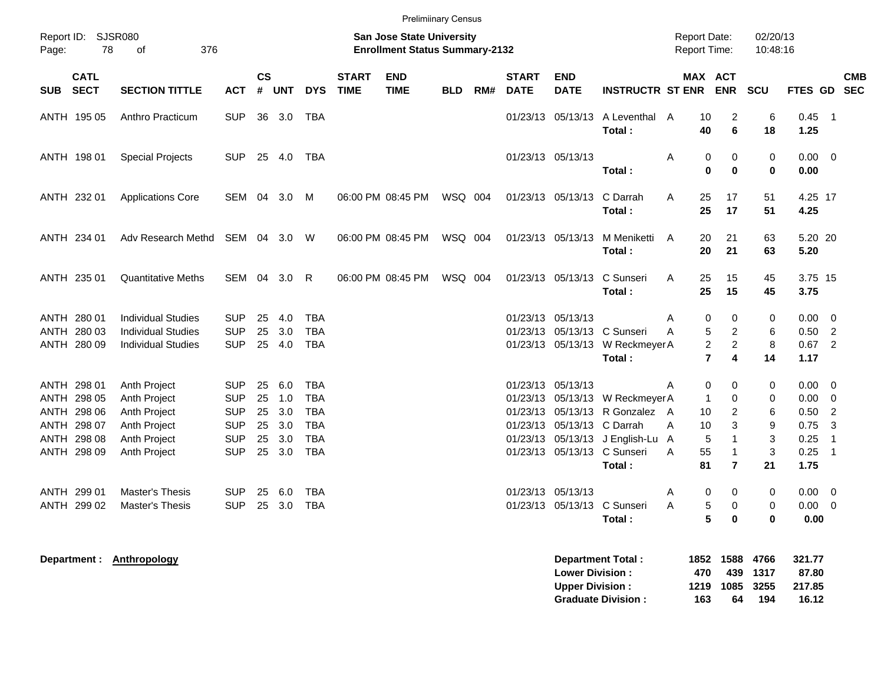Preliminary Census

Report ID: SJSR080 | Page: 78 of 376

**San Jose State University**
**Enrollment Status Summary-2132**

Report Date: 02/20/13 | Report Time: 10:48:16

| SUB | CATL SECT | SECTION TITTLE | ACT | CS # | UNT | DYS | START TIME | END TIME | BLD | RM# | START DATE | END DATE | INSTRUCTR | ST | MAX ENR | ACT ENR | SCU | FTES | GD | CMB SEC |
|---|---|---|---|---|---|---|---|---|---|---|---|---|---|---|---|---|---|---|---|---|
| ANTH | 195 05 | Anthro Practicum | SUP | 36 | 3.0 | TBA | | | | | 01/23/13 | 05/13/13 | A Leventhal | A | 10 | 2 | 6 | 0.45 | 1 | |
| | | | | | | | | | | | | | **Total :** | | **40** | **6** | **18** | **1.25** | | |
| ANTH | 198 01 | Special Projects | SUP | 25 | 4.0 | TBA | | | | | 01/23/13 | 05/13/13 | | A | 0 | 0 | 0 | 0.00 | 0 | |
| | | | | | | | | | | | | | **Total :** | | **0** | **0** | **0** | **0.00** | | |
| ANTH | 232 01 | Applications Core | SEM | 04 | 3.0 | M | 06:00 PM | 08:45 PM | WSQ | 004 | 01/23/13 | 05/13/13 | C Darrah | A | 25 | 17 | 51 | 4.25 | 17 | |
| | | | | | | | | | | | | | **Total :** | | **25** | **17** | **51** | **4.25** | | |
| ANTH | 234 01 | Adv Research Methd | SEM | 04 | 3.0 | W | 06:00 PM | 08:45 PM | WSQ | 004 | 01/23/13 | 05/13/13 | M Meniketti | A | 20 | 21 | 63 | 5.20 | 20 | |
| | | | | | | | | | | | | | **Total :** | | **20** | **21** | **63** | **5.20** | | |
| ANTH | 235 01 | Quantitative Meths | SEM | 04 | 3.0 | R | 06:00 PM | 08:45 PM | WSQ | 004 | 01/23/13 | 05/13/13 | C Sunseri | A | 25 | 15 | 45 | 3.75 | 15 | |
| | | | | | | | | | | | | | **Total :** | | **25** | **15** | **45** | **3.75** | | |
| ANTH | 280 01 | Individual Studies | SUP | 25 | 4.0 | TBA | | | | | 01/23/13 | 05/13/13 | | A | 0 | 0 | 0 | 0.00 | 0 | |
| ANTH | 280 03 | Individual Studies | SUP | 25 | 3.0 | TBA | | | | | 01/23/13 | 05/13/13 | C Sunseri | A | 5 | 2 | 6 | 0.50 | 2 | |
| ANTH | 280 09 | Individual Studies | SUP | 25 | 4.0 | TBA | | | | | 01/23/13 | 05/13/13 | W Reckmeyer | A | 2 | 2 | 8 | 0.67 | 2 | |
| | | | | | | | | | | | | | **Total :** | | **7** | **4** | **14** | **1.17** | | |
| ANTH | 298 01 | Anth Project | SUP | 25 | 6.0 | TBA | | | | | 01/23/13 | 05/13/13 | | A | 0 | 0 | 0 | 0.00 | 0 | |
| ANTH | 298 05 | Anth Project | SUP | 25 | 1.0 | TBA | | | | | 01/23/13 | 05/13/13 | W Reckmeyer | A | 1 | 0 | 0 | 0.00 | 0 | |
| ANTH | 298 06 | Anth Project | SUP | 25 | 3.0 | TBA | | | | | 01/23/13 | 05/13/13 | R Gonzalez | A | 10 | 2 | 6 | 0.50 | 2 | |
| ANTH | 298 07 | Anth Project | SUP | 25 | 3.0 | TBA | | | | | 01/23/13 | 05/13/13 | C Darrah | A | 10 | 3 | 9 | 0.75 | 3 | |
| ANTH | 298 08 | Anth Project | SUP | 25 | 3.0 | TBA | | | | | 01/23/13 | 05/13/13 | J English-Lu | A | 5 | 1 | 3 | 0.25 | 1 | |
| ANTH | 298 09 | Anth Project | SUP | 25 | 3.0 | TBA | | | | | 01/23/13 | 05/13/13 | C Sunseri | A | 55 | 1 | 3 | 0.25 | 1 | |
| | | | | | | | | | | | | | **Total :** | | **81** | **7** | **21** | **1.75** | | |
| ANTH | 299 01 | Master's Thesis | SUP | 25 | 6.0 | TBA | | | | | 01/23/13 | 05/13/13 | | A | 0 | 0 | 0 | 0.00 | 0 | |
| ANTH | 299 02 | Master's Thesis | SUP | 25 | 3.0 | TBA | | | | | 01/23/13 | 05/13/13 | C Sunseri | A | 5 | 0 | 0 | 0.00 | 0 | |
| | | | | | | | | | | | | | **Total :** | | **5** | **0** | **0** | **0.00** | | |

**Department : Anthropology**

| | MAX ENR | ACT ENR | SCU | FTES |
|---|---|---|---|---|
| **Department Total :** | **1852** | **1588** | **4766** | **321.77** |
| **Lower Division :** | **470** | **439** | **1317** | **87.80** |
| **Upper Division :** | **1219** | **1085** | **3255** | **217.85** |
| **Graduate Division :** | **163** | **64** | **194** | **16.12** |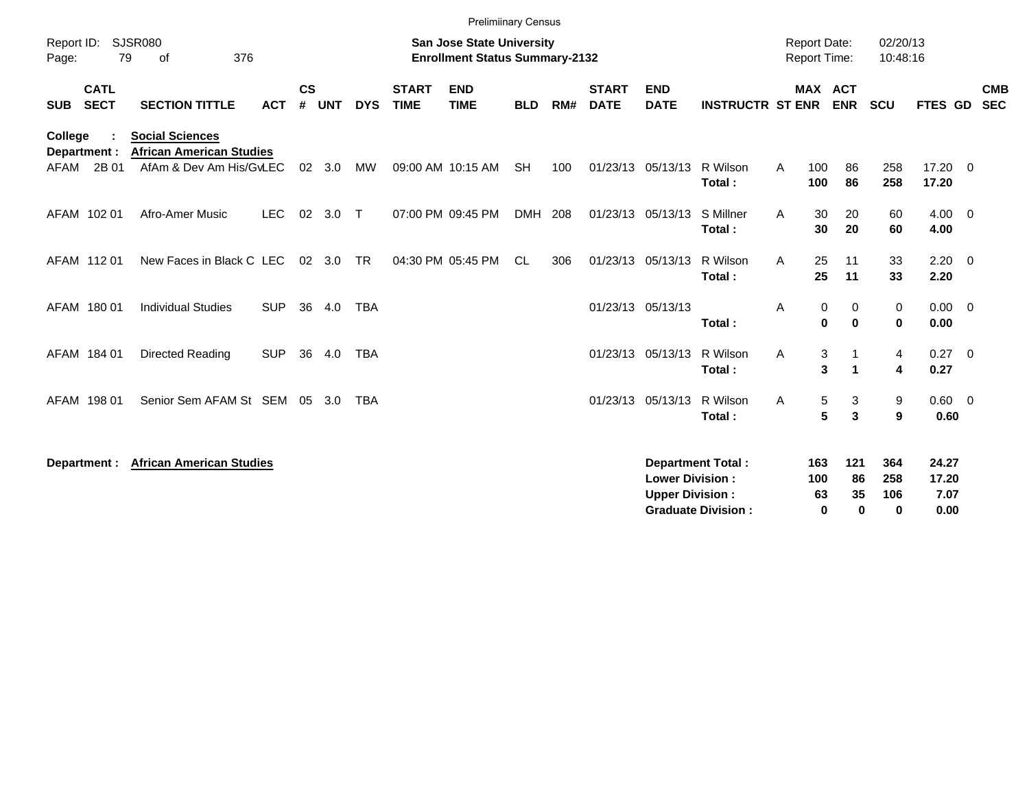Preliminary Census

Report ID: SJSR080

**San Jose State University**
**Enrollment Status Summary-2132**

Report Date: 02/20/13
Report Time: 10:48:16

**College : Social Sciences**
**Department : African American Studies**

| SUB | CATL SECT | SECTION TITTLE | ACT | CS # | UNT | DYS | START TIME | END TIME | BLD | RM# | START DATE | END DATE | INSTRUCTR | ST | MAX ENR | ACT ENR | SCU | FTES | GD | CMB SEC |
|---|---|---|---|---|---|---|---|---|---|---|---|---|---|---|---|---|---|---|---|---|
| AFAM | 2B 01 | AfAm & Dev Am His/Gv | LEC | 02 | 3.0 | MW | 09:00 AM | 10:15 AM | SH | 100 | 01/23/13 | 05/13/13 | R Wilson | A | 100 | 86 | 258 | 17.20 | 0 | |
| | | | | | | | | | | | | | **Total :** | | **100** | **86** | **258** | **17.20** | | |
| AFAM | 102 01 | Afro-Amer Music | LEC | 02 | 3.0 | T | 07:00 PM | 09:45 PM | DMH | 208 | 01/23/13 | 05/13/13 | S Millner | A | 30 | 20 | 60 | 4.00 | 0 | |
| | | | | | | | | | | | | | **Total :** | | **30** | **20** | **60** | **4.00** | | |
| AFAM | 112 01 | New Faces in Black C | LEC | 02 | 3.0 | TR | 04:30 PM | 05:45 PM | CL | 306 | 01/23/13 | 05/13/13 | R Wilson | A | 25 | 11 | 33 | 2.20 | 0 | |
| | | | | | | | | | | | | | **Total :** | | **25** | **11** | **33** | **2.20** | | |
| AFAM | 180 01 | Individual Studies | SUP | 36 | 4.0 | TBA | | | | | 01/23/13 | 05/13/13 | | A | 0 | 0 | 0 | 0.00 | 0 | |
| | | | | | | | | | | | | | **Total :** | | **0** | **0** | **0** | **0.00** | | |
| AFAM | 184 01 | Directed Reading | SUP | 36 | 4.0 | TBA | | | | | 01/23/13 | 05/13/13 | R Wilson | A | 3 | 1 | 4 | 0.27 | 0 | |
| | | | | | | | | | | | | | **Total :** | | **3** | **1** | **4** | **0.27** | | |
| AFAM | 198 01 | Senior Sem AFAM St | SEM | 05 | 3.0 | TBA | | | | | 01/23/13 | 05/13/13 | R Wilson | A | 5 | 3 | 9 | 0.60 | 0 | |
| | | | | | | | | | | | | | **Total :** | | **5** | **3** | **9** | **0.60** | | |

**Department : African American Studies**

| | MAX ENR | ACT ENR | SCU | FTES |
|---|---|---|---|---|
| **Department Total :** | **163** | **121** | **364** | **24.27** |
| **Lower Division :** | **100** | **86** | **258** | **17.20** |
| **Upper Division :** | **63** | **35** | **106** | **7.07** |
| **Graduate Division :** | **0** | **0** | **0** | **0.00** |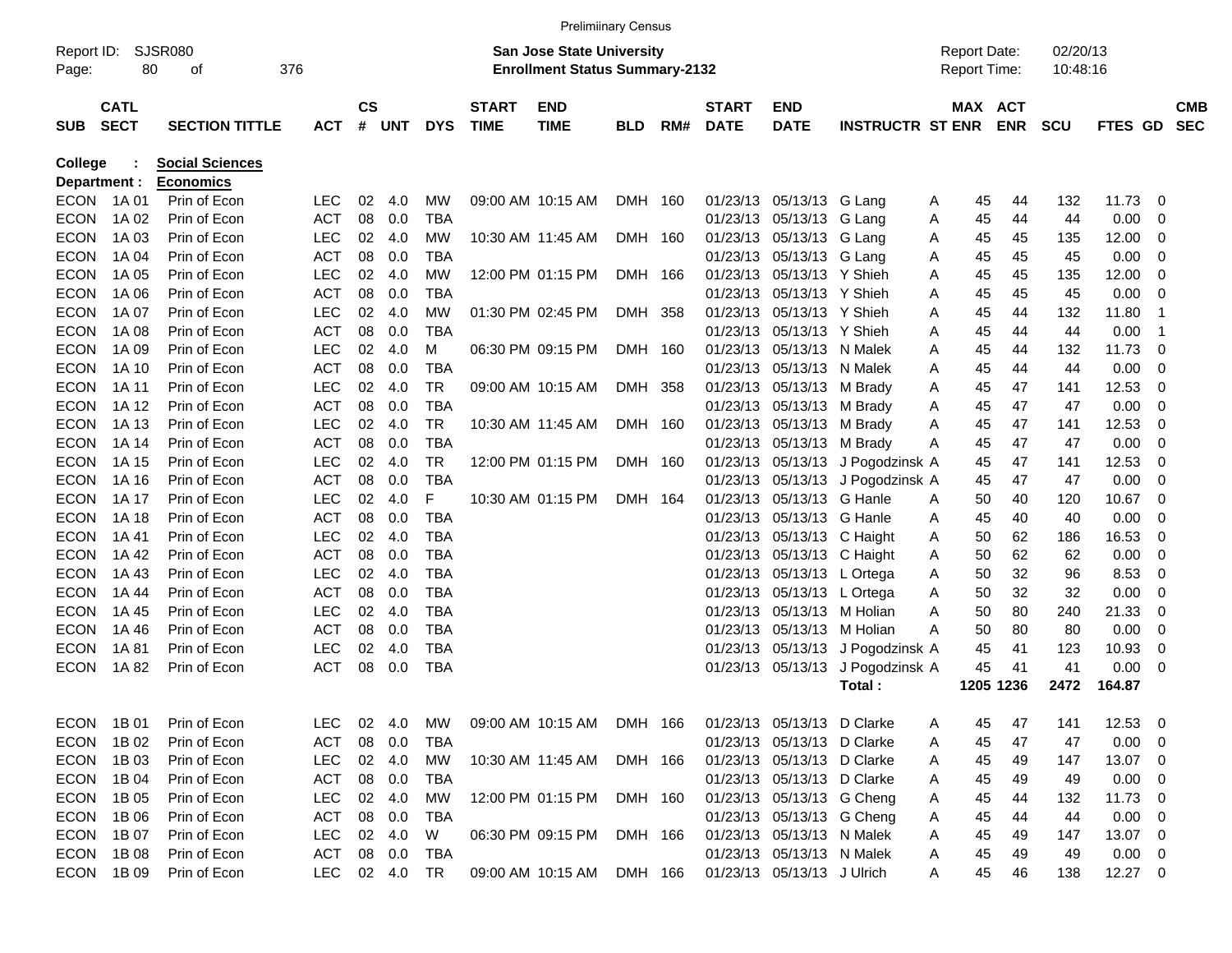Preliminary Census

Report ID: SJSR080
Page: 80 of 376

**San Jose State University**
**Enrollment Status Summary-2132**

Report Date: 02/20/13
Report Time: 10:48:16

**College : Social Sciences**
**Department : Economics**

| SUB | CATL SECT | SECTION TITTLE | ACT | CS # | UNT | DYS | START TIME | END TIME | BLD | RM# | START DATE | END DATE | INSTRUCTR | ST | MAX ENR | ACT ENR | SCU | FTES | GD | CMB SEC |
|---|---|---|---|---|---|---|---|---|---|---|---|---|---|---|---|---|---|---|---|---|
| ECON | 1A 01 | Prin of Econ | LEC | 02 | 4.0 | MW | 09:00 AM | 10:15 AM | DMH | 160 | 01/23/13 | 05/13/13 | G Lang | A | 45 | 44 | 132 | 11.73 | 0 | |
| ECON | 1A 02 | Prin of Econ | ACT | 08 | 0.0 | TBA | | | | | 01/23/13 | 05/13/13 | G Lang | A | 45 | 44 | 44 | 0.00 | 0 | |
| ECON | 1A 03 | Prin of Econ | LEC | 02 | 4.0 | MW | 10:30 AM | 11:45 AM | DMH | 160 | 01/23/13 | 05/13/13 | G Lang | A | 45 | 45 | 135 | 12.00 | 0 | |
| ECON | 1A 04 | Prin of Econ | ACT | 08 | 0.0 | TBA | | | | | 01/23/13 | 05/13/13 | G Lang | A | 45 | 45 | 45 | 0.00 | 0 | |
| ECON | 1A 05 | Prin of Econ | LEC | 02 | 4.0 | MW | 12:00 PM | 01:15 PM | DMH | 166 | 01/23/13 | 05/13/13 | Y Shieh | A | 45 | 45 | 135 | 12.00 | 0 | |
| ECON | 1A 06 | Prin of Econ | ACT | 08 | 0.0 | TBA | | | | | 01/23/13 | 05/13/13 | Y Shieh | A | 45 | 45 | 45 | 0.00 | 0 | |
| ECON | 1A 07 | Prin of Econ | LEC | 02 | 4.0 | MW | 01:30 PM | 02:45 PM | DMH | 358 | 01/23/13 | 05/13/13 | Y Shieh | A | 45 | 44 | 132 | 11.80 | 1 | |
| ECON | 1A 08 | Prin of Econ | ACT | 08 | 0.0 | TBA | | | | | 01/23/13 | 05/13/13 | Y Shieh | A | 45 | 44 | 44 | 0.00 | 1 | |
| ECON | 1A 09 | Prin of Econ | LEC | 02 | 4.0 | M | 06:30 PM | 09:15 PM | DMH | 160 | 01/23/13 | 05/13/13 | N Malek | A | 45 | 44 | 132 | 11.73 | 0 | |
| ECON | 1A 10 | Prin of Econ | ACT | 08 | 0.0 | TBA | | | | | 01/23/13 | 05/13/13 | N Malek | A | 45 | 44 | 44 | 0.00 | 0 | |
| ECON | 1A 11 | Prin of Econ | LEC | 02 | 4.0 | TR | 09:00 AM | 10:15 AM | DMH | 358 | 01/23/13 | 05/13/13 | M Brady | A | 45 | 47 | 141 | 12.53 | 0 | |
| ECON | 1A 12 | Prin of Econ | ACT | 08 | 0.0 | TBA | | | | | 01/23/13 | 05/13/13 | M Brady | A | 45 | 47 | 47 | 0.00 | 0 | |
| ECON | 1A 13 | Prin of Econ | LEC | 02 | 4.0 | TR | 10:30 AM | 11:45 AM | DMH | 160 | 01/23/13 | 05/13/13 | M Brady | A | 45 | 47 | 141 | 12.53 | 0 | |
| ECON | 1A 14 | Prin of Econ | ACT | 08 | 0.0 | TBA | | | | | 01/23/13 | 05/13/13 | M Brady | A | 45 | 47 | 47 | 0.00 | 0 | |
| ECON | 1A 15 | Prin of Econ | LEC | 02 | 4.0 | TR | 12:00 PM | 01:15 PM | DMH | 160 | 01/23/13 | 05/13/13 | J Pogodzinsk | A | 45 | 47 | 141 | 12.53 | 0 | |
| ECON | 1A 16 | Prin of Econ | ACT | 08 | 0.0 | TBA | | | | | 01/23/13 | 05/13/13 | J Pogodzinsk | A | 45 | 47 | 47 | 0.00 | 0 | |
| ECON | 1A 17 | Prin of Econ | LEC | 02 | 4.0 | F | 10:30 AM | 01:15 PM | DMH | 164 | 01/23/13 | 05/13/13 | G Hanle | A | 50 | 40 | 120 | 10.67 | 0 | |
| ECON | 1A 18 | Prin of Econ | ACT | 08 | 0.0 | TBA | | | | | 01/23/13 | 05/13/13 | G Hanle | A | 45 | 40 | 40 | 0.00 | 0 | |
| ECON | 1A 41 | Prin of Econ | LEC | 02 | 4.0 | TBA | | | | | 01/23/13 | 05/13/13 | C Haight | A | 50 | 62 | 186 | 16.53 | 0 | |
| ECON | 1A 42 | Prin of Econ | ACT | 08 | 0.0 | TBA | | | | | 01/23/13 | 05/13/13 | C Haight | A | 50 | 62 | 62 | 0.00 | 0 | |
| ECON | 1A 43 | Prin of Econ | LEC | 02 | 4.0 | TBA | | | | | 01/23/13 | 05/13/13 | L Ortega | A | 50 | 32 | 96 | 8.53 | 0 | |
| ECON | 1A 44 | Prin of Econ | ACT | 08 | 0.0 | TBA | | | | | 01/23/13 | 05/13/13 | L Ortega | A | 50 | 32 | 32 | 0.00 | 0 | |
| ECON | 1A 45 | Prin of Econ | LEC | 02 | 4.0 | TBA | | | | | 01/23/13 | 05/13/13 | M Holian | A | 50 | 80 | 240 | 21.33 | 0 | |
| ECON | 1A 46 | Prin of Econ | ACT | 08 | 0.0 | TBA | | | | | 01/23/13 | 05/13/13 | M Holian | A | 50 | 80 | 80 | 0.00 | 0 | |
| ECON | 1A 81 | Prin of Econ | LEC | 02 | 4.0 | TBA | | | | | 01/23/13 | 05/13/13 | J Pogodzinsk | A | 45 | 41 | 123 | 10.93 | 0 | |
| ECON | 1A 82 | Prin of Econ | ACT | 08 | 0.0 | TBA | | | | | 01/23/13 | 05/13/13 | J Pogodzinsk | A | 45 | 41 | 41 | 0.00 | 0 | |
| | | | | | | | | | | | | | Total : | | 1205 | 1236 | 2472 | 164.87 | | |
| ECON | 1B 01 | Prin of Econ | LEC | 02 | 4.0 | MW | 09:00 AM | 10:15 AM | DMH | 166 | 01/23/13 | 05/13/13 | D Clarke | A | 45 | 47 | 141 | 12.53 | 0 | |
| ECON | 1B 02 | Prin of Econ | ACT | 08 | 0.0 | TBA | | | | | 01/23/13 | 05/13/13 | D Clarke | A | 45 | 47 | 47 | 0.00 | 0 | |
| ECON | 1B 03 | Prin of Econ | LEC | 02 | 4.0 | MW | 10:30 AM | 11:45 AM | DMH | 166 | 01/23/13 | 05/13/13 | D Clarke | A | 45 | 49 | 147 | 13.07 | 0 | |
| ECON | 1B 04 | Prin of Econ | ACT | 08 | 0.0 | TBA | | | | | 01/23/13 | 05/13/13 | D Clarke | A | 45 | 49 | 49 | 0.00 | 0 | |
| ECON | 1B 05 | Prin of Econ | LEC | 02 | 4.0 | MW | 12:00 PM | 01:15 PM | DMH | 160 | 01/23/13 | 05/13/13 | G Cheng | A | 45 | 44 | 132 | 11.73 | 0 | |
| ECON | 1B 06 | Prin of Econ | ACT | 08 | 0.0 | TBA | | | | | 01/23/13 | 05/13/13 | G Cheng | A | 45 | 44 | 44 | 0.00 | 0 | |
| ECON | 1B 07 | Prin of Econ | LEC | 02 | 4.0 | W | 06:30 PM | 09:15 PM | DMH | 166 | 01/23/13 | 05/13/13 | N Malek | A | 45 | 49 | 147 | 13.07 | 0 | |
| ECON | 1B 08 | Prin of Econ | ACT | 08 | 0.0 | TBA | | | | | 01/23/13 | 05/13/13 | N Malek | A | 45 | 49 | 49 | 0.00 | 0 | |
| ECON | 1B 09 | Prin of Econ | LEC | 02 | 4.0 | TR | 09:00 AM | 10:15 AM | DMH | 166 | 01/23/13 | 05/13/13 | J Ulrich | A | 45 | 46 | 138 | 12.27 | 0 | |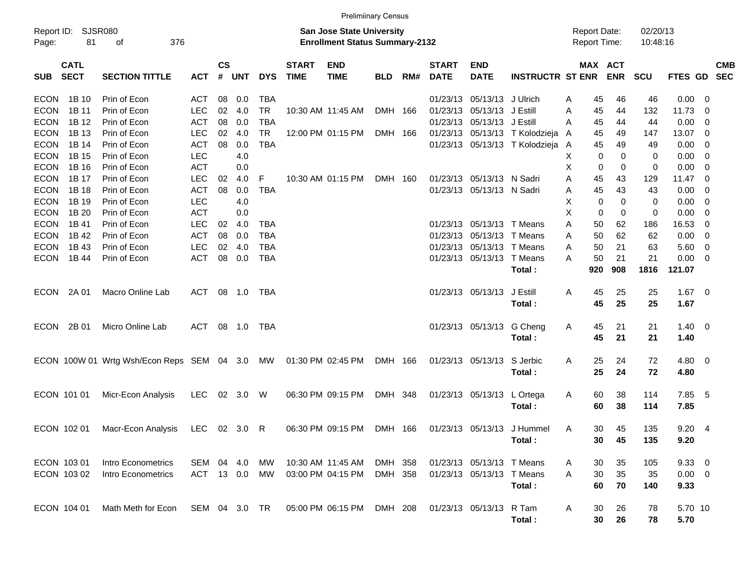Preliminary Census

Report ID: SJSR080

**San Jose State University**
**Enrollment Status Summary-2132**

Report Date: 02/20/13
Report Time: 10:48:16

| SUB | CATL SECT | SECTION TITTLE | ACT | CS # | UNT | DYS | START TIME | END TIME | BLD | RM# | START DATE | END DATE | INSTRUCTR | ST | MAX ENR | ACT ENR | SCU | FTES | GD | CMB SEC |
|---|---|---|---|---|---|---|---|---|---|---|---|---|---|---|---|---|---|---|---|---|
| ECON | 1B 10 | Prin of Econ | ACT | 08 | 0.0 | TBA | | | | | 01/23/13 | 05/13/13 | J Ulrich | A | 45 | 46 | 46 | 0.00 | 0 | |
| ECON | 1B 11 | Prin of Econ | LEC | 02 | 4.0 | TR | 10:30 AM | 11:45 AM | DMH | 166 | 01/23/13 | 05/13/13 | J Estill | A | 45 | 44 | 132 | 11.73 | 0 | |
| ECON | 1B 12 | Prin of Econ | ACT | 08 | 0.0 | TBA | | | | | 01/23/13 | 05/13/13 | J Estill | A | 45 | 44 | 44 | 0.00 | 0 | |
| ECON | 1B 13 | Prin of Econ | LEC | 02 | 4.0 | TR | 12:00 PM | 01:15 PM | DMH | 166 | 01/23/13 | 05/13/13 | T Kolodzieja | A | 45 | 49 | 147 | 13.07 | 0 | |
| ECON | 1B 14 | Prin of Econ | ACT | 08 | 0.0 | TBA | | | | | 01/23/13 | 05/13/13 | T Kolodzieja | A | 45 | 49 | 49 | 0.00 | 0 | |
| ECON | 1B 15 | Prin of Econ | LEC | | 4.0 | | | | | | | | | X | 0 | 0 | 0 | 0.00 | 0 | |
| ECON | 1B 16 | Prin of Econ | ACT | | 0.0 | | | | | | | | | X | 0 | 0 | 0 | 0.00 | 0 | |
| ECON | 1B 17 | Prin of Econ | LEC | 02 | 4.0 | F | 10:30 AM | 01:15 PM | DMH | 160 | 01/23/13 | 05/13/13 | N Sadri | A | 45 | 43 | 129 | 11.47 | 0 | |
| ECON | 1B 18 | Prin of Econ | ACT | 08 | 0.0 | TBA | | | | | 01/23/13 | 05/13/13 | N Sadri | A | 45 | 43 | 43 | 0.00 | 0 | |
| ECON | 1B 19 | Prin of Econ | LEC | | 4.0 | | | | | | | | | X | 0 | 0 | 0 | 0.00 | 0 | |
| ECON | 1B 20 | Prin of Econ | ACT | | 0.0 | | | | | | | | | X | 0 | 0 | 0 | 0.00 | 0 | |
| ECON | 1B 41 | Prin of Econ | LEC | 02 | 4.0 | TBA | | | | | 01/23/13 | 05/13/13 | T Means | A | 50 | 62 | 186 | 16.53 | 0 | |
| ECON | 1B 42 | Prin of Econ | ACT | 08 | 0.0 | TBA | | | | | 01/23/13 | 05/13/13 | T Means | A | 50 | 62 | 62 | 0.00 | 0 | |
| ECON | 1B 43 | Prin of Econ | LEC | 02 | 4.0 | TBA | | | | | 01/23/13 | 05/13/13 | T Means | A | 50 | 21 | 63 | 5.60 | 0 | |
| ECON | 1B 44 | Prin of Econ | ACT | 08 | 0.0 | TBA | | | | | 01/23/13 | 05/13/13 | T Means | A | 50 | 21 | 21 | 0.00 | 0 | |
| | | | | | | | | | | | | | **Total :** | | **920** | **908** | **1816** | **121.07** | | |
| ECON | 2A 01 | Macro Online Lab | ACT | 08 | 1.0 | TBA | | | | | 01/23/13 | 05/13/13 | J Estill | A | 45 | 25 | 25 | 1.67 | 0 | |
| | | | | | | | | | | | | | **Total :** | | **45** | **25** | **25** | **1.67** | | |
| ECON | 2B 01 | Micro Online Lab | ACT | 08 | 1.0 | TBA | | | | | 01/23/13 | 05/13/13 | G Cheng | A | 45 | 21 | 21 | 1.40 | 0 | |
| | | | | | | | | | | | | | **Total :** | | **45** | **21** | **21** | **1.40** | | |
| ECON | 100W 01 | Wrtg Wsh/Econ Reps | SEM | 04 | 3.0 | MW | 01:30 PM | 02:45 PM | DMH | 166 | 01/23/13 | 05/13/13 | S Jerbic | A | 25 | 24 | 72 | 4.80 | 0 | |
| | | | | | | | | | | | | | **Total :** | | **25** | **24** | **72** | **4.80** | | |
| ECON | 101 01 | Micr-Econ Analysis | LEC | 02 | 3.0 | W | 06:30 PM | 09:15 PM | DMH | 348 | 01/23/13 | 05/13/13 | L Ortega | A | 60 | 38 | 114 | 7.85 | 5 | |
| | | | | | | | | | | | | | **Total :** | | **60** | **38** | **114** | **7.85** | | |
| ECON | 102 01 | Macr-Econ Analysis | LEC | 02 | 3.0 | R | 06:30 PM | 09:15 PM | DMH | 166 | 01/23/13 | 05/13/13 | J Hummel | A | 30 | 45 | 135 | 9.20 | 4 | |
| | | | | | | | | | | | | | **Total :** | | **30** | **45** | **135** | **9.20** | | |
| ECON | 103 01 | Intro Econometrics | SEM | 04 | 4.0 | MW | 10:30 AM | 11:45 AM | DMH | 358 | 01/23/13 | 05/13/13 | T Means | A | 30 | 35 | 105 | 9.33 | 0 | |
| ECON | 103 02 | Intro Econometrics | ACT | 13 | 0.0 | MW | 03:00 PM | 04:15 PM | DMH | 358 | 01/23/13 | 05/13/13 | T Means | A | 30 | 35 | 35 | 0.00 | 0 | |
| | | | | | | | | | | | | | **Total :** | | **60** | **70** | **140** | **9.33** | | |
| ECON | 104 01 | Math Meth for Econ | SEM | 04 | 3.0 | TR | 05:00 PM | 06:15 PM | DMH | 208 | 01/23/13 | 05/13/13 | R Tam | A | 30 | 26 | 78 | 5.70 | 10 | |
| | | | | | | | | | | | | | **Total :** | | **30** | **26** | **78** | **5.70** | | |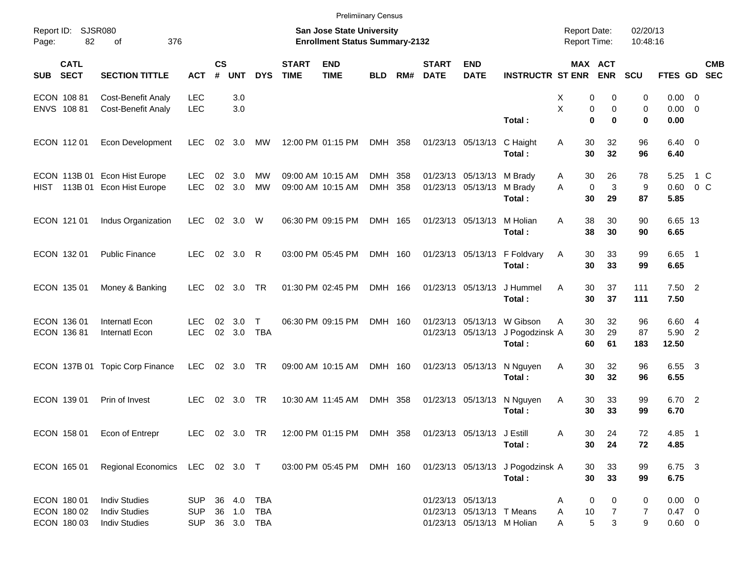Preliminary Census

Report ID: SJSR080
Page: 82 of 376

**San Jose State University**
**Enrollment Status Summary-2132**

Report Date: 02/20/13
Report Time: 10:48:16

| SUB | CATL SECT | SECTION TITTLE | ACT | CS # | UNT | DYS | START TIME | END TIME | BLD | RM# | START DATE | END DATE | INSTRUCTR | ST | MAX ENR | ACT ENR | SCU | FTES | GD | CMB SEC |
|---|---|---|---|---|---|---|---|---|---|---|---|---|---|---|---|---|---|---|---|---|
| ECON | 108 81 | Cost-Benefit Analy | LEC | | 3.0 | | | | | | | | | X | 0 | 0 | 0 | 0.00 | 0 | |
| ENVS | 108 81 | Cost-Benefit Analy | LEC | | 3.0 | | | | | | | | | X | 0 | 0 | 0 | 0.00 | 0 | |
| | | | | | | | | | | | | | **Total :** | | **0** | **0** | **0** | **0.00** | | |
| ECON | 112 01 | Econ Development | LEC | 02 | 3.0 | MW | 12:00 PM | 01:15 PM | DMH | 358 | 01/23/13 | 05/13/13 | C Haight | A | 30 | 32 | 96 | 6.40 | 0 | |
| | | | | | | | | | | | | | **Total :** | | **30** | **32** | **96** | **6.40** | | |
| ECON | 113B 01 | Econ Hist Europe | LEC | 02 | 3.0 | MW | 09:00 AM | 10:15 AM | DMH | 358 | 01/23/13 | 05/13/13 | M Brady | A | 30 | 26 | 78 | 5.25 | 1 | C |
| HIST | 113B 01 | Econ Hist Europe | LEC | 02 | 3.0 | MW | 09:00 AM | 10:15 AM | DMH | 358 | 01/23/13 | 05/13/13 | M Brady | A | 0 | 3 | 9 | 0.60 | 0 | C |
| | | | | | | | | | | | | | **Total :** | | **30** | **29** | **87** | **5.85** | | |
| ECON | 121 01 | Indus Organization | LEC | 02 | 3.0 | W | 06:30 PM | 09:15 PM | DMH | 165 | 01/23/13 | 05/13/13 | M Holian | A | 38 | 30 | 90 | 6.65 | 13 | |
| | | | | | | | | | | | | | **Total :** | | **38** | **30** | **90** | **6.65** | | |
| ECON | 132 01 | Public Finance | LEC | 02 | 3.0 | R | 03:00 PM | 05:45 PM | DMH | 160 | 01/23/13 | 05/13/13 | F Foldvary | A | 30 | 33 | 99 | 6.65 | 1 | |
| | | | | | | | | | | | | | **Total :** | | **30** | **33** | **99** | **6.65** | | |
| ECON | 135 01 | Money & Banking | LEC | 02 | 3.0 | TR | 01:30 PM | 02:45 PM | DMH | 166 | 01/23/13 | 05/13/13 | J Hummel | A | 30 | 37 | 111 | 7.50 | 2 | |
| | | | | | | | | | | | | | **Total :** | | **30** | **37** | **111** | **7.50** | | |
| ECON | 136 01 | Internatl Econ | LEC | 02 | 3.0 | T | 06:30 PM | 09:15 PM | DMH | 160 | 01/23/13 | 05/13/13 | W Gibson | A | 30 | 32 | 96 | 6.60 | 4 | |
| ECON | 136 81 | Internatl Econ | LEC | 02 | 3.0 | TBA | | | | | 01/23/13 | 05/13/13 | J Pogodzinsk | A | 30 | 29 | 87 | 5.90 | 2 | |
| | | | | | | | | | | | | | **Total :** | | **60** | **61** | **183** | **12.50** | | |
| ECON | 137B 01 | Topic Corp Finance | LEC | 02 | 3.0 | TR | 09:00 AM | 10:15 AM | DMH | 160 | 01/23/13 | 05/13/13 | N Nguyen | A | 30 | 32 | 96 | 6.55 | 3 | |
| | | | | | | | | | | | | | **Total :** | | **30** | **32** | **96** | **6.55** | | |
| ECON | 139 01 | Prin of Invest | LEC | 02 | 3.0 | TR | 10:30 AM | 11:45 AM | DMH | 358 | 01/23/13 | 05/13/13 | N Nguyen | A | 30 | 33 | 99 | 6.70 | 2 | |
| | | | | | | | | | | | | | **Total :** | | **30** | **33** | **99** | **6.70** | | |
| ECON | 158 01 | Econ of Entrepr | LEC | 02 | 3.0 | TR | 12:00 PM | 01:15 PM | DMH | 358 | 01/23/13 | 05/13/13 | J Estill | A | 30 | 24 | 72 | 4.85 | 1 | |
| | | | | | | | | | | | | | **Total :** | | **30** | **24** | **72** | **4.85** | | |
| ECON | 165 01 | Regional Economics | LEC | 02 | 3.0 | T | 03:00 PM | 05:45 PM | DMH | 160 | 01/23/13 | 05/13/13 | J Pogodzinsk | A | 30 | 33 | 99 | 6.75 | 3 | |
| | | | | | | | | | | | | | **Total :** | | **30** | **33** | **99** | **6.75** | | |
| ECON | 180 01 | Indiv Studies | SUP | 36 | 4.0 | TBA | | | | | 01/23/13 | 05/13/13 | | A | 0 | 0 | 0 | 0.00 | 0 | |
| ECON | 180 02 | Indiv Studies | SUP | 36 | 1.0 | TBA | | | | | 01/23/13 | 05/13/13 | T Means | A | 10 | 7 | 7 | 0.47 | 0 | |
| ECON | 180 03 | Indiv Studies | SUP | 36 | 3.0 | TBA | | | | | 01/23/13 | 05/13/13 | M Holian | A | 5 | 3 | 9 | 0.60 | 0 | |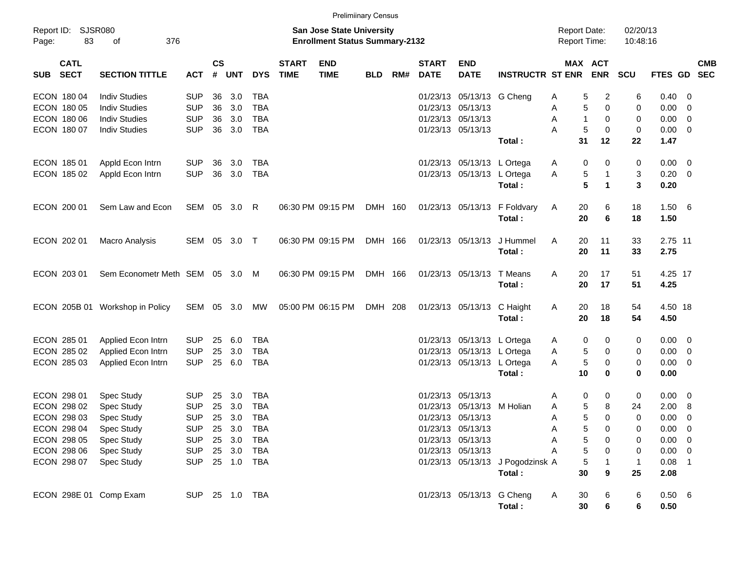Prelimiinary Census

Report ID: SJSR080

**San Jose State University**
**Enrollment Status Summary-2132**

Report Date: 02/20/13
Report Time: 10:48:16

| SUB | CATL SECT | SECTION TITTLE | ACT | CS # | UNT | DYS | START TIME | END TIME | BLD | RM# | START DATE | END DATE | INSTRUCTR | ST | MAX ENR | ACT ENR | SCU | FTES | GD | CMB SEC |
|---|---|---|---|---|---|---|---|---|---|---|---|---|---|---|---|---|---|---|---|---|
| ECON | 180 04 | Indiv Studies | SUP | 36 | 3.0 | TBA | | | | | 01/23/13 | 05/13/13 | G Cheng | A | 5 | 2 | 6 | 0.40 | 0 | |
| ECON | 180 05 | Indiv Studies | SUP | 36 | 3.0 | TBA | | | | | 01/23/13 | 05/13/13 | | A | 5 | 0 | 0 | 0.00 | 0 | |
| ECON | 180 06 | Indiv Studies | SUP | 36 | 3.0 | TBA | | | | | 01/23/13 | 05/13/13 | | A | 1 | 0 | 0 | 0.00 | 0 | |
| ECON | 180 07 | Indiv Studies | SUP | 36 | 3.0 | TBA | | | | | 01/23/13 | 05/13/13 | | A | 5 | 0 | 0 | 0.00 | 0 | |
| | | | | | | | | | | | | | **Total :** | | **31** | **12** | **22** | **1.47** | | |
| ECON | 185 01 | Appld Econ Intrn | SUP | 36 | 3.0 | TBA | | | | | 01/23/13 | 05/13/13 | L Ortega | A | 0 | 0 | 0 | 0.00 | 0 | |
| ECON | 185 02 | Appld Econ Intrn | SUP | 36 | 3.0 | TBA | | | | | 01/23/13 | 05/13/13 | L Ortega | A | 5 | 1 | 3 | 0.20 | 0 | |
| | | | | | | | | | | | | | **Total :** | | **5** | **1** | **3** | **0.20** | | |
| ECON | 200 01 | Sem Law and Econ | SEM | 05 | 3.0 | R | 06:30 PM | 09:15 PM | DMH | 160 | 01/23/13 | 05/13/13 | F Foldvary | A | 20 | 6 | 18 | 1.50 | 6 | |
| | | | | | | | | | | | | | **Total :** | | **20** | **6** | **18** | **1.50** | | |
| ECON | 202 01 | Macro Analysis | SEM | 05 | 3.0 | T | 06:30 PM | 09:15 PM | DMH | 166 | 01/23/13 | 05/13/13 | J Hummel | A | 20 | 11 | 33 | 2.75 | 11 | |
| | | | | | | | | | | | | | **Total :** | | **20** | **11** | **33** | **2.75** | | |
| ECON | 203 01 | Sem Econometr Meth | SEM | 05 | 3.0 | M | 06:30 PM | 09:15 PM | DMH | 166 | 01/23/13 | 05/13/13 | T Means | A | 20 | 17 | 51 | 4.25 | 17 | |
| | | | | | | | | | | | | | **Total :** | | **20** | **17** | **51** | **4.25** | | |
| ECON | 205B 01 | Workshop in Policy | SEM | 05 | 3.0 | MW | 05:00 PM | 06:15 PM | DMH | 208 | 01/23/13 | 05/13/13 | C Haight | A | 20 | 18 | 54 | 4.50 | 18 | |
| | | | | | | | | | | | | | **Total :** | | **20** | **18** | **54** | **4.50** | | |
| ECON | 285 01 | Applied Econ Intrn | SUP | 25 | 6.0 | TBA | | | | | 01/23/13 | 05/13/13 | L Ortega | A | 0 | 0 | 0 | 0.00 | 0 | |
| ECON | 285 02 | Applied Econ Intrn | SUP | 25 | 3.0 | TBA | | | | | 01/23/13 | 05/13/13 | L Ortega | A | 5 | 0 | 0 | 0.00 | 0 | |
| ECON | 285 03 | Applied Econ Intrn | SUP | 25 | 6.0 | TBA | | | | | 01/23/13 | 05/13/13 | L Ortega | A | 5 | 0 | 0 | 0.00 | 0 | |
| | | | | | | | | | | | | | **Total :** | | **10** | **0** | **0** | **0.00** | | |
| ECON | 298 01 | Spec Study | SUP | 25 | 3.0 | TBA | | | | | 01/23/13 | 05/13/13 | | A | 0 | 0 | 0 | 0.00 | 0 | |
| ECON | 298 02 | Spec Study | SUP | 25 | 3.0 | TBA | | | | | 01/23/13 | 05/13/13 | M Holian | A | 5 | 8 | 24 | 2.00 | 8 | |
| ECON | 298 03 | Spec Study | SUP | 25 | 3.0 | TBA | | | | | 01/23/13 | 05/13/13 | | A | 5 | 0 | 0 | 0.00 | 0 | |
| ECON | 298 04 | Spec Study | SUP | 25 | 3.0 | TBA | | | | | 01/23/13 | 05/13/13 | | A | 5 | 0 | 0 | 0.00 | 0 | |
| ECON | 298 05 | Spec Study | SUP | 25 | 3.0 | TBA | | | | | 01/23/13 | 05/13/13 | | A | 5 | 0 | 0 | 0.00 | 0 | |
| ECON | 298 06 | Spec Study | SUP | 25 | 3.0 | TBA | | | | | 01/23/13 | 05/13/13 | | A | 5 | 0 | 0 | 0.00 | 0 | |
| ECON | 298 07 | Spec Study | SUP | 25 | 1.0 | TBA | | | | | 01/23/13 | 05/13/13 | J Pogodzinsk | A | 5 | 1 | 1 | 0.08 | 1 | |
| | | | | | | | | | | | | | **Total :** | | **30** | **9** | **25** | **2.08** | | |
| ECON | 298E 01 | Comp Exam | SUP | 25 | 1.0 | TBA | | | | | 01/23/13 | 05/13/13 | G Cheng | A | 30 | 6 | 6 | 0.50 | 6 | |
| | | | | | | | | | | | | | **Total :** | | **30** | **6** | **6** | **0.50** | | |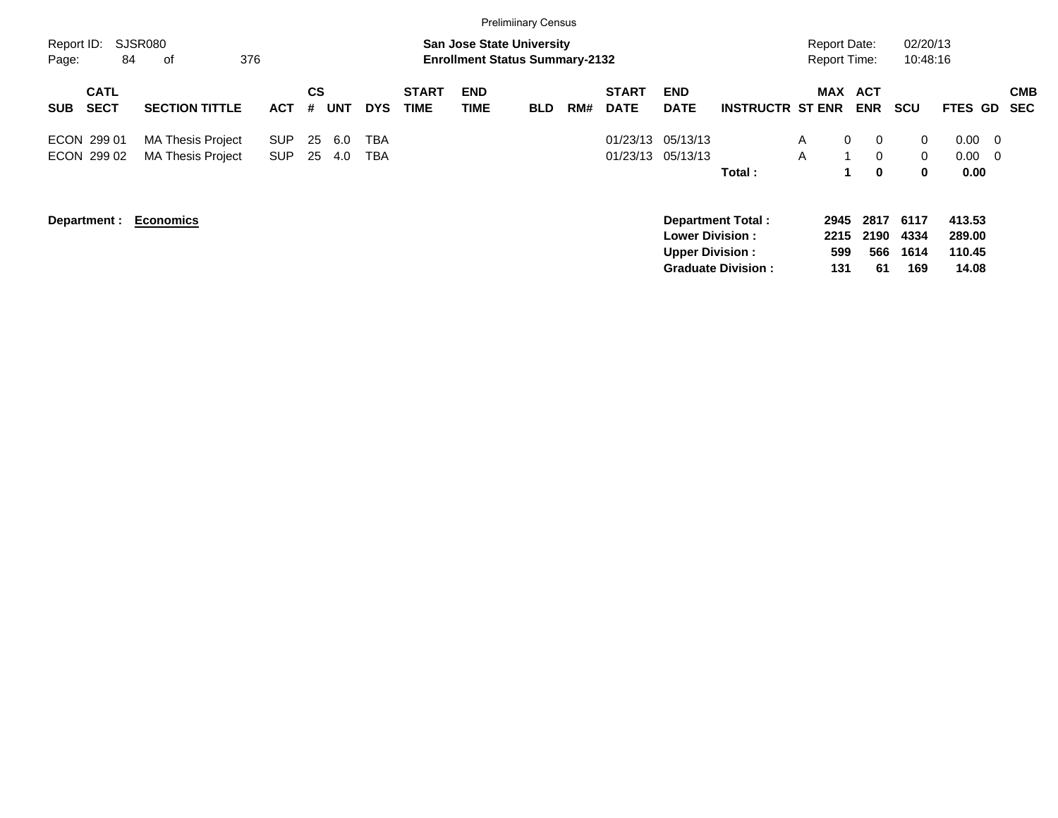Preliminary Census

Report ID: SJSR080 | Page: 84 of 376

**San Jose State University**
**Enrollment Status Summary-2132**

Report Date: 02/20/13
Report Time: 10:48:16

| SUB | CATL SECT | SECTION TITTLE | ACT | CS # | UNT | DYS | START TIME | END TIME | BLD | RM# | START DATE | END DATE | INSTRUCTR | ST | MAX ENR | ACT ENR | SCU | FTES | GD | CMB SEC |
|---|---|---|---|---|---|---|---|---|---|---|---|---|---|---|---|---|---|---|---|---|
| ECON | 299 01 | MA Thesis Project | SUP | 25 | 6.0 | TBA | | | | | 01/23/13 | 05/13/13 | | A | 0 | 0 | 0 | 0.00 | 0 | |
| ECON | 299 02 | MA Thesis Project | SUP | 25 | 4.0 | TBA | | | | | 01/23/13 | 05/13/13 | | A | 1 | 0 | 0 | 0.00 | 0 | |
| | | | | | | | | | | | | | **Total :** | | **1** | **0** | **0** | **0.00** | | |

**Department : Economics**

| | MAX ENR | ACT ENR | SCU | FTES |
|---|---|---|---|---|
| **Department Total :** | **2945** | **2817** | **6117** | **413.53** |
| **Lower Division :** | **2215** | **2190** | **4334** | **289.00** |
| **Upper Division :** | **599** | **566** | **1614** | **110.45** |
| **Graduate Division :** | **131** | **61** | **169** | **14.08** |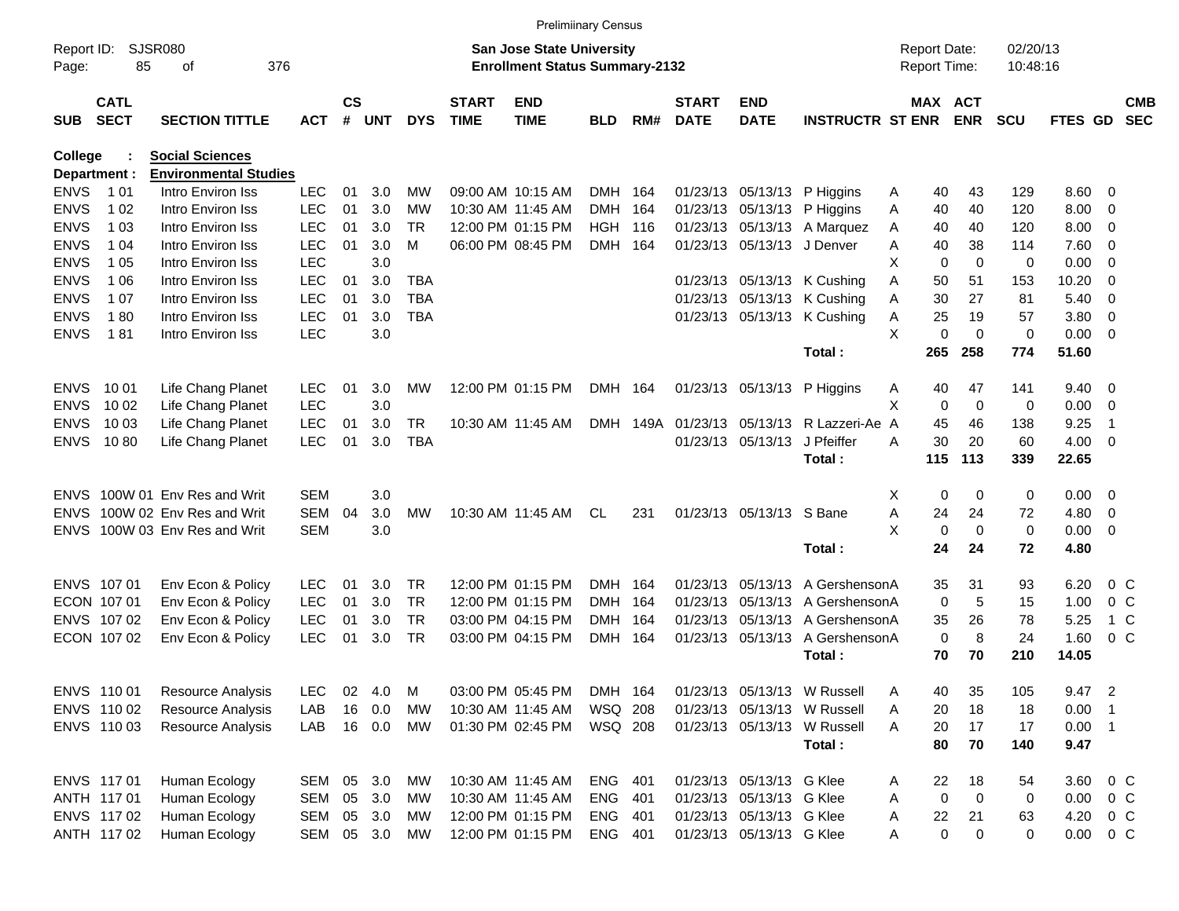Preliminary Census

Report ID: SJSR080
Page: 85 of 376

**San Jose State University**
**Enrollment Status Summary-2132**

Report Date: 02/20/13
Report Time: 10:48:16

College : **Social Sciences**
Department : **Environmental Studies**

| SUB | CATL SECT | SECTION TITTLE | ACT | CS # | UNT | DYS | START TIME | END TIME | BLD | RM# | START DATE | END DATE | INSTRUCTR | ST | MAX ENR | ACT ENR | SCU | FTES | GD | CMB SEC |
|---|---|---|---|---|---|---|---|---|---|---|---|---|---|---|---|---|---|---|---|---|
| ENVS | 1 01 | Intro Environ Iss | LEC | 01 | 3.0 | MW | 09:00 AM | 10:15 AM | DMH | 164 | 01/23/13 | 05/13/13 | P Higgins | A | 40 | 43 | 129 | 8.60 | 0 | |
| ENVS | 1 02 | Intro Environ Iss | LEC | 01 | 3.0 | MW | 10:30 AM | 11:45 AM | DMH | 164 | 01/23/13 | 05/13/13 | P Higgins | A | 40 | 40 | 120 | 8.00 | 0 | |
| ENVS | 1 03 | Intro Environ Iss | LEC | 01 | 3.0 | TR | 12:00 PM | 01:15 PM | HGH | 116 | 01/23/13 | 05/13/13 | A Marquez | A | 40 | 40 | 120 | 8.00 | 0 | |
| ENVS | 1 04 | Intro Environ Iss | LEC | 01 | 3.0 | M | 06:00 PM | 08:45 PM | DMH | 164 | 01/23/13 | 05/13/13 | J Denver | A | 40 | 38 | 114 | 7.60 | 0 | |
| ENVS | 1 05 | Intro Environ Iss | LEC | | 3.0 | | | | | | | | | X | 0 | 0 | 0 | 0.00 | 0 | |
| ENVS | 1 06 | Intro Environ Iss | LEC | 01 | 3.0 | TBA | | | | | 01/23/13 | 05/13/13 | K Cushing | A | 50 | 51 | 153 | 10.20 | 0 | |
| ENVS | 1 07 | Intro Environ Iss | LEC | 01 | 3.0 | TBA | | | | | 01/23/13 | 05/13/13 | K Cushing | A | 30 | 27 | 81 | 5.40 | 0 | |
| ENVS | 1 80 | Intro Environ Iss | LEC | 01 | 3.0 | TBA | | | | | 01/23/13 | 05/13/13 | K Cushing | A | 25 | 19 | 57 | 3.80 | 0 | |
| ENVS | 1 81 | Intro Environ Iss | LEC | | 3.0 | | | | | | | | | X | 0 | 0 | 0 | 0.00 | 0 | |
| | | | | | | | | | | | | | **Total :** | | **265** | **258** | **774** | **51.60** | | |
| ENVS | 10 01 | Life Chang Planet | LEC | 01 | 3.0 | MW | 12:00 PM | 01:15 PM | DMH | 164 | 01/23/13 | 05/13/13 | P Higgins | A | 40 | 47 | 141 | 9.40 | 0 | |
| ENVS | 10 02 | Life Chang Planet | LEC | | 3.0 | | | | | | | | | X | 0 | 0 | 0 | 0.00 | 0 | |
| ENVS | 10 03 | Life Chang Planet | LEC | 01 | 3.0 | TR | 10:30 AM | 11:45 AM | DMH | 149A | 01/23/13 | 05/13/13 | R Lazzeri-Ae | A | 45 | 46 | 138 | 9.25 | 1 | |
| ENVS | 10 80 | Life Chang Planet | LEC | 01 | 3.0 | TBA | | | | | 01/23/13 | 05/13/13 | J Pfeiffer | A | 30 | 20 | 60 | 4.00 | 0 | |
| | | | | | | | | | | | | | **Total :** | | **115** | **113** | **339** | **22.65** | | |
| ENVS | 100W 01 | Env Res and Writ | SEM | | 3.0 | | | | | | | | | X | 0 | 0 | 0 | 0.00 | 0 | |
| ENVS | 100W 02 | Env Res and Writ | SEM | 04 | 3.0 | MW | 10:30 AM | 11:45 AM | CL | 231 | 01/23/13 | 05/13/13 | S Bane | A | 24 | 24 | 72 | 4.80 | 0 | |
| ENVS | 100W 03 | Env Res and Writ | SEM | | 3.0 | | | | | | | | | X | 0 | 0 | 0 | 0.00 | 0 | |
| | | | | | | | | | | | | | **Total :** | | **24** | **24** | **72** | **4.80** | | |
| ENVS | 107 01 | Env Econ & Policy | LEC | 01 | 3.0 | TR | 12:00 PM | 01:15 PM | DMH | 164 | 01/23/13 | 05/13/13 | A Gershenson | A | 35 | 31 | 93 | 6.20 | 0 | C |
| ECON | 107 01 | Env Econ & Policy | LEC | 01 | 3.0 | TR | 12:00 PM | 01:15 PM | DMH | 164 | 01/23/13 | 05/13/13 | A Gershenson | A | 0 | 5 | 15 | 1.00 | 0 | C |
| ENVS | 107 02 | Env Econ & Policy | LEC | 01 | 3.0 | TR | 03:00 PM | 04:15 PM | DMH | 164 | 01/23/13 | 05/13/13 | A Gershenson | A | 35 | 26 | 78 | 5.25 | 1 | C |
| ECON | 107 02 | Env Econ & Policy | LEC | 01 | 3.0 | TR | 03:00 PM | 04:15 PM | DMH | 164 | 01/23/13 | 05/13/13 | A Gershenson | A | 0 | 8 | 24 | 1.60 | 0 | C |
| | | | | | | | | | | | | | **Total :** | | **70** | **70** | **210** | **14.05** | | |
| ENVS | 110 01 | Resource Analysis | LEC | 02 | 4.0 | M | 03:00 PM | 05:45 PM | DMH | 164 | 01/23/13 | 05/13/13 | W Russell | A | 40 | 35 | 105 | 9.47 | 2 | |
| ENVS | 110 02 | Resource Analysis | LAB | 16 | 0.0 | MW | 10:30 AM | 11:45 AM | WSQ | 208 | 01/23/13 | 05/13/13 | W Russell | A | 20 | 18 | 18 | 0.00 | 1 | |
| ENVS | 110 03 | Resource Analysis | LAB | 16 | 0.0 | MW | 01:30 PM | 02:45 PM | WSQ | 208 | 01/23/13 | 05/13/13 | W Russell | A | 20 | 17 | 17 | 0.00 | 1 | |
| | | | | | | | | | | | | | **Total :** | | **80** | **70** | **140** | **9.47** | | |
| ENVS | 117 01 | Human Ecology | SEM | 05 | 3.0 | MW | 10:30 AM | 11:45 AM | ENG | 401 | 01/23/13 | 05/13/13 | G Klee | A | 22 | 18 | 54 | 3.60 | 0 | C |
| ANTH | 117 01 | Human Ecology | SEM | 05 | 3.0 | MW | 10:30 AM | 11:45 AM | ENG | 401 | 01/23/13 | 05/13/13 | G Klee | A | 0 | 0 | 0 | 0.00 | 0 | C |
| ENVS | 117 02 | Human Ecology | SEM | 05 | 3.0 | MW | 12:00 PM | 01:15 PM | ENG | 401 | 01/23/13 | 05/13/13 | G Klee | A | 22 | 21 | 63 | 4.20 | 0 | C |
| ANTH | 117 02 | Human Ecology | SEM | 05 | 3.0 | MW | 12:00 PM | 01:15 PM | ENG | 401 | 01/23/13 | 05/13/13 | G Klee | A | 0 | 0 | 0 | 0.00 | 0 | C |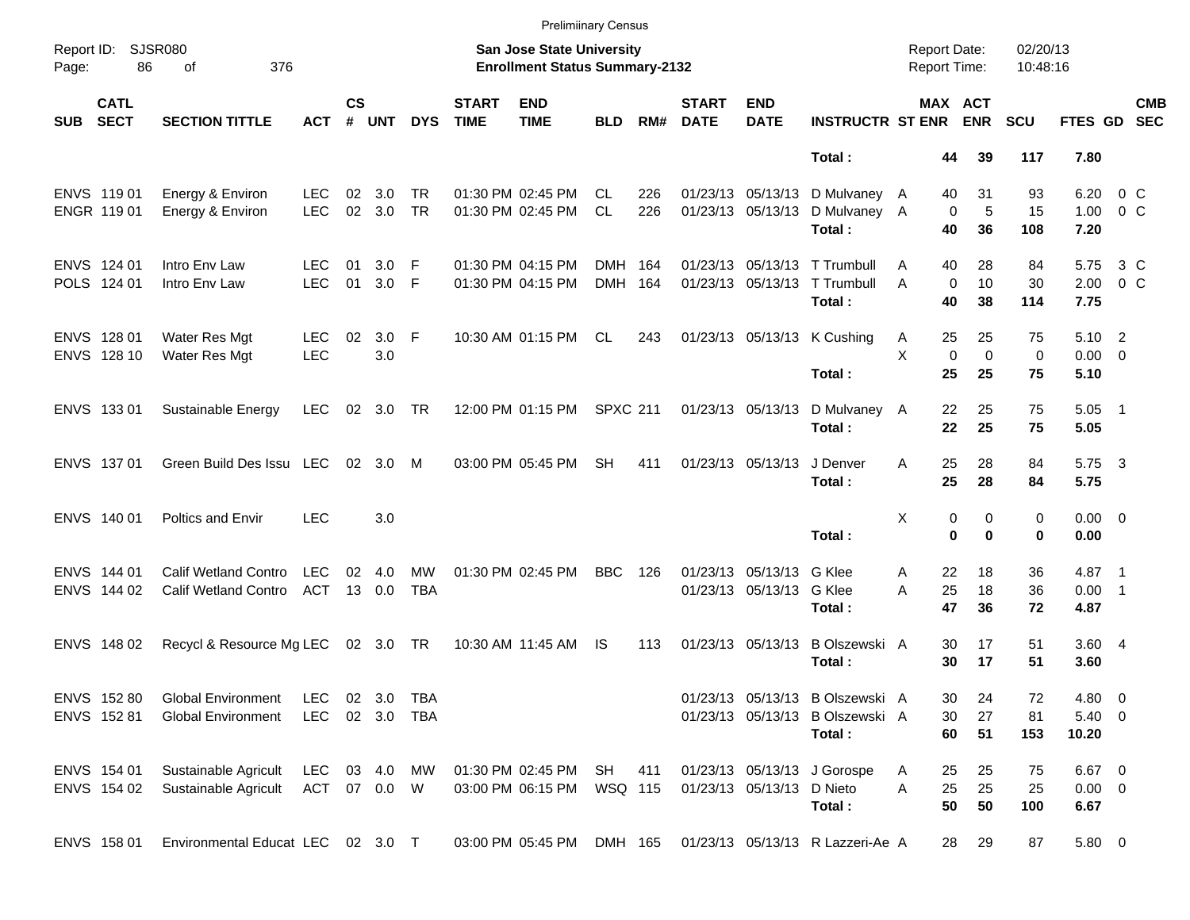Preliminary Census

Report ID: SJSR080

**San Jose State University**
**Enrollment Status Summary-2132**

Report Date: 02/20/13
Report Time: 10:48:16

| SUB | CATL SECT | SECTION TITTLE | ACT | CS # | UNT | DYS | START TIME | END TIME | BLD | RM# | START DATE | END DATE | INSTRUCTR | ST | MAX ENR | ACT ENR | SCU | FTES | GD | CMB SEC |
|---|---|---|---|---|---|---|---|---|---|---|---|---|---|---|---|---|---|---|---|---|
| | | | | | | | | | | | | | **Total :** | | **44** | **39** | **117** | **7.80** | | |
| ENVS | 119 01 | Energy & Environ | LEC | 02 | 3.0 | TR | 01:30 PM | 02:45 PM | CL | 226 | 01/23/13 | 05/13/13 | D Mulvaney | A | 40 | 31 | 93 | 6.20 | 0 | C |
| ENGR | 119 01 | Energy & Environ | LEC | 02 | 3.0 | TR | 01:30 PM | 02:45 PM | CL | 226 | 01/23/13 | 05/13/13 | D Mulvaney | A | 0 | 5 | 15 | 1.00 | 0 | C |
| | | | | | | | | | | | | | **Total :** | | **40** | **36** | **108** | **7.20** | | |
| ENVS | 124 01 | Intro Env Law | LEC | 01 | 3.0 | F | 01:30 PM | 04:15 PM | DMH | 164 | 01/23/13 | 05/13/13 | T Trumbull | A | 40 | 28 | 84 | 5.75 | 3 | C |
| POLS | 124 01 | Intro Env Law | LEC | 01 | 3.0 | F | 01:30 PM | 04:15 PM | DMH | 164 | 01/23/13 | 05/13/13 | T Trumbull | A | 0 | 10 | 30 | 2.00 | 0 | C |
| | | | | | | | | | | | | | **Total :** | | **40** | **38** | **114** | **7.75** | | |
| ENVS | 128 01 | Water Res Mgt | LEC | 02 | 3.0 | F | 10:30 AM | 01:15 PM | CL | 243 | 01/23/13 | 05/13/13 | K Cushing | A | 25 | 25 | 75 | 5.10 | 2 | |
| ENVS | 128 10 | Water Res Mgt | LEC | | 3.0 | | | | | | | | | X | 0 | 0 | 0 | 0.00 | 0 | |
| | | | | | | | | | | | | | **Total :** | | **25** | **25** | **75** | **5.10** | | |
| ENVS | 133 01 | Sustainable Energy | LEC | 02 | 3.0 | TR | 12:00 PM | 01:15 PM | SPXC | 211 | 01/23/13 | 05/13/13 | D Mulvaney | A | 22 | 25 | 75 | 5.05 | 1 | |
| | | | | | | | | | | | | | **Total :** | | **22** | **25** | **75** | **5.05** | | |
| ENVS | 137 01 | Green Build Des Issu | LEC | 02 | 3.0 | M | 03:00 PM | 05:45 PM | SH | 411 | 01/23/13 | 05/13/13 | J Denver | A | 25 | 28 | 84 | 5.75 | 3 | |
| | | | | | | | | | | | | | **Total :** | | **25** | **28** | **84** | **5.75** | | |
| ENVS | 140 01 | Poltics and Envir | LEC | | 3.0 | | | | | | | | | X | 0 | 0 | 0 | 0.00 | 0 | |
| | | | | | | | | | | | | | **Total :** | | **0** | **0** | **0** | **0.00** | | |
| ENVS | 144 01 | Calif Wetland Contro | LEC | 02 | 4.0 | MW | 01:30 PM | 02:45 PM | BBC | 126 | 01/23/13 | 05/13/13 | G Klee | A | 22 | 18 | 36 | 4.87 | 1 | |
| ENVS | 144 02 | Calif Wetland Contro | ACT | 13 | 0.0 | TBA | | | | | 01/23/13 | 05/13/13 | G Klee | A | 25 | 18 | 36 | 0.00 | 1 | |
| | | | | | | | | | | | | | **Total :** | | **47** | **36** | **72** | **4.87** | | |
| ENVS | 148 02 | Recycl & Resource Mg | LEC | 02 | 3.0 | TR | 10:30 AM | 11:45 AM | IS | 113 | 01/23/13 | 05/13/13 | B Olszewski | A | 30 | 17 | 51 | 3.60 | 4 | |
| | | | | | | | | | | | | | **Total :** | | **30** | **17** | **51** | **3.60** | | |
| ENVS | 152 80 | Global Environment | LEC | 02 | 3.0 | TBA | | | | | 01/23/13 | 05/13/13 | B Olszewski | A | 30 | 24 | 72 | 4.80 | 0 | |
| ENVS | 152 81 | Global Environment | LEC | 02 | 3.0 | TBA | | | | | 01/23/13 | 05/13/13 | B Olszewski | A | 30 | 27 | 81 | 5.40 | 0 | |
| | | | | | | | | | | | | | **Total :** | | **60** | **51** | **153** | **10.20** | | |
| ENVS | 154 01 | Sustainable Agricult | LEC | 03 | 4.0 | MW | 01:30 PM | 02:45 PM | SH | 411 | 01/23/13 | 05/13/13 | J Gorospe | A | 25 | 25 | 75 | 6.67 | 0 | |
| ENVS | 154 02 | Sustainable Agricult | ACT | 07 | 0.0 | W | 03:00 PM | 06:15 PM | WSQ | 115 | 01/23/13 | 05/13/13 | D Nieto | A | 25 | 25 | 25 | 0.00 | 0 | |
| | | | | | | | | | | | | | **Total :** | | **50** | **50** | **100** | **6.67** | | |
| ENVS | 158 01 | Environmental Educat | LEC | 02 | 3.0 | T | 03:00 PM | 05:45 PM | DMH | 165 | 01/23/13 | 05/13/13 | R Lazzeri-Ae | A | 28 | 29 | 87 | 5.80 | 0 | |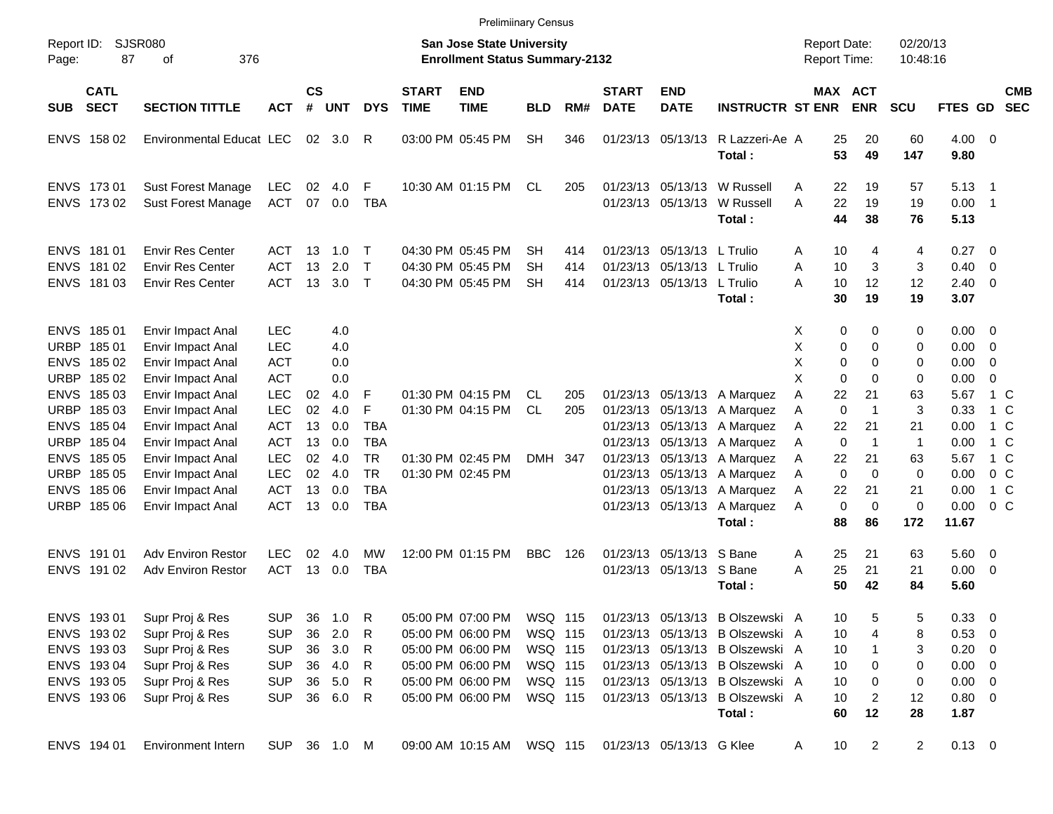Prelimiinary Census

Report ID: SJSR080

**San Jose State University**
**Enrollment Status Summary-2132**

Report Date: 02/20/13
Report Time: 10:48:16

| SUB | CATL SECT | SECTION TITTLE | ACT | CS # | UNT | DYS | START TIME | END TIME | BLD | RM# | START DATE | END DATE | INSTRUCTR | ST | MAX ENR | ACT ENR | SCU | FTES | GD | CMB SEC |
|---|---|---|---|---|---|---|---|---|---|---|---|---|---|---|---|---|---|---|---|---|
| ENVS | 158 02 | Environmental Educat | LEC | 02 | 3.0 | R | 03:00 PM | 05:45 PM | SH | 346 | 01/23/13 | 05/13/13 | R Lazzeri-Ae | A | 25 | 20 | 60 | 4.00 | 0 | |
| | | | | | | | | | | | | | **Total :** | | **53** | **49** | **147** | **9.80** | | |
| ENVS | 173 01 | Sust Forest Manage | LEC | 02 | 4.0 | F | 10:30 AM | 01:15 PM | CL | 205 | 01/23/13 | 05/13/13 | W Russell | A | 22 | 19 | 57 | 5.13 | 1 | |
| ENVS | 173 02 | Sust Forest Manage | ACT | 07 | 0.0 | TBA | | | | | 01/23/13 | 05/13/13 | W Russell | A | 22 | 19 | 19 | 0.00 | 1 | |
| | | | | | | | | | | | | | **Total :** | | **44** | **38** | **76** | **5.13** | | |
| ENVS | 181 01 | Envir Res Center | ACT | 13 | 1.0 | T | 04:30 PM | 05:45 PM | SH | 414 | 01/23/13 | 05/13/13 | L Trulio | A | 10 | 4 | 4 | 0.27 | 0 | |
| ENVS | 181 02 | Envir Res Center | ACT | 13 | 2.0 | T | 04:30 PM | 05:45 PM | SH | 414 | 01/23/13 | 05/13/13 | L Trulio | A | 10 | 3 | 3 | 0.40 | 0 | |
| ENVS | 181 03 | Envir Res Center | ACT | 13 | 3.0 | T | 04:30 PM | 05:45 PM | SH | 414 | 01/23/13 | 05/13/13 | L Trulio | A | 10 | 12 | 12 | 2.40 | 0 | |
| | | | | | | | | | | | | | **Total :** | | **30** | **19** | **19** | **3.07** | | |
| ENVS | 185 01 | Envir Impact Anal | LEC | | 4.0 | | | | | | | | | X | 0 | 0 | 0 | 0.00 | 0 | |
| URBP | 185 01 | Envir Impact Anal | LEC | | 4.0 | | | | | | | | | X | 0 | 0 | 0 | 0.00 | 0 | |
| ENVS | 185 02 | Envir Impact Anal | ACT | | 0.0 | | | | | | | | | X | 0 | 0 | 0 | 0.00 | 0 | |
| URBP | 185 02 | Envir Impact Anal | ACT | | 0.0 | | | | | | | | | X | 0 | 0 | 0 | 0.00 | 0 | |
| ENVS | 185 03 | Envir Impact Anal | LEC | 02 | 4.0 | F | 01:30 PM | 04:15 PM | CL | 205 | 01/23/13 | 05/13/13 | A Marquez | A | 22 | 21 | 63 | 5.67 | 1 | C |
| URBP | 185 03 | Envir Impact Anal | LEC | 02 | 4.0 | F | 01:30 PM | 04:15 PM | CL | 205 | 01/23/13 | 05/13/13 | A Marquez | A | 0 | 1 | 3 | 0.33 | 1 | C |
| ENVS | 185 04 | Envir Impact Anal | ACT | 13 | 0.0 | TBA | | | | | 01/23/13 | 05/13/13 | A Marquez | A | 22 | 21 | 21 | 0.00 | 1 | C |
| URBP | 185 04 | Envir Impact Anal | ACT | 13 | 0.0 | TBA | | | | | 01/23/13 | 05/13/13 | A Marquez | A | 0 | 1 | 1 | 0.00 | 1 | C |
| ENVS | 185 05 | Envir Impact Anal | LEC | 02 | 4.0 | TR | 01:30 PM | 02:45 PM | DMH | 347 | 01/23/13 | 05/13/13 | A Marquez | A | 22 | 21 | 63 | 5.67 | 1 | C |
| URBP | 185 05 | Envir Impact Anal | LEC | 02 | 4.0 | TR | 01:30 PM | 02:45 PM | | | 01/23/13 | 05/13/13 | A Marquez | A | 0 | 0 | 0 | 0.00 | 0 | C |
| ENVS | 185 06 | Envir Impact Anal | ACT | 13 | 0.0 | TBA | | | | | 01/23/13 | 05/13/13 | A Marquez | A | 22 | 21 | 21 | 0.00 | 1 | C |
| URBP | 185 06 | Envir Impact Anal | ACT | 13 | 0.0 | TBA | | | | | 01/23/13 | 05/13/13 | A Marquez | A | 0 | 0 | 0 | 0.00 | 0 | C |
| | | | | | | | | | | | | | **Total :** | | **88** | **86** | **172** | **11.67** | | |
| ENVS | 191 01 | Adv Environ Restor | LEC | 02 | 4.0 | MW | 12:00 PM | 01:15 PM | BBC | 126 | 01/23/13 | 05/13/13 | S Bane | A | 25 | 21 | 63 | 5.60 | 0 | |
| ENVS | 191 02 | Adv Environ Restor | ACT | 13 | 0.0 | TBA | | | | | 01/23/13 | 05/13/13 | S Bane | A | 25 | 21 | 21 | 0.00 | 0 | |
| | | | | | | | | | | | | | **Total :** | | **50** | **42** | **84** | **5.60** | | |
| ENVS | 193 01 | Supr Proj & Res | SUP | 36 | 1.0 | R | 05:00 PM | 07:00 PM | WSQ | 115 | 01/23/13 | 05/13/13 | B Olszewski | A | 10 | 5 | 5 | 0.33 | 0 | |
| ENVS | 193 02 | Supr Proj & Res | SUP | 36 | 2.0 | R | 05:00 PM | 06:00 PM | WSQ | 115 | 01/23/13 | 05/13/13 | B Olszewski | A | 10 | 4 | 8 | 0.53 | 0 | |
| ENVS | 193 03 | Supr Proj & Res | SUP | 36 | 3.0 | R | 05:00 PM | 06:00 PM | WSQ | 115 | 01/23/13 | 05/13/13 | B Olszewski | A | 10 | 1 | 3 | 0.20 | 0 | |
| ENVS | 193 04 | Supr Proj & Res | SUP | 36 | 4.0 | R | 05:00 PM | 06:00 PM | WSQ | 115 | 01/23/13 | 05/13/13 | B Olszewski | A | 10 | 0 | 0 | 0.00 | 0 | |
| ENVS | 193 05 | Supr Proj & Res | SUP | 36 | 5.0 | R | 05:00 PM | 06:00 PM | WSQ | 115 | 01/23/13 | 05/13/13 | B Olszewski | A | 10 | 0 | 0 | 0.00 | 0 | |
| ENVS | 193 06 | Supr Proj & Res | SUP | 36 | 6.0 | R | 05:00 PM | 06:00 PM | WSQ | 115 | 01/23/13 | 05/13/13 | B Olszewski | A | 10 | 2 | 12 | 0.80 | 0 | |
| | | | | | | | | | | | | | **Total :** | | **60** | **12** | **28** | **1.87** | | |
| ENVS | 194 01 | Environment Intern | SUP | 36 | 1.0 | M | 09:00 AM | 10:15 AM | WSQ | 115 | 01/23/13 | 05/13/13 | G Klee | A | 10 | 2 | 2 | 0.13 | 0 | |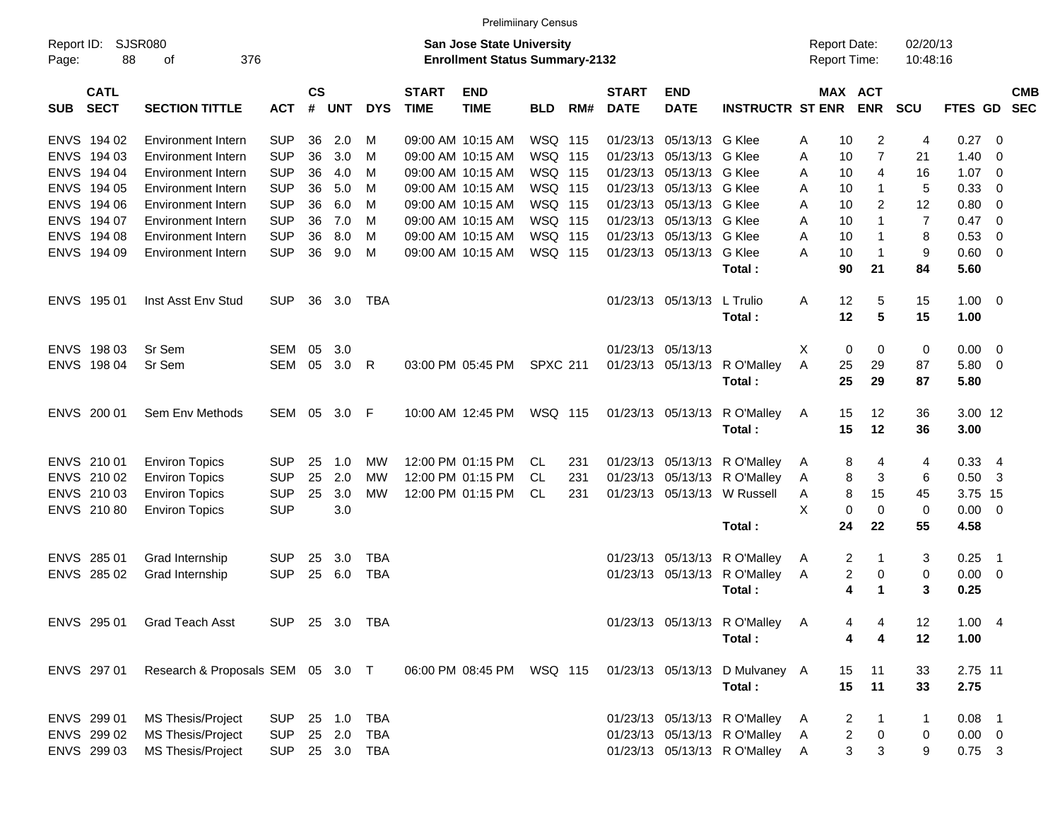Preliminary Census

Report ID: SJSR080
**San Jose State University**
**Enrollment Status Summary-2132**
Report Date: 02/20/13
Report Time: 10:48:16

| SUB | CATL SECT | SECTION TITTLE | ACT | CS # | UNT | DYS | START TIME | END TIME | BLD | RM# | START DATE | END DATE | INSTRUCTR | ST | MAX ENR | ACT ENR | SCU | FTES | GD | CMB SEC |
|---|---|---|---|---|---|---|---|---|---|---|---|---|---|---|---|---|---|---|---|---|
| ENVS | 194 02 | Environment Intern | SUP | 36 | 2.0 | M | 09:00 AM | 10:15 AM | WSQ | 115 | 01/23/13 | 05/13/13 | G Klee | A | 10 | 2 | 4 | 0.27 | 0 | |
| ENVS | 194 03 | Environment Intern | SUP | 36 | 3.0 | M | 09:00 AM | 10:15 AM | WSQ | 115 | 01/23/13 | 05/13/13 | G Klee | A | 10 | 7 | 21 | 1.40 | 0 | |
| ENVS | 194 04 | Environment Intern | SUP | 36 | 4.0 | M | 09:00 AM | 10:15 AM | WSQ | 115 | 01/23/13 | 05/13/13 | G Klee | A | 10 | 4 | 16 | 1.07 | 0 | |
| ENVS | 194 05 | Environment Intern | SUP | 36 | 5.0 | M | 09:00 AM | 10:15 AM | WSQ | 115 | 01/23/13 | 05/13/13 | G Klee | A | 10 | 1 | 5 | 0.33 | 0 | |
| ENVS | 194 06 | Environment Intern | SUP | 36 | 6.0 | M | 09:00 AM | 10:15 AM | WSQ | 115 | 01/23/13 | 05/13/13 | G Klee | A | 10 | 2 | 12 | 0.80 | 0 | |
| ENVS | 194 07 | Environment Intern | SUP | 36 | 7.0 | M | 09:00 AM | 10:15 AM | WSQ | 115 | 01/23/13 | 05/13/13 | G Klee | A | 10 | 1 | 7 | 0.47 | 0 | |
| ENVS | 194 08 | Environment Intern | SUP | 36 | 8.0 | M | 09:00 AM | 10:15 AM | WSQ | 115 | 01/23/13 | 05/13/13 | G Klee | A | 10 | 1 | 8 | 0.53 | 0 | |
| ENVS | 194 09 | Environment Intern | SUP | 36 | 9.0 | M | 09:00 AM | 10:15 AM | WSQ | 115 | 01/23/13 | 05/13/13 | G Klee | A | 10 | 1 | 9 | 0.60 | 0 | |
| | | | | | | | | | | | | | **Total :** | | **90** | **21** | **84** | **5.60** | | |
| ENVS | 195 01 | Inst Asst Env Stud | SUP | 36 | 3.0 | TBA | | | | | 01/23/13 | 05/13/13 | L Trulio | A | 12 | 5 | 15 | 1.00 | 0 | |
| | | | | | | | | | | | | | **Total :** | | **12** | **5** | **15** | **1.00** | | |
| ENVS | 198 03 | Sr Sem | SEM | 05 | 3.0 | | | | | | 01/23/13 | 05/13/13 | | X | 0 | 0 | 0 | 0.00 | 0 | |
| ENVS | 198 04 | Sr Sem | SEM | 05 | 3.0 | R | 03:00 PM | 05:45 PM | SPXC | 211 | 01/23/13 | 05/13/13 | R O'Malley | A | 25 | 29 | 87 | 5.80 | 0 | |
| | | | | | | | | | | | | | **Total :** | | **25** | **29** | **87** | **5.80** | | |
| ENVS | 200 01 | Sem Env Methods | SEM | 05 | 3.0 | F | 10:00 AM | 12:45 PM | WSQ | 115 | 01/23/13 | 05/13/13 | R O'Malley | A | 15 | 12 | 36 | 3.00 | 12 | |
| | | | | | | | | | | | | | **Total :** | | **15** | **12** | **36** | **3.00** | | |
| ENVS | 210 01 | Environ Topics | SUP | 25 | 1.0 | MW | 12:00 PM | 01:15 PM | CL | 231 | 01/23/13 | 05/13/13 | R O'Malley | A | 8 | 4 | 4 | 0.33 | 4 | |
| ENVS | 210 02 | Environ Topics | SUP | 25 | 2.0 | MW | 12:00 PM | 01:15 PM | CL | 231 | 01/23/13 | 05/13/13 | R O'Malley | A | 8 | 3 | 6 | 0.50 | 3 | |
| ENVS | 210 03 | Environ Topics | SUP | 25 | 3.0 | MW | 12:00 PM | 01:15 PM | CL | 231 | 01/23/13 | 05/13/13 | W Russell | A | 8 | 15 | 45 | 3.75 | 15 | |
| ENVS | 210 80 | Environ Topics | SUP | | 3.0 | | | | | | | | | X | 0 | 0 | 0 | 0.00 | 0 | |
| | | | | | | | | | | | | | **Total :** | | **24** | **22** | **55** | **4.58** | | |
| ENVS | 285 01 | Grad Internship | SUP | 25 | 3.0 | TBA | | | | | 01/23/13 | 05/13/13 | R O'Malley | A | 2 | 1 | 3 | 0.25 | 1 | |
| ENVS | 285 02 | Grad Internship | SUP | 25 | 6.0 | TBA | | | | | 01/23/13 | 05/13/13 | R O'Malley | A | 2 | 0 | 0 | 0.00 | 0 | |
| | | | | | | | | | | | | | **Total :** | | **4** | **1** | **3** | **0.25** | | |
| ENVS | 295 01 | Grad Teach Asst | SUP | 25 | 3.0 | TBA | | | | | 01/23/13 | 05/13/13 | R O'Malley | A | 4 | 4 | 12 | 1.00 | 4 | |
| | | | | | | | | | | | | | **Total :** | | **4** | **4** | **12** | **1.00** | | |
| ENVS | 297 01 | Research & Proposals | SEM | 05 | 3.0 | T | 06:00 PM | 08:45 PM | WSQ | 115 | 01/23/13 | 05/13/13 | D Mulvaney | A | 15 | 11 | 33 | 2.75 | 11 | |
| | | | | | | | | | | | | | **Total :** | | **15** | **11** | **33** | **2.75** | | |
| ENVS | 299 01 | MS Thesis/Project | SUP | 25 | 1.0 | TBA | | | | | 01/23/13 | 05/13/13 | R O'Malley | A | 2 | 1 | 1 | 0.08 | 1 | |
| ENVS | 299 02 | MS Thesis/Project | SUP | 25 | 2.0 | TBA | | | | | 01/23/13 | 05/13/13 | R O'Malley | A | 2 | 0 | 0 | 0.00 | 0 | |
| ENVS | 299 03 | MS Thesis/Project | SUP | 25 | 3.0 | TBA | | | | | 01/23/13 | 05/13/13 | R O'Malley | A | 3 | 3 | 9 | 0.75 | 3 | |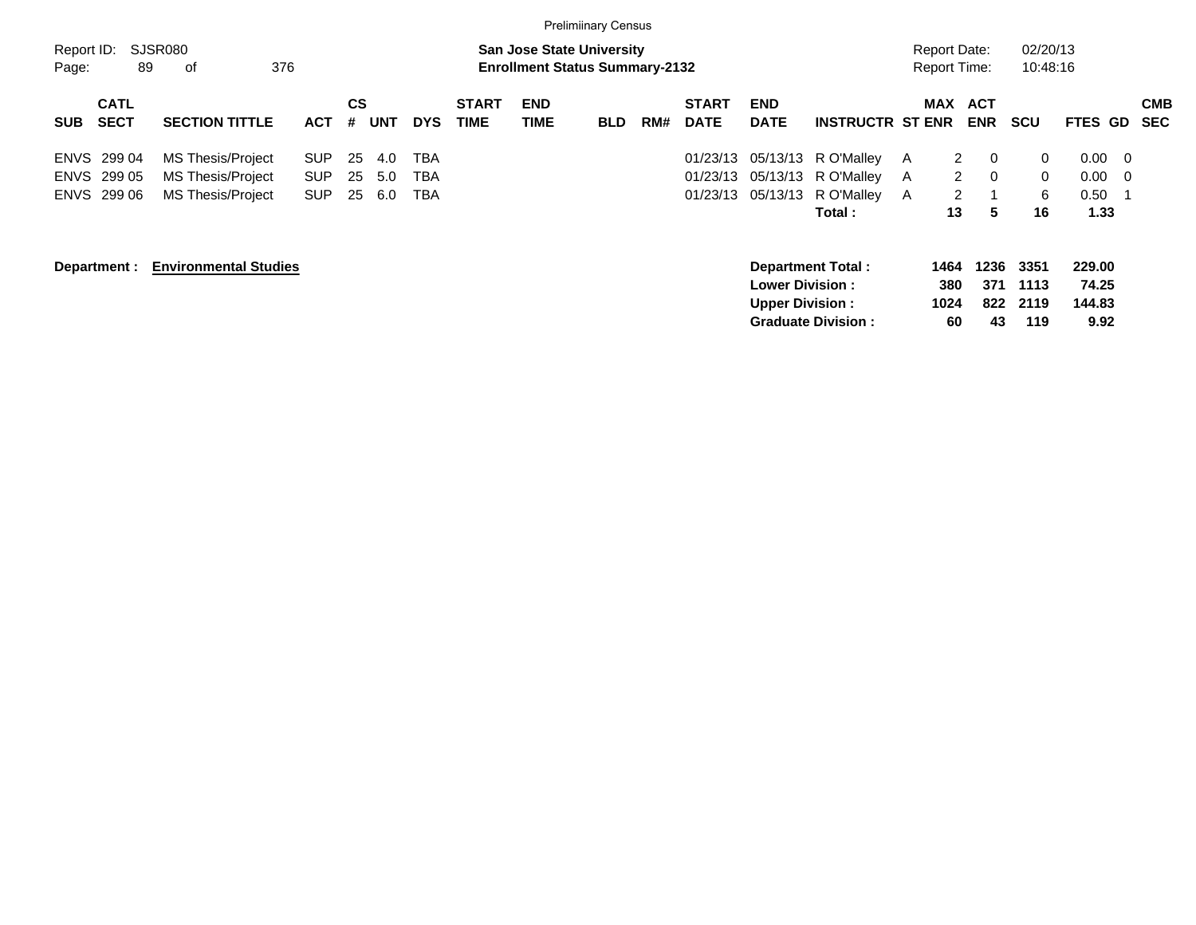Prelimiinary Census

Report ID: SJSR080

**San Jose State University**
**Enrollment Status Summary-2132**

Report Date: 02/20/13
Report Time: 10:48:16

| SUB | CATL SECT | SECTION TITTLE | ACT | CS # | UNT | DYS | START TIME | END TIME | BLD | RM# | START DATE | END DATE | INSTRUCTR | ST | MAX ENR | ACT ENR | SCU | FTES | GD | CMB SEC |
|---|---|---|---|---|---|---|---|---|---|---|---|---|---|---|---|---|---|---|---|---|
| ENVS | 299 04 | MS Thesis/Project | SUP | 25 | 4.0 | TBA | | | | | 01/23/13 | 05/13/13 | R O'Malley | A | 2 | 0 | 0 | 0.00 | 0 | |
| ENVS | 299 05 | MS Thesis/Project | SUP | 25 | 5.0 | TBA | | | | | 01/23/13 | 05/13/13 | R O'Malley | A | 2 | 0 | 0 | 0.00 | 0 | |
| ENVS | 299 06 | MS Thesis/Project | SUP | 25 | 6.0 | TBA | | | | | 01/23/13 | 05/13/13 | R O'Malley | A | 2 | 1 | 6 | 0.50 | 1 | |
| | | | | | | | | | | | | | **Total :** | | **13** | **5** | **16** | **1.33** | | |

**Department : Environmental Studies**

| | MAX ENR | ACT ENR | SCU | FTES |
|---|---|---|---|---|
| **Department Total :** | **1464** | **1236** | **3351** | **229.00** |
| **Lower Division :** | **380** | **371** | **1113** | **74.25** |
| **Upper Division :** | **1024** | **822** | **2119** | **144.83** |
| **Graduate Division :** | **60** | **43** | **119** | **9.92** |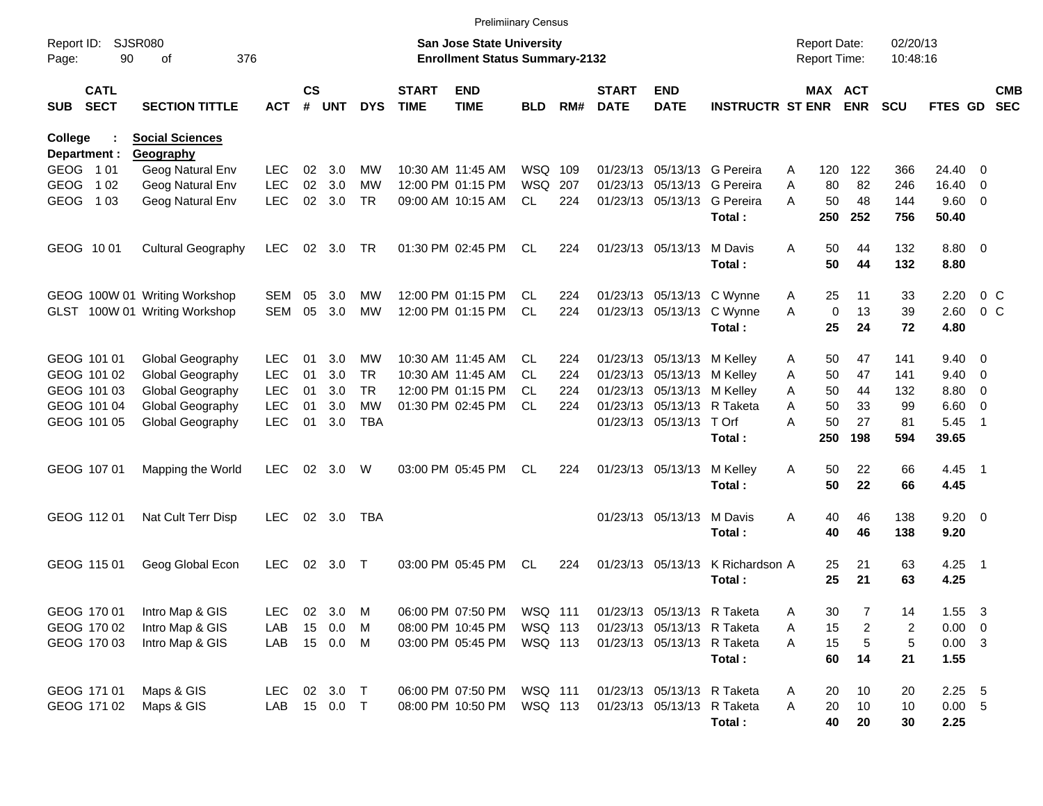Preliminary Census

Report ID: SJSR080
Page: 90 of 376

**San Jose State University**
**Enrollment Status Summary-2132**

Report Date: 02/20/13
Report Time: 10:48:16

College : **Social Sciences**
Department : **Geography**

| SUB | CATL SECT | SECTION TITTLE | ACT | CS # | UNT | DYS | START TIME | END TIME | BLD | RM# | START DATE | END DATE | INSTRUCTR | ST | MAX ENR | ACT ENR | SCU | FTES | GD | CMB SEC |
|---|---|---|---|---|---|---|---|---|---|---|---|---|---|---|---|---|---|---|---|---|
| GEOG | 1 01 | Geog Natural Env | LEC | 02 | 3.0 | MW | 10:30 AM | 11:45 AM | WSQ | 109 | 01/23/13 | 05/13/13 | G Pereira | A | 120 | 122 | 366 | 24.40 | 0 | |
| GEOG | 1 02 | Geog Natural Env | LEC | 02 | 3.0 | MW | 12:00 PM | 01:15 PM | WSQ | 207 | 01/23/13 | 05/13/13 | G Pereira | A | 80 | 82 | 246 | 16.40 | 0 | |
| GEOG | 1 03 | Geog Natural Env | LEC | 02 | 3.0 | TR | 09:00 AM | 10:15 AM | CL | 224 | 01/23/13 | 05/13/13 | G Pereira | A | 50 | 48 | 144 | 9.60 | 0 | |
| | | | | | | | | | | | | | **Total :** | | **250** | **252** | **756** | **50.40** | | |
| GEOG | 10 01 | Cultural Geography | LEC | 02 | 3.0 | TR | 01:30 PM | 02:45 PM | CL | 224 | 01/23/13 | 05/13/13 | M Davis | A | 50 | 44 | 132 | 8.80 | 0 | |
| | | | | | | | | | | | | | **Total :** | | **50** | **44** | **132** | **8.80** | | |
| GEOG | 100W 01 | Writing Workshop | SEM | 05 | 3.0 | MW | 12:00 PM | 01:15 PM | CL | 224 | 01/23/13 | 05/13/13 | C Wynne | A | 25 | 11 | 33 | 2.20 | 0 | C |
| GLST | 100W 01 | Writing Workshop | SEM | 05 | 3.0 | MW | 12:00 PM | 01:15 PM | CL | 224 | 01/23/13 | 05/13/13 | C Wynne | A | 0 | 13 | 39 | 2.60 | 0 | C |
| | | | | | | | | | | | | | **Total :** | | **25** | **24** | **72** | **4.80** | | |
| GEOG | 101 01 | Global Geography | LEC | 01 | 3.0 | MW | 10:30 AM | 11:45 AM | CL | 224 | 01/23/13 | 05/13/13 | M Kelley | A | 50 | 47 | 141 | 9.40 | 0 | |
| GEOG | 101 02 | Global Geography | LEC | 01 | 3.0 | TR | 10:30 AM | 11:45 AM | CL | 224 | 01/23/13 | 05/13/13 | M Kelley | A | 50 | 47 | 141 | 9.40 | 0 | |
| GEOG | 101 03 | Global Geography | LEC | 01 | 3.0 | TR | 12:00 PM | 01:15 PM | CL | 224 | 01/23/13 | 05/13/13 | M Kelley | A | 50 | 44 | 132 | 8.80 | 0 | |
| GEOG | 101 04 | Global Geography | LEC | 01 | 3.0 | MW | 01:30 PM | 02:45 PM | CL | 224 | 01/23/13 | 05/13/13 | R Taketa | A | 50 | 33 | 99 | 6.60 | 0 | |
| GEOG | 101 05 | Global Geography | LEC | 01 | 3.0 | TBA | | | | | 01/23/13 | 05/13/13 | T Orf | A | 50 | 27 | 81 | 5.45 | 1 | |
| | | | | | | | | | | | | | **Total :** | | **250** | **198** | **594** | **39.65** | | |
| GEOG | 107 01 | Mapping the World | LEC | 02 | 3.0 | W | 03:00 PM | 05:45 PM | CL | 224 | 01/23/13 | 05/13/13 | M Kelley | A | 50 | 22 | 66 | 4.45 | 1 | |
| | | | | | | | | | | | | | **Total :** | | **50** | **22** | **66** | **4.45** | | |
| GEOG | 112 01 | Nat Cult Terr Disp | LEC | 02 | 3.0 | TBA | | | | | 01/23/13 | 05/13/13 | M Davis | A | 40 | 46 | 138 | 9.20 | 0 | |
| | | | | | | | | | | | | | **Total :** | | **40** | **46** | **138** | **9.20** | | |
| GEOG | 115 01 | Geog Global Econ | LEC | 02 | 3.0 | T | 03:00 PM | 05:45 PM | CL | 224 | 01/23/13 | 05/13/13 | K Richardson | A | 25 | 21 | 63 | 4.25 | 1 | |
| | | | | | | | | | | | | | **Total :** | | **25** | **21** | **63** | **4.25** | | |
| GEOG | 170 01 | Intro Map & GIS | LEC | 02 | 3.0 | M | 06:00 PM | 07:50 PM | WSQ | 111 | 01/23/13 | 05/13/13 | R Taketa | A | 30 | 7 | 14 | 1.55 | 3 | |
| GEOG | 170 02 | Intro Map & GIS | LAB | 15 | 0.0 | M | 08:00 PM | 10:45 PM | WSQ | 113 | 01/23/13 | 05/13/13 | R Taketa | A | 15 | 2 | 2 | 0.00 | 0 | |
| GEOG | 170 03 | Intro Map & GIS | LAB | 15 | 0.0 | M | 03:00 PM | 05:45 PM | WSQ | 113 | 01/23/13 | 05/13/13 | R Taketa | A | 15 | 5 | 5 | 0.00 | 3 | |
| | | | | | | | | | | | | | **Total :** | | **60** | **14** | **21** | **1.55** | | |
| GEOG | 171 01 | Maps & GIS | LEC | 02 | 3.0 | T | 06:00 PM | 07:50 PM | WSQ | 111 | 01/23/13 | 05/13/13 | R Taketa | A | 20 | 10 | 20 | 2.25 | 5 | |
| GEOG | 171 02 | Maps & GIS | LAB | 15 | 0.0 | T | 08:00 PM | 10:50 PM | WSQ | 113 | 01/23/13 | 05/13/13 | R Taketa | A | 20 | 10 | 10 | 0.00 | 5 | |
| | | | | | | | | | | | | | **Total :** | | **40** | **20** | **30** | **2.25** | | |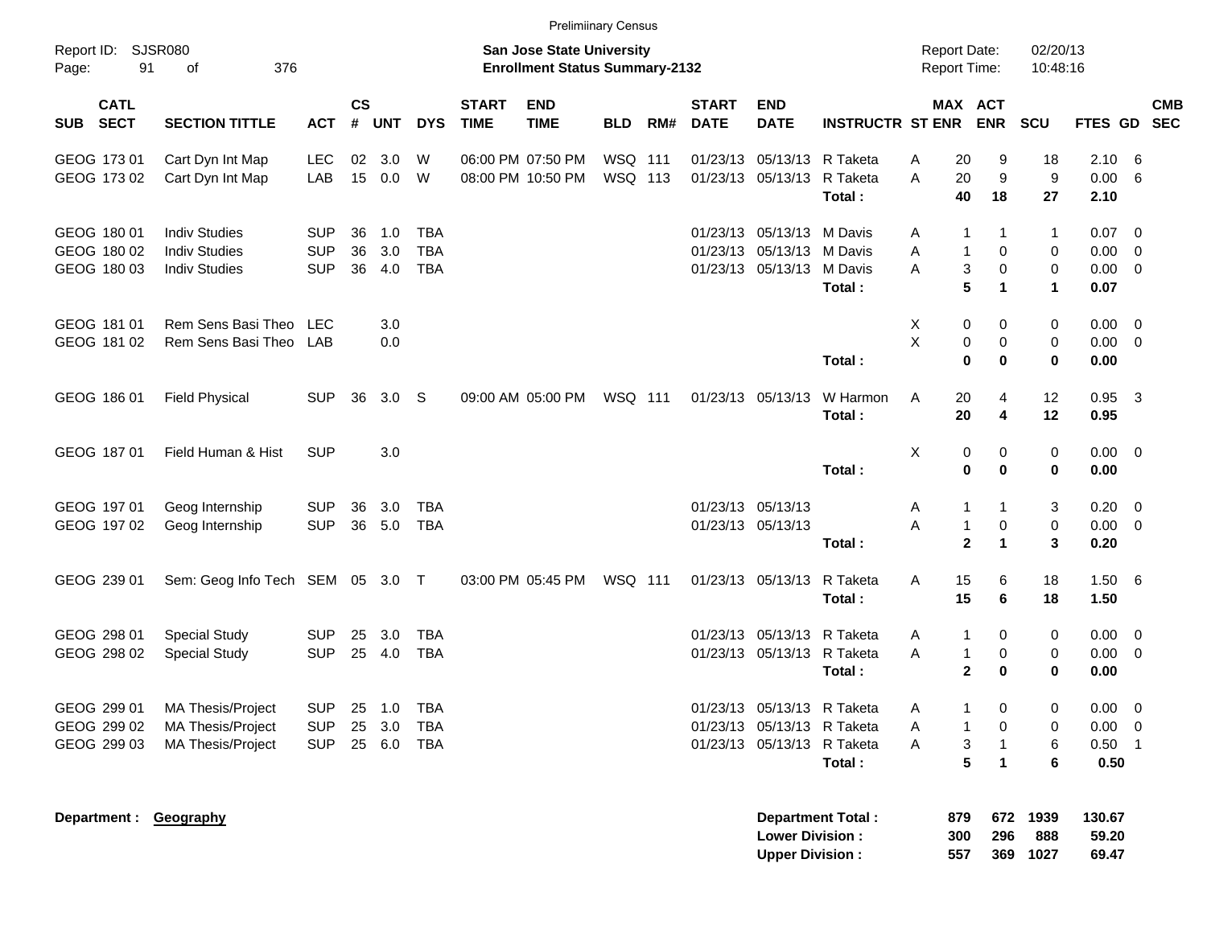Preliminary Census

Report ID: SJSR080

**San Jose State University**
**Enrollment Status Summary-2132**

Report Date: 02/20/13
Report Time: 10:48:16

| SUB | CATL SECT | SECTION TITTLE | ACT | CS # | UNT | DYS | START TIME | END TIME | BLD | RM# | START DATE | END DATE | INSTRUCTR | ST | MAX ENR | ACT ENR | SCU | FTES | GD | CMB SEC |
|---|---|---|---|---|---|---|---|---|---|---|---|---|---|---|---|---|---|---|---|---|
| GEOG | 173 01 | Cart Dyn Int Map | LEC | 02 | 3.0 | W | 06:00 PM | 07:50 PM | WSQ | 111 | 01/23/13 | 05/13/13 | R Taketa | A | 20 | 9 | 18 | 2.10 | 6 | |
| GEOG | 173 02 | Cart Dyn Int Map | LAB | 15 | 0.0 | W | 08:00 PM | 10:50 PM | WSQ | 113 | 01/23/13 | 05/13/13 | R Taketa | A | 20 | 9 | 9 | 0.00 | 6 | |
| | | | | | | | | | | | | | **Total :** | | **40** | **18** | **27** | **2.10** | | |
| GEOG | 180 01 | Indiv Studies | SUP | 36 | 1.0 | TBA | | | | | 01/23/13 | 05/13/13 | M Davis | A | 1 | 1 | 1 | 0.07 | 0 | |
| GEOG | 180 02 | Indiv Studies | SUP | 36 | 3.0 | TBA | | | | | 01/23/13 | 05/13/13 | M Davis | A | 1 | 0 | 0 | 0.00 | 0 | |
| GEOG | 180 03 | Indiv Studies | SUP | 36 | 4.0 | TBA | | | | | 01/23/13 | 05/13/13 | M Davis | A | 3 | 0 | 0 | 0.00 | 0 | |
| | | | | | | | | | | | | | **Total :** | | **5** | **1** | **1** | **0.07** | | |
| GEOG | 181 01 | Rem Sens Basi Theo | LEC | | 3.0 | | | | | | | | | X | 0 | 0 | 0 | 0.00 | 0 | |
| GEOG | 181 02 | Rem Sens Basi Theo | LAB | | 0.0 | | | | | | | | | X | 0 | 0 | 0 | 0.00 | 0 | |
| | | | | | | | | | | | | | **Total :** | | **0** | **0** | **0** | **0.00** | | |
| GEOG | 186 01 | Field Physical | SUP | 36 | 3.0 | S | 09:00 AM | 05:00 PM | WSQ | 111 | 01/23/13 | 05/13/13 | W Harmon | A | 20 | 4 | 12 | 0.95 | 3 | |
| | | | | | | | | | | | | | **Total :** | | **20** | **4** | **12** | **0.95** | | |
| GEOG | 187 01 | Field Human & Hist | SUP | | 3.0 | | | | | | | | | X | 0 | 0 | 0 | 0.00 | 0 | |
| | | | | | | | | | | | | | **Total :** | | **0** | **0** | **0** | **0.00** | | |
| GEOG | 197 01 | Geog Internship | SUP | 36 | 3.0 | TBA | | | | | 01/23/13 | 05/13/13 | | A | 1 | 1 | 3 | 0.20 | 0 | |
| GEOG | 197 02 | Geog Internship | SUP | 36 | 5.0 | TBA | | | | | 01/23/13 | 05/13/13 | | A | 1 | 0 | 0 | 0.00 | 0 | |
| | | | | | | | | | | | | | **Total :** | | **2** | **1** | **3** | **0.20** | | |
| GEOG | 239 01 | Sem: Geog Info Tech | SEM | 05 | 3.0 | T | 03:00 PM | 05:45 PM | WSQ | 111 | 01/23/13 | 05/13/13 | R Taketa | A | 15 | 6 | 18 | 1.50 | 6 | |
| | | | | | | | | | | | | | **Total :** | | **15** | **6** | **18** | **1.50** | | |
| GEOG | 298 01 | Special Study | SUP | 25 | 3.0 | TBA | | | | | 01/23/13 | 05/13/13 | R Taketa | A | 1 | 0 | 0 | 0.00 | 0 | |
| GEOG | 298 02 | Special Study | SUP | 25 | 4.0 | TBA | | | | | 01/23/13 | 05/13/13 | R Taketa | A | 1 | 0 | 0 | 0.00 | 0 | |
| | | | | | | | | | | | | | **Total :** | | **2** | **0** | **0** | **0.00** | | |
| GEOG | 299 01 | MA Thesis/Project | SUP | 25 | 1.0 | TBA | | | | | 01/23/13 | 05/13/13 | R Taketa | A | 1 | 0 | 0 | 0.00 | 0 | |
| GEOG | 299 02 | MA Thesis/Project | SUP | 25 | 3.0 | TBA | | | | | 01/23/13 | 05/13/13 | R Taketa | A | 1 | 0 | 0 | 0.00 | 0 | |
| GEOG | 299 03 | MA Thesis/Project | SUP | 25 | 6.0 | TBA | | | | | 01/23/13 | 05/13/13 | R Taketa | A | 3 | 1 | 6 | 0.50 | 1 | |
| | | | | | | | | | | | | | **Total :** | | **5** | **1** | **6** | **0.50** | | |

**Department : Geography**

| | MAX ENR | ACT ENR | SCU | FTES |
|---|---|---|---|---|
| **Department Total :** | **879** | **672** | **1939** | **130.67** |
| **Lower Division :** | **300** | **296** | **888** | **59.20** |
| **Upper Division :** | **557** | **369** | **1027** | **69.47** |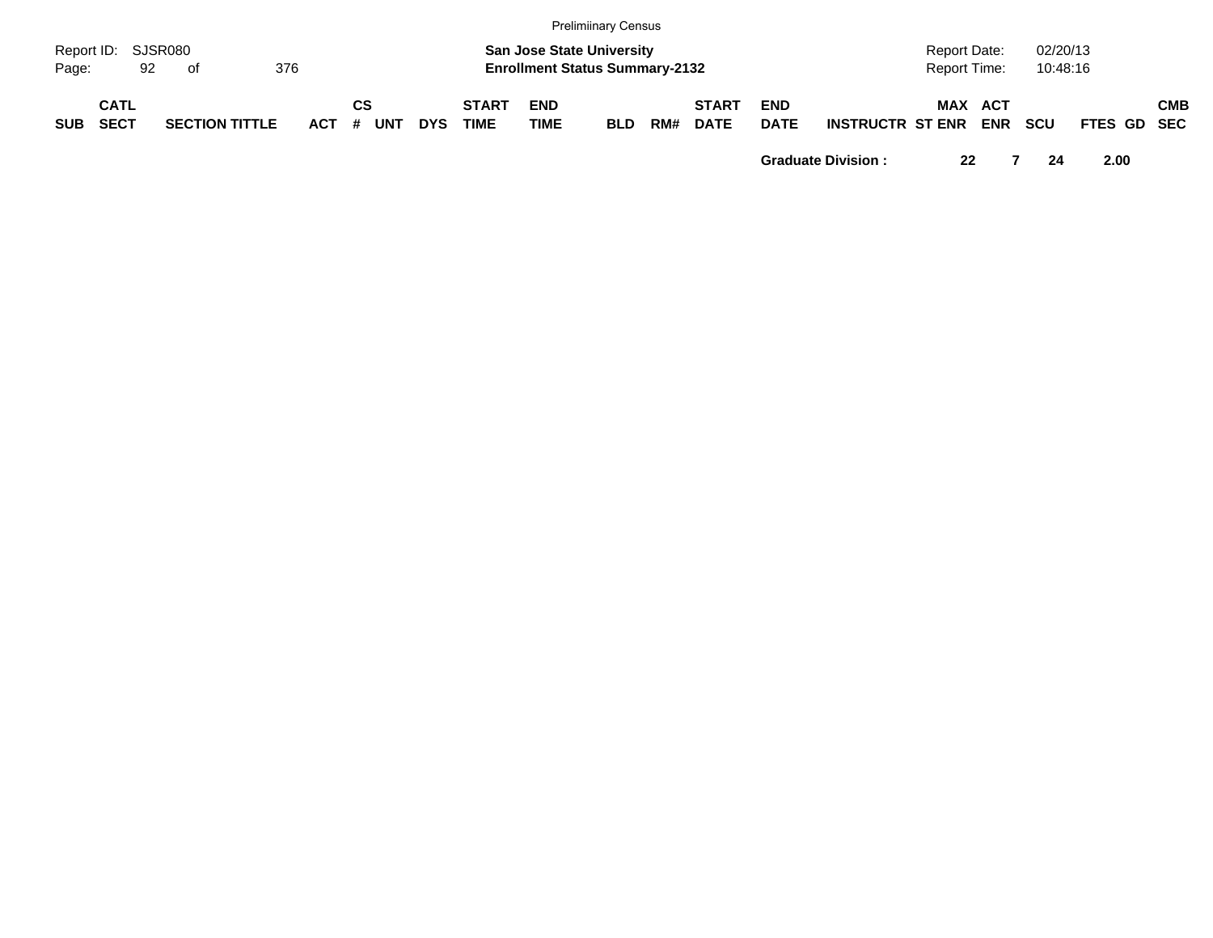| SUB | CATL SECT | SECTION TITTLE | ACT | CS # | UNT | DYS | START TIME | END TIME | BLD | RM# | START DATE | END DATE | INSTRUCTR | ST | MAX ENR | ACT ENR | SCU | FTES | GD | CMB SEC |
|---|---|---|---|---|---|---|---|---|---|---|---|---|---|---|---|---|---|---|---|---|
| | | | | | | | | | | | | **Graduate Division :** | | | **22** | **7** | **24** | **2.00** | | |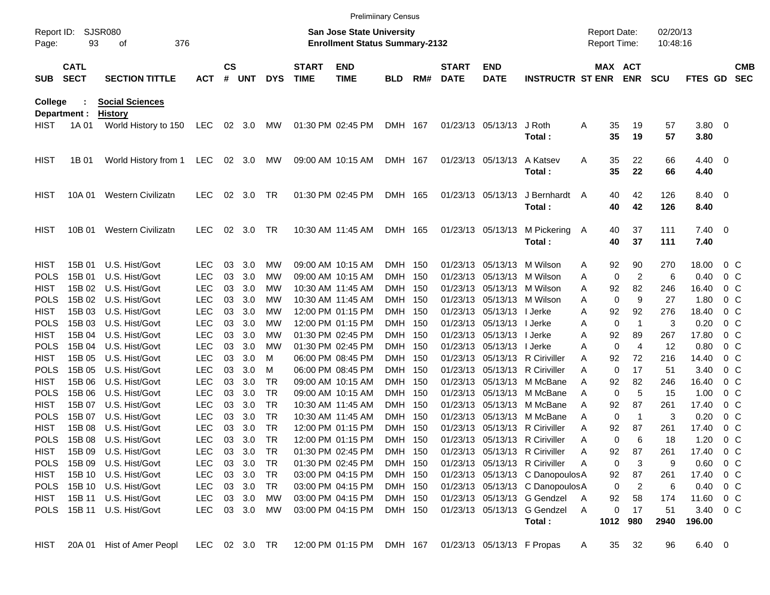Preliminary Census

Report ID: SJSR080 | San Jose State University | Report Date: 02/20/13
Enrollment Status Summary-2132 | Report Time: 10:48:16

| SUB | CATL SECT | SECTION TITTLE | ACT | CS # | UNT | DYS | START TIME | END TIME | BLD | RM# | START DATE | END DATE | INSTRUCTR | ST | MAX ENR | ACT ENR | SCU | FTES | GD | CMB SEC |
|---|---|---|---|---|---|---|---|---|---|---|---|---|---|---|---|---|---|---|---|---|
| **College : Social Sciences** | | | | | | | | | | | | | | | | | | | | |
| **Department : History** | | | | | | | | | | | | | | | | | | | | |
| HIST | 1A 01 | World History to 150 | LEC | 02 | 3.0 | MW | 01:30 PM | 02:45 PM | DMH | 167 | 01/23/13 | 05/13/13 | J Roth | A | 35 | 19 | 57 | 3.80 | 0 | |
| | | | | | | | | | | | | | **Total :** | | **35** | **19** | **57** | **3.80** | | |
| HIST | 1B 01 | World History from 1 | LEC | 02 | 3.0 | MW | 09:00 AM | 10:15 AM | DMH | 167 | 01/23/13 | 05/13/13 | A Katsev | A | 35 | 22 | 66 | 4.40 | 0 | |
| | | | | | | | | | | | | | **Total :** | | **35** | **22** | **66** | **4.40** | | |
| HIST | 10A 01 | Western Civilizatn | LEC | 02 | 3.0 | TR | 01:30 PM | 02:45 PM | DMH | 165 | 01/23/13 | 05/13/13 | J Bernhardt | A | 40 | 42 | 126 | 8.40 | 0 | |
| | | | | | | | | | | | | | **Total :** | | **40** | **42** | **126** | **8.40** | | |
| HIST | 10B 01 | Western Civilizatn | LEC | 02 | 3.0 | TR | 10:30 AM | 11:45 AM | DMH | 165 | 01/23/13 | 05/13/13 | M Pickering | A | 40 | 37 | 111 | 7.40 | 0 | |
| | | | | | | | | | | | | | **Total :** | | **40** | **37** | **111** | **7.40** | | |
| HIST | 15B 01 | U.S. Hist/Govt | LEC | 03 | 3.0 | MW | 09:00 AM | 10:15 AM | DMH | 150 | 01/23/13 | 05/13/13 | M Wilson | A | 92 | 90 | 270 | 18.00 | 0 | C |
| POLS | 15B 01 | U.S. Hist/Govt | LEC | 03 | 3.0 | MW | 09:00 AM | 10:15 AM | DMH | 150 | 01/23/13 | 05/13/13 | M Wilson | A | 0 | 2 | 6 | 0.40 | 0 | C |
| HIST | 15B 02 | U.S. Hist/Govt | LEC | 03 | 3.0 | MW | 10:30 AM | 11:45 AM | DMH | 150 | 01/23/13 | 05/13/13 | M Wilson | A | 92 | 82 | 246 | 16.40 | 0 | C |
| POLS | 15B 02 | U.S. Hist/Govt | LEC | 03 | 3.0 | MW | 10:30 AM | 11:45 AM | DMH | 150 | 01/23/13 | 05/13/13 | M Wilson | A | 0 | 9 | 27 | 1.80 | 0 | C |
| HIST | 15B 03 | U.S. Hist/Govt | LEC | 03 | 3.0 | MW | 12:00 PM | 01:15 PM | DMH | 150 | 01/23/13 | 05/13/13 | I Jerke | A | 92 | 92 | 276 | 18.40 | 0 | C |
| POLS | 15B 03 | U.S. Hist/Govt | LEC | 03 | 3.0 | MW | 12:00 PM | 01:15 PM | DMH | 150 | 01/23/13 | 05/13/13 | I Jerke | A | 0 | 1 | 3 | 0.20 | 0 | C |
| HIST | 15B 04 | U.S. Hist/Govt | LEC | 03 | 3.0 | MW | 01:30 PM | 02:45 PM | DMH | 150 | 01/23/13 | 05/13/13 | I Jerke | A | 92 | 89 | 267 | 17.80 | 0 | C |
| POLS | 15B 04 | U.S. Hist/Govt | LEC | 03 | 3.0 | MW | 01:30 PM | 02:45 PM | DMH | 150 | 01/23/13 | 05/13/13 | I Jerke | A | 0 | 4 | 12 | 0.80 | 0 | C |
| HIST | 15B 05 | U.S. Hist/Govt | LEC | 03 | 3.0 | M | 06:00 PM | 08:45 PM | DMH | 150 | 01/23/13 | 05/13/13 | R Ciriviller | A | 92 | 72 | 216 | 14.40 | 0 | C |
| POLS | 15B 05 | U.S. Hist/Govt | LEC | 03 | 3.0 | M | 06:00 PM | 08:45 PM | DMH | 150 | 01/23/13 | 05/13/13 | R Ciriviller | A | 0 | 17 | 51 | 3.40 | 0 | C |
| HIST | 15B 06 | U.S. Hist/Govt | LEC | 03 | 3.0 | TR | 09:00 AM | 10:15 AM | DMH | 150 | 01/23/13 | 05/13/13 | M McBane | A | 92 | 82 | 246 | 16.40 | 0 | C |
| POLS | 15B 06 | U.S. Hist/Govt | LEC | 03 | 3.0 | TR | 09:00 AM | 10:15 AM | DMH | 150 | 01/23/13 | 05/13/13 | M McBane | A | 0 | 5 | 15 | 1.00 | 0 | C |
| HIST | 15B 07 | U.S. Hist/Govt | LEC | 03 | 3.0 | TR | 10:30 AM | 11:45 AM | DMH | 150 | 01/23/13 | 05/13/13 | M McBane | A | 92 | 87 | 261 | 17.40 | 0 | C |
| POLS | 15B 07 | U.S. Hist/Govt | LEC | 03 | 3.0 | TR | 10:30 AM | 11:45 AM | DMH | 150 | 01/23/13 | 05/13/13 | M McBane | A | 0 | 1 | 3 | 0.20 | 0 | C |
| HIST | 15B 08 | U.S. Hist/Govt | LEC | 03 | 3.0 | TR | 12:00 PM | 01:15 PM | DMH | 150 | 01/23/13 | 05/13/13 | R Ciriviller | A | 92 | 87 | 261 | 17.40 | 0 | C |
| POLS | 15B 08 | U.S. Hist/Govt | LEC | 03 | 3.0 | TR | 12:00 PM | 01:15 PM | DMH | 150 | 01/23/13 | 05/13/13 | R Ciriviller | A | 0 | 6 | 18 | 1.20 | 0 | C |
| HIST | 15B 09 | U.S. Hist/Govt | LEC | 03 | 3.0 | TR | 01:30 PM | 02:45 PM | DMH | 150 | 01/23/13 | 05/13/13 | R Ciriviller | A | 92 | 87 | 261 | 17.40 | 0 | C |
| POLS | 15B 09 | U.S. Hist/Govt | LEC | 03 | 3.0 | TR | 01:30 PM | 02:45 PM | DMH | 150 | 01/23/13 | 05/13/13 | R Ciriviller | A | 0 | 3 | 9 | 0.60 | 0 | C |
| HIST | 15B 10 | U.S. Hist/Govt | LEC | 03 | 3.0 | TR | 03:00 PM | 04:15 PM | DMH | 150 | 01/23/13 | 05/13/13 | C Danopoulos | A | 92 | 87 | 261 | 17.40 | 0 | C |
| POLS | 15B 10 | U.S. Hist/Govt | LEC | 03 | 3.0 | TR | 03:00 PM | 04:15 PM | DMH | 150 | 01/23/13 | 05/13/13 | C Danopoulos | A | 0 | 2 | 6 | 0.40 | 0 | C |
| HIST | 15B 11 | U.S. Hist/Govt | LEC | 03 | 3.0 | MW | 03:00 PM | 04:15 PM | DMH | 150 | 01/23/13 | 05/13/13 | G Gendzel | A | 92 | 58 | 174 | 11.60 | 0 | C |
| POLS | 15B 11 | U.S. Hist/Govt | LEC | 03 | 3.0 | MW | 03:00 PM | 04:15 PM | DMH | 150 | 01/23/13 | 05/13/13 | G Gendzel | A | 0 | 17 | 51 | 3.40 | 0 | C |
| | | | | | | | | | | | | | **Total :** | | **1012** | **980** | **2940** | **196.00** | | |
| HIST | 20A 01 | Hist of Amer Peopl | LEC | 02 | 3.0 | TR | 12:00 PM | 01:15 PM | DMH | 167 | 01/23/13 | 05/13/13 | F Propas | A | 35 | 32 | 96 | 6.40 | 0 | |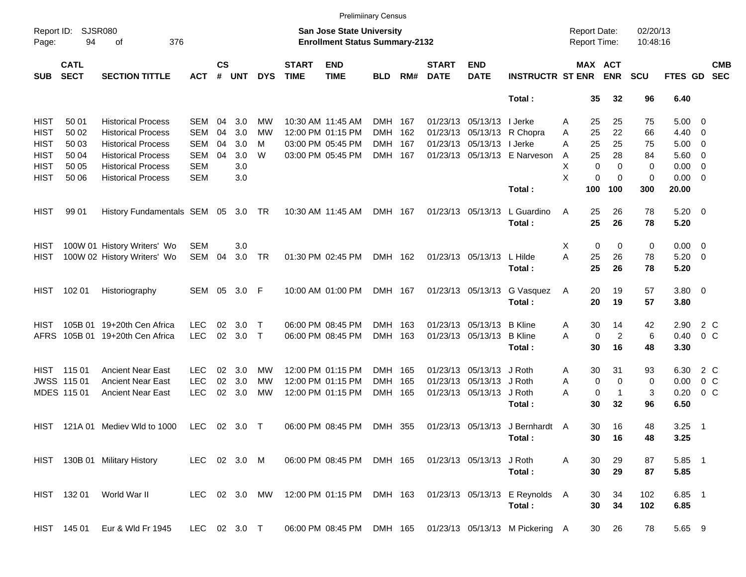Preliminary Census

Report ID: SJSR080
Page: 94 of 376

**San Jose State University**
**Enrollment Status Summary-2132**

Report Date: 02/20/13
Report Time: 10:48:16

| SUB | CATL SECT | SECTION TITTLE | ACT | CS # | UNT | DYS | START TIME | END TIME | BLD | RM# | START DATE | END DATE | INSTRUCTR | ST | MAX ENR | ACT ENR | SCU | FTES | GD | CMB SEC |
|---|---|---|---|---|---|---|---|---|---|---|---|---|---|---|---|---|---|---|---|---|
| | | | | | | | | | | | | | **Total :** | | **35** | **32** | **96** | **6.40** | | |
| HIST | 50 01 | Historical Process | SEM | 04 | 3.0 | MW | 10:30 AM | 11:45 AM | DMH | 167 | 01/23/13 | 05/13/13 | I Jerke | A | 25 | 25 | 75 | 5.00 | 0 | |
| HIST | 50 02 | Historical Process | SEM | 04 | 3.0 | MW | 12:00 PM | 01:15 PM | DMH | 162 | 01/23/13 | 05/13/13 | R Chopra | A | 25 | 22 | 66 | 4.40 | 0 | |
| HIST | 50 03 | Historical Process | SEM | 04 | 3.0 | M | 03:00 PM | 05:45 PM | DMH | 167 | 01/23/13 | 05/13/13 | I Jerke | A | 25 | 25 | 75 | 5.00 | 0 | |
| HIST | 50 04 | Historical Process | SEM | 04 | 3.0 | W | 03:00 PM | 05:45 PM | DMH | 167 | 01/23/13 | 05/13/13 | E Narveson | A | 25 | 28 | 84 | 5.60 | 0 | |
| HIST | 50 05 | Historical Process | SEM | | 3.0 | | | | | | | | | X | 0 | 0 | 0 | 0.00 | 0 | |
| HIST | 50 06 | Historical Process | SEM | | 3.0 | | | | | | | | | X | 0 | 0 | 0 | 0.00 | 0 | |
| | | | | | | | | | | | | | **Total :** | | **100** | **100** | **300** | **20.00** | | |
| HIST | 99 01 | History Fundamentals | SEM | 05 | 3.0 | TR | 10:30 AM | 11:45 AM | DMH | 167 | 01/23/13 | 05/13/13 | L Guardino | A | 25 | 26 | 78 | 5.20 | 0 | |
| | | | | | | | | | | | | | **Total :** | | **25** | **26** | **78** | **5.20** | | |
| HIST | 100W 01 | History Writers' Wo | SEM | | 3.0 | | | | | | | | | X | 0 | 0 | 0 | 0.00 | 0 | |
| HIST | 100W 02 | History Writers' Wo | SEM | 04 | 3.0 | TR | 01:30 PM | 02:45 PM | DMH | 162 | 01/23/13 | 05/13/13 | L Hilde | A | 25 | 26 | 78 | 5.20 | 0 | |
| | | | | | | | | | | | | | **Total :** | | **25** | **26** | **78** | **5.20** | | |
| HIST | 102 01 | Historiography | SEM | 05 | 3.0 | F | 10:00 AM | 01:00 PM | DMH | 167 | 01/23/13 | 05/13/13 | G Vasquez | A | 20 | 19 | 57 | 3.80 | 0 | |
| | | | | | | | | | | | | | **Total :** | | **20** | **19** | **57** | **3.80** | | |
| HIST | 105B 01 | 19+20th Cen Africa | LEC | 02 | 3.0 | T | 06:00 PM | 08:45 PM | DMH | 163 | 01/23/13 | 05/13/13 | B Kline | A | 30 | 14 | 42 | 2.90 | 2 | C |
| AFRS | 105B 01 | 19+20th Cen Africa | LEC | 02 | 3.0 | T | 06:00 PM | 08:45 PM | DMH | 163 | 01/23/13 | 05/13/13 | B Kline | A | 0 | 2 | 6 | 0.40 | 0 | C |
| | | | | | | | | | | | | | **Total :** | | **30** | **16** | **48** | **3.30** | | |
| HIST | 115 01 | Ancient Near East | LEC | 02 | 3.0 | MW | 12:00 PM | 01:15 PM | DMH | 165 | 01/23/13 | 05/13/13 | J Roth | A | 30 | 31 | 93 | 6.30 | 2 | C |
| JWSS | 115 01 | Ancient Near East | LEC | 02 | 3.0 | MW | 12:00 PM | 01:15 PM | DMH | 165 | 01/23/13 | 05/13/13 | J Roth | A | 0 | 0 | 0 | 0.00 | 0 | C |
| MDES | 115 01 | Ancient Near East | LEC | 02 | 3.0 | MW | 12:00 PM | 01:15 PM | DMH | 165 | 01/23/13 | 05/13/13 | J Roth | A | 0 | 1 | 3 | 0.20 | 0 | C |
| | | | | | | | | | | | | | **Total :** | | **30** | **32** | **96** | **6.50** | | |
| HIST | 121A 01 | Mediev Wld to 1000 | LEC | 02 | 3.0 | T | 06:00 PM | 08:45 PM | DMH | 355 | 01/23/13 | 05/13/13 | J Bernhardt | A | 30 | 16 | 48 | 3.25 | 1 | |
| | | | | | | | | | | | | | **Total :** | | **30** | **16** | **48** | **3.25** | | |
| HIST | 130B 01 | Military History | LEC | 02 | 3.0 | M | 06:00 PM | 08:45 PM | DMH | 165 | 01/23/13 | 05/13/13 | J Roth | A | 30 | 29 | 87 | 5.85 | 1 | |
| | | | | | | | | | | | | | **Total :** | | **30** | **29** | **87** | **5.85** | | |
| HIST | 132 01 | World War II | LEC | 02 | 3.0 | MW | 12:00 PM | 01:15 PM | DMH | 163 | 01/23/13 | 05/13/13 | E Reynolds | A | 30 | 34 | 102 | 6.85 | 1 | |
| | | | | | | | | | | | | | **Total :** | | **30** | **34** | **102** | **6.85** | | |
| HIST | 145 01 | Eur & Wld Fr 1945 | LEC | 02 | 3.0 | T | 06:00 PM | 08:45 PM | DMH | 165 | 01/23/13 | 05/13/13 | M Pickering | A | 30 | 26 | 78 | 5.65 | 9 | |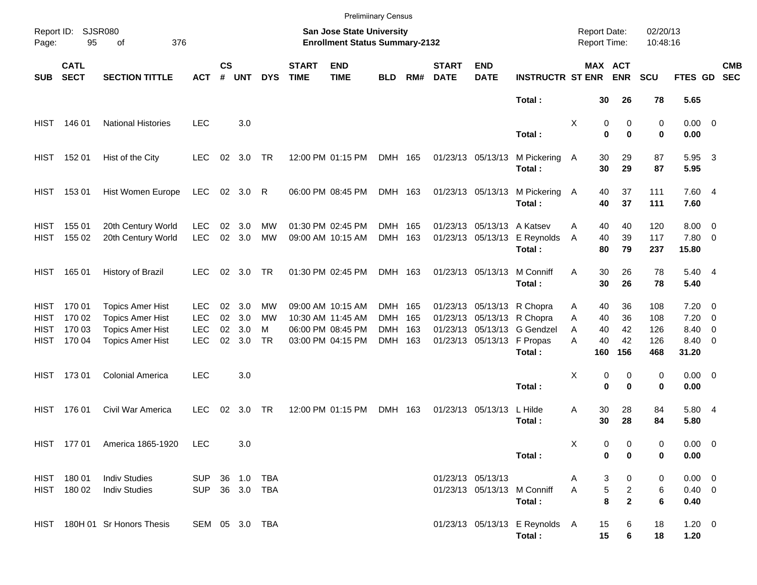Preliminary Census

Report ID: SJSR080

**San Jose State University**
**Enrollment Status Summary-2132**

Report Date: 02/20/13
Report Time: 10:48:16

| SUB | CATL SECT | SECTION TITTLE | ACT | CS # | UNT | DYS | START TIME | END TIME | BLD | RM# | START DATE | END DATE | INSTRUCTR | ST | MAX ENR | ACT ENR | SCU | FTES | GD | CMB SEC |
|---|---|---|---|---|---|---|---|---|---|---|---|---|---|---|---|---|---|---|---|---|
| | | | | | | | | | | | | | **Total :** | | **30** | **26** | **78** | **5.65** | | |
| HIST | 146 01 | National Histories | LEC | | 3.0 | | | | | | | | | X | 0 | 0 | 0 | 0.00 | 0 | |
| | | | | | | | | | | | | | **Total :** | | **0** | **0** | **0** | **0.00** | | |
| HIST | 152 01 | Hist of the City | LEC | 02 | 3.0 | TR | 12:00 PM | 01:15 PM | DMH | 165 | 01/23/13 | 05/13/13 | M Pickering | A | 30 | 29 | 87 | 5.95 | 3 | |
| | | | | | | | | | | | | | **Total :** | | **30** | **29** | **87** | **5.95** | | |
| HIST | 153 01 | Hist Women Europe | LEC | 02 | 3.0 | R | 06:00 PM | 08:45 PM | DMH | 163 | 01/23/13 | 05/13/13 | M Pickering | A | 40 | 37 | 111 | 7.60 | 4 | |
| | | | | | | | | | | | | | **Total :** | | **40** | **37** | **111** | **7.60** | | |
| HIST | 155 01 | 20th Century World | LEC | 02 | 3.0 | MW | 01:30 PM | 02:45 PM | DMH | 165 | 01/23/13 | 05/13/13 | A Katsev | A | 40 | 40 | 120 | 8.00 | 0 | |
| HIST | 155 02 | 20th Century World | LEC | 02 | 3.0 | MW | 09:00 AM | 10:15 AM | DMH | 163 | 01/23/13 | 05/13/13 | E Reynolds | A | 40 | 39 | 117 | 7.80 | 0 | |
| | | | | | | | | | | | | | **Total :** | | **80** | **79** | **237** | **15.80** | | |
| HIST | 165 01 | History of Brazil | LEC | 02 | 3.0 | TR | 01:30 PM | 02:45 PM | DMH | 163 | 01/23/13 | 05/13/13 | M Conniff | A | 30 | 26 | 78 | 5.40 | 4 | |
| | | | | | | | | | | | | | **Total :** | | **30** | **26** | **78** | **5.40** | | |
| HIST | 170 01 | Topics Amer Hist | LEC | 02 | 3.0 | MW | 09:00 AM | 10:15 AM | DMH | 165 | 01/23/13 | 05/13/13 | R Chopra | A | 40 | 36 | 108 | 7.20 | 0 | |
| HIST | 170 02 | Topics Amer Hist | LEC | 02 | 3.0 | MW | 10:30 AM | 11:45 AM | DMH | 165 | 01/23/13 | 05/13/13 | R Chopra | A | 40 | 36 | 108 | 7.20 | 0 | |
| HIST | 170 03 | Topics Amer Hist | LEC | 02 | 3.0 | M | 06:00 PM | 08:45 PM | DMH | 163 | 01/23/13 | 05/13/13 | G Gendzel | A | 40 | 42 | 126 | 8.40 | 0 | |
| HIST | 170 04 | Topics Amer Hist | LEC | 02 | 3.0 | TR | 03:00 PM | 04:15 PM | DMH | 163 | 01/23/13 | 05/13/13 | F Propas | A | 40 | 42 | 126 | 8.40 | 0 | |
| | | | | | | | | | | | | | **Total :** | | **160** | **156** | **468** | **31.20** | | |
| HIST | 173 01 | Colonial America | LEC | | 3.0 | | | | | | | | | X | 0 | 0 | 0 | 0.00 | 0 | |
| | | | | | | | | | | | | | **Total :** | | **0** | **0** | **0** | **0.00** | | |
| HIST | 176 01 | Civil War America | LEC | 02 | 3.0 | TR | 12:00 PM | 01:15 PM | DMH | 163 | 01/23/13 | 05/13/13 | L Hilde | A | 30 | 28 | 84 | 5.80 | 4 | |
| | | | | | | | | | | | | | **Total :** | | **30** | **28** | **84** | **5.80** | | |
| HIST | 177 01 | America 1865-1920 | LEC | | 3.0 | | | | | | | | | X | 0 | 0 | 0 | 0.00 | 0 | |
| | | | | | | | | | | | | | **Total :** | | **0** | **0** | **0** | **0.00** | | |
| HIST | 180 01 | Indiv Studies | SUP | 36 | 1.0 | TBA | | | | | 01/23/13 | 05/13/13 | | A | 3 | 0 | 0 | 0.00 | 0 | |
| HIST | 180 02 | Indiv Studies | SUP | 36 | 3.0 | TBA | | | | | 01/23/13 | 05/13/13 | M Conniff | A | 5 | 2 | 6 | 0.40 | 0 | |
| | | | | | | | | | | | | | **Total :** | | **8** | **2** | **6** | **0.40** | | |
| HIST | 180H 01 | Sr Honors Thesis | SEM | 05 | 3.0 | TBA | | | | | 01/23/13 | 05/13/13 | E Reynolds | A | 15 | 6 | 18 | 1.20 | 0 | |
| | | | | | | | | | | | | | **Total :** | | **15** | **6** | **18** | **1.20** | | |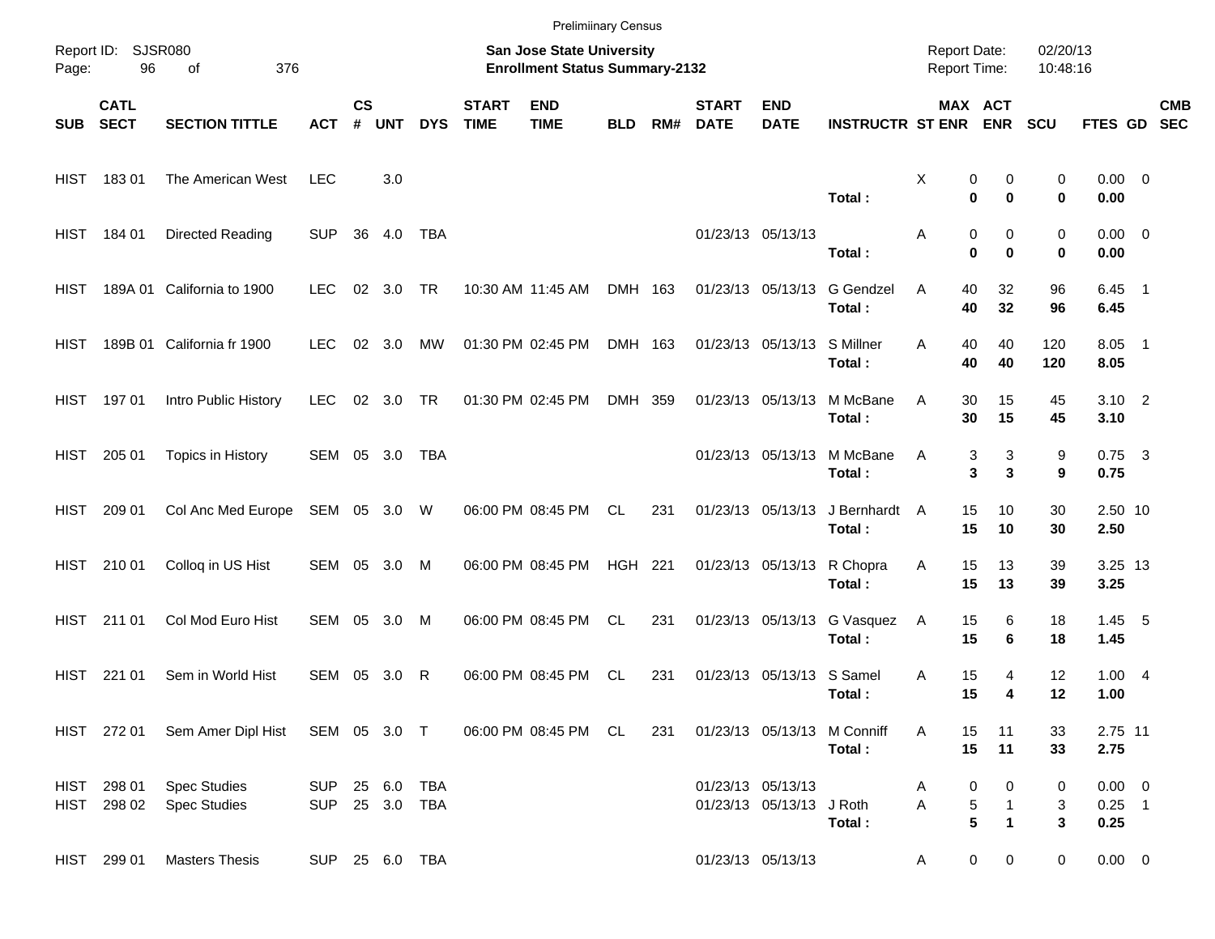Preliminary Census

Report ID: SJSR080

**San Jose State University**
**Enrollment Status Summary-2132**

Report Date: 02/20/13
Report Time: 10:48:16

| SUB | CATL SECT | SECTION TITTLE | ACT | CS # | UNT | DYS | START TIME | END TIME | BLD | RM# | START DATE | END DATE | INSTRUCTR | ST | MAX ENR | ACT ENR | SCU | FTES | GD | CMB SEC |
|---|---|---|---|---|---|---|---|---|---|---|---|---|---|---|---|---|---|---|---|---|
| HIST | 183 01 | The American West | LEC | | 3.0 | | | | | | | | | X | 0 | 0 | 0 | 0.00 | 0 | |
| | | | | | | | | | | | | | **Total :** | | **0** | **0** | **0** | **0.00** | | |
| HIST | 184 01 | Directed Reading | SUP | 36 | 4.0 | TBA | | | | | 01/23/13 | 05/13/13 | | A | 0 | 0 | 0 | 0.00 | 0 | |
| | | | | | | | | | | | | | **Total :** | | **0** | **0** | **0** | **0.00** | | |
| HIST | 189A 01 | California to 1900 | LEC | 02 | 3.0 | TR | 10:30 AM | 11:45 AM | DMH | 163 | 01/23/13 | 05/13/13 | G Gendzel | A | 40 | 32 | 96 | 6.45 | 1 | |
| | | | | | | | | | | | | | **Total :** | | **40** | **32** | **96** | **6.45** | | |
| HIST | 189B 01 | California fr 1900 | LEC | 02 | 3.0 | MW | 01:30 PM | 02:45 PM | DMH | 163 | 01/23/13 | 05/13/13 | S Millner | A | 40 | 40 | 120 | 8.05 | 1 | |
| | | | | | | | | | | | | | **Total :** | | **40** | **40** | **120** | **8.05** | | |
| HIST | 197 01 | Intro Public History | LEC | 02 | 3.0 | TR | 01:30 PM | 02:45 PM | DMH | 359 | 01/23/13 | 05/13/13 | M McBane | A | 30 | 15 | 45 | 3.10 | 2 | |
| | | | | | | | | | | | | | **Total :** | | **30** | **15** | **45** | **3.10** | | |
| HIST | 205 01 | Topics in History | SEM | 05 | 3.0 | TBA | | | | | 01/23/13 | 05/13/13 | M McBane | A | 3 | 3 | 9 | 0.75 | 3 | |
| | | | | | | | | | | | | | **Total :** | | **3** | **3** | **9** | **0.75** | | |
| HIST | 209 01 | Col Anc Med Europe | SEM | 05 | 3.0 | W | 06:00 PM | 08:45 PM | CL | 231 | 01/23/13 | 05/13/13 | J Bernhardt | A | 15 | 10 | 30 | 2.50 | 10 | |
| | | | | | | | | | | | | | **Total :** | | **15** | **10** | **30** | **2.50** | | |
| HIST | 210 01 | Colloq in US Hist | SEM | 05 | 3.0 | M | 06:00 PM | 08:45 PM | HGH | 221 | 01/23/13 | 05/13/13 | R Chopra | A | 15 | 13 | 39 | 3.25 | 13 | |
| | | | | | | | | | | | | | **Total :** | | **15** | **13** | **39** | **3.25** | | |
| HIST | 211 01 | Col Mod Euro Hist | SEM | 05 | 3.0 | M | 06:00 PM | 08:45 PM | CL | 231 | 01/23/13 | 05/13/13 | G Vasquez | A | 15 | 6 | 18 | 1.45 | 5 | |
| | | | | | | | | | | | | | **Total :** | | **15** | **6** | **18** | **1.45** | | |
| HIST | 221 01 | Sem in World Hist | SEM | 05 | 3.0 | R | 06:00 PM | 08:45 PM | CL | 231 | 01/23/13 | 05/13/13 | S Samel | A | 15 | 4 | 12 | 1.00 | 4 | |
| | | | | | | | | | | | | | **Total :** | | **15** | **4** | **12** | **1.00** | | |
| HIST | 272 01 | Sem Amer Dipl Hist | SEM | 05 | 3.0 | T | 06:00 PM | 08:45 PM | CL | 231 | 01/23/13 | 05/13/13 | M Conniff | A | 15 | 11 | 33 | 2.75 | 11 | |
| | | | | | | | | | | | | | **Total :** | | **15** | **11** | **33** | **2.75** | | |
| HIST | 298 01 | Spec Studies | SUP | 25 | 6.0 | TBA | | | | | 01/23/13 | 05/13/13 | | A | 0 | 0 | 0 | 0.00 | 0 | |
| HIST | 298 02 | Spec Studies | SUP | 25 | 3.0 | TBA | | | | | 01/23/13 | 05/13/13 | J Roth | A | 5 | 1 | 3 | 0.25 | 1 | |
| | | | | | | | | | | | | | **Total :** | | **5** | **1** | **3** | **0.25** | | |
| HIST | 299 01 | Masters Thesis | SUP | 25 | 6.0 | TBA | | | | | 01/23/13 | 05/13/13 | | A | 0 | 0 | 0 | 0.00 | 0 | |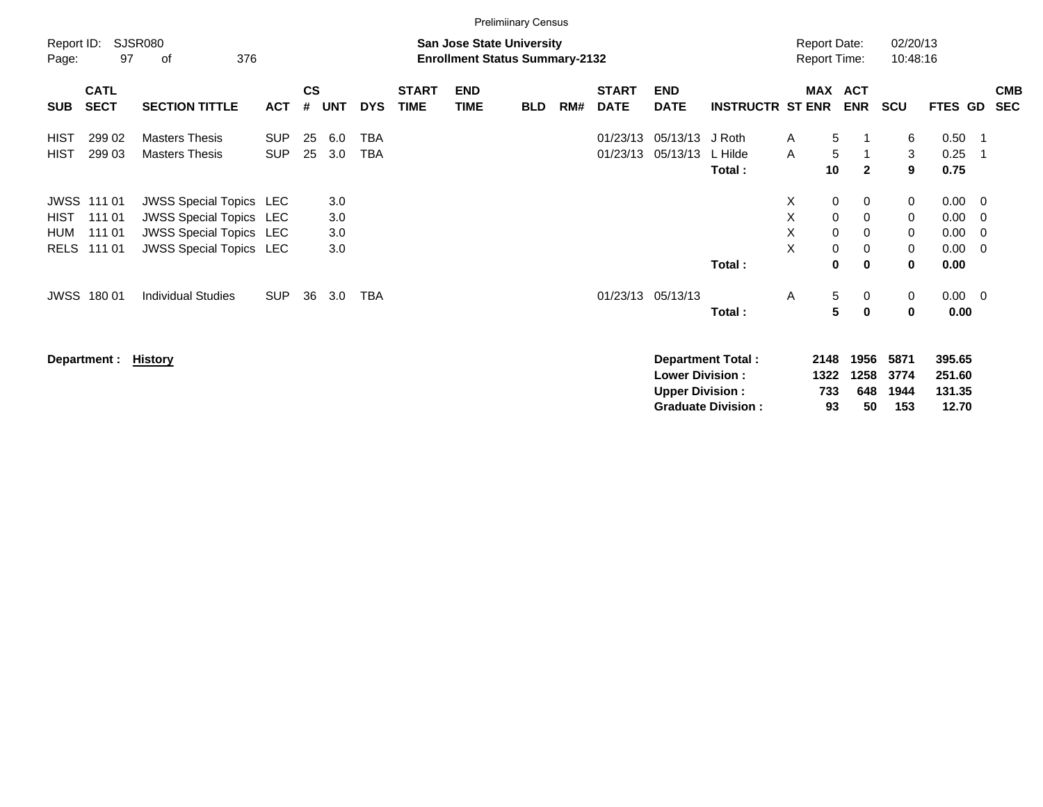Preliminary Census

Report ID: SJSR080

**San Jose State University**
**Enrollment Status Summary-2132**

Report Date: 02/20/13
Report Time: 10:48:16

| SUB | CATL SECT | SECTION TITTLE | ACT | CS # | UNT | DYS | START TIME | END TIME | BLD | RM# | START DATE | END DATE | INSTRUCTR | ST | MAX ENR | ACT ENR | SCU | FTES | GD | CMB SEC |
|---|---|---|---|---|---|---|---|---|---|---|---|---|---|---|---|---|---|---|---|---|
| HIST | 299 02 | Masters Thesis | SUP | 25 | 6.0 | TBA | | | | | 01/23/13 | 05/13/13 | J Roth | A | 5 | 1 | 6 | 0.50 | 1 | |
| HIST | 299 03 | Masters Thesis | SUP | 25 | 3.0 | TBA | | | | | 01/23/13 | 05/13/13 | L Hilde | A | 5 | 1 | 3 | 0.25 | 1 | |
| | | | | | | | | | | | | | **Total :** | | **10** | **2** | **9** | **0.75** | | |
| JWSS | 111 01 | JWSS Special Topics | LEC | | 3.0 | | | | | | | | | X | 0 | 0 | 0 | 0.00 | 0 | |
| HIST | 111 01 | JWSS Special Topics | LEC | | 3.0 | | | | | | | | | X | 0 | 0 | 0 | 0.00 | 0 | |
| HUM | 111 01 | JWSS Special Topics | LEC | | 3.0 | | | | | | | | | X | 0 | 0 | 0 | 0.00 | 0 | |
| RELS | 111 01 | JWSS Special Topics | LEC | | 3.0 | | | | | | | | | X | 0 | 0 | 0 | 0.00 | 0 | |
| | | | | | | | | | | | | | **Total :** | | **0** | **0** | **0** | **0.00** | | |
| JWSS | 180 01 | Individual Studies | SUP | 36 | 3.0 | TBA | | | | | 01/23/13 | 05/13/13 | | A | 5 | 0 | 0 | 0.00 | 0 | |
| | | | | | | | | | | | | | **Total :** | | **5** | **0** | **0** | **0.00** | | |

**Department : History**

| | MAX ENR | ACT ENR | SCU | FTES |
|---|---|---|---|---|
| **Department Total :** | **2148** | **1956** | **5871** | **395.65** |
| **Lower Division :** | **1322** | **1258** | **3774** | **251.60** |
| **Upper Division :** | **733** | **648** | **1944** | **131.35** |
| **Graduate Division :** | **93** | **50** | **153** | **12.70** |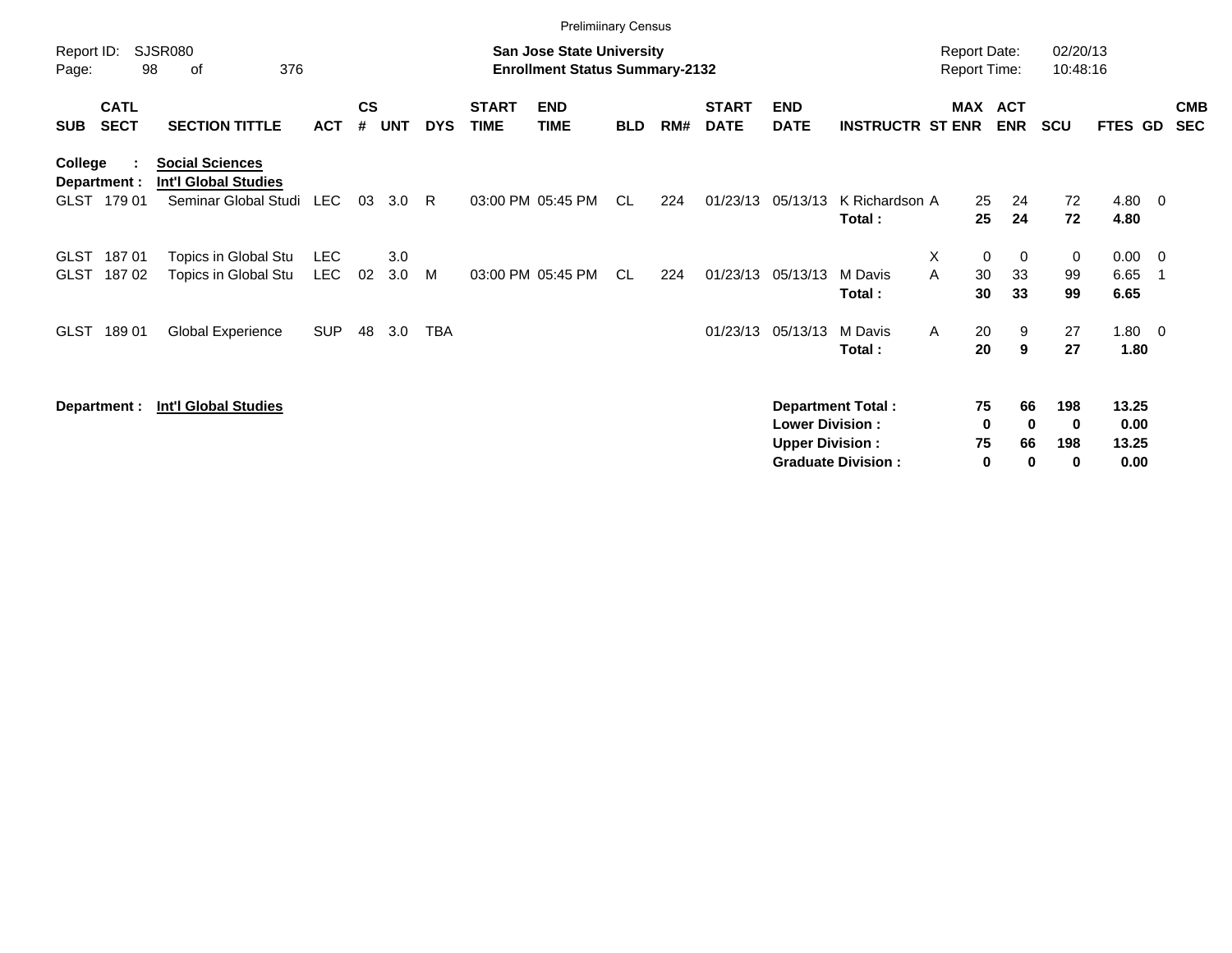Preliminary Census

Report ID: SJSR080 | **San Jose State University** | Report Date: 02/20/13
Page: 98 of 376 | **Enrollment Status Summary-2132** | Report Time: 10:48:16

| SUB | CATL SECT | SECTION TITTLE | ACT | CS # | UNT | DYS | START TIME | END TIME | BLD | RM# | START DATE | END DATE | INSTRUCTR | ST | MAX ENR | ACT ENR | SCU | FTES | GD | CMB SEC |
|---|---|---|---|---|---|---|---|---|---|---|---|---|---|---|---|---|---|---|---|---|
| **College :** | | **Social Sciences** | | | | | | | | | | | | | | | | | | |
| **Department :** | | **Int'l Global Studies** | | | | | | | | | | | | | | | | | | |
| GLST | 179 01 | Seminar Global Studi | LEC | 03 | 3.0 | R | 03:00 PM | 05:45 PM | CL | 224 | 01/23/13 | 05/13/13 | K Richardson | A | 25 | 24 | 72 | 4.80 | 0 | |
| | | | | | | | | | | | | | **Total :** | | **25** | **24** | **72** | **4.80** | | |
| GLST | 187 01 | Topics in Global Stu | LEC | | 3.0 | | | | | | | | | X | 0 | 0 | 0 | 0.00 | 0 | |
| GLST | 187 02 | Topics in Global Stu | LEC | 02 | 3.0 | M | 03:00 PM | 05:45 PM | CL | 224 | 01/23/13 | 05/13/13 | M Davis | A | 30 | 33 | 99 | 6.65 | 1 | |
| | | | | | | | | | | | | | **Total :** | | **30** | **33** | **99** | **6.65** | | |
| GLST | 189 01 | Global Experience | SUP | 48 | 3.0 | TBA | | | | | 01/23/13 | 05/13/13 | M Davis | A | 20 | 9 | 27 | 1.80 | 0 | |
| | | | | | | | | | | | | | **Total :** | | **20** | **9** | **27** | **1.80** | | |

**Department : Int'l Global Studies**

| | MAX ENR | ACT ENR | SCU | FTES |
|---|---|---|---|---|
| **Department Total :** | **75** | **66** | **198** | **13.25** |
| **Lower Division :** | **0** | **0** | **0** | **0.00** |
| **Upper Division :** | **75** | **66** | **198** | **13.25** |
| **Graduate Division :** | **0** | **0** | **0** | **0.00** |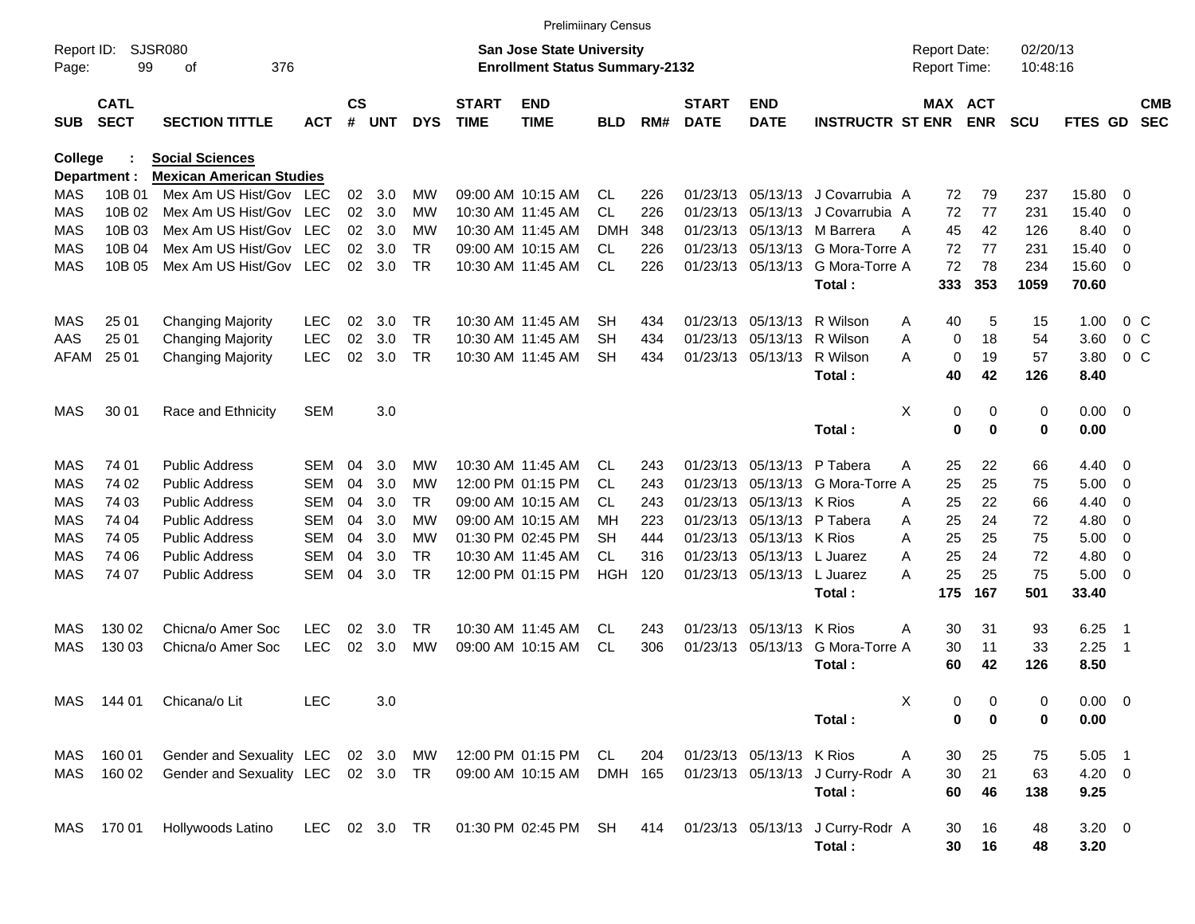Preliminary Census

Report ID: SJSR080
Page: 99 of 376

**San Jose State University**
**Enrollment Status Summary-2132**

Report Date: 02/20/13
Report Time: 10:48:16

College : **Social Sciences**
Department : **Mexican American Studies**

| SUB | CATL SECT | SECTION TITTLE | ACT | CS # | UNT | DYS | START TIME | END TIME | BLD | RM# | START DATE | END DATE | INSTRUCTR | ST | MAX ENR | ACT ENR | SCU | FTES | GD | CMB SEC |
|---|---|---|---|---|---|---|---|---|---|---|---|---|---|---|---|---|---|---|---|---|
| MAS | 10B 01 | Mex Am US Hist/Gov | LEC | 02 | 3.0 | MW | 09:00 AM | 10:15 AM | CL | 226 | 01/23/13 | 05/13/13 | J Covarrubia | A | 72 | 79 | 237 | 15.80 | 0 | |
| MAS | 10B 02 | Mex Am US Hist/Gov | LEC | 02 | 3.0 | MW | 10:30 AM | 11:45 AM | CL | 226 | 01/23/13 | 05/13/13 | J Covarrubia | A | 72 | 77 | 231 | 15.40 | 0 | |
| MAS | 10B 03 | Mex Am US Hist/Gov | LEC | 02 | 3.0 | MW | 10:30 AM | 11:45 AM | DMH | 348 | 01/23/13 | 05/13/13 | M Barrera | A | 45 | 42 | 126 | 8.40 | 0 | |
| MAS | 10B 04 | Mex Am US Hist/Gov | LEC | 02 | 3.0 | TR | 09:00 AM | 10:15 AM | CL | 226 | 01/23/13 | 05/13/13 | G Mora-Torre | A | 72 | 77 | 231 | 15.40 | 0 | |
| MAS | 10B 05 | Mex Am US Hist/Gov | LEC | 02 | 3.0 | TR | 10:30 AM | 11:45 AM | CL | 226 | 01/23/13 | 05/13/13 | G Mora-Torre | A | 72 | 78 | 234 | 15.60 | 0 | |
| | | | | | | | | | | | | | **Total :** | | **333** | **353** | **1059** | **70.60** | | |
| MAS | 25 01 | Changing Majority | LEC | 02 | 3.0 | TR | 10:30 AM | 11:45 AM | SH | 434 | 01/23/13 | 05/13/13 | R Wilson | A | 40 | 5 | 15 | 1.00 | 0 | C |
| AAS | 25 01 | Changing Majority | LEC | 02 | 3.0 | TR | 10:30 AM | 11:45 AM | SH | 434 | 01/23/13 | 05/13/13 | R Wilson | A | 0 | 18 | 54 | 3.60 | 0 | C |
| AFAM | 25 01 | Changing Majority | LEC | 02 | 3.0 | TR | 10:30 AM | 11:45 AM | SH | 434 | 01/23/13 | 05/13/13 | R Wilson | A | 0 | 19 | 57 | 3.80 | 0 | C |
| | | | | | | | | | | | | | **Total :** | | **40** | **42** | **126** | **8.40** | | |
| MAS | 30 01 | Race and Ethnicity | SEM | | 3.0 | | | | | | | | | X | 0 | 0 | 0 | 0.00 | 0 | |
| | | | | | | | | | | | | | **Total :** | | **0** | **0** | **0** | **0.00** | | |
| MAS | 74 01 | Public Address | SEM | 04 | 3.0 | MW | 10:30 AM | 11:45 AM | CL | 243 | 01/23/13 | 05/13/13 | P Tabera | A | 25 | 22 | 66 | 4.40 | 0 | |
| MAS | 74 02 | Public Address | SEM | 04 | 3.0 | MW | 12:00 PM | 01:15 PM | CL | 243 | 01/23/13 | 05/13/13 | G Mora-Torre | A | 25 | 25 | 75 | 5.00 | 0 | |
| MAS | 74 03 | Public Address | SEM | 04 | 3.0 | TR | 09:00 AM | 10:15 AM | CL | 243 | 01/23/13 | 05/13/13 | K Rios | A | 25 | 22 | 66 | 4.40 | 0 | |
| MAS | 74 04 | Public Address | SEM | 04 | 3.0 | MW | 09:00 AM | 10:15 AM | MH | 223 | 01/23/13 | 05/13/13 | P Tabera | A | 25 | 24 | 72 | 4.80 | 0 | |
| MAS | 74 05 | Public Address | SEM | 04 | 3.0 | MW | 01:30 PM | 02:45 PM | SH | 444 | 01/23/13 | 05/13/13 | K Rios | A | 25 | 25 | 75 | 5.00 | 0 | |
| MAS | 74 06 | Public Address | SEM | 04 | 3.0 | TR | 10:30 AM | 11:45 AM | CL | 316 | 01/23/13 | 05/13/13 | L Juarez | A | 25 | 24 | 72 | 4.80 | 0 | |
| MAS | 74 07 | Public Address | SEM | 04 | 3.0 | TR | 12:00 PM | 01:15 PM | HGH | 120 | 01/23/13 | 05/13/13 | L Juarez | A | 25 | 25 | 75 | 5.00 | 0 | |
| | | | | | | | | | | | | | **Total :** | | **175** | **167** | **501** | **33.40** | | |
| MAS | 130 02 | Chicna/o Amer Soc | LEC | 02 | 3.0 | TR | 10:30 AM | 11:45 AM | CL | 243 | 01/23/13 | 05/13/13 | K Rios | A | 30 | 31 | 93 | 6.25 | 1 | |
| MAS | 130 03 | Chicna/o Amer Soc | LEC | 02 | 3.0 | MW | 09:00 AM | 10:15 AM | CL | 306 | 01/23/13 | 05/13/13 | G Mora-Torre | A | 30 | 11 | 33 | 2.25 | 1 | |
| | | | | | | | | | | | | | **Total :** | | **60** | **42** | **126** | **8.50** | | |
| MAS | 144 01 | Chicana/o Lit | LEC | | 3.0 | | | | | | | | | X | 0 | 0 | 0 | 0.00 | 0 | |
| | | | | | | | | | | | | | **Total :** | | **0** | **0** | **0** | **0.00** | | |
| MAS | 160 01 | Gender and Sexuality | LEC | 02 | 3.0 | MW | 12:00 PM | 01:15 PM | CL | 204 | 01/23/13 | 05/13/13 | K Rios | A | 30 | 25 | 75 | 5.05 | 1 | |
| MAS | 160 02 | Gender and Sexuality | LEC | 02 | 3.0 | TR | 09:00 AM | 10:15 AM | DMH | 165 | 01/23/13 | 05/13/13 | J Curry-Rodr | A | 30 | 21 | 63 | 4.20 | 0 | |
| | | | | | | | | | | | | | **Total :** | | **60** | **46** | **138** | **9.25** | | |
| MAS | 170 01 | Hollywoods Latino | LEC | 02 | 3.0 | TR | 01:30 PM | 02:45 PM | SH | 414 | 01/23/13 | 05/13/13 | J Curry-Rodr | A | 30 | 16 | 48 | 3.20 | 0 | |
| | | | | | | | | | | | | | **Total :** | | **30** | **16** | **48** | **3.20** | | |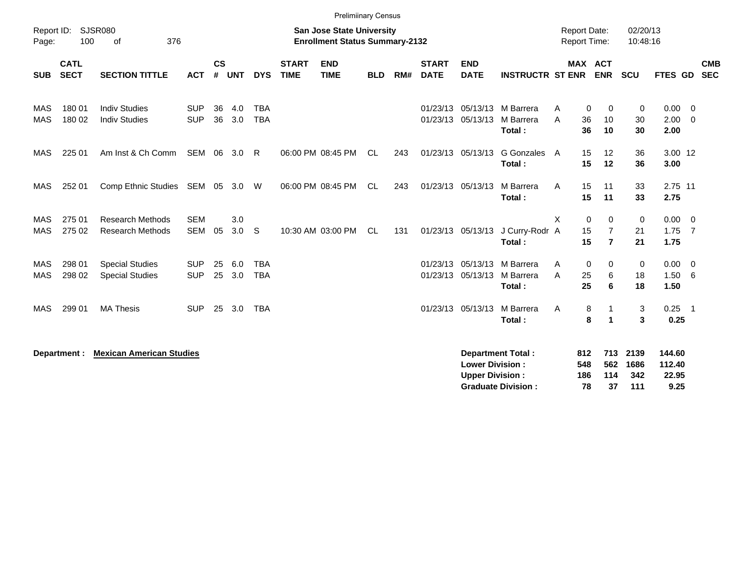Preliminary Census

Report ID: SJSR080
Page: 100 of 376

**San Jose State University**
**Enrollment Status Summary-2132**

Report Date: 02/20/13
Report Time: 10:48:16

| SUB | CATL SECT | SECTION TITTLE | ACT | CS # | UNT | DYS | START TIME | END TIME | BLD | RM# | START DATE | END DATE | INSTRUCTR | ST | MAX ENR | ACT ENR | SCU | FTES | GD | CMB SEC |
|---|---|---|---|---|---|---|---|---|---|---|---|---|---|---|---|---|---|---|---|---|
| MAS | 180 01 | Indiv Studies | SUP | 36 | 4.0 | TBA | | | | | 01/23/13 | 05/13/13 | M Barrera | A | 0 | 0 | 0 | 0.00 | 0 | |
| MAS | 180 02 | Indiv Studies | SUP | 36 | 3.0 | TBA | | | | | 01/23/13 | 05/13/13 | M Barrera | A | 36 | 10 | 30 | 2.00 | 0 | |
| | | | | | | | | | | | | | **Total :** | | **36** | **10** | **30** | **2.00** | | |
| MAS | 225 01 | Am Inst & Ch Comm | SEM | 06 | 3.0 | R | 06:00 PM | 08:45 PM | CL | 243 | 01/23/13 | 05/13/13 | G Gonzales | A | 15 | 12 | 36 | 3.00 | 12 | |
| | | | | | | | | | | | | | **Total :** | | **15** | **12** | **36** | **3.00** | | |
| MAS | 252 01 | Comp Ethnic Studies | SEM | 05 | 3.0 | W | 06:00 PM | 08:45 PM | CL | 243 | 01/23/13 | 05/13/13 | M Barrera | A | 15 | 11 | 33 | 2.75 | 11 | |
| | | | | | | | | | | | | | **Total :** | | **15** | **11** | **33** | **2.75** | | |
| MAS | 275 01 | Research Methods | SEM | | 3.0 | | | | | | | | | X | 0 | 0 | 0 | 0.00 | 0 | |
| MAS | 275 02 | Research Methods | SEM | 05 | 3.0 | S | 10:30 AM | 03:00 PM | CL | 131 | 01/23/13 | 05/13/13 | J Curry-Rodr | A | 15 | 7 | 21 | 1.75 | 7 | |
| | | | | | | | | | | | | | **Total :** | | **15** | **7** | **21** | **1.75** | | |
| MAS | 298 01 | Special Studies | SUP | 25 | 6.0 | TBA | | | | | 01/23/13 | 05/13/13 | M Barrera | A | 0 | 0 | 0 | 0.00 | 0 | |
| MAS | 298 02 | Special Studies | SUP | 25 | 3.0 | TBA | | | | | 01/23/13 | 05/13/13 | M Barrera | A | 25 | 6 | 18 | 1.50 | 6 | |
| | | | | | | | | | | | | | **Total :** | | **25** | **6** | **18** | **1.50** | | |
| MAS | 299 01 | MA Thesis | SUP | 25 | 3.0 | TBA | | | | | 01/23/13 | 05/13/13 | M Barrera | A | 8 | 1 | 3 | 0.25 | 1 | |
| | | | | | | | | | | | | | **Total :** | | **8** | **1** | **3** | **0.25** | | |

**Department : Mexican American Studies**

| | MAX ENR | ACT ENR | SCU | FTES |
|---|---|---|---|---|
| **Department Total :** | **812** | **713** | **2139** | **144.60** |
| **Lower Division :** | **548** | **562** | **1686** | **112.40** |
| **Upper Division :** | **186** | **114** | **342** | **22.95** |
| **Graduate Division :** | **78** | **37** | **111** | **9.25** |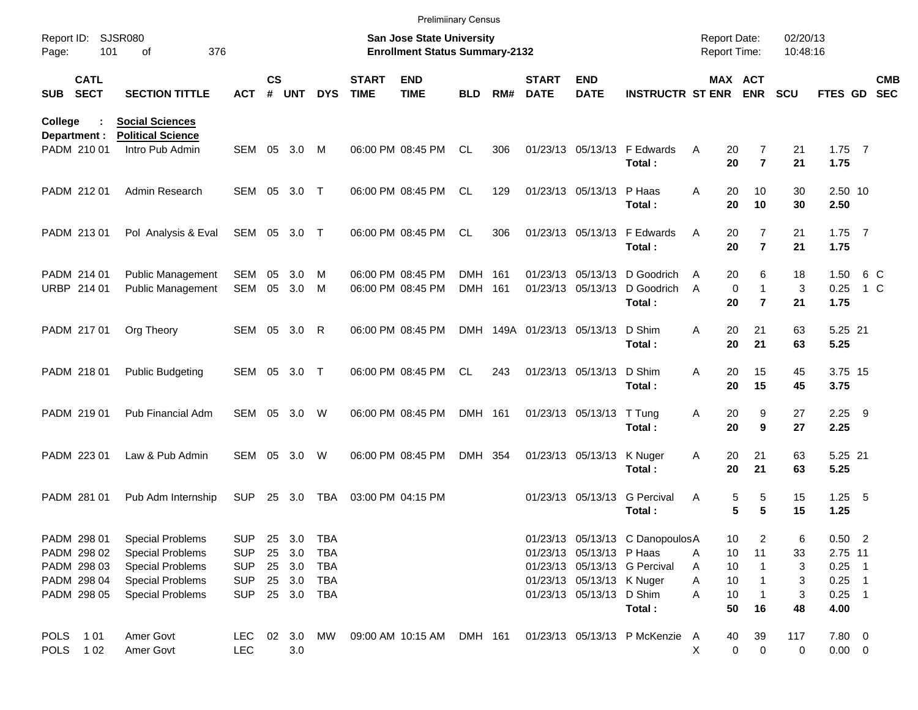Prelimiinary Census

Report ID: SJSR080

**San Jose State University**
**Enrollment Status Summary-2132**

Report Date: 02/20/13
Report Time: 10:48:16

| SUB | CATL SECT | SECTION TITTLE | ACT | CS # | UNT | DYS | START TIME | END TIME | BLD | RM# | START DATE | END DATE | INSTRUCTR | ST | MAX ENR | ACT ENR | SCU | FTES | GD | CMB SEC |
|---|---|---|---|---|---|---|---|---|---|---|---|---|---|---|---|---|---|---|---|---|
| **College :** | | **Social Sciences** | | | | | | | | | | | | | | | | | | |
| **Department :** | | **Political Science** | | | | | | | | | | | | | | | | | | |
| PADM | 210 01 | Intro Pub Admin | SEM | 05 | 3.0 | M | 06:00 PM | 08:45 PM | CL | 306 | 01/23/13 | 05/13/13 | F Edwards | A | 20 | 7 | 21 | 1.75 | 7 | |
| | | | | | | | | | | | | | **Total :** | | **20** | **7** | **21** | **1.75** | | |
| PADM | 212 01 | Admin Research | SEM | 05 | 3.0 | T | 06:00 PM | 08:45 PM | CL | 129 | 01/23/13 | 05/13/13 | P Haas | A | 20 | 10 | 30 | 2.50 | 10 | |
| | | | | | | | | | | | | | **Total :** | | **20** | **10** | **30** | **2.50** | | |
| PADM | 213 01 | Pol Analysis & Eval | SEM | 05 | 3.0 | T | 06:00 PM | 08:45 PM | CL | 306 | 01/23/13 | 05/13/13 | F Edwards | A | 20 | 7 | 21 | 1.75 | 7 | |
| | | | | | | | | | | | | | **Total :** | | **20** | **7** | **21** | **1.75** | | |
| PADM | 214 01 | Public Management | SEM | 05 | 3.0 | M | 06:00 PM | 08:45 PM | DMH | 161 | 01/23/13 | 05/13/13 | D Goodrich | A | 20 | 6 | 18 | 1.50 | 6 | C |
| URBP | 214 01 | Public Management | SEM | 05 | 3.0 | M | 06:00 PM | 08:45 PM | DMH | 161 | 01/23/13 | 05/13/13 | D Goodrich | A | 0 | 1 | 3 | 0.25 | 1 | C |
| | | | | | | | | | | | | | **Total :** | | **20** | **7** | **21** | **1.75** | | |
| PADM | 217 01 | Org Theory | SEM | 05 | 3.0 | R | 06:00 PM | 08:45 PM | DMH | 149A | 01/23/13 | 05/13/13 | D Shim | A | 20 | 21 | 63 | 5.25 | 21 | |
| | | | | | | | | | | | | | **Total :** | | **20** | **21** | **63** | **5.25** | | |
| PADM | 218 01 | Public Budgeting | SEM | 05 | 3.0 | T | 06:00 PM | 08:45 PM | CL | 243 | 01/23/13 | 05/13/13 | D Shim | A | 20 | 15 | 45 | 3.75 | 15 | |
| | | | | | | | | | | | | | **Total :** | | **20** | **15** | **45** | **3.75** | | |
| PADM | 219 01 | Pub Financial Adm | SEM | 05 | 3.0 | W | 06:00 PM | 08:45 PM | DMH | 161 | 01/23/13 | 05/13/13 | T Tung | A | 20 | 9 | 27 | 2.25 | 9 | |
| | | | | | | | | | | | | | **Total :** | | **20** | **9** | **27** | **2.25** | | |
| PADM | 223 01 | Law & Pub Admin | SEM | 05 | 3.0 | W | 06:00 PM | 08:45 PM | DMH | 354 | 01/23/13 | 05/13/13 | K Nuger | A | 20 | 21 | 63 | 5.25 | 21 | |
| | | | | | | | | | | | | | **Total :** | | **20** | **21** | **63** | **5.25** | | |
| PADM | 281 01 | Pub Adm Internship | SUP | 25 | 3.0 | TBA | 03:00 PM | 04:15 PM | | | 01/23/13 | 05/13/13 | G Percival | A | 5 | 5 | 15 | 1.25 | 5 | |
| | | | | | | | | | | | | | **Total :** | | **5** | **5** | **15** | **1.25** | | |
| PADM | 298 01 | Special Problems | SUP | 25 | 3.0 | TBA | | | | | 01/23/13 | 05/13/13 | C Danopoulos | A | 10 | 2 | 6 | 0.50 | 2 | |
| PADM | 298 02 | Special Problems | SUP | 25 | 3.0 | TBA | | | | | 01/23/13 | 05/13/13 | P Haas | A | 10 | 11 | 33 | 2.75 | 11 | |
| PADM | 298 03 | Special Problems | SUP | 25 | 3.0 | TBA | | | | | 01/23/13 | 05/13/13 | G Percival | A | 10 | 1 | 3 | 0.25 | 1 | |
| PADM | 298 04 | Special Problems | SUP | 25 | 3.0 | TBA | | | | | 01/23/13 | 05/13/13 | K Nuger | A | 10 | 1 | 3 | 0.25 | 1 | |
| PADM | 298 05 | Special Problems | SUP | 25 | 3.0 | TBA | | | | | 01/23/13 | 05/13/13 | D Shim | A | 10 | 1 | 3 | 0.25 | 1 | |
| | | | | | | | | | | | | | **Total :** | | **50** | **16** | **48** | **4.00** | | |
| POLS | 1 01 | Amer Govt | LEC | 02 | 3.0 | MW | 09:00 AM | 10:15 AM | DMH | 161 | 01/23/13 | 05/13/13 | P McKenzie | A | 40 | 39 | 117 | 7.80 | 0 | |
| POLS | 1 02 | Amer Govt | LEC | | 3.0 | | | | | | | | | X | 0 | 0 | 0 | 0.00 | 0 | |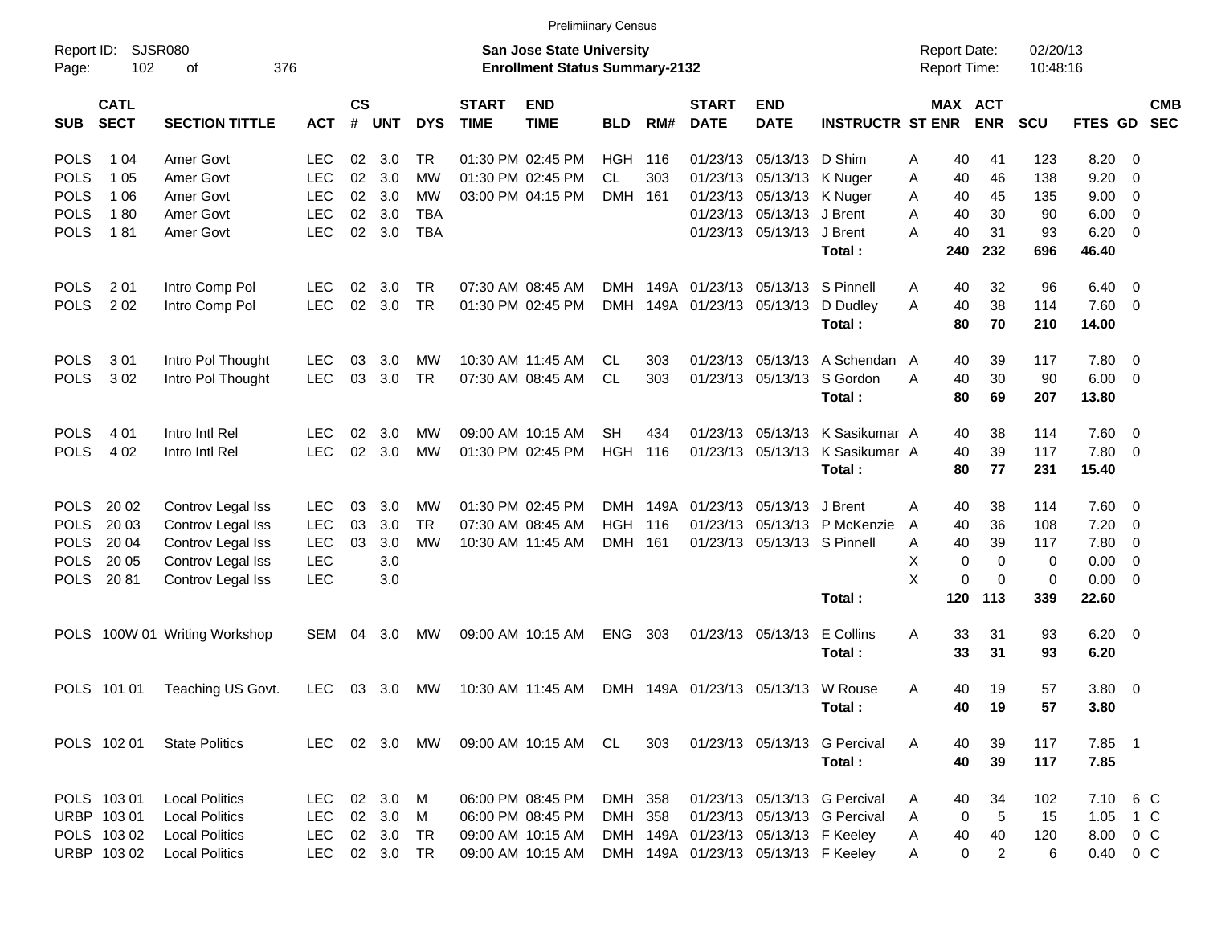Preliminary Census

Report ID: SJSR080
Page: 102 of 376

**San Jose State University**
**Enrollment Status Summary-2132**

Report Date: 02/20/13
Report Time: 10:48:16

| SUB | CATL SECT | SECTION TITTLE | ACT | CS # | UNT | DYS | START TIME | END TIME | BLD | RM# | START DATE | END DATE | INSTRUCTR | ST | MAX ENR | ACT ENR | SCU | FTES | GD | CMB SEC |
|---|---|---|---|---|---|---|---|---|---|---|---|---|---|---|---|---|---|---|---|---|
| POLS | 1 04 | Amer Govt | LEC | 02 | 3.0 | TR | 01:30 PM | 02:45 PM | HGH | 116 | 01/23/13 | 05/13/13 | D Shim | A | 40 | 41 | 123 | 8.20 | 0 | |
| POLS | 1 05 | Amer Govt | LEC | 02 | 3.0 | MW | 01:30 PM | 02:45 PM | CL | 303 | 01/23/13 | 05/13/13 | K Nuger | A | 40 | 46 | 138 | 9.20 | 0 | |
| POLS | 1 06 | Amer Govt | LEC | 02 | 3.0 | MW | 03:00 PM | 04:15 PM | DMH | 161 | 01/23/13 | 05/13/13 | K Nuger | A | 40 | 45 | 135 | 9.00 | 0 | |
| POLS | 1 80 | Amer Govt | LEC | 02 | 3.0 | TBA | | | | | 01/23/13 | 05/13/13 | J Brent | A | 40 | 30 | 90 | 6.00 | 0 | |
| POLS | 1 81 | Amer Govt | LEC | 02 | 3.0 | TBA | | | | | 01/23/13 | 05/13/13 | J Brent | A | 40 | 31 | 93 | 6.20 | 0 | |
| | | | | | | | | | | | | | **Total :** | | **240** | **232** | **696** | **46.40** | | |
| POLS | 2 01 | Intro Comp Pol | LEC | 02 | 3.0 | TR | 07:30 AM | 08:45 AM | DMH | 149A | 01/23/13 | 05/13/13 | S Pinnell | A | 40 | 32 | 96 | 6.40 | 0 | |
| POLS | 2 02 | Intro Comp Pol | LEC | 02 | 3.0 | TR | 01:30 PM | 02:45 PM | DMH | 149A | 01/23/13 | 05/13/13 | D Dudley | A | 40 | 38 | 114 | 7.60 | 0 | |
| | | | | | | | | | | | | | **Total :** | | **80** | **70** | **210** | **14.00** | | |
| POLS | 3 01 | Intro Pol Thought | LEC | 03 | 3.0 | MW | 10:30 AM | 11:45 AM | CL | 303 | 01/23/13 | 05/13/13 | A Schendan | A | 40 | 39 | 117 | 7.80 | 0 | |
| POLS | 3 02 | Intro Pol Thought | LEC | 03 | 3.0 | TR | 07:30 AM | 08:45 AM | CL | 303 | 01/23/13 | 05/13/13 | S Gordon | A | 40 | 30 | 90 | 6.00 | 0 | |
| | | | | | | | | | | | | | **Total :** | | **80** | **69** | **207** | **13.80** | | |
| POLS | 4 01 | Intro Intl Rel | LEC | 02 | 3.0 | MW | 09:00 AM | 10:15 AM | SH | 434 | 01/23/13 | 05/13/13 | K Sasikumar | A | 40 | 38 | 114 | 7.60 | 0 | |
| POLS | 4 02 | Intro Intl Rel | LEC | 02 | 3.0 | MW | 01:30 PM | 02:45 PM | HGH | 116 | 01/23/13 | 05/13/13 | K Sasikumar | A | 40 | 39 | 117 | 7.80 | 0 | |
| | | | | | | | | | | | | | **Total :** | | **80** | **77** | **231** | **15.40** | | |
| POLS | 20 02 | Controv Legal Iss | LEC | 03 | 3.0 | MW | 01:30 PM | 02:45 PM | DMH | 149A | 01/23/13 | 05/13/13 | J Brent | A | 40 | 38 | 114 | 7.60 | 0 | |
| POLS | 20 03 | Controv Legal Iss | LEC | 03 | 3.0 | TR | 07:30 AM | 08:45 AM | HGH | 116 | 01/23/13 | 05/13/13 | P McKenzie | A | 40 | 36 | 108 | 7.20 | 0 | |
| POLS | 20 04 | Controv Legal Iss | LEC | 03 | 3.0 | MW | 10:30 AM | 11:45 AM | DMH | 161 | 01/23/13 | 05/13/13 | S Pinnell | A | 40 | 39 | 117 | 7.80 | 0 | |
| POLS | 20 05 | Controv Legal Iss | LEC | | 3.0 | | | | | | | | | X | 0 | 0 | 0 | 0.00 | 0 | |
| POLS | 20 81 | Controv Legal Iss | LEC | | 3.0 | | | | | | | | | X | 0 | 0 | 0 | 0.00 | 0 | |
| | | | | | | | | | | | | | **Total :** | | **120** | **113** | **339** | **22.60** | | |
| POLS | 100W 01 | Writing Workshop | SEM | 04 | 3.0 | MW | 09:00 AM | 10:15 AM | ENG | 303 | 01/23/13 | 05/13/13 | E Collins | A | 33 | 31 | 93 | 6.20 | 0 | |
| | | | | | | | | | | | | | **Total :** | | **33** | **31** | **93** | **6.20** | | |
| POLS | 101 01 | Teaching US Govt. | LEC | 03 | 3.0 | MW | 10:30 AM | 11:45 AM | DMH | 149A | 01/23/13 | 05/13/13 | W Rouse | A | 40 | 19 | 57 | 3.80 | 0 | |
| | | | | | | | | | | | | | **Total :** | | **40** | **19** | **57** | **3.80** | | |
| POLS | 102 01 | State Politics | LEC | 02 | 3.0 | MW | 09:00 AM | 10:15 AM | CL | 303 | 01/23/13 | 05/13/13 | G Percival | A | 40 | 39 | 117 | 7.85 | 1 | |
| | | | | | | | | | | | | | **Total :** | | **40** | **39** | **117** | **7.85** | | |
| POLS | 103 01 | Local Politics | LEC | 02 | 3.0 | M | 06:00 PM | 08:45 PM | DMH | 358 | 01/23/13 | 05/13/13 | G Percival | A | 40 | 34 | 102 | 7.10 | 6 | C |
| URBP | 103 01 | Local Politics | LEC | 02 | 3.0 | M | 06:00 PM | 08:45 PM | DMH | 358 | 01/23/13 | 05/13/13 | G Percival | A | 0 | 5 | 15 | 1.05 | 1 | C |
| POLS | 103 02 | Local Politics | LEC | 02 | 3.0 | TR | 09:00 AM | 10:15 AM | DMH | 149A | 01/23/13 | 05/13/13 | F Keeley | A | 40 | 40 | 120 | 8.00 | 0 | C |
| URBP | 103 02 | Local Politics | LEC | 02 | 3.0 | TR | 09:00 AM | 10:15 AM | DMH | 149A | 01/23/13 | 05/13/13 | F Keeley | A | 0 | 2 | 6 | 0.40 | 0 | C |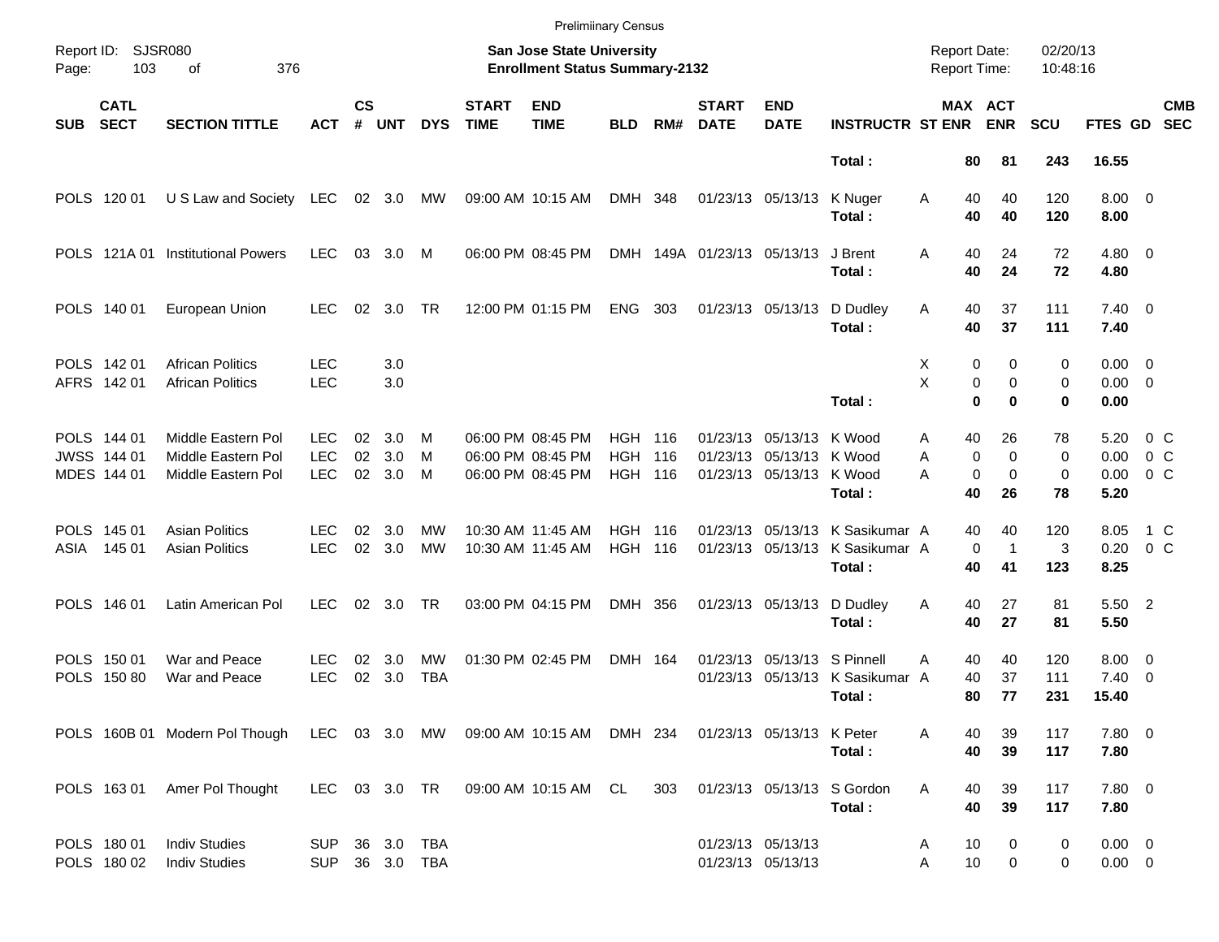Preliminary Census

Report ID: SJSR080 | Page: 103 of 376

**San Jose State University**
**Enrollment Status Summary-2132**

Report Date: 02/20/13
Report Time: 10:48:16

| SUB | CATL SECT | SECTION TITTLE | ACT | CS # | UNT | DYS | START TIME | END TIME | BLD | RM# | START DATE | END DATE | INSTRUCTR | ST | MAX ENR | ACT ENR | SCU | FTES | GD | CMB SEC |
|---|---|---|---|---|---|---|---|---|---|---|---|---|---|---|---|---|---|---|---|---|
| | | | | | | | | | | | | | Total : | | 80 | 81 | 243 | 16.55 | | |
| POLS | 120 01 | U S Law and Society | LEC | 02 | 3.0 | MW | 09:00 AM | 10:15 AM | DMH | 348 | 01/23/13 | 05/13/13 | K Nuger | A | 40 | 40 | 120 | 8.00 | 0 | |
| | | | | | | | | | | | | | Total : | | 40 | 40 | 120 | 8.00 | | |
| POLS | 121A 01 | Institutional Powers | LEC | 03 | 3.0 | M | 06:00 PM | 08:45 PM | DMH | 149A | 01/23/13 | 05/13/13 | J Brent | A | 40 | 24 | 72 | 4.80 | 0 | |
| | | | | | | | | | | | | | Total : | | 40 | 24 | 72 | 4.80 | | |
| POLS | 140 01 | European Union | LEC | 02 | 3.0 | TR | 12:00 PM | 01:15 PM | ENG | 303 | 01/23/13 | 05/13/13 | D Dudley | A | 40 | 37 | 111 | 7.40 | 0 | |
| | | | | | | | | | | | | | Total : | | 40 | 37 | 111 | 7.40 | | |
| POLS | 142 01 | African Politics | LEC | | 3.0 | | | | | | | | | X | 0 | 0 | 0 | 0.00 | 0 | |
| AFRS | 142 01 | African Politics | LEC | | 3.0 | | | | | | | | | X | 0 | 0 | 0 | 0.00 | 0 | |
| | | | | | | | | | | | | | Total : | | 0 | 0 | 0 | 0.00 | | |
| POLS | 144 01 | Middle Eastern Pol | LEC | 02 | 3.0 | M | 06:00 PM | 08:45 PM | HGH | 116 | 01/23/13 | 05/13/13 | K Wood | A | 40 | 26 | 78 | 5.20 | 0 | C |
| JWSS | 144 01 | Middle Eastern Pol | LEC | 02 | 3.0 | M | 06:00 PM | 08:45 PM | HGH | 116 | 01/23/13 | 05/13/13 | K Wood | A | 0 | 0 | 0 | 0.00 | 0 | C |
| MDES | 144 01 | Middle Eastern Pol | LEC | 02 | 3.0 | M | 06:00 PM | 08:45 PM | HGH | 116 | 01/23/13 | 05/13/13 | K Wood | A | 0 | 0 | 0 | 0.00 | 0 | C |
| | | | | | | | | | | | | | Total : | | 40 | 26 | 78 | 5.20 | | |
| POLS | 145 01 | Asian Politics | LEC | 02 | 3.0 | MW | 10:30 AM | 11:45 AM | HGH | 116 | 01/23/13 | 05/13/13 | K Sasikumar | A | 40 | 40 | 120 | 8.05 | 1 | C |
| ASIA | 145 01 | Asian Politics | LEC | 02 | 3.0 | MW | 10:30 AM | 11:45 AM | HGH | 116 | 01/23/13 | 05/13/13 | K Sasikumar | A | 0 | 1 | 3 | 0.20 | 0 | C |
| | | | | | | | | | | | | | Total : | | 40 | 41 | 123 | 8.25 | | |
| POLS | 146 01 | Latin American Pol | LEC | 02 | 3.0 | TR | 03:00 PM | 04:15 PM | DMH | 356 | 01/23/13 | 05/13/13 | D Dudley | A | 40 | 27 | 81 | 5.50 | 2 | |
| | | | | | | | | | | | | | Total : | | 40 | 27 | 81 | 5.50 | | |
| POLS | 150 01 | War and Peace | LEC | 02 | 3.0 | MW | 01:30 PM | 02:45 PM | DMH | 164 | 01/23/13 | 05/13/13 | S Pinnell | A | 40 | 40 | 120 | 8.00 | 0 | |
| POLS | 150 80 | War and Peace | LEC | 02 | 3.0 | TBA | | | | | 01/23/13 | 05/13/13 | K Sasikumar | A | 40 | 37 | 111 | 7.40 | 0 | |
| | | | | | | | | | | | | | Total : | | 80 | 77 | 231 | 15.40 | | |
| POLS | 160B 01 | Modern Pol Though | LEC | 03 | 3.0 | MW | 09:00 AM | 10:15 AM | DMH | 234 | 01/23/13 | 05/13/13 | K Peter | A | 40 | 39 | 117 | 7.80 | 0 | |
| | | | | | | | | | | | | | Total : | | 40 | 39 | 117 | 7.80 | | |
| POLS | 163 01 | Amer Pol Thought | LEC | 03 | 3.0 | TR | 09:00 AM | 10:15 AM | CL | 303 | 01/23/13 | 05/13/13 | S Gordon | A | 40 | 39 | 117 | 7.80 | 0 | |
| | | | | | | | | | | | | | Total : | | 40 | 39 | 117 | 7.80 | | |
| POLS | 180 01 | Indiv Studies | SUP | 36 | 3.0 | TBA | | | | | 01/23/13 | 05/13/13 | | A | 10 | 0 | 0 | 0.00 | 0 | |
| POLS | 180 02 | Indiv Studies | SUP | 36 | 3.0 | TBA | | | | | 01/23/13 | 05/13/13 | | A | 10 | 0 | 0 | 0.00 | 0 | |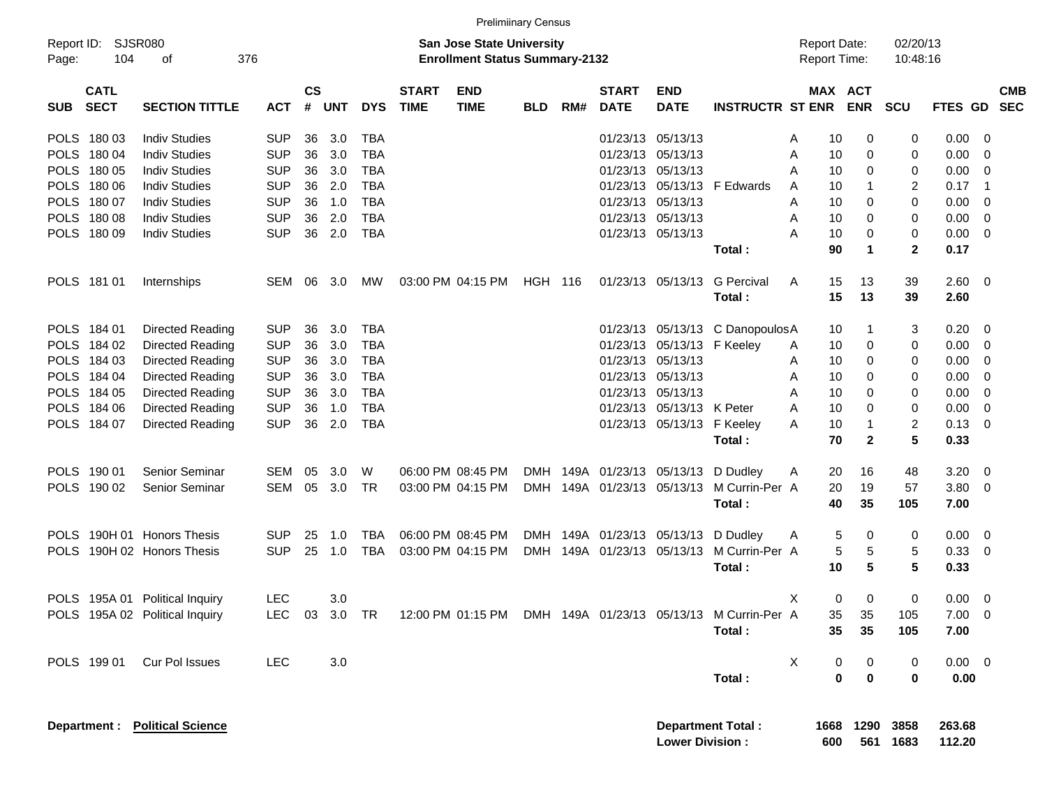Preliminary Census

Report ID: SJSR080
Page: 104 of 376

**San Jose State University**
**Enrollment Status Summary-2132**

Report Date: 02/20/13
Report Time: 10:48:16

| SUB | CATL SECT | SECTION TITTLE | ACT | CS # | UNT | DYS | START TIME | END TIME | BLD | RM# | START DATE | END DATE | INSTRUCTR | ST | MAX ENR | ACT ENR | SCU | FTES | GD | CMB SEC |
|---|---|---|---|---|---|---|---|---|---|---|---|---|---|---|---|---|---|---|---|---|
| POLS | 180 03 | Indiv Studies | SUP | 36 | 3.0 | TBA | | | | | 01/23/13 | 05/13/13 | | A | 10 | 0 | 0 | 0.00 | 0 | |
| POLS | 180 04 | Indiv Studies | SUP | 36 | 3.0 | TBA | | | | | 01/23/13 | 05/13/13 | | A | 10 | 0 | 0 | 0.00 | 0 | |
| POLS | 180 05 | Indiv Studies | SUP | 36 | 3.0 | TBA | | | | | 01/23/13 | 05/13/13 | | A | 10 | 0 | 0 | 0.00 | 0 | |
| POLS | 180 06 | Indiv Studies | SUP | 36 | 2.0 | TBA | | | | | 01/23/13 | 05/13/13 | F Edwards | A | 10 | 1 | 2 | 0.17 | 1 | |
| POLS | 180 07 | Indiv Studies | SUP | 36 | 1.0 | TBA | | | | | 01/23/13 | 05/13/13 | | A | 10 | 0 | 0 | 0.00 | 0 | |
| POLS | 180 08 | Indiv Studies | SUP | 36 | 2.0 | TBA | | | | | 01/23/13 | 05/13/13 | | A | 10 | 0 | 0 | 0.00 | 0 | |
| POLS | 180 09 | Indiv Studies | SUP | 36 | 2.0 | TBA | | | | | 01/23/13 | 05/13/13 | | A | 10 | 0 | 0 | 0.00 | 0 | |
| | | | | | | | | | | | | | **Total :** | | **90** | **1** | **2** | **0.17** | | |
| POLS | 181 01 | Internships | SEM | 06 | 3.0 | MW | 03:00 PM | 04:15 PM | HGH | 116 | 01/23/13 | 05/13/13 | G Percival | A | 15 | 13 | 39 | 2.60 | 0 | |
| | | | | | | | | | | | | | **Total :** | | **15** | **13** | **39** | **2.60** | | |
| POLS | 184 01 | Directed Reading | SUP | 36 | 3.0 | TBA | | | | | 01/23/13 | 05/13/13 | C Danopoulos | A | 10 | 1 | 3 | 0.20 | 0 | |
| POLS | 184 02 | Directed Reading | SUP | 36 | 3.0 | TBA | | | | | 01/23/13 | 05/13/13 | F Keeley | A | 10 | 0 | 0 | 0.00 | 0 | |
| POLS | 184 03 | Directed Reading | SUP | 36 | 3.0 | TBA | | | | | 01/23/13 | 05/13/13 | | A | 10 | 0 | 0 | 0.00 | 0 | |
| POLS | 184 04 | Directed Reading | SUP | 36 | 3.0 | TBA | | | | | 01/23/13 | 05/13/13 | | A | 10 | 0 | 0 | 0.00 | 0 | |
| POLS | 184 05 | Directed Reading | SUP | 36 | 3.0 | TBA | | | | | 01/23/13 | 05/13/13 | | A | 10 | 0 | 0 | 0.00 | 0 | |
| POLS | 184 06 | Directed Reading | SUP | 36 | 1.0 | TBA | | | | | 01/23/13 | 05/13/13 | K Peter | A | 10 | 0 | 0 | 0.00 | 0 | |
| POLS | 184 07 | Directed Reading | SUP | 36 | 2.0 | TBA | | | | | 01/23/13 | 05/13/13 | F Keeley | A | 10 | 1 | 2 | 0.13 | 0 | |
| | | | | | | | | | | | | | **Total :** | | **70** | **2** | **5** | **0.33** | | |
| POLS | 190 01 | Senior Seminar | SEM | 05 | 3.0 | W | 06:00 PM | 08:45 PM | DMH | 149A | 01/23/13 | 05/13/13 | D Dudley | A | 20 | 16 | 48 | 3.20 | 0 | |
| POLS | 190 02 | Senior Seminar | SEM | 05 | 3.0 | TR | 03:00 PM | 04:15 PM | DMH | 149A | 01/23/13 | 05/13/13 | M Currin-Per | A | 20 | 19 | 57 | 3.80 | 0 | |
| | | | | | | | | | | | | | **Total :** | | **40** | **35** | **105** | **7.00** | | |
| POLS | 190H 01 | Honors Thesis | SUP | 25 | 1.0 | TBA | 06:00 PM | 08:45 PM | DMH | 149A | 01/23/13 | 05/13/13 | D Dudley | A | 5 | 0 | 0 | 0.00 | 0 | |
| POLS | 190H 02 | Honors Thesis | SUP | 25 | 1.0 | TBA | 03:00 PM | 04:15 PM | DMH | 149A | 01/23/13 | 05/13/13 | M Currin-Per | A | 5 | 5 | 5 | 0.33 | 0 | |
| | | | | | | | | | | | | | **Total :** | | **10** | **5** | **5** | **0.33** | | |
| POLS | 195A 01 | Political Inquiry | LEC | | 3.0 | | | | | | | | | X | 0 | 0 | 0 | 0.00 | 0 | |
| POLS | 195A 02 | Political Inquiry | LEC | 03 | 3.0 | TR | 12:00 PM | 01:15 PM | DMH | 149A | 01/23/13 | 05/13/13 | M Currin-Per | A | 35 | 35 | 105 | 7.00 | 0 | |
| | | | | | | | | | | | | | **Total :** | | **35** | **35** | **105** | **7.00** | | |
| POLS | 199 01 | Cur Pol Issues | LEC | | 3.0 | | | | | | | | | X | 0 | 0 | 0 | 0.00 | 0 | |
| | | | | | | | | | | | | | **Total :** | | **0** | **0** | **0** | **0.00** | | |

**Department : Political Science**

| | MAX ENR | ACT ENR | SCU | FTES |
|---|---|---|---|---|
| **Department Total :** | **1668** | **1290** | **3858** | **263.68** |
| **Lower Division :** | **600** | **561** | **1683** | **112.20** |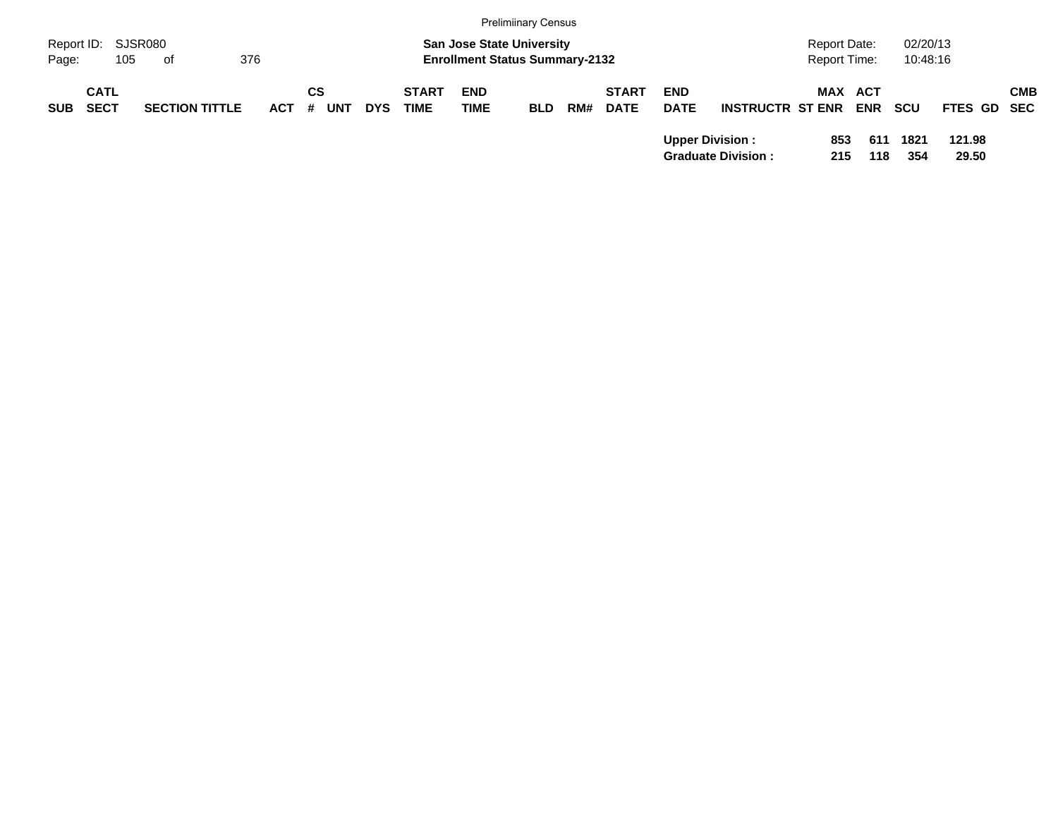| SUB | CATL SECT | SECTION TITTLE | ACT | CS # | UNT | DYS | START TIME | END TIME | BLD | RM# | START DATE | END DATE | INSTRUCTR | ST | MAX ENR | ACT ENR | SCU | FTES | GD | CMB SEC |
|---|---|---|---|---|---|---|---|---|---|---|---|---|---|---|---|---|---|---|---|---|
| | | | | | | | | | | | | **Upper Division :** | | | **853** | **611** | **1821** | **121.98** | | |
| | | | | | | | | | | | | **Graduate Division :** | | | **215** | **118** | **354** | **29.50** | | |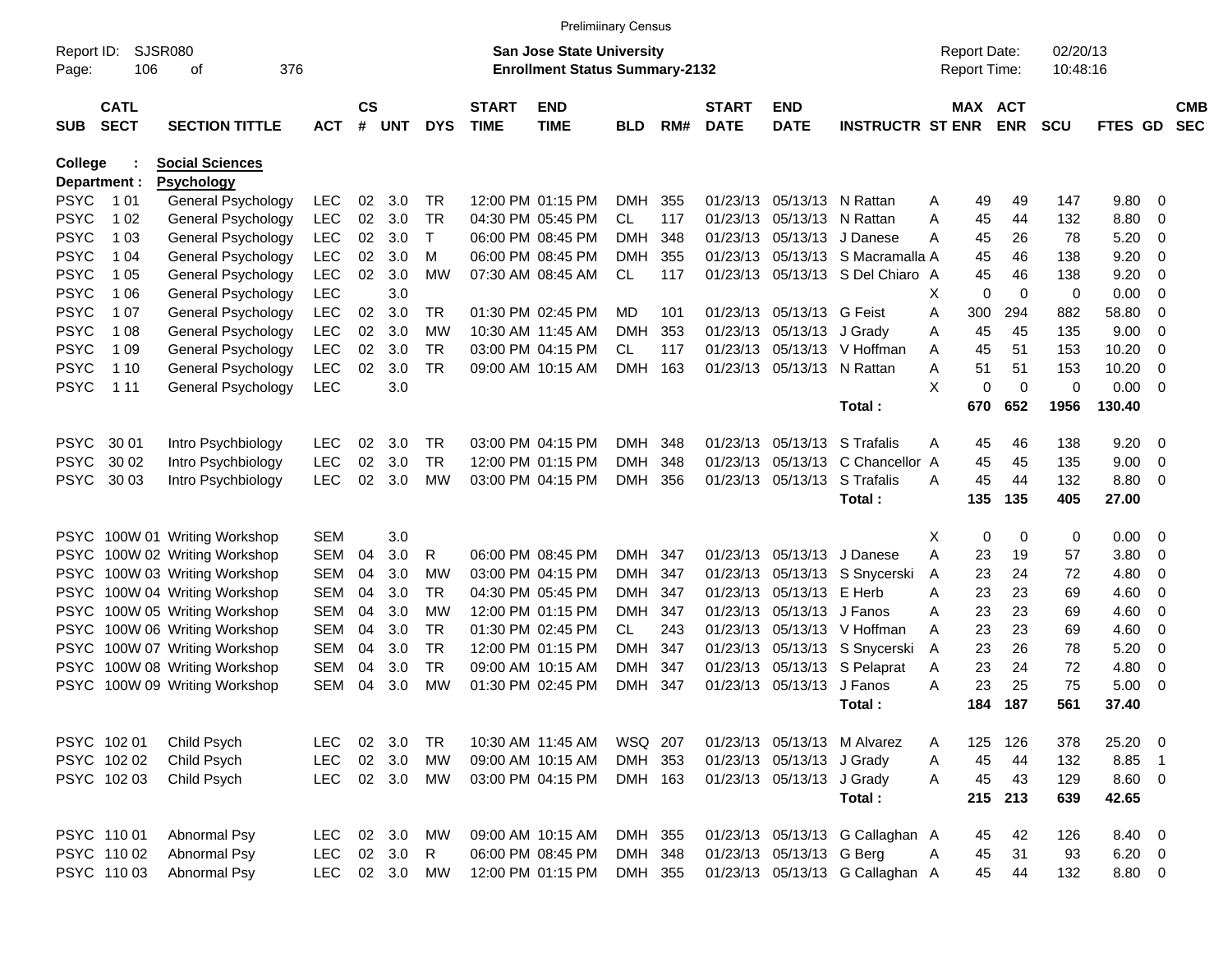Preliminary Census

Report ID: SJSR080
Page: 106 of 376

**San Jose State University**
**Enrollment Status Summary-2132**

Report Date: 02/20/13
Report Time: 10:48:16

| SUB | CATL SECT | SECTION TITTLE | ACT | CS # | UNT | DYS | START TIME | END TIME | BLD | RM# | START DATE | END DATE | INSTRUCTR | ST | MAX ENR | ACT ENR | SCU | FTES | GD | CMB SEC |
|---|---|---|---|---|---|---|---|---|---|---|---|---|---|---|---|---|---|---|---|---|
| **College :** | | **Social Sciences** | | | | | | | | | | | | | | | | | | |
| **Department :** | | **Psychology** | | | | | | | | | | | | | | | | | | |
| PSYC | 1 01 | General Psychology | LEC | 02 | 3.0 | TR | 12:00 PM | 01:15 PM | DMH | 355 | 01/23/13 | 05/13/13 | N Rattan | A | 49 | 49 | 147 | 9.80 | 0 | |
| PSYC | 1 02 | General Psychology | LEC | 02 | 3.0 | TR | 04:30 PM | 05:45 PM | CL | 117 | 01/23/13 | 05/13/13 | N Rattan | A | 45 | 44 | 132 | 8.80 | 0 | |
| PSYC | 1 03 | General Psychology | LEC | 02 | 3.0 | T | 06:00 PM | 08:45 PM | DMH | 348 | 01/23/13 | 05/13/13 | J Danese | A | 45 | 26 | 78 | 5.20 | 0 | |
| PSYC | 1 04 | General Psychology | LEC | 02 | 3.0 | M | 06:00 PM | 08:45 PM | DMH | 355 | 01/23/13 | 05/13/13 | S Macramalla | A | 45 | 46 | 138 | 9.20 | 0 | |
| PSYC | 1 05 | General Psychology | LEC | 02 | 3.0 | MW | 07:30 AM | 08:45 AM | CL | 117 | 01/23/13 | 05/13/13 | S Del Chiaro | A | 45 | 46 | 138 | 9.20 | 0 | |
| PSYC | 1 06 | General Psychology | LEC | | 3.0 | | | | | | | | | X | 0 | 0 | 0 | 0.00 | 0 | |
| PSYC | 1 07 | General Psychology | LEC | 02 | 3.0 | TR | 01:30 PM | 02:45 PM | MD | 101 | 01/23/13 | 05/13/13 | G Feist | A | 300 | 294 | 882 | 58.80 | 0 | |
| PSYC | 1 08 | General Psychology | LEC | 02 | 3.0 | MW | 10:30 AM | 11:45 AM | DMH | 353 | 01/23/13 | 05/13/13 | J Grady | A | 45 | 45 | 135 | 9.00 | 0 | |
| PSYC | 1 09 | General Psychology | LEC | 02 | 3.0 | TR | 03:00 PM | 04:15 PM | CL | 117 | 01/23/13 | 05/13/13 | V Hoffman | A | 45 | 51 | 153 | 10.20 | 0 | |
| PSYC | 1 10 | General Psychology | LEC | 02 | 3.0 | TR | 09:00 AM | 10:15 AM | DMH | 163 | 01/23/13 | 05/13/13 | N Rattan | A | 51 | 51 | 153 | 10.20 | 0 | |
| PSYC | 1 11 | General Psychology | LEC | | 3.0 | | | | | | | | | X | 0 | 0 | 0 | 0.00 | 0 | |
| | | | | | | | | | | | | | **Total :** | | **670** | **652** | **1956** | **130.40** | | |
| PSYC | 30 01 | Intro Psychbiology | LEC | 02 | 3.0 | TR | 03:00 PM | 04:15 PM | DMH | 348 | 01/23/13 | 05/13/13 | S Trafalis | A | 45 | 46 | 138 | 9.20 | 0 | |
| PSYC | 30 02 | Intro Psychbiology | LEC | 02 | 3.0 | TR | 12:00 PM | 01:15 PM | DMH | 348 | 01/23/13 | 05/13/13 | C Chancellor | A | 45 | 45 | 135 | 9.00 | 0 | |
| PSYC | 30 03 | Intro Psychbiology | LEC | 02 | 3.0 | MW | 03:00 PM | 04:15 PM | DMH | 356 | 01/23/13 | 05/13/13 | S Trafalis | A | 45 | 44 | 132 | 8.80 | 0 | |
| | | | | | | | | | | | | | **Total :** | | **135** | **135** | **405** | **27.00** | | |
| PSYC | 100W 01 | Writing Workshop | SEM | | 3.0 | | | | | | | | | X | 0 | 0 | 0 | 0.00 | 0 | |
| PSYC | 100W 02 | Writing Workshop | SEM | 04 | 3.0 | R | 06:00 PM | 08:45 PM | DMH | 347 | 01/23/13 | 05/13/13 | J Danese | A | 23 | 19 | 57 | 3.80 | 0 | |
| PSYC | 100W 03 | Writing Workshop | SEM | 04 | 3.0 | MW | 03:00 PM | 04:15 PM | DMH | 347 | 01/23/13 | 05/13/13 | S Snycerski | A | 23 | 24 | 72 | 4.80 | 0 | |
| PSYC | 100W 04 | Writing Workshop | SEM | 04 | 3.0 | TR | 04:30 PM | 05:45 PM | DMH | 347 | 01/23/13 | 05/13/13 | E Herb | A | 23 | 23 | 69 | 4.60 | 0 | |
| PSYC | 100W 05 | Writing Workshop | SEM | 04 | 3.0 | MW | 12:00 PM | 01:15 PM | DMH | 347 | 01/23/13 | 05/13/13 | J Fanos | A | 23 | 23 | 69 | 4.60 | 0 | |
| PSYC | 100W 06 | Writing Workshop | SEM | 04 | 3.0 | TR | 01:30 PM | 02:45 PM | CL | 243 | 01/23/13 | 05/13/13 | V Hoffman | A | 23 | 23 | 69 | 4.60 | 0 | |
| PSYC | 100W 07 | Writing Workshop | SEM | 04 | 3.0 | TR | 12:00 PM | 01:15 PM | DMH | 347 | 01/23/13 | 05/13/13 | S Snycerski | A | 23 | 26 | 78 | 5.20 | 0 | |
| PSYC | 100W 08 | Writing Workshop | SEM | 04 | 3.0 | TR | 09:00 AM | 10:15 AM | DMH | 347 | 01/23/13 | 05/13/13 | S Pelaprat | A | 23 | 24 | 72 | 4.80 | 0 | |
| PSYC | 100W 09 | Writing Workshop | SEM | 04 | 3.0 | MW | 01:30 PM | 02:45 PM | DMH | 347 | 01/23/13 | 05/13/13 | J Fanos | A | 23 | 25 | 75 | 5.00 | 0 | |
| | | | | | | | | | | | | | **Total :** | | **184** | **187** | **561** | **37.40** | | |
| PSYC | 102 01 | Child Psych | LEC | 02 | 3.0 | TR | 10:30 AM | 11:45 AM | WSQ | 207 | 01/23/13 | 05/13/13 | M Alvarez | A | 125 | 126 | 378 | 25.20 | 0 | |
| PSYC | 102 02 | Child Psych | LEC | 02 | 3.0 | MW | 09:00 AM | 10:15 AM | DMH | 353 | 01/23/13 | 05/13/13 | J Grady | A | 45 | 44 | 132 | 8.85 | 1 | |
| PSYC | 102 03 | Child Psych | LEC | 02 | 3.0 | MW | 03:00 PM | 04:15 PM | DMH | 163 | 01/23/13 | 05/13/13 | J Grady | A | 45 | 43 | 129 | 8.60 | 0 | |
| | | | | | | | | | | | | | **Total :** | | **215** | **213** | **639** | **42.65** | | |
| PSYC | 110 01 | Abnormal Psy | LEC | 02 | 3.0 | MW | 09:00 AM | 10:15 AM | DMH | 355 | 01/23/13 | 05/13/13 | G Callaghan | A | 45 | 42 | 126 | 8.40 | 0 | |
| PSYC | 110 02 | Abnormal Psy | LEC | 02 | 3.0 | R | 06:00 PM | 08:45 PM | DMH | 348 | 01/23/13 | 05/13/13 | G Berg | A | 45 | 31 | 93 | 6.20 | 0 | |
| PSYC | 110 03 | Abnormal Psy | LEC | 02 | 3.0 | MW | 12:00 PM | 01:15 PM | DMH | 355 | 01/23/13 | 05/13/13 | G Callaghan | A | 45 | 44 | 132 | 8.80 | 0 | |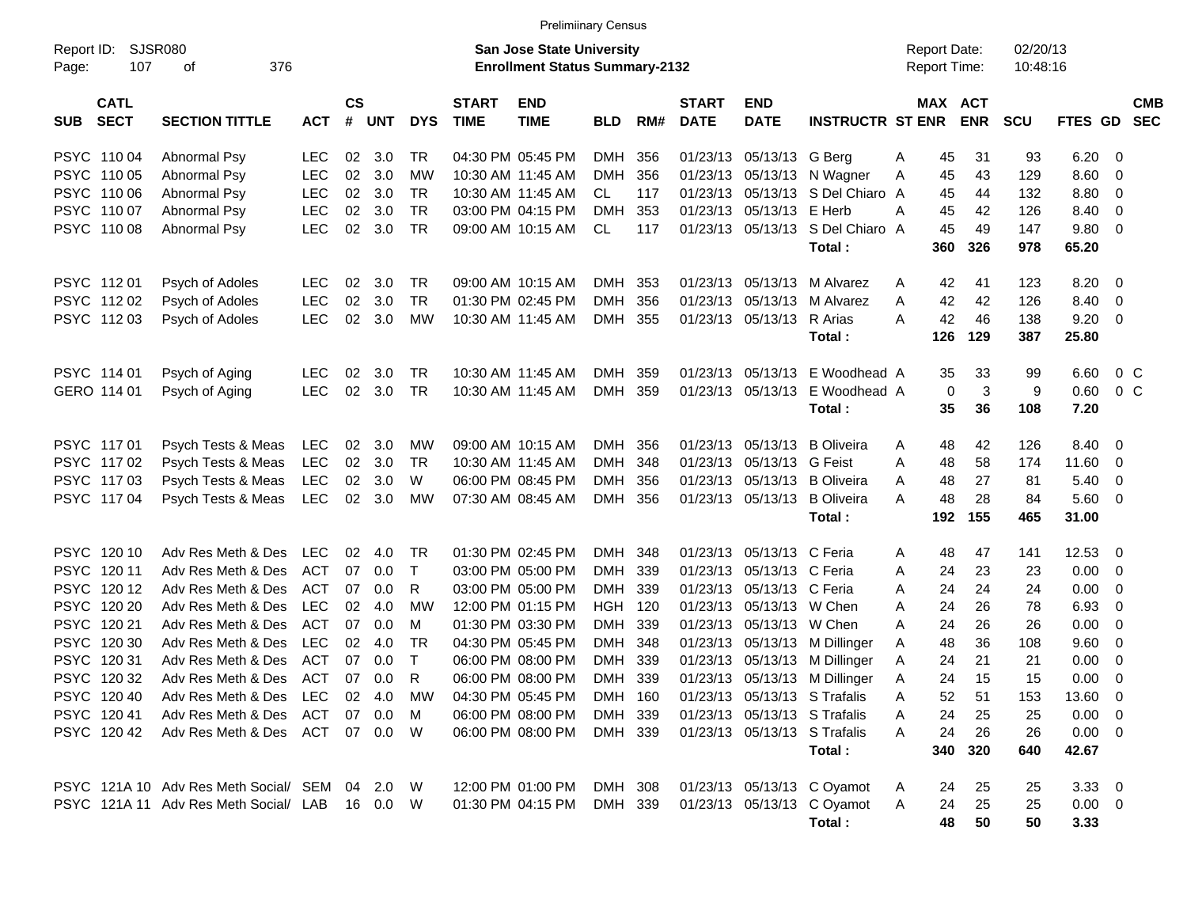Preliminary Census

Report ID: SJSR080
Page: 107 of 376

**San Jose State University**
**Enrollment Status Summary-2132**

Report Date: 02/20/13
Report Time: 10:48:16

| SUB | CATL SECT | SECTION TITTLE | ACT | CS # | UNT | DYS | START TIME | END TIME | BLD | RM# | START DATE | END DATE | INSTRUCTR | ST | MAX ENR | ACT ENR | SCU | FTES | GD | CMB SEC |
|---|---|---|---|---|---|---|---|---|---|---|---|---|---|---|---|---|---|---|---|---|
| PSYC | 110 04 | Abnormal Psy | LEC | 02 | 3.0 | TR | 04:30 PM | 05:45 PM | DMH | 356 | 01/23/13 | 05/13/13 | G Berg | A | 45 | 31 | 93 | 6.20 | 0 | |
| PSYC | 110 05 | Abnormal Psy | LEC | 02 | 3.0 | MW | 10:30 AM | 11:45 AM | DMH | 356 | 01/23/13 | 05/13/13 | N Wagner | A | 45 | 43 | 129 | 8.60 | 0 | |
| PSYC | 110 06 | Abnormal Psy | LEC | 02 | 3.0 | TR | 10:30 AM | 11:45 AM | CL | 117 | 01/23/13 | 05/13/13 | S Del Chiaro | A | 45 | 44 | 132 | 8.80 | 0 | |
| PSYC | 110 07 | Abnormal Psy | LEC | 02 | 3.0 | TR | 03:00 PM | 04:15 PM | DMH | 353 | 01/23/13 | 05/13/13 | E Herb | A | 45 | 42 | 126 | 8.40 | 0 | |
| PSYC | 110 08 | Abnormal Psy | LEC | 02 | 3.0 | TR | 09:00 AM | 10:15 AM | CL | 117 | 01/23/13 | 05/13/13 | S Del Chiaro | A | 45 | 49 | 147 | 9.80 | 0 | |
| | | | | | | | | | | | | | **Total :** | | **360** | **326** | **978** | **65.20** | | |
| PSYC | 112 01 | Psych of Adoles | LEC | 02 | 3.0 | TR | 09:00 AM | 10:15 AM | DMH | 353 | 01/23/13 | 05/13/13 | M Alvarez | A | 42 | 41 | 123 | 8.20 | 0 | |
| PSYC | 112 02 | Psych of Adoles | LEC | 02 | 3.0 | TR | 01:30 PM | 02:45 PM | DMH | 356 | 01/23/13 | 05/13/13 | M Alvarez | A | 42 | 42 | 126 | 8.40 | 0 | |
| PSYC | 112 03 | Psych of Adoles | LEC | 02 | 3.0 | MW | 10:30 AM | 11:45 AM | DMH | 355 | 01/23/13 | 05/13/13 | R Arias | A | 42 | 46 | 138 | 9.20 | 0 | |
| | | | | | | | | | | | | | **Total :** | | **126** | **129** | **387** | **25.80** | | |
| PSYC | 114 01 | Psych of Aging | LEC | 02 | 3.0 | TR | 10:30 AM | 11:45 AM | DMH | 359 | 01/23/13 | 05/13/13 | E Woodhead | A | 35 | 33 | 99 | 6.60 | 0 | C |
| GERO | 114 01 | Psych of Aging | LEC | 02 | 3.0 | TR | 10:30 AM | 11:45 AM | DMH | 359 | 01/23/13 | 05/13/13 | E Woodhead | A | 0 | 3 | 9 | 0.60 | 0 | C |
| | | | | | | | | | | | | | **Total :** | | **35** | **36** | **108** | **7.20** | | |
| PSYC | 117 01 | Psych Tests & Meas | LEC | 02 | 3.0 | MW | 09:00 AM | 10:15 AM | DMH | 356 | 01/23/13 | 05/13/13 | B Oliveira | A | 48 | 42 | 126 | 8.40 | 0 | |
| PSYC | 117 02 | Psych Tests & Meas | LEC | 02 | 3.0 | TR | 10:30 AM | 11:45 AM | DMH | 348 | 01/23/13 | 05/13/13 | G Feist | A | 48 | 58 | 174 | 11.60 | 0 | |
| PSYC | 117 03 | Psych Tests & Meas | LEC | 02 | 3.0 | W | 06:00 PM | 08:45 PM | DMH | 356 | 01/23/13 | 05/13/13 | B Oliveira | A | 48 | 27 | 81 | 5.40 | 0 | |
| PSYC | 117 04 | Psych Tests & Meas | LEC | 02 | 3.0 | MW | 07:30 AM | 08:45 AM | DMH | 356 | 01/23/13 | 05/13/13 | B Oliveira | A | 48 | 28 | 84 | 5.60 | 0 | |
| | | | | | | | | | | | | | **Total :** | | **192** | **155** | **465** | **31.00** | | |
| PSYC | 120 10 | Adv Res Meth & Des | LEC | 02 | 4.0 | TR | 01:30 PM | 02:45 PM | DMH | 348 | 01/23/13 | 05/13/13 | C Feria | A | 48 | 47 | 141 | 12.53 | 0 | |
| PSYC | 120 11 | Adv Res Meth & Des | ACT | 07 | 0.0 | T | 03:00 PM | 05:00 PM | DMH | 339 | 01/23/13 | 05/13/13 | C Feria | A | 24 | 23 | 23 | 0.00 | 0 | |
| PSYC | 120 12 | Adv Res Meth & Des | ACT | 07 | 0.0 | R | 03:00 PM | 05:00 PM | DMH | 339 | 01/23/13 | 05/13/13 | C Feria | A | 24 | 24 | 24 | 0.00 | 0 | |
| PSYC | 120 20 | Adv Res Meth & Des | LEC | 02 | 4.0 | MW | 12:00 PM | 01:15 PM | HGH | 120 | 01/23/13 | 05/13/13 | W Chen | A | 24 | 26 | 78 | 6.93 | 0 | |
| PSYC | 120 21 | Adv Res Meth & Des | ACT | 07 | 0.0 | M | 01:30 PM | 03:30 PM | DMH | 339 | 01/23/13 | 05/13/13 | W Chen | A | 24 | 26 | 26 | 0.00 | 0 | |
| PSYC | 120 30 | Adv Res Meth & Des | LEC | 02 | 4.0 | TR | 04:30 PM | 05:45 PM | DMH | 348 | 01/23/13 | 05/13/13 | M Dillinger | A | 48 | 36 | 108 | 9.60 | 0 | |
| PSYC | 120 31 | Adv Res Meth & Des | ACT | 07 | 0.0 | T | 06:00 PM | 08:00 PM | DMH | 339 | 01/23/13 | 05/13/13 | M Dillinger | A | 24 | 21 | 21 | 0.00 | 0 | |
| PSYC | 120 32 | Adv Res Meth & Des | ACT | 07 | 0.0 | R | 06:00 PM | 08:00 PM | DMH | 339 | 01/23/13 | 05/13/13 | M Dillinger | A | 24 | 15 | 15 | 0.00 | 0 | |
| PSYC | 120 40 | Adv Res Meth & Des | LEC | 02 | 4.0 | MW | 04:30 PM | 05:45 PM | DMH | 160 | 01/23/13 | 05/13/13 | S Trafalis | A | 52 | 51 | 153 | 13.60 | 0 | |
| PSYC | 120 41 | Adv Res Meth & Des | ACT | 07 | 0.0 | M | 06:00 PM | 08:00 PM | DMH | 339 | 01/23/13 | 05/13/13 | S Trafalis | A | 24 | 25 | 25 | 0.00 | 0 | |
| PSYC | 120 42 | Adv Res Meth & Des | ACT | 07 | 0.0 | W | 06:00 PM | 08:00 PM | DMH | 339 | 01/23/13 | 05/13/13 | S Trafalis | A | 24 | 26 | 26 | 0.00 | 0 | |
| | | | | | | | | | | | | | **Total :** | | **340** | **320** | **640** | **42.67** | | |
| PSYC | 121A 10 | Adv Res Meth Social/ | SEM | 04 | 2.0 | W | 12:00 PM | 01:00 PM | DMH | 308 | 01/23/13 | 05/13/13 | C Oyamot | A | 24 | 25 | 25 | 3.33 | 0 | |
| PSYC | 121A 11 | Adv Res Meth Social/ | LAB | 16 | 0.0 | W | 01:30 PM | 04:15 PM | DMH | 339 | 01/23/13 | 05/13/13 | C Oyamot | A | 24 | 25 | 25 | 0.00 | 0 | |
| | | | | | | | | | | | | | **Total :** | | **48** | **50** | **50** | **3.33** | | |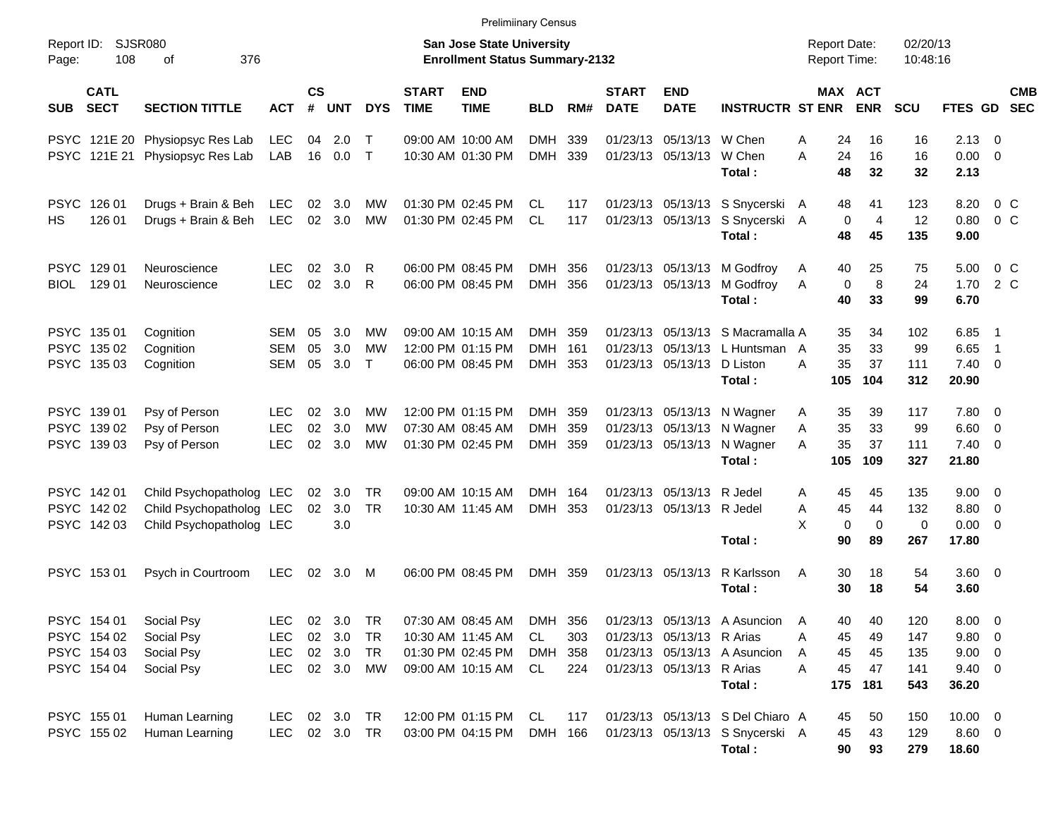Preliminary Census

Report ID: SJSR080
Page: 108 of 376

**San Jose State University**
**Enrollment Status Summary-2132**

Report Date: 02/20/13
Report Time: 10:48:16

| SUB | CATL SECT | SECTION TITTLE | ACT | CS # | UNT | DYS | START TIME | END TIME | BLD | RM# | START DATE | END DATE | INSTRUCTR | ST | MAX ENR | ACT ENR | SCU | FTES | GD | CMB SEC |
|---|---|---|---|---|---|---|---|---|---|---|---|---|---|---|---|---|---|---|---|---|
| PSYC | 121E 20 | Physiopsyc Res Lab | LEC | 04 | 2.0 | T | 09:00 AM | 10:00 AM | DMH | 339 | 01/23/13 | 05/13/13 | W Chen | A | 24 | 16 | 16 | 2.13 | 0 | |
| PSYC | 121E 21 | Physiopsyc Res Lab | LAB | 16 | 0.0 | T | 10:30 AM | 01:30 PM | DMH | 339 | 01/23/13 | 05/13/13 | W Chen | A | 24 | 16 | 16 | 0.00 | 0 | |
| | | | | | | | | | | | | | **Total :** | | **48** | **32** | **32** | **2.13** | | |
| PSYC | 126 01 | Drugs + Brain & Beh | LEC | 02 | 3.0 | MW | 01:30 PM | 02:45 PM | CL | 117 | 01/23/13 | 05/13/13 | S Snycerski | A | 48 | 41 | 123 | 8.20 | 0 | C |
| HS | 126 01 | Drugs + Brain & Beh | LEC | 02 | 3.0 | MW | 01:30 PM | 02:45 PM | CL | 117 | 01/23/13 | 05/13/13 | S Snycerski | A | 0 | 4 | 12 | 0.80 | 0 | C |
| | | | | | | | | | | | | | **Total :** | | **48** | **45** | **135** | **9.00** | | |
| PSYC | 129 01 | Neuroscience | LEC | 02 | 3.0 | R | 06:00 PM | 08:45 PM | DMH | 356 | 01/23/13 | 05/13/13 | M Godfroy | A | 40 | 25 | 75 | 5.00 | 0 | C |
| BIOL | 129 01 | Neuroscience | LEC | 02 | 3.0 | R | 06:00 PM | 08:45 PM | DMH | 356 | 01/23/13 | 05/13/13 | M Godfroy | A | 0 | 8 | 24 | 1.70 | 2 | C |
| | | | | | | | | | | | | | **Total :** | | **40** | **33** | **99** | **6.70** | | |
| PSYC | 135 01 | Cognition | SEM | 05 | 3.0 | MW | 09:00 AM | 10:15 AM | DMH | 359 | 01/23/13 | 05/13/13 | S Macramalla | A | 35 | 34 | 102 | 6.85 | 1 | |
| PSYC | 135 02 | Cognition | SEM | 05 | 3.0 | MW | 12:00 PM | 01:15 PM | DMH | 161 | 01/23/13 | 05/13/13 | L Huntsman | A | 35 | 33 | 99 | 6.65 | 1 | |
| PSYC | 135 03 | Cognition | SEM | 05 | 3.0 | T | 06:00 PM | 08:45 PM | DMH | 353 | 01/23/13 | 05/13/13 | D Liston | A | 35 | 37 | 111 | 7.40 | 0 | |
| | | | | | | | | | | | | | **Total :** | | **105** | **104** | **312** | **20.90** | | |
| PSYC | 139 01 | Psy of Person | LEC | 02 | 3.0 | MW | 12:00 PM | 01:15 PM | DMH | 359 | 01/23/13 | 05/13/13 | N Wagner | A | 35 | 39 | 117 | 7.80 | 0 | |
| PSYC | 139 02 | Psy of Person | LEC | 02 | 3.0 | MW | 07:30 AM | 08:45 AM | DMH | 359 | 01/23/13 | 05/13/13 | N Wagner | A | 35 | 33 | 99 | 6.60 | 0 | |
| PSYC | 139 03 | Psy of Person | LEC | 02 | 3.0 | MW | 01:30 PM | 02:45 PM | DMH | 359 | 01/23/13 | 05/13/13 | N Wagner | A | 35 | 37 | 111 | 7.40 | 0 | |
| | | | | | | | | | | | | | **Total :** | | **105** | **109** | **327** | **21.80** | | |
| PSYC | 142 01 | Child Psychopatholog | LEC | 02 | 3.0 | TR | 09:00 AM | 10:15 AM | DMH | 164 | 01/23/13 | 05/13/13 | R Jedel | A | 45 | 45 | 135 | 9.00 | 0 | |
| PSYC | 142 02 | Child Psychopatholog | LEC | 02 | 3.0 | TR | 10:30 AM | 11:45 AM | DMH | 353 | 01/23/13 | 05/13/13 | R Jedel | A | 45 | 44 | 132 | 8.80 | 0 | |
| PSYC | 142 03 | Child Psychopatholog | LEC | | 3.0 | | | | | | | | | X | 0 | 0 | 0 | 0.00 | 0 | |
| | | | | | | | | | | | | | **Total :** | | **90** | **89** | **267** | **17.80** | | |
| PSYC | 153 01 | Psych in Courtroom | LEC | 02 | 3.0 | M | 06:00 PM | 08:45 PM | DMH | 359 | 01/23/13 | 05/13/13 | R Karlsson | A | 30 | 18 | 54 | 3.60 | 0 | |
| | | | | | | | | | | | | | **Total :** | | **30** | **18** | **54** | **3.60** | | |
| PSYC | 154 01 | Social Psy | LEC | 02 | 3.0 | TR | 07:30 AM | 08:45 AM | DMH | 356 | 01/23/13 | 05/13/13 | A Asuncion | A | 40 | 40 | 120 | 8.00 | 0 | |
| PSYC | 154 02 | Social Psy | LEC | 02 | 3.0 | TR | 10:30 AM | 11:45 AM | CL | 303 | 01/23/13 | 05/13/13 | R Arias | A | 45 | 49 | 147 | 9.80 | 0 | |
| PSYC | 154 03 | Social Psy | LEC | 02 | 3.0 | TR | 01:30 PM | 02:45 PM | DMH | 358 | 01/23/13 | 05/13/13 | A Asuncion | A | 45 | 45 | 135 | 9.00 | 0 | |
| PSYC | 154 04 | Social Psy | LEC | 02 | 3.0 | MW | 09:00 AM | 10:15 AM | CL | 224 | 01/23/13 | 05/13/13 | R Arias | A | 45 | 47 | 141 | 9.40 | 0 | |
| | | | | | | | | | | | | | **Total :** | | **175** | **181** | **543** | **36.20** | | |
| PSYC | 155 01 | Human Learning | LEC | 02 | 3.0 | TR | 12:00 PM | 01:15 PM | CL | 117 | 01/23/13 | 05/13/13 | S Del Chiaro | A | 45 | 50 | 150 | 10.00 | 0 | |
| PSYC | 155 02 | Human Learning | LEC | 02 | 3.0 | TR | 03:00 PM | 04:15 PM | DMH | 166 | 01/23/13 | 05/13/13 | S Snycerski | A | 45 | 43 | 129 | 8.60 | 0 | |
| | | | | | | | | | | | | | **Total :** | | **90** | **93** | **279** | **18.60** | | |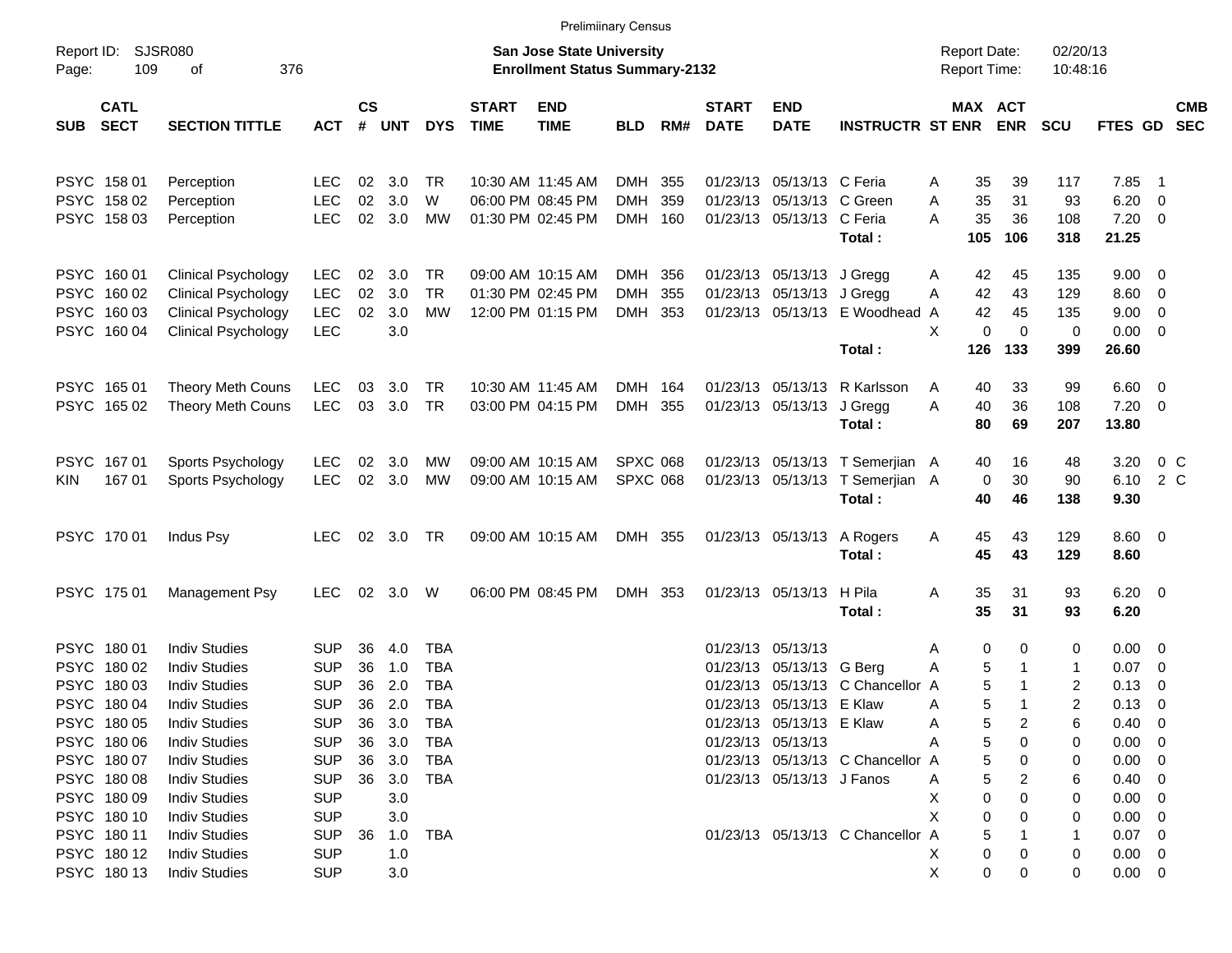Preliminary Census

Report ID: SJSR080
Page: 109 of 376

**San Jose State University**
**Enrollment Status Summary-2132**

Report Date: 02/20/13
Report Time: 10:48:16

| SUB | CATL SECT | SECTION TITTLE | ACT | CS # | UNT | DYS | START TIME | END TIME | BLD | RM# | START DATE | END DATE | INSTRUCTR | ST | MAX ENR | ACT ENR | SCU | FTES | GD | CMB SEC |
|---|---|---|---|---|---|---|---|---|---|---|---|---|---|---|---|---|---|---|---|---|
| PSYC | 158 01 | Perception | LEC | 02 | 3.0 | TR | 10:30 AM | 11:45 AM | DMH | 355 | 01/23/13 | 05/13/13 | C Feria | A | 35 | 39 | 117 | 7.85 | 1 | |
| PSYC | 158 02 | Perception | LEC | 02 | 3.0 | W | 06:00 PM | 08:45 PM | DMH | 359 | 01/23/13 | 05/13/13 | C Green | A | 35 | 31 | 93 | 6.20 | 0 | |
| PSYC | 158 03 | Perception | LEC | 02 | 3.0 | MW | 01:30 PM | 02:45 PM | DMH | 160 | 01/23/13 | 05/13/13 | C Feria | A | 35 | 36 | 108 | 7.20 | 0 | |
| | | | | | | | | | | | | | **Total :** | | **105** | **106** | **318** | **21.25** | | |
| PSYC | 160 01 | Clinical Psychology | LEC | 02 | 3.0 | TR | 09:00 AM | 10:15 AM | DMH | 356 | 01/23/13 | 05/13/13 | J Gregg | A | 42 | 45 | 135 | 9.00 | 0 | |
| PSYC | 160 02 | Clinical Psychology | LEC | 02 | 3.0 | TR | 01:30 PM | 02:45 PM | DMH | 355 | 01/23/13 | 05/13/13 | J Gregg | A | 42 | 43 | 129 | 8.60 | 0 | |
| PSYC | 160 03 | Clinical Psychology | LEC | 02 | 3.0 | MW | 12:00 PM | 01:15 PM | DMH | 353 | 01/23/13 | 05/13/13 | E Woodhead | A | 42 | 45 | 135 | 9.00 | 0 | |
| PSYC | 160 04 | Clinical Psychology | LEC | | 3.0 | | | | | | | | | X | 0 | 0 | 0 | 0.00 | 0 | |
| | | | | | | | | | | | | | **Total :** | | **126** | **133** | **399** | **26.60** | | |
| PSYC | 165 01 | Theory Meth Couns | LEC | 03 | 3.0 | TR | 10:30 AM | 11:45 AM | DMH | 164 | 01/23/13 | 05/13/13 | R Karlsson | A | 40 | 33 | 99 | 6.60 | 0 | |
| PSYC | 165 02 | Theory Meth Couns | LEC | 03 | 3.0 | TR | 03:00 PM | 04:15 PM | DMH | 355 | 01/23/13 | 05/13/13 | J Gregg | A | 40 | 36 | 108 | 7.20 | 0 | |
| | | | | | | | | | | | | | **Total :** | | **80** | **69** | **207** | **13.80** | | |
| PSYC | 167 01 | Sports Psychology | LEC | 02 | 3.0 | MW | 09:00 AM | 10:15 AM | SPXC | 068 | 01/23/13 | 05/13/13 | T Semerjian | A | 40 | 16 | 48 | 3.20 | 0 | C |
| KIN | 167 01 | Sports Psychology | LEC | 02 | 3.0 | MW | 09:00 AM | 10:15 AM | SPXC | 068 | 01/23/13 | 05/13/13 | T Semerjian | A | 0 | 30 | 90 | 6.10 | 2 | C |
| | | | | | | | | | | | | | **Total :** | | **40** | **46** | **138** | **9.30** | | |
| PSYC | 170 01 | Indus Psy | LEC | 02 | 3.0 | TR | 09:00 AM | 10:15 AM | DMH | 355 | 01/23/13 | 05/13/13 | A Rogers | A | 45 | 43 | 129 | 8.60 | 0 | |
| | | | | | | | | | | | | | **Total :** | | **45** | **43** | **129** | **8.60** | | |
| PSYC | 175 01 | Management Psy | LEC | 02 | 3.0 | W | 06:00 PM | 08:45 PM | DMH | 353 | 01/23/13 | 05/13/13 | H Pila | A | 35 | 31 | 93 | 6.20 | 0 | |
| | | | | | | | | | | | | | **Total :** | | **35** | **31** | **93** | **6.20** | | |
| PSYC | 180 01 | Indiv Studies | SUP | 36 | 4.0 | TBA | | | | | 01/23/13 | 05/13/13 | | A | 0 | 0 | 0 | 0.00 | 0 | |
| PSYC | 180 02 | Indiv Studies | SUP | 36 | 1.0 | TBA | | | | | 01/23/13 | 05/13/13 | G Berg | A | 5 | 1 | 1 | 0.07 | 0 | |
| PSYC | 180 03 | Indiv Studies | SUP | 36 | 2.0 | TBA | | | | | 01/23/13 | 05/13/13 | C Chancellor | A | 5 | 1 | 2 | 0.13 | 0 | |
| PSYC | 180 04 | Indiv Studies | SUP | 36 | 2.0 | TBA | | | | | 01/23/13 | 05/13/13 | E Klaw | A | 5 | 1 | 2 | 0.13 | 0 | |
| PSYC | 180 05 | Indiv Studies | SUP | 36 | 3.0 | TBA | | | | | 01/23/13 | 05/13/13 | E Klaw | A | 5 | 2 | 6 | 0.40 | 0 | |
| PSYC | 180 06 | Indiv Studies | SUP | 36 | 3.0 | TBA | | | | | 01/23/13 | 05/13/13 | | A | 5 | 0 | 0 | 0.00 | 0 | |
| PSYC | 180 07 | Indiv Studies | SUP | 36 | 3.0 | TBA | | | | | 01/23/13 | 05/13/13 | C Chancellor | A | 5 | 0 | 0 | 0.00 | 0 | |
| PSYC | 180 08 | Indiv Studies | SUP | 36 | 3.0 | TBA | | | | | 01/23/13 | 05/13/13 | J Fanos | A | 5 | 2 | 6 | 0.40 | 0 | |
| PSYC | 180 09 | Indiv Studies | SUP | | 3.0 | | | | | | | | | X | 0 | 0 | 0 | 0.00 | 0 | |
| PSYC | 180 10 | Indiv Studies | SUP | | 3.0 | | | | | | | | | X | 0 | 0 | 0 | 0.00 | 0 | |
| PSYC | 180 11 | Indiv Studies | SUP | 36 | 1.0 | TBA | | | | | 01/23/13 | 05/13/13 | C Chancellor | A | 5 | 1 | 1 | 0.07 | 0 | |
| PSYC | 180 12 | Indiv Studies | SUP | | 1.0 | | | | | | | | | X | 0 | 0 | 0 | 0.00 | 0 | |
| PSYC | 180 13 | Indiv Studies | SUP | | 3.0 | | | | | | | | | X | 0 | 0 | 0 | 0.00 | 0 | |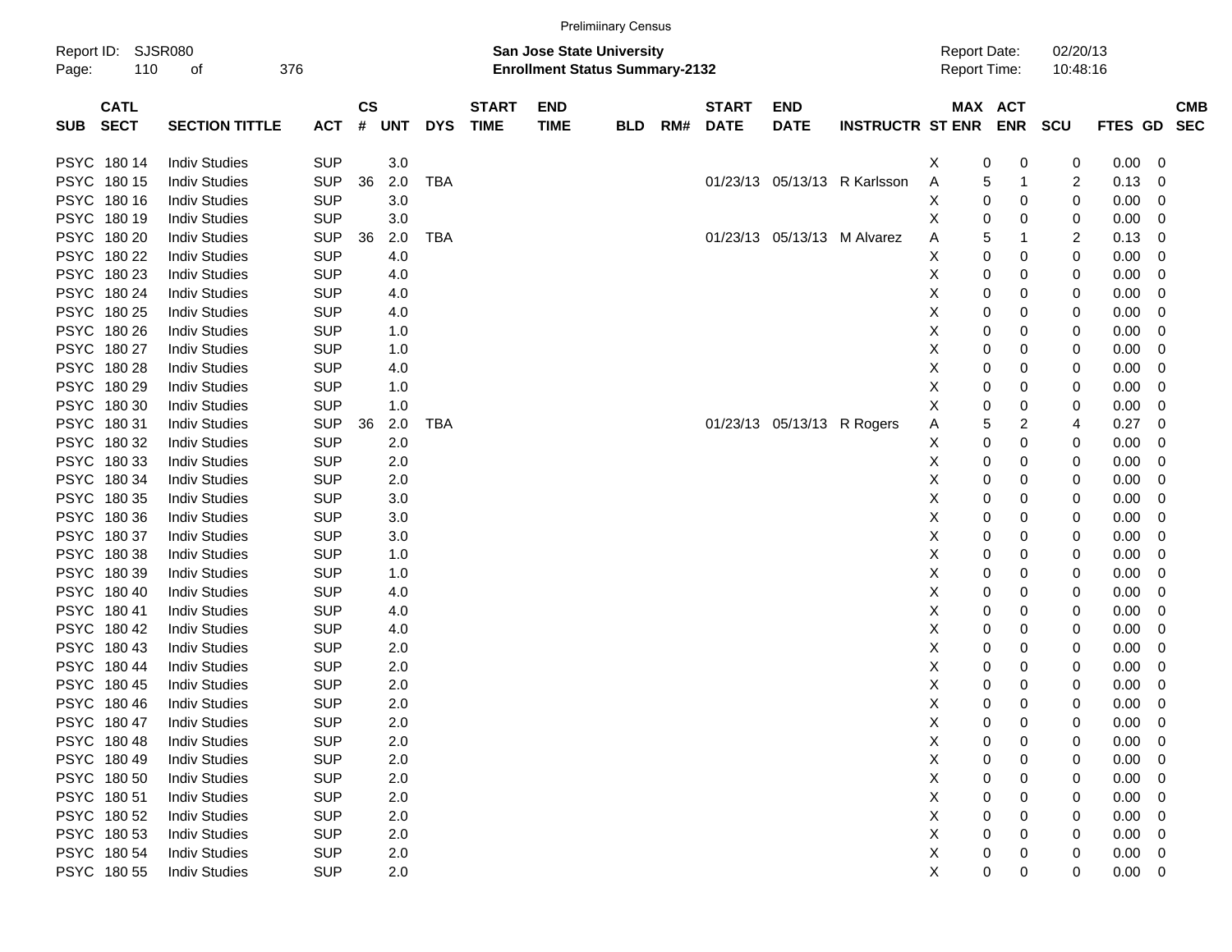Preliminary Census

Report ID: SJSR080
**San Jose State University**
**Enrollment Status Summary-2132**
Report Date: 02/20/13
Report Time: 10:48:16

| SUB | CATL SECT | SECTION TITTLE | ACT | CS # | UNT | DYS | START TIME | END TIME | BLD | RM# | START DATE | END DATE | INSTRUCTR | ST | MAX ENR | ACT ENR | SCU | FTES | GD | CMB SEC |
|---|---|---|---|---|---|---|---|---|---|---|---|---|---|---|---|---|---|---|---|---|
| PSYC | 180 14 | Indiv Studies | SUP | | 3.0 | | | | | | | | | X | 0 | 0 | 0 | 0.00 | 0 | |
| PSYC | 180 15 | Indiv Studies | SUP | 36 | 2.0 | TBA | | | | | 01/23/13 | 05/13/13 | R Karlsson | A | 5 | 1 | 2 | 0.13 | 0 | |
| PSYC | 180 16 | Indiv Studies | SUP | | 3.0 | | | | | | | | | X | 0 | 0 | 0 | 0.00 | 0 | |
| PSYC | 180 19 | Indiv Studies | SUP | | 3.0 | | | | | | | | | X | 0 | 0 | 0 | 0.00 | 0 | |
| PSYC | 180 20 | Indiv Studies | SUP | 36 | 2.0 | TBA | | | | | 01/23/13 | 05/13/13 | M Alvarez | A | 5 | 1 | 2 | 0.13 | 0 | |
| PSYC | 180 22 | Indiv Studies | SUP | | 4.0 | | | | | | | | | X | 0 | 0 | 0 | 0.00 | 0 | |
| PSYC | 180 23 | Indiv Studies | SUP | | 4.0 | | | | | | | | | X | 0 | 0 | 0 | 0.00 | 0 | |
| PSYC | 180 24 | Indiv Studies | SUP | | 4.0 | | | | | | | | | X | 0 | 0 | 0 | 0.00 | 0 | |
| PSYC | 180 25 | Indiv Studies | SUP | | 4.0 | | | | | | | | | X | 0 | 0 | 0 | 0.00 | 0 | |
| PSYC | 180 26 | Indiv Studies | SUP | | 1.0 | | | | | | | | | X | 0 | 0 | 0 | 0.00 | 0 | |
| PSYC | 180 27 | Indiv Studies | SUP | | 1.0 | | | | | | | | | X | 0 | 0 | 0 | 0.00 | 0 | |
| PSYC | 180 28 | Indiv Studies | SUP | | 4.0 | | | | | | | | | X | 0 | 0 | 0 | 0.00 | 0 | |
| PSYC | 180 29 | Indiv Studies | SUP | | 1.0 | | | | | | | | | X | 0 | 0 | 0 | 0.00 | 0 | |
| PSYC | 180 30 | Indiv Studies | SUP | | 1.0 | | | | | | | | | X | 0 | 0 | 0 | 0.00 | 0 | |
| PSYC | 180 31 | Indiv Studies | SUP | 36 | 2.0 | TBA | | | | | 01/23/13 | 05/13/13 | R Rogers | A | 5 | 2 | 4 | 0.27 | 0 | |
| PSYC | 180 32 | Indiv Studies | SUP | | 2.0 | | | | | | | | | X | 0 | 0 | 0 | 0.00 | 0 | |
| PSYC | 180 33 | Indiv Studies | SUP | | 2.0 | | | | | | | | | X | 0 | 0 | 0 | 0.00 | 0 | |
| PSYC | 180 34 | Indiv Studies | SUP | | 2.0 | | | | | | | | | X | 0 | 0 | 0 | 0.00 | 0 | |
| PSYC | 180 35 | Indiv Studies | SUP | | 3.0 | | | | | | | | | X | 0 | 0 | 0 | 0.00 | 0 | |
| PSYC | 180 36 | Indiv Studies | SUP | | 3.0 | | | | | | | | | X | 0 | 0 | 0 | 0.00 | 0 | |
| PSYC | 180 37 | Indiv Studies | SUP | | 3.0 | | | | | | | | | X | 0 | 0 | 0 | 0.00 | 0 | |
| PSYC | 180 38 | Indiv Studies | SUP | | 1.0 | | | | | | | | | X | 0 | 0 | 0 | 0.00 | 0 | |
| PSYC | 180 39 | Indiv Studies | SUP | | 1.0 | | | | | | | | | X | 0 | 0 | 0 | 0.00 | 0 | |
| PSYC | 180 40 | Indiv Studies | SUP | | 4.0 | | | | | | | | | X | 0 | 0 | 0 | 0.00 | 0 | |
| PSYC | 180 41 | Indiv Studies | SUP | | 4.0 | | | | | | | | | X | 0 | 0 | 0 | 0.00 | 0 | |
| PSYC | 180 42 | Indiv Studies | SUP | | 4.0 | | | | | | | | | X | 0 | 0 | 0 | 0.00 | 0 | |
| PSYC | 180 43 | Indiv Studies | SUP | | 2.0 | | | | | | | | | X | 0 | 0 | 0 | 0.00 | 0 | |
| PSYC | 180 44 | Indiv Studies | SUP | | 2.0 | | | | | | | | | X | 0 | 0 | 0 | 0.00 | 0 | |
| PSYC | 180 45 | Indiv Studies | SUP | | 2.0 | | | | | | | | | X | 0 | 0 | 0 | 0.00 | 0 | |
| PSYC | 180 46 | Indiv Studies | SUP | | 2.0 | | | | | | | | | X | 0 | 0 | 0 | 0.00 | 0 | |
| PSYC | 180 47 | Indiv Studies | SUP | | 2.0 | | | | | | | | | X | 0 | 0 | 0 | 0.00 | 0 | |
| PSYC | 180 48 | Indiv Studies | SUP | | 2.0 | | | | | | | | | X | 0 | 0 | 0 | 0.00 | 0 | |
| PSYC | 180 49 | Indiv Studies | SUP | | 2.0 | | | | | | | | | X | 0 | 0 | 0 | 0.00 | 0 | |
| PSYC | 180 50 | Indiv Studies | SUP | | 2.0 | | | | | | | | | X | 0 | 0 | 0 | 0.00 | 0 | |
| PSYC | 180 51 | Indiv Studies | SUP | | 2.0 | | | | | | | | | X | 0 | 0 | 0 | 0.00 | 0 | |
| PSYC | 180 52 | Indiv Studies | SUP | | 2.0 | | | | | | | | | X | 0 | 0 | 0 | 0.00 | 0 | |
| PSYC | 180 53 | Indiv Studies | SUP | | 2.0 | | | | | | | | | X | 0 | 0 | 0 | 0.00 | 0 | |
| PSYC | 180 54 | Indiv Studies | SUP | | 2.0 | | | | | | | | | X | 0 | 0 | 0 | 0.00 | 0 | |
| PSYC | 180 55 | Indiv Studies | SUP | | 2.0 | | | | | | | | | X | 0 | 0 | 0 | 0.00 | 0 | |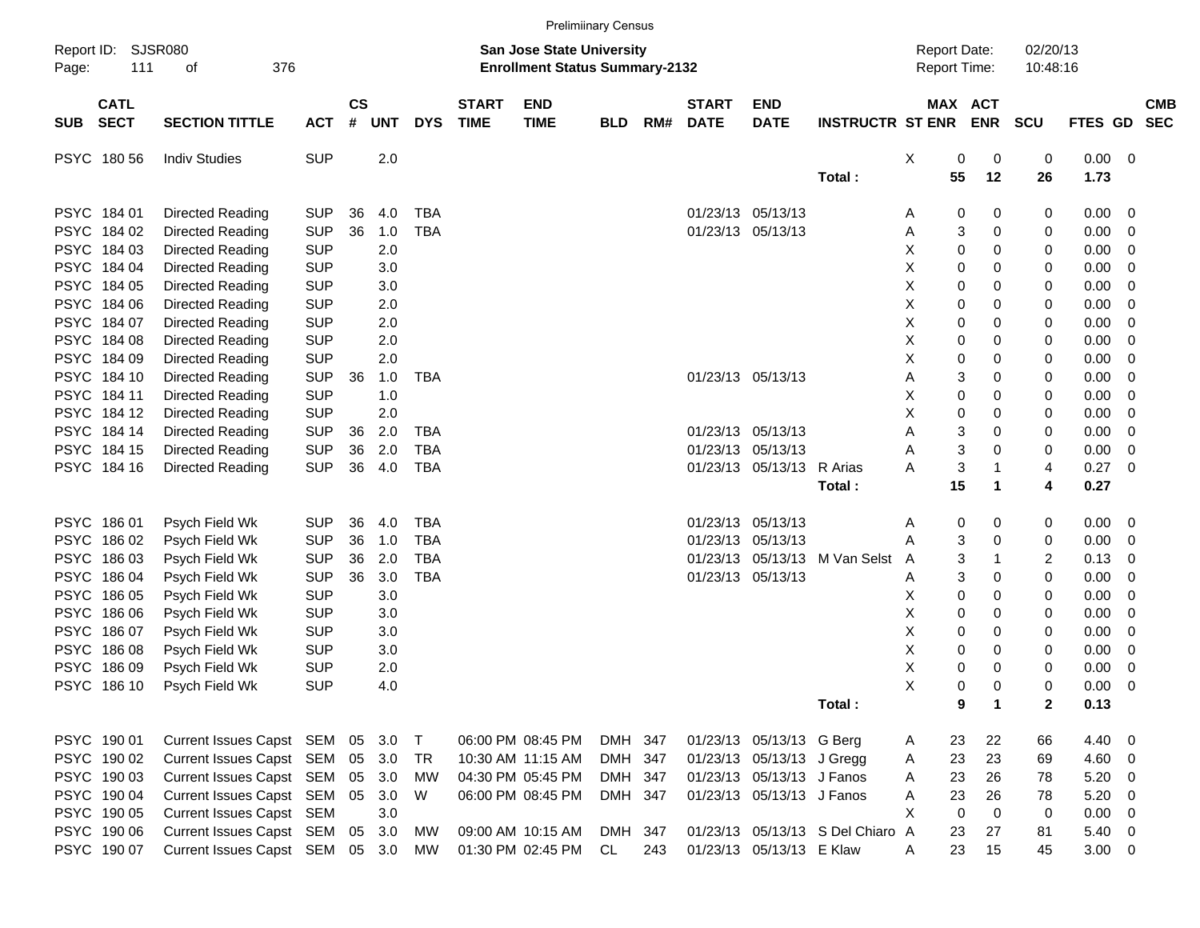Preliminary Census

Report ID: SJSR080
Page: 111 of 376

**San Jose State University**
**Enrollment Status Summary-2132**

Report Date: 02/20/13
Report Time: 10:48:16

| SUB | CATL SECT | SECTION TITTLE | ACT | CS # | UNT | DYS | START TIME | END TIME | BLD | RM# | START DATE | END DATE | INSTRUCTR | ST | MAX ENR | ACT ENR | SCU | FTES | GD | CMB SEC |
|---|---|---|---|---|---|---|---|---|---|---|---|---|---|---|---|---|---|---|---|---|
| PSYC | 180 56 | Indiv Studies | SUP | | 2.0 | | | | | | | | | X | 0 | 0 | 0 | 0.00 | 0 | |
| | | | | | | | | | | | | | Total : | | 55 | 12 | 26 | 1.73 | | |
| PSYC | 184 01 | Directed Reading | SUP | 36 | 4.0 | TBA | | | | | 01/23/13 | 05/13/13 | | A | 0 | 0 | 0 | 0.00 | 0 | |
| PSYC | 184 02 | Directed Reading | SUP | 36 | 1.0 | TBA | | | | | 01/23/13 | 05/13/13 | | A | 3 | 0 | 0 | 0.00 | 0 | |
| PSYC | 184 03 | Directed Reading | SUP | | 2.0 | | | | | | | | | X | 0 | 0 | 0 | 0.00 | 0 | |
| PSYC | 184 04 | Directed Reading | SUP | | 3.0 | | | | | | | | | X | 0 | 0 | 0 | 0.00 | 0 | |
| PSYC | 184 05 | Directed Reading | SUP | | 3.0 | | | | | | | | | X | 0 | 0 | 0 | 0.00 | 0 | |
| PSYC | 184 06 | Directed Reading | SUP | | 2.0 | | | | | | | | | X | 0 | 0 | 0 | 0.00 | 0 | |
| PSYC | 184 07 | Directed Reading | SUP | | 2.0 | | | | | | | | | X | 0 | 0 | 0 | 0.00 | 0 | |
| PSYC | 184 08 | Directed Reading | SUP | | 2.0 | | | | | | | | | X | 0 | 0 | 0 | 0.00 | 0 | |
| PSYC | 184 09 | Directed Reading | SUP | | 2.0 | | | | | | | | | X | 0 | 0 | 0 | 0.00 | 0 | |
| PSYC | 184 10 | Directed Reading | SUP | 36 | 1.0 | TBA | | | | | 01/23/13 | 05/13/13 | | A | 3 | 0 | 0 | 0.00 | 0 | |
| PSYC | 184 11 | Directed Reading | SUP | | 1.0 | | | | | | | | | X | 0 | 0 | 0 | 0.00 | 0 | |
| PSYC | 184 12 | Directed Reading | SUP | | 2.0 | | | | | | | | | X | 0 | 0 | 0 | 0.00 | 0 | |
| PSYC | 184 14 | Directed Reading | SUP | 36 | 2.0 | TBA | | | | | 01/23/13 | 05/13/13 | | A | 3 | 0 | 0 | 0.00 | 0 | |
| PSYC | 184 15 | Directed Reading | SUP | 36 | 2.0 | TBA | | | | | 01/23/13 | 05/13/13 | | A | 3 | 0 | 0 | 0.00 | 0 | |
| PSYC | 184 16 | Directed Reading | SUP | 36 | 4.0 | TBA | | | | | 01/23/13 | 05/13/13 | R Arias | A | 3 | 1 | 4 | 0.27 | 0 | |
| | | | | | | | | | | | | | Total : | | 15 | 1 | 4 | 0.27 | | |
| PSYC | 186 01 | Psych Field Wk | SUP | 36 | 4.0 | TBA | | | | | 01/23/13 | 05/13/13 | | A | 0 | 0 | 0 | 0.00 | 0 | |
| PSYC | 186 02 | Psych Field Wk | SUP | 36 | 1.0 | TBA | | | | | 01/23/13 | 05/13/13 | | A | 3 | 0 | 0 | 0.00 | 0 | |
| PSYC | 186 03 | Psych Field Wk | SUP | 36 | 2.0 | TBA | | | | | 01/23/13 | 05/13/13 | M Van Selst | A | 3 | 1 | 2 | 0.13 | 0 | |
| PSYC | 186 04 | Psych Field Wk | SUP | 36 | 3.0 | TBA | | | | | 01/23/13 | 05/13/13 | | A | 3 | 0 | 0 | 0.00 | 0 | |
| PSYC | 186 05 | Psych Field Wk | SUP | | 3.0 | | | | | | | | | X | 0 | 0 | 0 | 0.00 | 0 | |
| PSYC | 186 06 | Psych Field Wk | SUP | | 3.0 | | | | | | | | | X | 0 | 0 | 0 | 0.00 | 0 | |
| PSYC | 186 07 | Psych Field Wk | SUP | | 3.0 | | | | | | | | | X | 0 | 0 | 0 | 0.00 | 0 | |
| PSYC | 186 08 | Psych Field Wk | SUP | | 3.0 | | | | | | | | | X | 0 | 0 | 0 | 0.00 | 0 | |
| PSYC | 186 09 | Psych Field Wk | SUP | | 2.0 | | | | | | | | | X | 0 | 0 | 0 | 0.00 | 0 | |
| PSYC | 186 10 | Psych Field Wk | SUP | | 4.0 | | | | | | | | | X | 0 | 0 | 0 | 0.00 | 0 | |
| | | | | | | | | | | | | | Total : | | 9 | 1 | 2 | 0.13 | | |
| PSYC | 190 01 | Current Issues Capst | SEM | 05 | 3.0 | T | 06:00 PM | 08:45 PM | DMH | 347 | 01/23/13 | 05/13/13 | G Berg | A | 23 | 22 | 66 | 4.40 | 0 | |
| PSYC | 190 02 | Current Issues Capst | SEM | 05 | 3.0 | TR | 10:30 AM | 11:15 AM | DMH | 347 | 01/23/13 | 05/13/13 | J Gregg | A | 23 | 23 | 69 | 4.60 | 0 | |
| PSYC | 190 03 | Current Issues Capst | SEM | 05 | 3.0 | MW | 04:30 PM | 05:45 PM | DMH | 347 | 01/23/13 | 05/13/13 | J Fanos | A | 23 | 26 | 78 | 5.20 | 0 | |
| PSYC | 190 04 | Current Issues Capst | SEM | 05 | 3.0 | W | 06:00 PM | 08:45 PM | DMH | 347 | 01/23/13 | 05/13/13 | J Fanos | A | 23 | 26 | 78 | 5.20 | 0 | |
| PSYC | 190 05 | Current Issues Capst | SEM | | 3.0 | | | | | | | | | X | 0 | 0 | 0 | 0.00 | 0 | |
| PSYC | 190 06 | Current Issues Capst | SEM | 05 | 3.0 | MW | 09:00 AM | 10:15 AM | DMH | 347 | 01/23/13 | 05/13/13 | S Del Chiaro | A | 23 | 27 | 81 | 5.40 | 0 | |
| PSYC | 190 07 | Current Issues Capst | SEM | 05 | 3.0 | MW | 01:30 PM | 02:45 PM | CL | 243 | 01/23/13 | 05/13/13 | E Klaw | A | 23 | 15 | 45 | 3.00 | 0 | |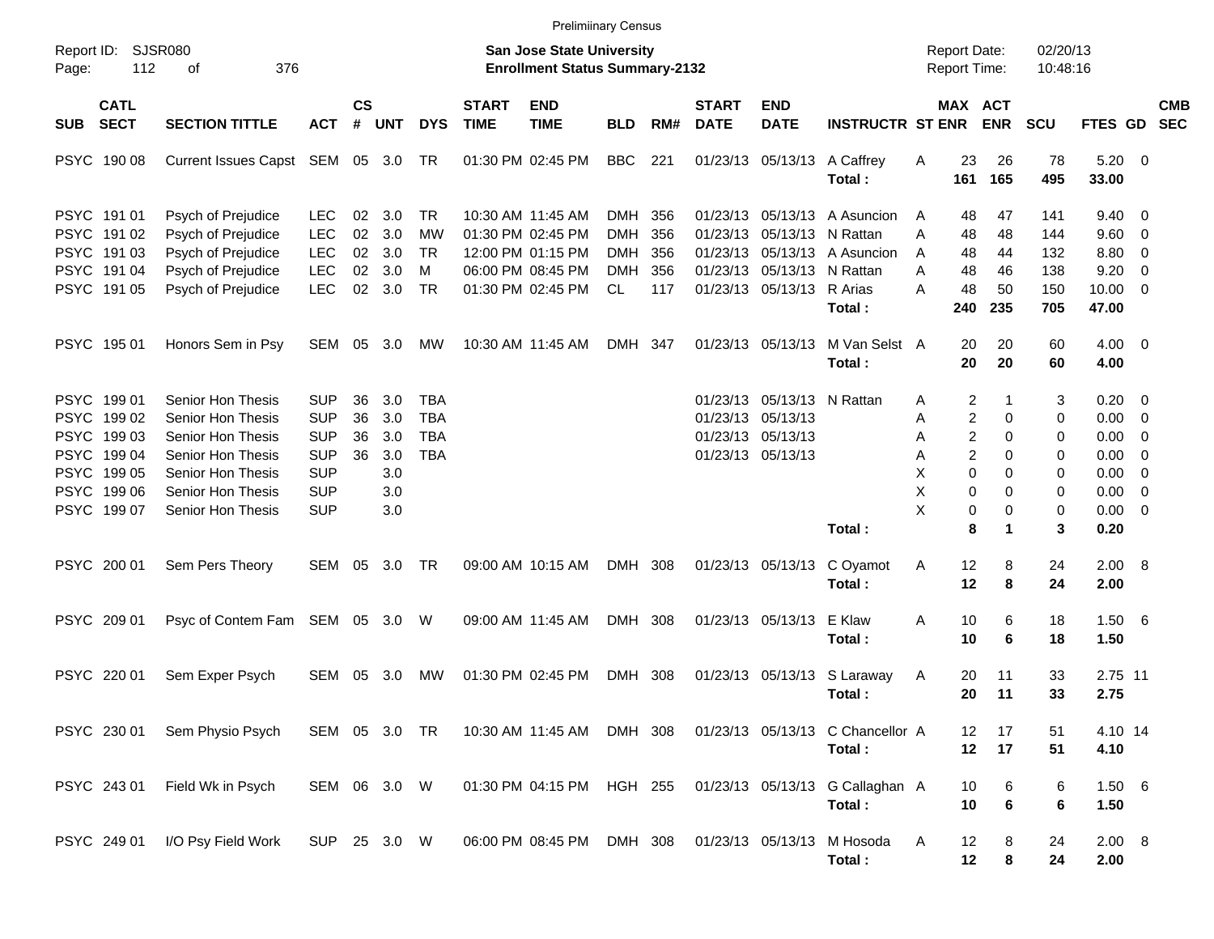Preliminary Census

Report ID: SJSR080

**San Jose State University**
**Enrollment Status Summary-2132**

Report Date: 02/20/13
Report Time: 10:48:16

| SUB | CATL SECT | SECTION TITTLE | ACT | CS # | UNT | DYS | START TIME | END TIME | BLD | RM# | START DATE | END DATE | INSTRUCTR | ST | MAX ENR | ACT ENR | SCU | FTES | GD | CMB SEC |
|---|---|---|---|---|---|---|---|---|---|---|---|---|---|---|---|---|---|---|---|---|
| PSYC | 190 08 | Current Issues Capst | SEM | 05 | 3.0 | TR | 01:30 PM | 02:45 PM | BBC | 221 | 01/23/13 | 05/13/13 | A Caffrey | A | 23 | 26 | 78 | 5.20 | 0 | |
| | | | | | | | | | | | | | **Total :** | | **161** | **165** | **495** | **33.00** | | |
| PSYC | 191 01 | Psych of Prejudice | LEC | 02 | 3.0 | TR | 10:30 AM | 11:45 AM | DMH | 356 | 01/23/13 | 05/13/13 | A Asuncion | A | 48 | 47 | 141 | 9.40 | 0 | |
| PSYC | 191 02 | Psych of Prejudice | LEC | 02 | 3.0 | MW | 01:30 PM | 02:45 PM | DMH | 356 | 01/23/13 | 05/13/13 | N Rattan | A | 48 | 48 | 144 | 9.60 | 0 | |
| PSYC | 191 03 | Psych of Prejudice | LEC | 02 | 3.0 | TR | 12:00 PM | 01:15 PM | DMH | 356 | 01/23/13 | 05/13/13 | A Asuncion | A | 48 | 44 | 132 | 8.80 | 0 | |
| PSYC | 191 04 | Psych of Prejudice | LEC | 02 | 3.0 | M | 06:00 PM | 08:45 PM | DMH | 356 | 01/23/13 | 05/13/13 | N Rattan | A | 48 | 46 | 138 | 9.20 | 0 | |
| PSYC | 191 05 | Psych of Prejudice | LEC | 02 | 3.0 | TR | 01:30 PM | 02:45 PM | CL | 117 | 01/23/13 | 05/13/13 | R Arias | A | 48 | 50 | 150 | 10.00 | 0 | |
| | | | | | | | | | | | | | **Total :** | | **240** | **235** | **705** | **47.00** | | |
| PSYC | 195 01 | Honors Sem in Psy | SEM | 05 | 3.0 | MW | 10:30 AM | 11:45 AM | DMH | 347 | 01/23/13 | 05/13/13 | M Van Selst | A | 20 | 20 | 60 | 4.00 | 0 | |
| | | | | | | | | | | | | | **Total :** | | **20** | **20** | **60** | **4.00** | | |
| PSYC | 199 01 | Senior Hon Thesis | SUP | 36 | 3.0 | TBA | | | | | 01/23/13 | 05/13/13 | N Rattan | A | 2 | 1 | 3 | 0.20 | 0 | |
| PSYC | 199 02 | Senior Hon Thesis | SUP | 36 | 3.0 | TBA | | | | | 01/23/13 | 05/13/13 | | A | 2 | 0 | 0 | 0.00 | 0 | |
| PSYC | 199 03 | Senior Hon Thesis | SUP | 36 | 3.0 | TBA | | | | | 01/23/13 | 05/13/13 | | A | 2 | 0 | 0 | 0.00 | 0 | |
| PSYC | 199 04 | Senior Hon Thesis | SUP | 36 | 3.0 | TBA | | | | | 01/23/13 | 05/13/13 | | A | 2 | 0 | 0 | 0.00 | 0 | |
| PSYC | 199 05 | Senior Hon Thesis | SUP | | 3.0 | | | | | | | | | X | 0 | 0 | 0 | 0.00 | 0 | |
| PSYC | 199 06 | Senior Hon Thesis | SUP | | 3.0 | | | | | | | | | X | 0 | 0 | 0 | 0.00 | 0 | |
| PSYC | 199 07 | Senior Hon Thesis | SUP | | 3.0 | | | | | | | | | X | 0 | 0 | 0 | 0.00 | 0 | |
| | | | | | | | | | | | | | **Total :** | | **8** | **1** | **3** | **0.20** | | |
| PSYC | 200 01 | Sem Pers Theory | SEM | 05 | 3.0 | TR | 09:00 AM | 10:15 AM | DMH | 308 | 01/23/13 | 05/13/13 | C Oyamot | A | 12 | 8 | 24 | 2.00 | 8 | |
| | | | | | | | | | | | | | **Total :** | | **12** | **8** | **24** | **2.00** | | |
| PSYC | 209 01 | Psyc of Contem Fam | SEM | 05 | 3.0 | W | 09:00 AM | 11:45 AM | DMH | 308 | 01/23/13 | 05/13/13 | E Klaw | A | 10 | 6 | 18 | 1.50 | 6 | |
| | | | | | | | | | | | | | **Total :** | | **10** | **6** | **18** | **1.50** | | |
| PSYC | 220 01 | Sem Exper Psych | SEM | 05 | 3.0 | MW | 01:30 PM | 02:45 PM | DMH | 308 | 01/23/13 | 05/13/13 | S Laraway | A | 20 | 11 | 33 | 2.75 | 11 | |
| | | | | | | | | | | | | | **Total :** | | **20** | **11** | **33** | **2.75** | | |
| PSYC | 230 01 | Sem Physio Psych | SEM | 05 | 3.0 | TR | 10:30 AM | 11:45 AM | DMH | 308 | 01/23/13 | 05/13/13 | C Chancellor | A | 12 | 17 | 51 | 4.10 | 14 | |
| | | | | | | | | | | | | | **Total :** | | **12** | **17** | **51** | **4.10** | | |
| PSYC | 243 01 | Field Wk in Psych | SEM | 06 | 3.0 | W | 01:30 PM | 04:15 PM | HGH | 255 | 01/23/13 | 05/13/13 | G Callaghan | A | 10 | 6 | 6 | 1.50 | 6 | |
| | | | | | | | | | | | | | **Total :** | | **10** | **6** | **6** | **1.50** | | |
| PSYC | 249 01 | I/O Psy Field Work | SUP | 25 | 3.0 | W | 06:00 PM | 08:45 PM | DMH | 308 | 01/23/13 | 05/13/13 | M Hosoda | A | 12 | 8 | 24 | 2.00 | 8 | |
| | | | | | | | | | | | | | **Total :** | | **12** | **8** | **24** | **2.00** | | |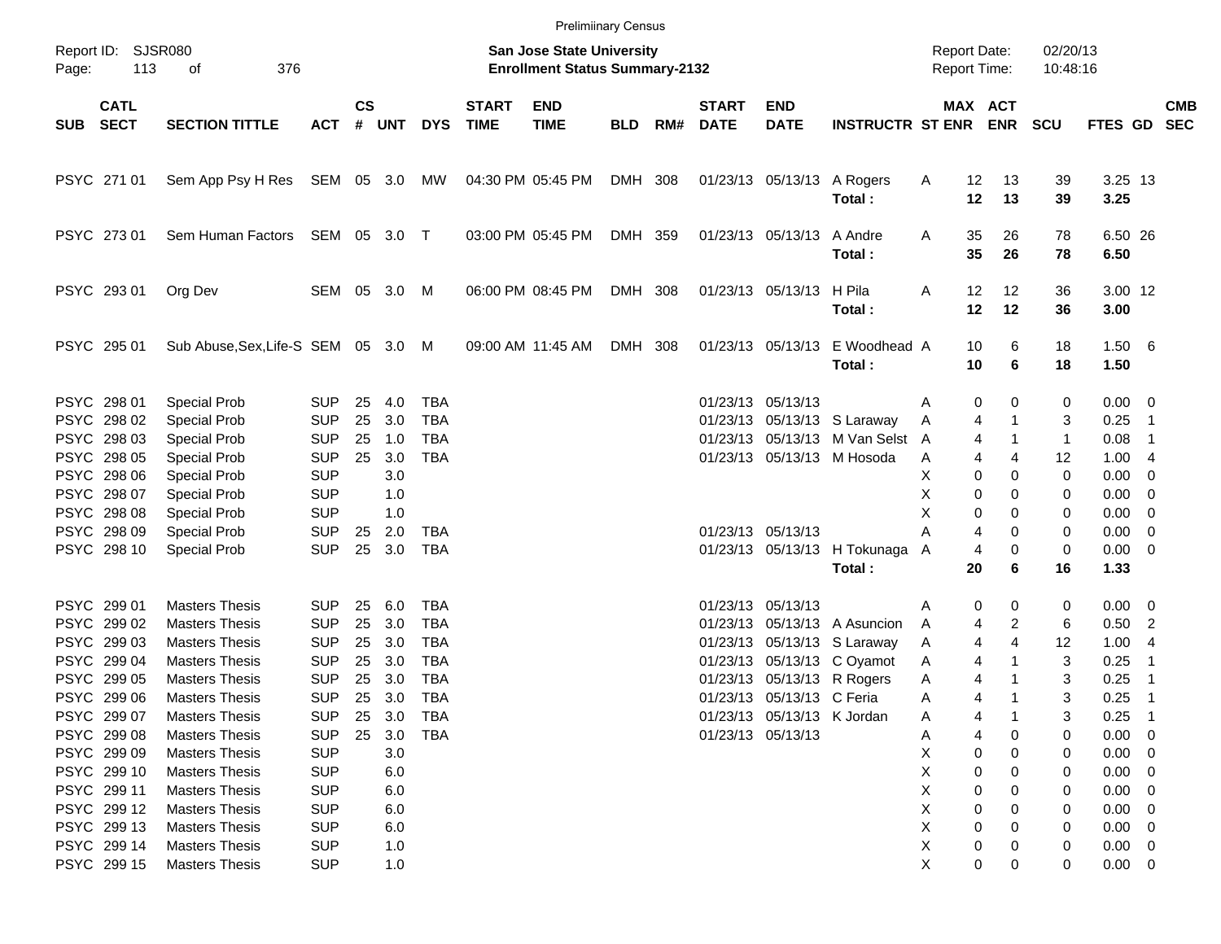Preliminary Census

Report ID: SJSR080

**San Jose State University**
**Enrollment Status Summary-2132**

Report Date: 02/20/13
Report Time: 10:48:16

| SUB | CATL SECT | SECTION TITTLE | ACT | CS # | UNT | DYS | START TIME | END TIME | BLD | RM# | START DATE | END DATE | INSTRUCTR | ST | MAX ENR | ACT ENR | SCU | FTES | GD | CMB SEC |
|---|---|---|---|---|---|---|---|---|---|---|---|---|---|---|---|---|---|---|---|---|
| PSYC | 271 01 | Sem App Psy H Res | SEM | 05 | 3.0 | MW | 04:30 PM | 05:45 PM | DMH | 308 | 01/23/13 | 05/13/13 | A Rogers | A | 12 | 13 | 39 | 3.25 | 13 | |
| | | | | | | | | | | | | | **Total :** | | **12** | **13** | **39** | **3.25** | | |
| PSYC | 273 01 | Sem Human Factors | SEM | 05 | 3.0 | T | 03:00 PM | 05:45 PM | DMH | 359 | 01/23/13 | 05/13/13 | A Andre | A | 35 | 26 | 78 | 6.50 | 26 | |
| | | | | | | | | | | | | | **Total :** | | **35** | **26** | **78** | **6.50** | | |
| PSYC | 293 01 | Org Dev | SEM | 05 | 3.0 | M | 06:00 PM | 08:45 PM | DMH | 308 | 01/23/13 | 05/13/13 | H Pila | A | 12 | 12 | 36 | 3.00 | 12 | |
| | | | | | | | | | | | | | **Total :** | | **12** | **12** | **36** | **3.00** | | |
| PSYC | 295 01 | Sub Abuse,Sex,Life-S | SEM | 05 | 3.0 | M | 09:00 AM | 11:45 AM | DMH | 308 | 01/23/13 | 05/13/13 | E Woodhead | A | 10 | 6 | 18 | 1.50 | 6 | |
| | | | | | | | | | | | | | **Total :** | | **10** | **6** | **18** | **1.50** | | |
| PSYC | 298 01 | Special Prob | SUP | 25 | 4.0 | TBA | | | | | 01/23/13 | 05/13/13 | | A | 0 | 0 | 0 | 0.00 | 0 | |
| PSYC | 298 02 | Special Prob | SUP | 25 | 3.0 | TBA | | | | | 01/23/13 | 05/13/13 | S Laraway | A | 4 | 1 | 3 | 0.25 | 1 | |
| PSYC | 298 03 | Special Prob | SUP | 25 | 1.0 | TBA | | | | | 01/23/13 | 05/13/13 | M Van Selst | A | 4 | 1 | 1 | 0.08 | 1 | |
| PSYC | 298 05 | Special Prob | SUP | 25 | 3.0 | TBA | | | | | 01/23/13 | 05/13/13 | M Hosoda | A | 4 | 4 | 12 | 1.00 | 4 | |
| PSYC | 298 06 | Special Prob | SUP | | 3.0 | | | | | | | | | X | 0 | 0 | 0 | 0.00 | 0 | |
| PSYC | 298 07 | Special Prob | SUP | | 1.0 | | | | | | | | | X | 0 | 0 | 0 | 0.00 | 0 | |
| PSYC | 298 08 | Special Prob | SUP | | 1.0 | | | | | | | | | X | 0 | 0 | 0 | 0.00 | 0 | |
| PSYC | 298 09 | Special Prob | SUP | 25 | 2.0 | TBA | | | | | 01/23/13 | 05/13/13 | | A | 4 | 0 | 0 | 0.00 | 0 | |
| PSYC | 298 10 | Special Prob | SUP | 25 | 3.0 | TBA | | | | | 01/23/13 | 05/13/13 | H Tokunaga | A | 4 | 0 | 0 | 0.00 | 0 | |
| | | | | | | | | | | | | | **Total :** | | **20** | **6** | **16** | **1.33** | | |
| PSYC | 299 01 | Masters Thesis | SUP | 25 | 6.0 | TBA | | | | | 01/23/13 | 05/13/13 | | A | 0 | 0 | 0 | 0.00 | 0 | |
| PSYC | 299 02 | Masters Thesis | SUP | 25 | 3.0 | TBA | | | | | 01/23/13 | 05/13/13 | A Asuncion | A | 4 | 2 | 6 | 0.50 | 2 | |
| PSYC | 299 03 | Masters Thesis | SUP | 25 | 3.0 | TBA | | | | | 01/23/13 | 05/13/13 | S Laraway | A | 4 | 4 | 12 | 1.00 | 4 | |
| PSYC | 299 04 | Masters Thesis | SUP | 25 | 3.0 | TBA | | | | | 01/23/13 | 05/13/13 | C Oyamot | A | 4 | 1 | 3 | 0.25 | 1 | |
| PSYC | 299 05 | Masters Thesis | SUP | 25 | 3.0 | TBA | | | | | 01/23/13 | 05/13/13 | R Rogers | A | 4 | 1 | 3 | 0.25 | 1 | |
| PSYC | 299 06 | Masters Thesis | SUP | 25 | 3.0 | TBA | | | | | 01/23/13 | 05/13/13 | C Feria | A | 4 | 1 | 3 | 0.25 | 1 | |
| PSYC | 299 07 | Masters Thesis | SUP | 25 | 3.0 | TBA | | | | | 01/23/13 | 05/13/13 | K Jordan | A | 4 | 1 | 3 | 0.25 | 1 | |
| PSYC | 299 08 | Masters Thesis | SUP | 25 | 3.0 | TBA | | | | | 01/23/13 | 05/13/13 | | A | 4 | 0 | 0 | 0.00 | 0 | |
| PSYC | 299 09 | Masters Thesis | SUP | | 3.0 | | | | | | | | | X | 0 | 0 | 0 | 0.00 | 0 | |
| PSYC | 299 10 | Masters Thesis | SUP | | 6.0 | | | | | | | | | X | 0 | 0 | 0 | 0.00 | 0 | |
| PSYC | 299 11 | Masters Thesis | SUP | | 6.0 | | | | | | | | | X | 0 | 0 | 0 | 0.00 | 0 | |
| PSYC | 299 12 | Masters Thesis | SUP | | 6.0 | | | | | | | | | X | 0 | 0 | 0 | 0.00 | 0 | |
| PSYC | 299 13 | Masters Thesis | SUP | | 6.0 | | | | | | | | | X | 0 | 0 | 0 | 0.00 | 0 | |
| PSYC | 299 14 | Masters Thesis | SUP | | 1.0 | | | | | | | | | X | 0 | 0 | 0 | 0.00 | 0 | |
| PSYC | 299 15 | Masters Thesis | SUP | | 1.0 | | | | | | | | | X | 0 | 0 | 0 | 0.00 | 0 | |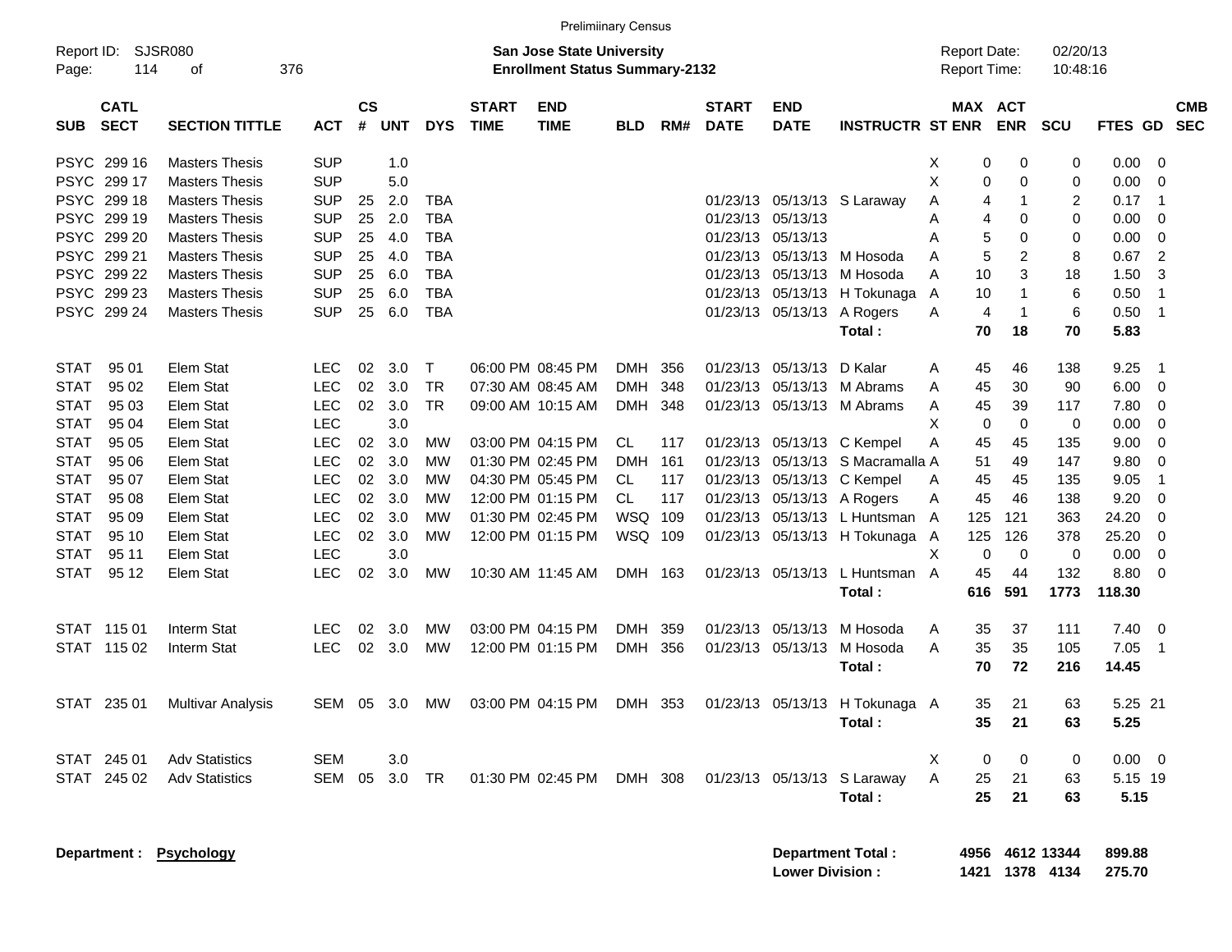Preliminary Census

Report ID: SJSR080
**San Jose State University**
**Enrollment Status Summary-2132**
Report Date: 02/20/13
Report Time: 10:48:16

| SUB | CATL SECT | SECTION TITTLE | ACT | CS # | UNT | DYS | START TIME | END TIME | BLD | RM# | START DATE | END DATE | INSTRUCTR | ST | MAX ENR | ACT ENR | SCU | FTES | GD | CMB SEC |
|---|---|---|---|---|---|---|---|---|---|---|---|---|---|---|---|---|---|---|---|---|
| PSYC | 299 16 | Masters Thesis | SUP | | 1.0 | | | | | | | | | X | 0 | 0 | 0 | 0.00 | 0 | |
| PSYC | 299 17 | Masters Thesis | SUP | | 5.0 | | | | | | | | | X | 0 | 0 | 0 | 0.00 | 0 | |
| PSYC | 299 18 | Masters Thesis | SUP | 25 | 2.0 | TBA | | | | | 01/23/13 | 05/13/13 | S Laraway | A | 4 | 1 | 2 | 0.17 | 1 | |
| PSYC | 299 19 | Masters Thesis | SUP | 25 | 2.0 | TBA | | | | | 01/23/13 | 05/13/13 | | A | 4 | 0 | 0 | 0.00 | 0 | |
| PSYC | 299 20 | Masters Thesis | SUP | 25 | 4.0 | TBA | | | | | 01/23/13 | 05/13/13 | | A | 5 | 0 | 0 | 0.00 | 0 | |
| PSYC | 299 21 | Masters Thesis | SUP | 25 | 4.0 | TBA | | | | | 01/23/13 | 05/13/13 | M Hosoda | A | 5 | 2 | 8 | 0.67 | 2 | |
| PSYC | 299 22 | Masters Thesis | SUP | 25 | 6.0 | TBA | | | | | 01/23/13 | 05/13/13 | M Hosoda | A | 10 | 3 | 18 | 1.50 | 3 | |
| PSYC | 299 23 | Masters Thesis | SUP | 25 | 6.0 | TBA | | | | | 01/23/13 | 05/13/13 | H Tokunaga | A | 10 | 1 | 6 | 0.50 | 1 | |
| PSYC | 299 24 | Masters Thesis | SUP | 25 | 6.0 | TBA | | | | | 01/23/13 | 05/13/13 | A Rogers | A | 4 | 1 | 6 | 0.50 | 1 | |
| | | | | | | | | | | | | | **Total :** | | **70** | **18** | **70** | **5.83** | | |
| STAT | 95 01 | Elem Stat | LEC | 02 | 3.0 | T | 06:00 PM | 08:45 PM | DMH | 356 | 01/23/13 | 05/13/13 | D Kalar | A | 45 | 46 | 138 | 9.25 | 1 | |
| STAT | 95 02 | Elem Stat | LEC | 02 | 3.0 | TR | 07:30 AM | 08:45 AM | DMH | 348 | 01/23/13 | 05/13/13 | M Abrams | A | 45 | 30 | 90 | 6.00 | 0 | |
| STAT | 95 03 | Elem Stat | LEC | 02 | 3.0 | TR | 09:00 AM | 10:15 AM | DMH | 348 | 01/23/13 | 05/13/13 | M Abrams | A | 45 | 39 | 117 | 7.80 | 0 | |
| STAT | 95 04 | Elem Stat | LEC | | 3.0 | | | | | | | | | X | 0 | 0 | 0 | 0.00 | 0 | |
| STAT | 95 05 | Elem Stat | LEC | 02 | 3.0 | MW | 03:00 PM | 04:15 PM | CL | 117 | 01/23/13 | 05/13/13 | C Kempel | A | 45 | 45 | 135 | 9.00 | 0 | |
| STAT | 95 06 | Elem Stat | LEC | 02 | 3.0 | MW | 01:30 PM | 02:45 PM | DMH | 161 | 01/23/13 | 05/13/13 | S Macramalla | A | 51 | 49 | 147 | 9.80 | 0 | |
| STAT | 95 07 | Elem Stat | LEC | 02 | 3.0 | MW | 04:30 PM | 05:45 PM | CL | 117 | 01/23/13 | 05/13/13 | C Kempel | A | 45 | 45 | 135 | 9.05 | 1 | |
| STAT | 95 08 | Elem Stat | LEC | 02 | 3.0 | MW | 12:00 PM | 01:15 PM | CL | 117 | 01/23/13 | 05/13/13 | A Rogers | A | 45 | 46 | 138 | 9.20 | 0 | |
| STAT | 95 09 | Elem Stat | LEC | 02 | 3.0 | MW | 01:30 PM | 02:45 PM | WSQ | 109 | 01/23/13 | 05/13/13 | L Huntsman | A | 125 | 121 | 363 | 24.20 | 0 | |
| STAT | 95 10 | Elem Stat | LEC | 02 | 3.0 | MW | 12:00 PM | 01:15 PM | WSQ | 109 | 01/23/13 | 05/13/13 | H Tokunaga | A | 125 | 126 | 378 | 25.20 | 0 | |
| STAT | 95 11 | Elem Stat | LEC | | 3.0 | | | | | | | | | X | 0 | 0 | 0 | 0.00 | 0 | |
| STAT | 95 12 | Elem Stat | LEC | 02 | 3.0 | MW | 10:30 AM | 11:45 AM | DMH | 163 | 01/23/13 | 05/13/13 | L Huntsman | A | 45 | 44 | 132 | 8.80 | 0 | |
| | | | | | | | | | | | | | **Total :** | | **616** | **591** | **1773** | **118.30** | | |
| STAT | 115 01 | Interm Stat | LEC | 02 | 3.0 | MW | 03:00 PM | 04:15 PM | DMH | 359 | 01/23/13 | 05/13/13 | M Hosoda | A | 35 | 37 | 111 | 7.40 | 0 | |
| STAT | 115 02 | Interm Stat | LEC | 02 | 3.0 | MW | 12:00 PM | 01:15 PM | DMH | 356 | 01/23/13 | 05/13/13 | M Hosoda | A | 35 | 35 | 105 | 7.05 | 1 | |
| | | | | | | | | | | | | | **Total :** | | **70** | **72** | **216** | **14.45** | | |
| STAT | 235 01 | Multivar Analysis | SEM | 05 | 3.0 | MW | 03:00 PM | 04:15 PM | DMH | 353 | 01/23/13 | 05/13/13 | H Tokunaga | A | 35 | 21 | 63 | 5.25 | 21 | |
| | | | | | | | | | | | | | **Total :** | | **35** | **21** | **63** | **5.25** | | |
| STAT | 245 01 | Adv Statistics | SEM | | 3.0 | | | | | | | | | X | 0 | 0 | 0 | 0.00 | 0 | |
| STAT | 245 02 | Adv Statistics | SEM | 05 | 3.0 | TR | 01:30 PM | 02:45 PM | DMH | 308 | 01/23/13 | 05/13/13 | S Laraway | A | 25 | 21 | 63 | 5.15 | 19 | |
| | | | | | | | | | | | | | **Total :** | | **25** | **21** | **63** | **5.15** | | |

**Department :** **Psychology**

| | MAX ENR | ACT ENR | SCU | FTES |
|---|---|---|---|---|
| **Department Total :** | **4956** | **4612** | **13344** | **899.88** |
| **Lower Division :** | **1421** | **1378** | **4134** | **275.70** |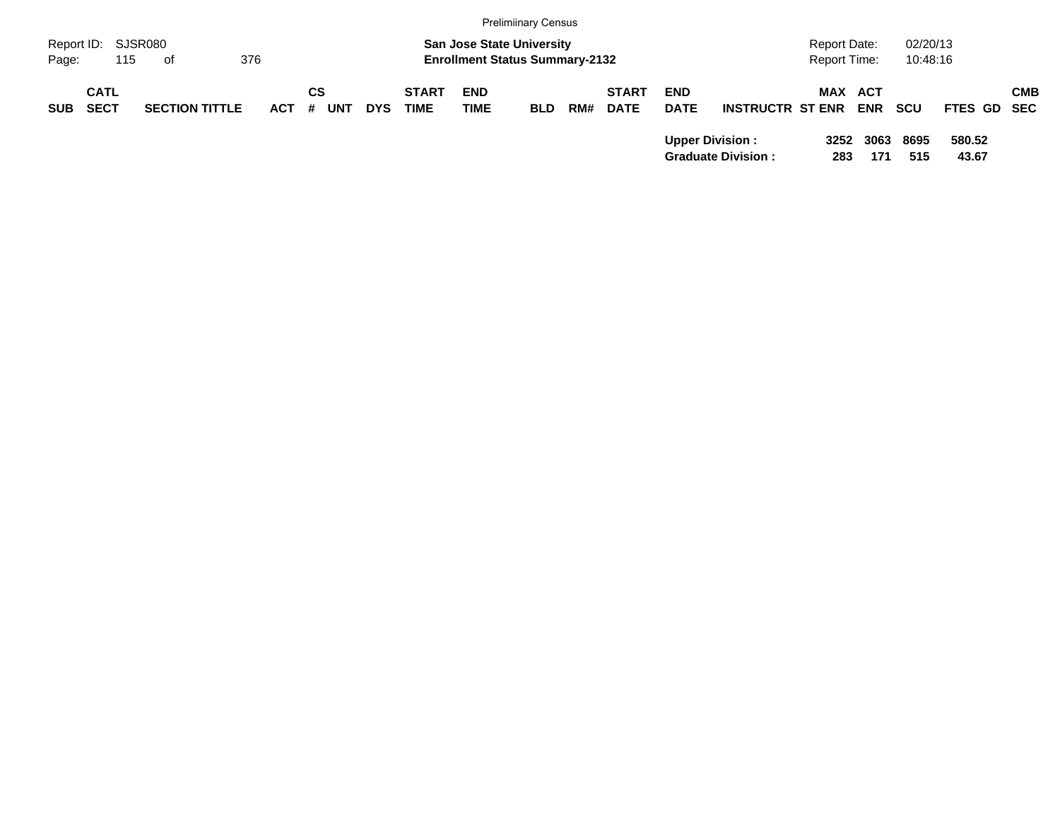| SUB | CATL SECT | SECTION TITTLE | ACT | CS # | UNT | DYS | START TIME | END TIME | BLD | RM# | START DATE | END DATE | INSTRUCTR | ST | MAX ENR | ACT ENR | SCU | FTES | GD | CMB SEC |
|---|---|---|---|---|---|---|---|---|---|---|---|---|---|---|---|---|---|---|---|---|
| | | | | | | | | | | | | **Upper Division :** | | | **3252** | **3063** | **8695** | **580.52** | | |
| | | | | | | | | | | | | **Graduate Division :** | | | **283** | **171** | **515** | **43.67** | | |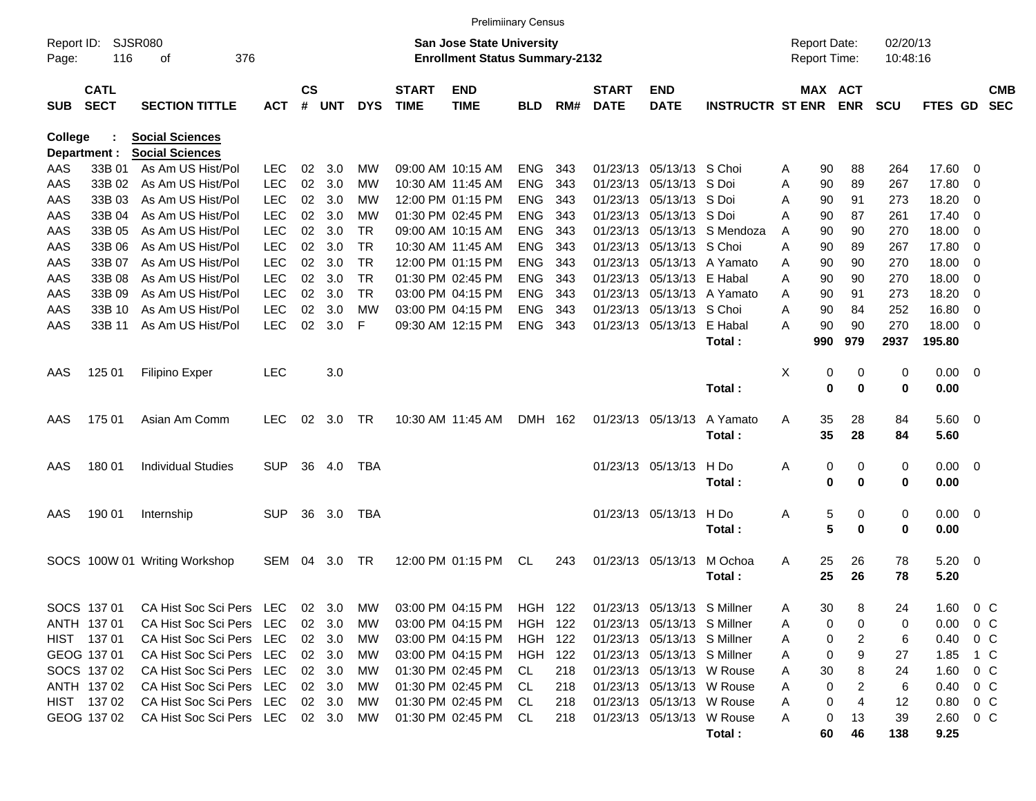Preliminary Census

Report ID: SJSR080 | **San Jose State University** | Report Date: 02/20/13
Page: 116 of 376 | **Enrollment Status Summary-2132** | Report Time: 10:48:16

**College : Social Sciences**
**Department : Social Sciences**

| SUB | CATL SECT | SECTION TITTLE | ACT | CS # | UNT | DYS | START TIME | END TIME | BLD | RM# | START DATE | END DATE | INSTRUCTR | ST | MAX ENR | ACT ENR | SCU | FTES | GD | CMB SEC |
|---|---|---|---|---|---|---|---|---|---|---|---|---|---|---|---|---|---|---|---|---|
| AAS | 33B 01 | As Am US Hist/Pol | LEC | 02 | 3.0 | MW | 09:00 AM | 10:15 AM | ENG | 343 | 01/23/13 | 05/13/13 | S Choi | A | 90 | 88 | 264 | 17.60 | 0 | |
| AAS | 33B 02 | As Am US Hist/Pol | LEC | 02 | 3.0 | MW | 10:30 AM | 11:45 AM | ENG | 343 | 01/23/13 | 05/13/13 | S Doi | A | 90 | 89 | 267 | 17.80 | 0 | |
| AAS | 33B 03 | As Am US Hist/Pol | LEC | 02 | 3.0 | MW | 12:00 PM | 01:15 PM | ENG | 343 | 01/23/13 | 05/13/13 | S Doi | A | 90 | 91 | 273 | 18.20 | 0 | |
| AAS | 33B 04 | As Am US Hist/Pol | LEC | 02 | 3.0 | MW | 01:30 PM | 02:45 PM | ENG | 343 | 01/23/13 | 05/13/13 | S Doi | A | 90 | 87 | 261 | 17.40 | 0 | |
| AAS | 33B 05 | As Am US Hist/Pol | LEC | 02 | 3.0 | TR | 09:00 AM | 10:15 AM | ENG | 343 | 01/23/13 | 05/13/13 | S Mendoza | A | 90 | 90 | 270 | 18.00 | 0 | |
| AAS | 33B 06 | As Am US Hist/Pol | LEC | 02 | 3.0 | TR | 10:30 AM | 11:45 AM | ENG | 343 | 01/23/13 | 05/13/13 | S Choi | A | 90 | 89 | 267 | 17.80 | 0 | |
| AAS | 33B 07 | As Am US Hist/Pol | LEC | 02 | 3.0 | TR | 12:00 PM | 01:15 PM | ENG | 343 | 01/23/13 | 05/13/13 | A Yamato | A | 90 | 90 | 270 | 18.00 | 0 | |
| AAS | 33B 08 | As Am US Hist/Pol | LEC | 02 | 3.0 | TR | 01:30 PM | 02:45 PM | ENG | 343 | 01/23/13 | 05/13/13 | E Habal | A | 90 | 90 | 270 | 18.00 | 0 | |
| AAS | 33B 09 | As Am US Hist/Pol | LEC | 02 | 3.0 | TR | 03:00 PM | 04:15 PM | ENG | 343 | 01/23/13 | 05/13/13 | A Yamato | A | 90 | 91 | 273 | 18.20 | 0 | |
| AAS | 33B 10 | As Am US Hist/Pol | LEC | 02 | 3.0 | MW | 03:00 PM | 04:15 PM | ENG | 343 | 01/23/13 | 05/13/13 | S Choi | A | 90 | 84 | 252 | 16.80 | 0 | |
| AAS | 33B 11 | As Am US Hist/Pol | LEC | 02 | 3.0 | F | 09:30 AM | 12:15 PM | ENG | 343 | 01/23/13 | 05/13/13 | E Habal | A | 90 | 90 | 270 | 18.00 | 0 | |
| | | | | | | | | | | | | | **Total :** | | **990** | **979** | **2937** | **195.80** | | |
| AAS | 125 01 | Filipino Exper | LEC | | 3.0 | | | | | | | | | X | 0 | 0 | 0 | 0.00 | 0 | |
| | | | | | | | | | | | | | **Total :** | | **0** | **0** | **0** | **0.00** | | |
| AAS | 175 01 | Asian Am Comm | LEC | 02 | 3.0 | TR | 10:30 AM | 11:45 AM | DMH | 162 | 01/23/13 | 05/13/13 | A Yamato | A | 35 | 28 | 84 | 5.60 | 0 | |
| | | | | | | | | | | | | | **Total :** | | **35** | **28** | **84** | **5.60** | | |
| AAS | 180 01 | Individual Studies | SUP | 36 | 4.0 | TBA | | | | | 01/23/13 | 05/13/13 | H Do | A | 0 | 0 | 0 | 0.00 | 0 | |
| | | | | | | | | | | | | | **Total :** | | **0** | **0** | **0** | **0.00** | | |
| AAS | 190 01 | Internship | SUP | 36 | 3.0 | TBA | | | | | 01/23/13 | 05/13/13 | H Do | A | 5 | 0 | 0 | 0.00 | 0 | |
| | | | | | | | | | | | | | **Total :** | | **5** | **0** | **0** | **0.00** | | |
| SOCS | 100W 01 | Writing Workshop | SEM | 04 | 3.0 | TR | 12:00 PM | 01:15 PM | CL | 243 | 01/23/13 | 05/13/13 | M Ochoa | A | 25 | 26 | 78 | 5.20 | 0 | |
| | | | | | | | | | | | | | **Total :** | | **25** | **26** | **78** | **5.20** | | |
| SOCS | 137 01 | CA Hist Soc Sci Pers | LEC | 02 | 3.0 | MW | 03:00 PM | 04:15 PM | HGH | 122 | 01/23/13 | 05/13/13 | S Millner | A | 30 | 8 | 24 | 1.60 | 0 | C |
| ANTH | 137 01 | CA Hist Soc Sci Pers | LEC | 02 | 3.0 | MW | 03:00 PM | 04:15 PM | HGH | 122 | 01/23/13 | 05/13/13 | S Millner | A | 0 | 0 | 0 | 0.00 | 0 | C |
| HIST | 137 01 | CA Hist Soc Sci Pers | LEC | 02 | 3.0 | MW | 03:00 PM | 04:15 PM | HGH | 122 | 01/23/13 | 05/13/13 | S Millner | A | 0 | 2 | 6 | 0.40 | 0 | C |
| GEOG | 137 01 | CA Hist Soc Sci Pers | LEC | 02 | 3.0 | MW | 03:00 PM | 04:15 PM | HGH | 122 | 01/23/13 | 05/13/13 | S Millner | A | 0 | 9 | 27 | 1.85 | 1 | C |
| SOCS | 137 02 | CA Hist Soc Sci Pers | LEC | 02 | 3.0 | MW | 01:30 PM | 02:45 PM | CL | 218 | 01/23/13 | 05/13/13 | W Rouse | A | 30 | 8 | 24 | 1.60 | 0 | C |
| ANTH | 137 02 | CA Hist Soc Sci Pers | LEC | 02 | 3.0 | MW | 01:30 PM | 02:45 PM | CL | 218 | 01/23/13 | 05/13/13 | W Rouse | A | 0 | 2 | 6 | 0.40 | 0 | C |
| HIST | 137 02 | CA Hist Soc Sci Pers | LEC | 02 | 3.0 | MW | 01:30 PM | 02:45 PM | CL | 218 | 01/23/13 | 05/13/13 | W Rouse | A | 0 | 4 | 12 | 0.80 | 0 | C |
| GEOG | 137 02 | CA Hist Soc Sci Pers | LEC | 02 | 3.0 | MW | 01:30 PM | 02:45 PM | CL | 218 | 01/23/13 | 05/13/13 | W Rouse | A | 0 | 13 | 39 | 2.60 | 0 | C |
| | | | | | | | | | | | | | **Total :** | | **60** | **46** | **138** | **9.25** | | |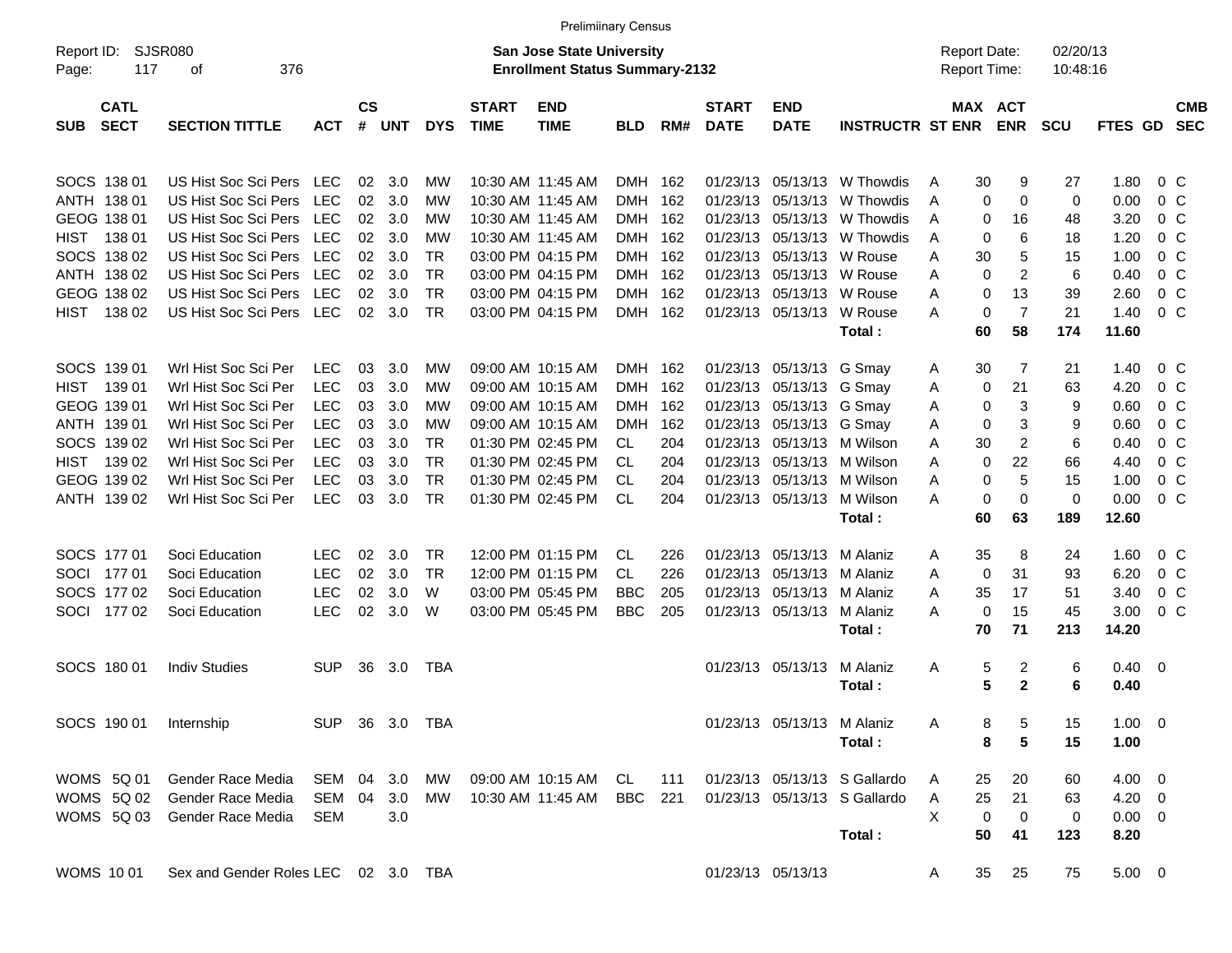Preliminary Census

Report ID: SJSR080

**San Jose State University**
**Enrollment Status Summary-2132**

Report Date: 02/20/13
Report Time: 10:48:16

| SUB | CATL SECT | SECTION TITTLE | ACT | CS # | UNT | DYS | START TIME | END TIME | BLD | RM# | START DATE | END DATE | INSTRUCTR | ST | MAX ENR | ACT ENR | SCU | FTES | GD | CMB SEC |
|---|---|---|---|---|---|---|---|---|---|---|---|---|---|---|---|---|---|---|---|---|
| SOCS | 138 01 | US Hist Soc Sci Pers | LEC | 02 | 3.0 | MW | 10:30 AM | 11:45 AM | DMH | 162 | 01/23/13 | 05/13/13 | W Thowdis | A | 30 | 9 | 27 | 1.80 | 0 | C |
| ANTH | 138 01 | US Hist Soc Sci Pers | LEC | 02 | 3.0 | MW | 10:30 AM | 11:45 AM | DMH | 162 | 01/23/13 | 05/13/13 | W Thowdis | A | 0 | 0 | 0 | 0.00 | 0 | C |
| GEOG | 138 01 | US Hist Soc Sci Pers | LEC | 02 | 3.0 | MW | 10:30 AM | 11:45 AM | DMH | 162 | 01/23/13 | 05/13/13 | W Thowdis | A | 0 | 16 | 48 | 3.20 | 0 | C |
| HIST | 138 01 | US Hist Soc Sci Pers | LEC | 02 | 3.0 | MW | 10:30 AM | 11:45 AM | DMH | 162 | 01/23/13 | 05/13/13 | W Thowdis | A | 0 | 6 | 18 | 1.20 | 0 | C |
| SOCS | 138 02 | US Hist Soc Sci Pers | LEC | 02 | 3.0 | TR | 03:00 PM | 04:15 PM | DMH | 162 | 01/23/13 | 05/13/13 | W Rouse | A | 30 | 5 | 15 | 1.00 | 0 | C |
| ANTH | 138 02 | US Hist Soc Sci Pers | LEC | 02 | 3.0 | TR | 03:00 PM | 04:15 PM | DMH | 162 | 01/23/13 | 05/13/13 | W Rouse | A | 0 | 2 | 6 | 0.40 | 0 | C |
| GEOG | 138 02 | US Hist Soc Sci Pers | LEC | 02 | 3.0 | TR | 03:00 PM | 04:15 PM | DMH | 162 | 01/23/13 | 05/13/13 | W Rouse | A | 0 | 13 | 39 | 2.60 | 0 | C |
| HIST | 138 02 | US Hist Soc Sci Pers | LEC | 02 | 3.0 | TR | 03:00 PM | 04:15 PM | DMH | 162 | 01/23/13 | 05/13/13 | W Rouse | A | 0 | 7 | 21 | 1.40 | 0 | C |
| | | | | | | | | | | | | | **Total :** | | **60** | **58** | **174** | **11.60** | | |
| SOCS | 139 01 | Wrl Hist Soc Sci Per | LEC | 03 | 3.0 | MW | 09:00 AM | 10:15 AM | DMH | 162 | 01/23/13 | 05/13/13 | G Smay | A | 30 | 7 | 21 | 1.40 | 0 | C |
| HIST | 139 01 | Wrl Hist Soc Sci Per | LEC | 03 | 3.0 | MW | 09:00 AM | 10:15 AM | DMH | 162 | 01/23/13 | 05/13/13 | G Smay | A | 0 | 21 | 63 | 4.20 | 0 | C |
| GEOG | 139 01 | Wrl Hist Soc Sci Per | LEC | 03 | 3.0 | MW | 09:00 AM | 10:15 AM | DMH | 162 | 01/23/13 | 05/13/13 | G Smay | A | 0 | 3 | 9 | 0.60 | 0 | C |
| ANTH | 139 01 | Wrl Hist Soc Sci Per | LEC | 03 | 3.0 | MW | 09:00 AM | 10:15 AM | DMH | 162 | 01/23/13 | 05/13/13 | G Smay | A | 0 | 3 | 9 | 0.60 | 0 | C |
| SOCS | 139 02 | Wrl Hist Soc Sci Per | LEC | 03 | 3.0 | TR | 01:30 PM | 02:45 PM | CL | 204 | 01/23/13 | 05/13/13 | M Wilson | A | 30 | 2 | 6 | 0.40 | 0 | C |
| HIST | 139 02 | Wrl Hist Soc Sci Per | LEC | 03 | 3.0 | TR | 01:30 PM | 02:45 PM | CL | 204 | 01/23/13 | 05/13/13 | M Wilson | A | 0 | 22 | 66 | 4.40 | 0 | C |
| GEOG | 139 02 | Wrl Hist Soc Sci Per | LEC | 03 | 3.0 | TR | 01:30 PM | 02:45 PM | CL | 204 | 01/23/13 | 05/13/13 | M Wilson | A | 0 | 5 | 15 | 1.00 | 0 | C |
| ANTH | 139 02 | Wrl Hist Soc Sci Per | LEC | 03 | 3.0 | TR | 01:30 PM | 02:45 PM | CL | 204 | 01/23/13 | 05/13/13 | M Wilson | A | 0 | 0 | 0 | 0.00 | 0 | C |
| | | | | | | | | | | | | | **Total :** | | **60** | **63** | **189** | **12.60** | | |
| SOCS | 177 01 | Soci Education | LEC | 02 | 3.0 | TR | 12:00 PM | 01:15 PM | CL | 226 | 01/23/13 | 05/13/13 | M Alaniz | A | 35 | 8 | 24 | 1.60 | 0 | C |
| SOCI | 177 01 | Soci Education | LEC | 02 | 3.0 | TR | 12:00 PM | 01:15 PM | CL | 226 | 01/23/13 | 05/13/13 | M Alaniz | A | 0 | 31 | 93 | 6.20 | 0 | C |
| SOCS | 177 02 | Soci Education | LEC | 02 | 3.0 | W | 03:00 PM | 05:45 PM | BBC | 205 | 01/23/13 | 05/13/13 | M Alaniz | A | 35 | 17 | 51 | 3.40 | 0 | C |
| SOCI | 177 02 | Soci Education | LEC | 02 | 3.0 | W | 03:00 PM | 05:45 PM | BBC | 205 | 01/23/13 | 05/13/13 | M Alaniz | A | 0 | 15 | 45 | 3.00 | 0 | C |
| | | | | | | | | | | | | | **Total :** | | **70** | **71** | **213** | **14.20** | | |
| SOCS | 180 01 | Indiv Studies | SUP | 36 | 3.0 | TBA | | | | | 01/23/13 | 05/13/13 | M Alaniz | A | 5 | 2 | 6 | 0.40 | 0 | |
| | | | | | | | | | | | | | **Total :** | | **5** | **2** | **6** | **0.40** | | |
| SOCS | 190 01 | Internship | SUP | 36 | 3.0 | TBA | | | | | 01/23/13 | 05/13/13 | M Alaniz | A | 8 | 5 | 15 | 1.00 | 0 | |
| | | | | | | | | | | | | | **Total :** | | **8** | **5** | **15** | **1.00** | | |
| WOMS | 5Q 01 | Gender Race Media | SEM | 04 | 3.0 | MW | 09:00 AM | 10:15 AM | CL | 111 | 01/23/13 | 05/13/13 | S Gallardo | A | 25 | 20 | 60 | 4.00 | 0 | |
| WOMS | 5Q 02 | Gender Race Media | SEM | 04 | 3.0 | MW | 10:30 AM | 11:45 AM | BBC | 221 | 01/23/13 | 05/13/13 | S Gallardo | A | 25 | 21 | 63 | 4.20 | 0 | |
| WOMS | 5Q 03 | Gender Race Media | SEM | | 3.0 | | | | | | | | | X | 0 | 0 | 0 | 0.00 | 0 | |
| | | | | | | | | | | | | | **Total :** | | **50** | **41** | **123** | **8.20** | | |
| WOMS | 10 01 | Sex and Gender Roles | LEC | 02 | 3.0 | TBA | | | | | 01/23/13 | 05/13/13 | | A | 35 | 25 | 75 | 5.00 | 0 | |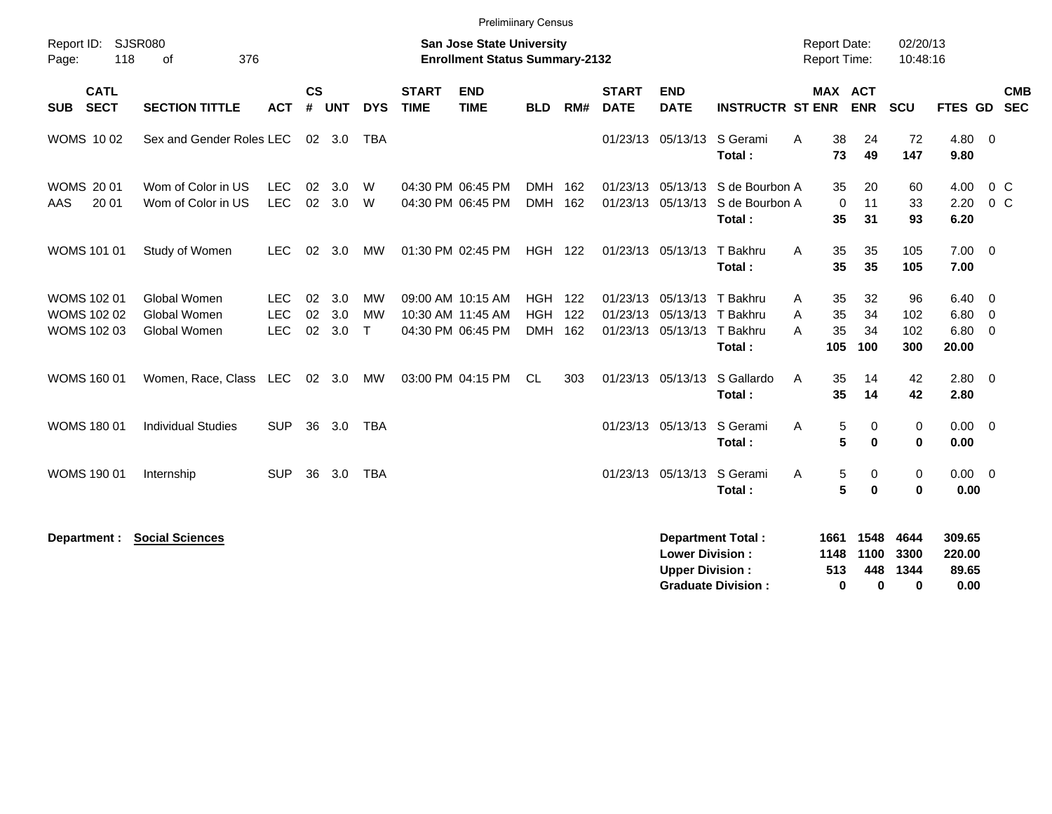Preliminary Census

Report ID: SJSR080

**San Jose State University**
**Enrollment Status Summary-2132**

Report Date: 02/20/13
Report Time: 10:48:16

| SUB | CATL SECT | SECTION TITTLE | ACT | CS # | UNT | DYS | START TIME | END TIME | BLD | RM# | START DATE | END DATE | INSTRUCTR | ST | MAX ENR | ACT ENR | SCU | FTES | GD | CMB SEC |
|---|---|---|---|---|---|---|---|---|---|---|---|---|---|---|---|---|---|---|---|---|
| WOMS | 10 02 | Sex and Gender Roles | LEC | 02 | 3.0 | TBA | | | | | 01/23/13 | 05/13/13 | S Gerami | A | 38 | 24 | 72 | 4.80 | 0 | |
| | | | | | | | | | | | | | **Total :** | | **73** | **49** | **147** | **9.80** | | |
| WOMS | 20 01 | Wom of Color in US | LEC | 02 | 3.0 | W | 04:30 PM | 06:45 PM | DMH | 162 | 01/23/13 | 05/13/13 | S de Bourbon | A | 35 | 20 | 60 | 4.00 | 0 | C |
| AAS | 20 01 | Wom of Color in US | LEC | 02 | 3.0 | W | 04:30 PM | 06:45 PM | DMH | 162 | 01/23/13 | 05/13/13 | S de Bourbon | A | 0 | 11 | 33 | 2.20 | 0 | C |
| | | | | | | | | | | | | | **Total :** | | **35** | **31** | **93** | **6.20** | | |
| WOMS | 101 01 | Study of Women | LEC | 02 | 3.0 | MW | 01:30 PM | 02:45 PM | HGH | 122 | 01/23/13 | 05/13/13 | T Bakhru | A | 35 | 35 | 105 | 7.00 | 0 | |
| | | | | | | | | | | | | | **Total :** | | **35** | **35** | **105** | **7.00** | | |
| WOMS | 102 01 | Global Women | LEC | 02 | 3.0 | MW | 09:00 AM | 10:15 AM | HGH | 122 | 01/23/13 | 05/13/13 | T Bakhru | A | 35 | 32 | 96 | 6.40 | 0 | |
| WOMS | 102 02 | Global Women | LEC | 02 | 3.0 | MW | 10:30 AM | 11:45 AM | HGH | 122 | 01/23/13 | 05/13/13 | T Bakhru | A | 35 | 34 | 102 | 6.80 | 0 | |
| WOMS | 102 03 | Global Women | LEC | 02 | 3.0 | T | 04:30 PM | 06:45 PM | DMH | 162 | 01/23/13 | 05/13/13 | T Bakhru | A | 35 | 34 | 102 | 6.80 | 0 | |
| | | | | | | | | | | | | | **Total :** | | **105** | **100** | **300** | **20.00** | | |
| WOMS | 160 01 | Women, Race, Class | LEC | 02 | 3.0 | MW | 03:00 PM | 04:15 PM | CL | 303 | 01/23/13 | 05/13/13 | S Gallardo | A | 35 | 14 | 42 | 2.80 | 0 | |
| | | | | | | | | | | | | | **Total :** | | **35** | **14** | **42** | **2.80** | | |
| WOMS | 180 01 | Individual Studies | SUP | 36 | 3.0 | TBA | | | | | 01/23/13 | 05/13/13 | S Gerami | A | 5 | 0 | 0 | 0.00 | 0 | |
| | | | | | | | | | | | | | **Total :** | | **5** | **0** | **0** | **0.00** | | |
| WOMS | 190 01 | Internship | SUP | 36 | 3.0 | TBA | | | | | 01/23/13 | 05/13/13 | S Gerami | A | 5 | 0 | 0 | 0.00 | 0 | |
| | | | | | | | | | | | | | **Total :** | | **5** | **0** | **0** | **0.00** | | |

**Department : Social Sciences**

| | MAX ENR | ACT ENR | SCU | FTES |
|---|---|---|---|---|
| **Department Total :** | **1661** | **1548** | **4644** | **309.65** |
| **Lower Division :** | **1148** | **1100** | **3300** | **220.00** |
| **Upper Division :** | **513** | **448** | **1344** | **89.65** |
| **Graduate Division :** | **0** | **0** | **0** | **0.00** |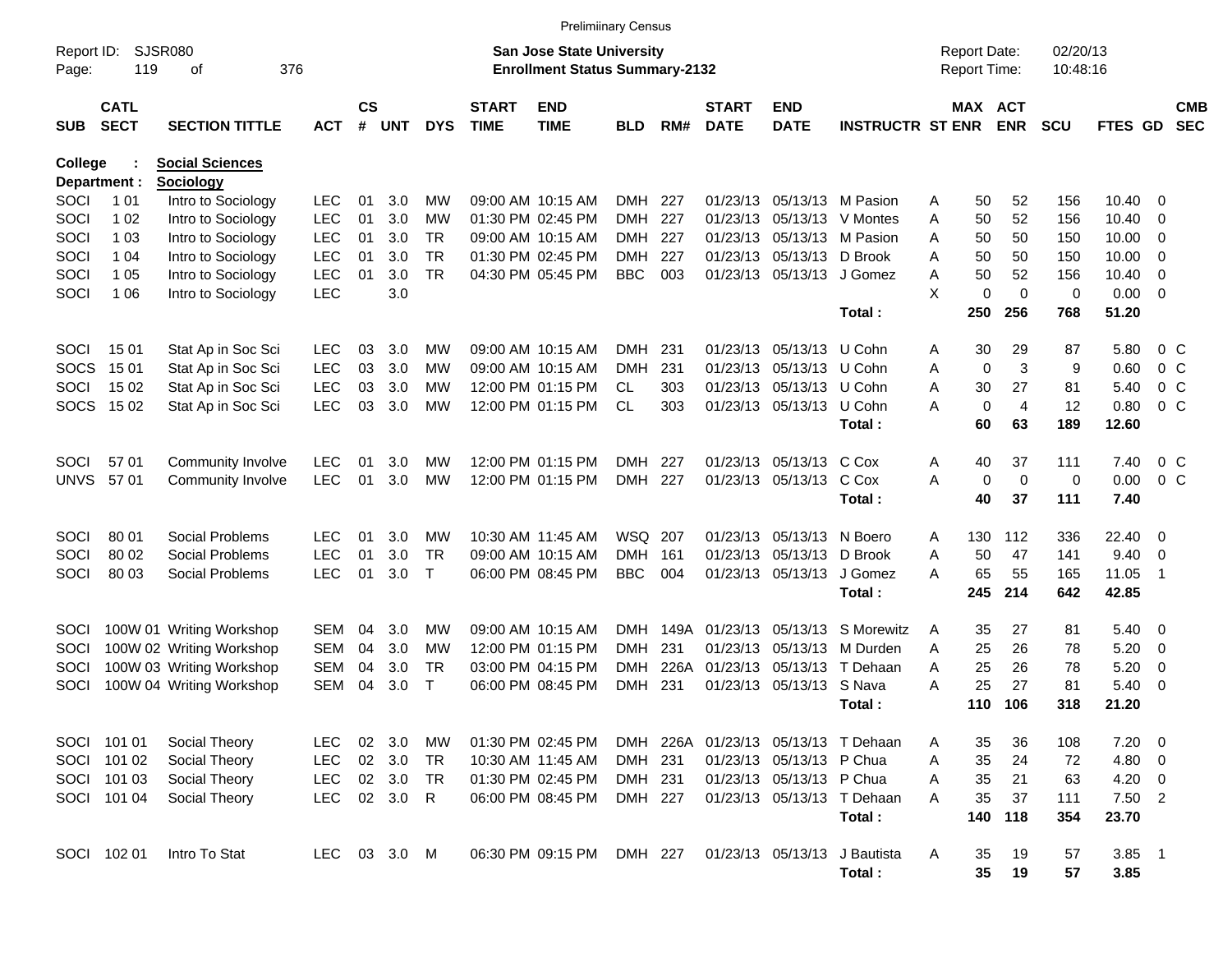Preliminary Census

Report ID: SJSR080
Page: 119 of 376

**San Jose State University**
**Enrollment Status Summary-2132**

Report Date: 02/20/13
Report Time: 10:48:16

**College : Social Sciences**
**Department : Sociology**

| SUB | CATL SECT | SECTION TITTLE | ACT | CS # | UNT | DYS | START TIME | END TIME | BLD | RM# | START DATE | END DATE | INSTRUCTR | ST | MAX ENR | ACT ENR | SCU | FTES | GD | CMB SEC |
|---|---|---|---|---|---|---|---|---|---|---|---|---|---|---|---|---|---|---|---|---|
| SOCI | 1 01 | Intro to Sociology | LEC | 01 | 3.0 | MW | 09:00 AM | 10:15 AM | DMH | 227 | 01/23/13 | 05/13/13 | M Pasion | A | 50 | 52 | 156 | 10.40 | 0 | |
| SOCI | 1 02 | Intro to Sociology | LEC | 01 | 3.0 | MW | 01:30 PM | 02:45 PM | DMH | 227 | 01/23/13 | 05/13/13 | V Montes | A | 50 | 52 | 156 | 10.40 | 0 | |
| SOCI | 1 03 | Intro to Sociology | LEC | 01 | 3.0 | TR | 09:00 AM | 10:15 AM | DMH | 227 | 01/23/13 | 05/13/13 | M Pasion | A | 50 | 50 | 150 | 10.00 | 0 | |
| SOCI | 1 04 | Intro to Sociology | LEC | 01 | 3.0 | TR | 01:30 PM | 02:45 PM | DMH | 227 | 01/23/13 | 05/13/13 | D Brook | A | 50 | 50 | 150 | 10.00 | 0 | |
| SOCI | 1 05 | Intro to Sociology | LEC | 01 | 3.0 | TR | 04:30 PM | 05:45 PM | BBC | 003 | 01/23/13 | 05/13/13 | J Gomez | A | 50 | 52 | 156 | 10.40 | 0 | |
| SOCI | 1 06 | Intro to Sociology | LEC | | 3.0 | | | | | | | | | X | 0 | 0 | 0 | 0.00 | 0 | |
| | | | | | | | | | | | | | Total : | | 250 | 256 | 768 | 51.20 | | |
| SOCI | 15 01 | Stat Ap in Soc Sci | LEC | 03 | 3.0 | MW | 09:00 AM | 10:15 AM | DMH | 231 | 01/23/13 | 05/13/13 | U Cohn | A | 30 | 29 | 87 | 5.80 | 0 | C |
| SOCS | 15 01 | Stat Ap in Soc Sci | LEC | 03 | 3.0 | MW | 09:00 AM | 10:15 AM | DMH | 231 | 01/23/13 | 05/13/13 | U Cohn | A | 0 | 3 | 9 | 0.60 | 0 | C |
| SOCI | 15 02 | Stat Ap in Soc Sci | LEC | 03 | 3.0 | MW | 12:00 PM | 01:15 PM | CL | 303 | 01/23/13 | 05/13/13 | U Cohn | A | 30 | 27 | 81 | 5.40 | 0 | C |
| SOCS | 15 02 | Stat Ap in Soc Sci | LEC | 03 | 3.0 | MW | 12:00 PM | 01:15 PM | CL | 303 | 01/23/13 | 05/13/13 | U Cohn | A | 0 | 4 | 12 | 0.80 | 0 | C |
| | | | | | | | | | | | | | Total : | | 60 | 63 | 189 | 12.60 | | |
| SOCI | 57 01 | Community Involve | LEC | 01 | 3.0 | MW | 12:00 PM | 01:15 PM | DMH | 227 | 01/23/13 | 05/13/13 | C Cox | A | 40 | 37 | 111 | 7.40 | 0 | C |
| UNVS | 57 01 | Community Involve | LEC | 01 | 3.0 | MW | 12:00 PM | 01:15 PM | DMH | 227 | 01/23/13 | 05/13/13 | C Cox | A | 0 | 0 | 0 | 0.00 | 0 | C |
| | | | | | | | | | | | | | Total : | | 40 | 37 | 111 | 7.40 | | |
| SOCI | 80 01 | Social Problems | LEC | 01 | 3.0 | MW | 10:30 AM | 11:45 AM | WSQ | 207 | 01/23/13 | 05/13/13 | N Boero | A | 130 | 112 | 336 | 22.40 | 0 | |
| SOCI | 80 02 | Social Problems | LEC | 01 | 3.0 | TR | 09:00 AM | 10:15 AM | DMH | 161 | 01/23/13 | 05/13/13 | D Brook | A | 50 | 47 | 141 | 9.40 | 0 | |
| SOCI | 80 03 | Social Problems | LEC | 01 | 3.0 | T | 06:00 PM | 08:45 PM | BBC | 004 | 01/23/13 | 05/13/13 | J Gomez | A | 65 | 55 | 165 | 11.05 | 1 | |
| | | | | | | | | | | | | | Total : | | 245 | 214 | 642 | 42.85 | | |
| SOCI | 100W 01 | Writing Workshop | SEM | 04 | 3.0 | MW | 09:00 AM | 10:15 AM | DMH | 149A | 01/23/13 | 05/13/13 | S Morewitz | A | 35 | 27 | 81 | 5.40 | 0 | |
| SOCI | 100W 02 | Writing Workshop | SEM | 04 | 3.0 | MW | 12:00 PM | 01:15 PM | DMH | 231 | 01/23/13 | 05/13/13 | M Durden | A | 25 | 26 | 78 | 5.20 | 0 | |
| SOCI | 100W 03 | Writing Workshop | SEM | 04 | 3.0 | TR | 03:00 PM | 04:15 PM | DMH | 226A | 01/23/13 | 05/13/13 | T Dehaan | A | 25 | 26 | 78 | 5.20 | 0 | |
| SOCI | 100W 04 | Writing Workshop | SEM | 04 | 3.0 | T | 06:00 PM | 08:45 PM | DMH | 231 | 01/23/13 | 05/13/13 | S Nava | A | 25 | 27 | 81 | 5.40 | 0 | |
| | | | | | | | | | | | | | Total : | | 110 | 106 | 318 | 21.20 | | |
| SOCI | 101 01 | Social Theory | LEC | 02 | 3.0 | MW | 01:30 PM | 02:45 PM | DMH | 226A | 01/23/13 | 05/13/13 | T Dehaan | A | 35 | 36 | 108 | 7.20 | 0 | |
| SOCI | 101 02 | Social Theory | LEC | 02 | 3.0 | TR | 10:30 AM | 11:45 AM | DMH | 231 | 01/23/13 | 05/13/13 | P Chua | A | 35 | 24 | 72 | 4.80 | 0 | |
| SOCI | 101 03 | Social Theory | LEC | 02 | 3.0 | TR | 01:30 PM | 02:45 PM | DMH | 231 | 01/23/13 | 05/13/13 | P Chua | A | 35 | 21 | 63 | 4.20 | 0 | |
| SOCI | 101 04 | Social Theory | LEC | 02 | 3.0 | R | 06:00 PM | 08:45 PM | DMH | 227 | 01/23/13 | 05/13/13 | T Dehaan | A | 35 | 37 | 111 | 7.50 | 2 | |
| | | | | | | | | | | | | | Total : | | 140 | 118 | 354 | 23.70 | | |
| SOCI | 102 01 | Intro To Stat | LEC | 03 | 3.0 | M | 06:30 PM | 09:15 PM | DMH | 227 | 01/23/13 | 05/13/13 | J Bautista | A | 35 | 19 | 57 | 3.85 | 1 | |
| | | | | | | | | | | | | | Total : | | 35 | 19 | 57 | 3.85 | | |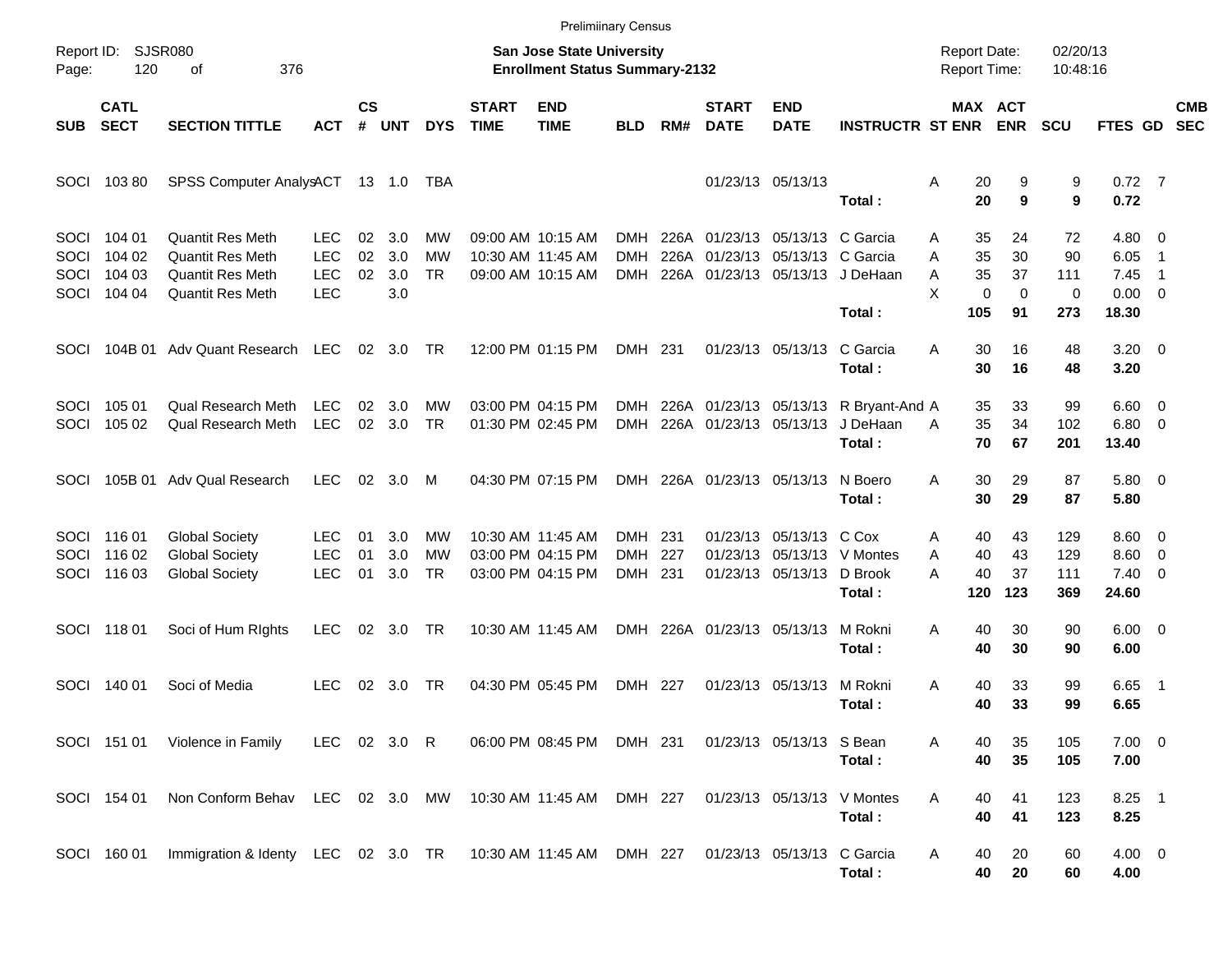Preliminary Census

Report ID: SJSR080

**San Jose State University**
**Enrollment Status Summary-2132**

Report Date: 02/20/13
Report Time: 10:48:16

| SUB | CATL SECT | SECTION TITTLE | ACT | CS # | UNT | DYS | START TIME | END TIME | BLD | RM# | START DATE | END DATE | INSTRUCTR | ST | MAX ENR | ACT ENR | SCU | FTES | GD | CMB SEC |
|---|---|---|---|---|---|---|---|---|---|---|---|---|---|---|---|---|---|---|---|---|
| SOCI | 103 80 | SPSS Computer Analys | ACT | 13 | 1.0 | TBA | | | | | 01/23/13 | 05/13/13 | | A | 20 | 9 | 9 | 0.72 | 7 | |
| | | | | | | | | | | | | | **Total :** | | **20** | **9** | **9** | **0.72** | | |
| SOCI | 104 01 | Quantit Res Meth | LEC | 02 | 3.0 | MW | 09:00 AM | 10:15 AM | DMH | 226A | 01/23/13 | 05/13/13 | C Garcia | A | 35 | 24 | 72 | 4.80 | 0 | |
| SOCI | 104 02 | Quantit Res Meth | LEC | 02 | 3.0 | MW | 10:30 AM | 11:45 AM | DMH | 226A | 01/23/13 | 05/13/13 | C Garcia | A | 35 | 30 | 90 | 6.05 | 1 | |
| SOCI | 104 03 | Quantit Res Meth | LEC | 02 | 3.0 | TR | 09:00 AM | 10:15 AM | DMH | 226A | 01/23/13 | 05/13/13 | J DeHaan | A | 35 | 37 | 111 | 7.45 | 1 | |
| SOCI | 104 04 | Quantit Res Meth | LEC | | 3.0 | | | | | | | | | X | 0 | 0 | 0 | 0.00 | 0 | |
| | | | | | | | | | | | | | **Total :** | | **105** | **91** | **273** | **18.30** | | |
| SOCI | 104B 01 | Adv Quant Research | LEC | 02 | 3.0 | TR | 12:00 PM | 01:15 PM | DMH | 231 | 01/23/13 | 05/13/13 | C Garcia | A | 30 | 16 | 48 | 3.20 | 0 | |
| | | | | | | | | | | | | | **Total :** | | **30** | **16** | **48** | **3.20** | | |
| SOCI | 105 01 | Qual Research Meth | LEC | 02 | 3.0 | MW | 03:00 PM | 04:15 PM | DMH | 226A | 01/23/13 | 05/13/13 | R Bryant-And | A | 35 | 33 | 99 | 6.60 | 0 | |
| SOCI | 105 02 | Qual Research Meth | LEC | 02 | 3.0 | TR | 01:30 PM | 02:45 PM | DMH | 226A | 01/23/13 | 05/13/13 | J DeHaan | A | 35 | 34 | 102 | 6.80 | 0 | |
| | | | | | | | | | | | | | **Total :** | | **70** | **67** | **201** | **13.40** | | |
| SOCI | 105B 01 | Adv Qual Research | LEC | 02 | 3.0 | M | 04:30 PM | 07:15 PM | DMH | 226A | 01/23/13 | 05/13/13 | N Boero | A | 30 | 29 | 87 | 5.80 | 0 | |
| | | | | | | | | | | | | | **Total :** | | **30** | **29** | **87** | **5.80** | | |
| SOCI | 116 01 | Global Society | LEC | 01 | 3.0 | MW | 10:30 AM | 11:45 AM | DMH | 231 | 01/23/13 | 05/13/13 | C Cox | A | 40 | 43 | 129 | 8.60 | 0 | |
| SOCI | 116 02 | Global Society | LEC | 01 | 3.0 | MW | 03:00 PM | 04:15 PM | DMH | 227 | 01/23/13 | 05/13/13 | V Montes | A | 40 | 43 | 129 | 8.60 | 0 | |
| SOCI | 116 03 | Global Society | LEC | 01 | 3.0 | TR | 03:00 PM | 04:15 PM | DMH | 231 | 01/23/13 | 05/13/13 | D Brook | A | 40 | 37 | 111 | 7.40 | 0 | |
| | | | | | | | | | | | | | **Total :** | | **120** | **123** | **369** | **24.60** | | |
| SOCI | 118 01 | Soci of Hum RIghts | LEC | 02 | 3.0 | TR | 10:30 AM | 11:45 AM | DMH | 226A | 01/23/13 | 05/13/13 | M Rokni | A | 40 | 30 | 90 | 6.00 | 0 | |
| | | | | | | | | | | | | | **Total :** | | **40** | **30** | **90** | **6.00** | | |
| SOCI | 140 01 | Soci of Media | LEC | 02 | 3.0 | TR | 04:30 PM | 05:45 PM | DMH | 227 | 01/23/13 | 05/13/13 | M Rokni | A | 40 | 33 | 99 | 6.65 | 1 | |
| | | | | | | | | | | | | | **Total :** | | **40** | **33** | **99** | **6.65** | | |
| SOCI | 151 01 | Violence in Family | LEC | 02 | 3.0 | R | 06:00 PM | 08:45 PM | DMH | 231 | 01/23/13 | 05/13/13 | S Bean | A | 40 | 35 | 105 | 7.00 | 0 | |
| | | | | | | | | | | | | | **Total :** | | **40** | **35** | **105** | **7.00** | | |
| SOCI | 154 01 | Non Conform Behav | LEC | 02 | 3.0 | MW | 10:30 AM | 11:45 AM | DMH | 227 | 01/23/13 | 05/13/13 | V Montes | A | 40 | 41 | 123 | 8.25 | 1 | |
| | | | | | | | | | | | | | **Total :** | | **40** | **41** | **123** | **8.25** | | |
| SOCI | 160 01 | Immigration & Identy | LEC | 02 | 3.0 | TR | 10:30 AM | 11:45 AM | DMH | 227 | 01/23/13 | 05/13/13 | C Garcia | A | 40 | 20 | 60 | 4.00 | 0 | |
| | | | | | | | | | | | | | **Total :** | | **40** | **20** | **60** | **4.00** | | |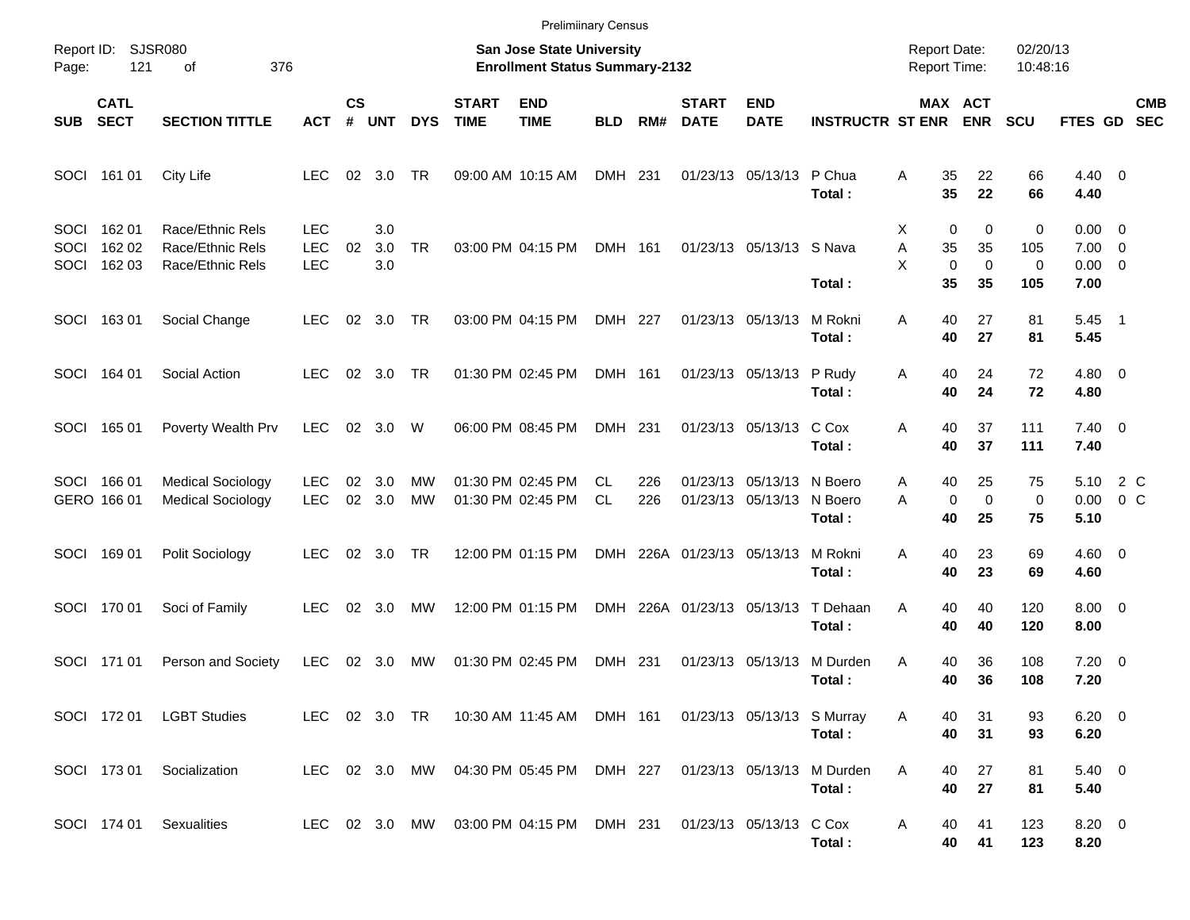Prelimiinary Census

Report ID: SJSR080
Page: 121 of 376

**San Jose State University**
**Enrollment Status Summary-2132**

Report Date: 02/20/13
Report Time: 10:48:16

| SUB | CATL SECT | SECTION TITTLE | ACT | CS # | UNT | DYS | START TIME | END TIME | BLD | RM# | START DATE | END DATE | INSTRUCTR | ST | MAX ENR | ACT ENR | SCU | FTES | GD | CMB SEC |
|---|---|---|---|---|---|---|---|---|---|---|---|---|---|---|---|---|---|---|---|---|
| SOCI | 161 01 | City Life | LEC | 02 | 3.0 | TR | 09:00 AM | 10:15 AM | DMH | 231 | 01/23/13 | 05/13/13 | P Chua | A | 35 | 22 | 66 | 4.40 | 0 | |
| | | | | | | | | | | | | | **Total :** | | **35** | **22** | **66** | **4.40** | | |
| SOCI | 162 01 | Race/Ethnic Rels | LEC | | 3.0 | | | | | | | | | X | 0 | 0 | 0 | 0.00 | 0 | |
| SOCI | 162 02 | Race/Ethnic Rels | LEC | 02 | 3.0 | TR | 03:00 PM | 04:15 PM | DMH | 161 | 01/23/13 | 05/13/13 | S Nava | A | 35 | 35 | 105 | 7.00 | 0 | |
| SOCI | 162 03 | Race/Ethnic Rels | LEC | | 3.0 | | | | | | | | | X | 0 | 0 | 0 | 0.00 | 0 | |
| | | | | | | | | | | | | | **Total :** | | **35** | **35** | **105** | **7.00** | | |
| SOCI | 163 01 | Social Change | LEC | 02 | 3.0 | TR | 03:00 PM | 04:15 PM | DMH | 227 | 01/23/13 | 05/13/13 | M Rokni | A | 40 | 27 | 81 | 5.45 | 1 | |
| | | | | | | | | | | | | | **Total :** | | **40** | **27** | **81** | **5.45** | | |
| SOCI | 164 01 | Social Action | LEC | 02 | 3.0 | TR | 01:30 PM | 02:45 PM | DMH | 161 | 01/23/13 | 05/13/13 | P Rudy | A | 40 | 24 | 72 | 4.80 | 0 | |
| | | | | | | | | | | | | | **Total :** | | **40** | **24** | **72** | **4.80** | | |
| SOCI | 165 01 | Poverty Wealth Prv | LEC | 02 | 3.0 | W | 06:00 PM | 08:45 PM | DMH | 231 | 01/23/13 | 05/13/13 | C Cox | A | 40 | 37 | 111 | 7.40 | 0 | |
| | | | | | | | | | | | | | **Total :** | | **40** | **37** | **111** | **7.40** | | |
| SOCI | 166 01 | Medical Sociology | LEC | 02 | 3.0 | MW | 01:30 PM | 02:45 PM | CL | 226 | 01/23/13 | 05/13/13 | N Boero | A | 40 | 25 | 75 | 5.10 | 2 | C |
| GERO | 166 01 | Medical Sociology | LEC | 02 | 3.0 | MW | 01:30 PM | 02:45 PM | CL | 226 | 01/23/13 | 05/13/13 | N Boero | A | 0 | 0 | 0 | 0.00 | 0 | C |
| | | | | | | | | | | | | | **Total :** | | **40** | **25** | **75** | **5.10** | | |
| SOCI | 169 01 | Polit Sociology | LEC | 02 | 3.0 | TR | 12:00 PM | 01:15 PM | DMH | 226A | 01/23/13 | 05/13/13 | M Rokni | A | 40 | 23 | 69 | 4.60 | 0 | |
| | | | | | | | | | | | | | **Total :** | | **40** | **23** | **69** | **4.60** | | |
| SOCI | 170 01 | Soci of Family | LEC | 02 | 3.0 | MW | 12:00 PM | 01:15 PM | DMH | 226A | 01/23/13 | 05/13/13 | T Dehaan | A | 40 | 40 | 120 | 8.00 | 0 | |
| | | | | | | | | | | | | | **Total :** | | **40** | **40** | **120** | **8.00** | | |
| SOCI | 171 01 | Person and Society | LEC | 02 | 3.0 | MW | 01:30 PM | 02:45 PM | DMH | 231 | 01/23/13 | 05/13/13 | M Durden | A | 40 | 36 | 108 | 7.20 | 0 | |
| | | | | | | | | | | | | | **Total :** | | **40** | **36** | **108** | **7.20** | | |
| SOCI | 172 01 | LGBT Studies | LEC | 02 | 3.0 | TR | 10:30 AM | 11:45 AM | DMH | 161 | 01/23/13 | 05/13/13 | S Murray | A | 40 | 31 | 93 | 6.20 | 0 | |
| | | | | | | | | | | | | | **Total :** | | **40** | **31** | **93** | **6.20** | | |
| SOCI | 173 01 | Socialization | LEC | 02 | 3.0 | MW | 04:30 PM | 05:45 PM | DMH | 227 | 01/23/13 | 05/13/13 | M Durden | A | 40 | 27 | 81 | 5.40 | 0 | |
| | | | | | | | | | | | | | **Total :** | | **40** | **27** | **81** | **5.40** | | |
| SOCI | 174 01 | Sexualities | LEC | 02 | 3.0 | MW | 03:00 PM | 04:15 PM | DMH | 231 | 01/23/13 | 05/13/13 | C Cox | A | 40 | 41 | 123 | 8.20 | 0 | |
| | | | | | | | | | | | | | **Total :** | | **40** | **41** | **123** | **8.20** | | |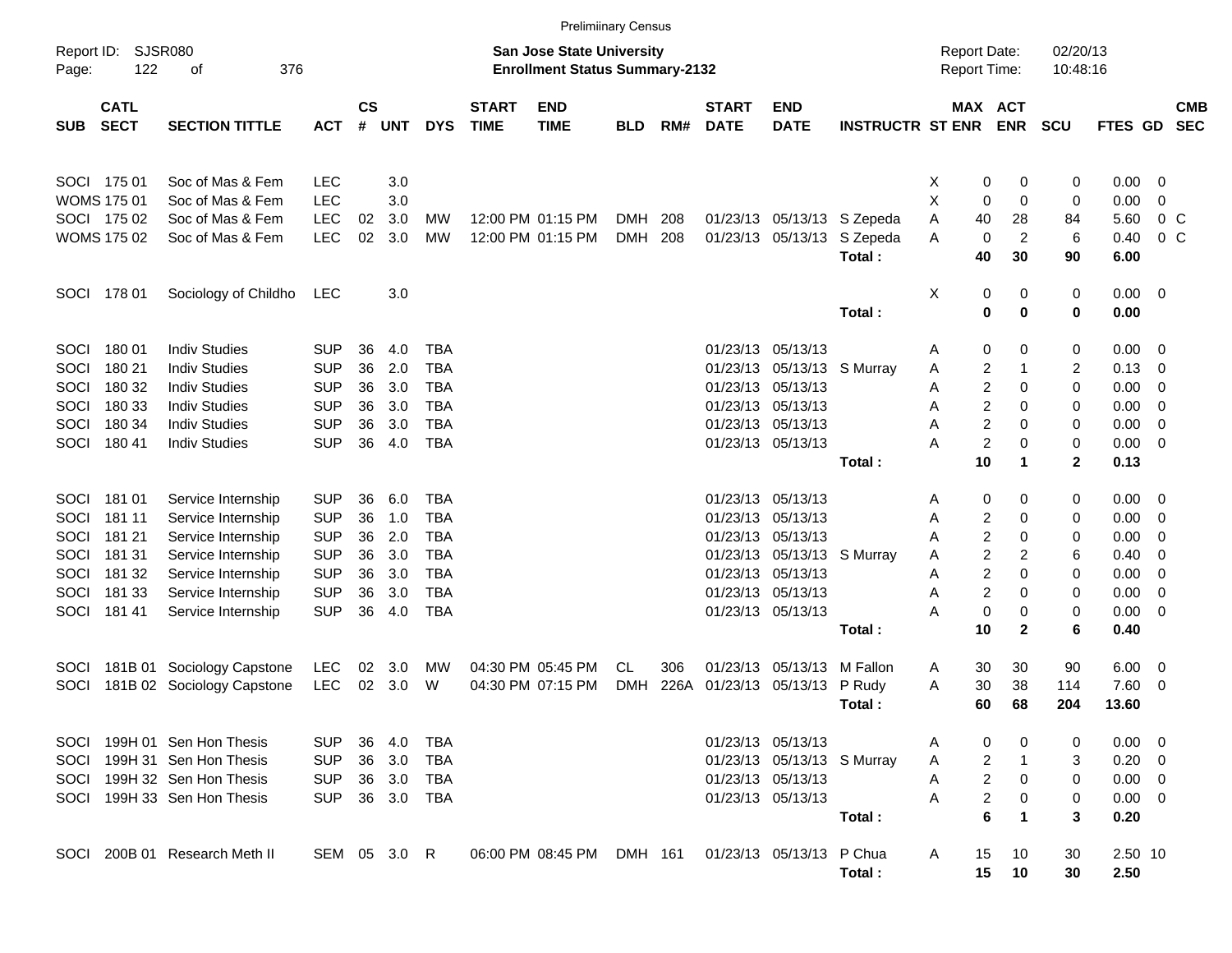Preliminary Census

Report ID: SJSR080
Page: 122 of 376

**San Jose State University**
**Enrollment Status Summary-2132**

Report Date: 02/20/13
Report Time: 10:48:16

| SUB | CATL SECT | SECTION TITTLE | ACT | CS # | UNT | DYS | START TIME | END TIME | BLD | RM# | START DATE | END DATE | INSTRUCTR | ST | MAX ENR | ACT ENR | SCU | FTES | GD | CMB SEC |
|---|---|---|---|---|---|---|---|---|---|---|---|---|---|---|---|---|---|---|---|---|
| SOCI | 175 01 | Soc of Mas & Fem | LEC | | 3.0 | | | | | | | | | X | 0 | 0 | 0 | 0.00 | 0 | |
| WOMS | 175 01 | Soc of Mas & Fem | LEC | | 3.0 | | | | | | | | | X | 0 | 0 | 0 | 0.00 | 0 | |
| SOCI | 175 02 | Soc of Mas & Fem | LEC | 02 | 3.0 | MW | 12:00 PM | 01:15 PM | DMH | 208 | 01/23/13 | 05/13/13 | S Zepeda | A | 40 | 28 | 84 | 5.60 | 0 | C |
| WOMS | 175 02 | Soc of Mas & Fem | LEC | 02 | 3.0 | MW | 12:00 PM | 01:15 PM | DMH | 208 | 01/23/13 | 05/13/13 | S Zepeda | A | 0 | 2 | 6 | 0.40 | 0 | C |
| | | | | | | | | | | | | | **Total :** | | **40** | **30** | **90** | **6.00** | | |
| SOCI | 178 01 | Sociology of Childho | LEC | | 3.0 | | | | | | | | | X | 0 | 0 | 0 | 0.00 | 0 | |
| | | | | | | | | | | | | | **Total :** | | **0** | **0** | **0** | **0.00** | | |
| SOCI | 180 01 | Indiv Studies | SUP | 36 | 4.0 | TBA | | | | | 01/23/13 | 05/13/13 | | A | 0 | 0 | 0 | 0.00 | 0 | |
| SOCI | 180 21 | Indiv Studies | SUP | 36 | 2.0 | TBA | | | | | 01/23/13 | 05/13/13 | S Murray | A | 2 | 1 | 2 | 0.13 | 0 | |
| SOCI | 180 32 | Indiv Studies | SUP | 36 | 3.0 | TBA | | | | | 01/23/13 | 05/13/13 | | A | 2 | 0 | 0 | 0.00 | 0 | |
| SOCI | 180 33 | Indiv Studies | SUP | 36 | 3.0 | TBA | | | | | 01/23/13 | 05/13/13 | | A | 2 | 0 | 0 | 0.00 | 0 | |
| SOCI | 180 34 | Indiv Studies | SUP | 36 | 3.0 | TBA | | | | | 01/23/13 | 05/13/13 | | A | 2 | 0 | 0 | 0.00 | 0 | |
| SOCI | 180 41 | Indiv Studies | SUP | 36 | 4.0 | TBA | | | | | 01/23/13 | 05/13/13 | | A | 2 | 0 | 0 | 0.00 | 0 | |
| | | | | | | | | | | | | | **Total :** | | **10** | **1** | **2** | **0.13** | | |
| SOCI | 181 01 | Service Internship | SUP | 36 | 6.0 | TBA | | | | | 01/23/13 | 05/13/13 | | A | 0 | 0 | 0 | 0.00 | 0 | |
| SOCI | 181 11 | Service Internship | SUP | 36 | 1.0 | TBA | | | | | 01/23/13 | 05/13/13 | | A | 2 | 0 | 0 | 0.00 | 0 | |
| SOCI | 181 21 | Service Internship | SUP | 36 | 2.0 | TBA | | | | | 01/23/13 | 05/13/13 | | A | 2 | 0 | 0 | 0.00 | 0 | |
| SOCI | 181 31 | Service Internship | SUP | 36 | 3.0 | TBA | | | | | 01/23/13 | 05/13/13 | S Murray | A | 2 | 2 | 6 | 0.40 | 0 | |
| SOCI | 181 32 | Service Internship | SUP | 36 | 3.0 | TBA | | | | | 01/23/13 | 05/13/13 | | A | 2 | 0 | 0 | 0.00 | 0 | |
| SOCI | 181 33 | Service Internship | SUP | 36 | 3.0 | TBA | | | | | 01/23/13 | 05/13/13 | | A | 2 | 0 | 0 | 0.00 | 0 | |
| SOCI | 181 41 | Service Internship | SUP | 36 | 4.0 | TBA | | | | | 01/23/13 | 05/13/13 | | A | 0 | 0 | 0 | 0.00 | 0 | |
| | | | | | | | | | | | | | **Total :** | | **10** | **2** | **6** | **0.40** | | |
| SOCI | 181B 01 | Sociology Capstone | LEC | 02 | 3.0 | MW | 04:30 PM | 05:45 PM | CL | 306 | 01/23/13 | 05/13/13 | M Fallon | A | 30 | 30 | 90 | 6.00 | 0 | |
| SOCI | 181B 02 | Sociology Capstone | LEC | 02 | 3.0 | W | 04:30 PM | 07:15 PM | DMH | 226A | 01/23/13 | 05/13/13 | P Rudy | A | 30 | 38 | 114 | 7.60 | 0 | |
| | | | | | | | | | | | | | **Total :** | | **60** | **68** | **204** | **13.60** | | |
| SOCI | 199H 01 | Sen Hon Thesis | SUP | 36 | 4.0 | TBA | | | | | 01/23/13 | 05/13/13 | | A | 0 | 0 | 0 | 0.00 | 0 | |
| SOCI | 199H 31 | Sen Hon Thesis | SUP | 36 | 3.0 | TBA | | | | | 01/23/13 | 05/13/13 | S Murray | A | 2 | 1 | 3 | 0.20 | 0 | |
| SOCI | 199H 32 | Sen Hon Thesis | SUP | 36 | 3.0 | TBA | | | | | 01/23/13 | 05/13/13 | | A | 2 | 0 | 0 | 0.00 | 0 | |
| SOCI | 199H 33 | Sen Hon Thesis | SUP | 36 | 3.0 | TBA | | | | | 01/23/13 | 05/13/13 | | A | 2 | 0 | 0 | 0.00 | 0 | |
| | | | | | | | | | | | | | **Total :** | | **6** | **1** | **3** | **0.20** | | |
| SOCI | 200B 01 | Research Meth II | SEM | 05 | 3.0 | R | 06:00 PM | 08:45 PM | DMH | 161 | 01/23/13 | 05/13/13 | P Chua | A | 15 | 10 | 30 | 2.50 | 10 | |
| | | | | | | | | | | | | | **Total :** | | **15** | **10** | **30** | **2.50** | | |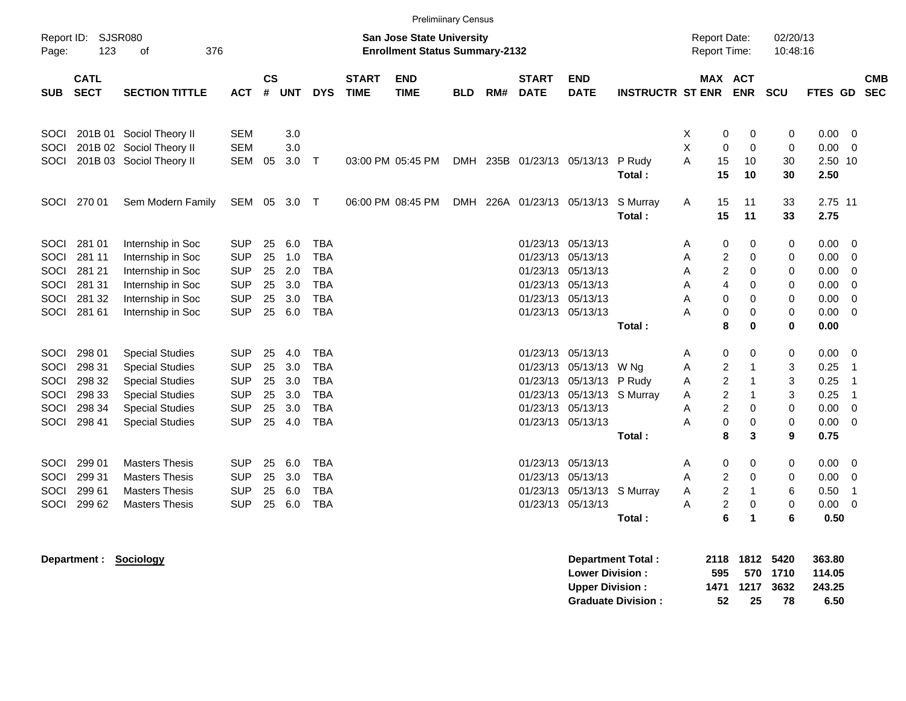Preliminary Census

Report ID: SJSR080

**San Jose State University**
**Enrollment Status Summary-2132**

Report Date: 02/20/13
Report Time: 10:48:16

| SUB | CATL SECT | SECTION TITTLE | ACT | CS # | UNT | DYS | START TIME | END TIME | BLD | RM# | START DATE | END DATE | INSTRUCTR | ST | MAX ENR | ACT ENR | SCU | FTES | GD | CMB SEC |
|---|---|---|---|---|---|---|---|---|---|---|---|---|---|---|---|---|---|---|---|---|
| SOCI | 201B 01 | Sociol Theory II | SEM | | 3.0 | | | | | | | | | X | 0 | 0 | 0 | 0.00 | 0 | |
| SOCI | 201B 02 | Sociol Theory II | SEM | | 3.0 | | | | | | | | | X | 0 | 0 | 0 | 0.00 | 0 | |
| SOCI | 201B 03 | Sociol Theory II | SEM | 05 | 3.0 | T | 03:00 PM | 05:45 PM | DMH | 235B | 01/23/13 | 05/13/13 | P Rudy | A | 15 | 10 | 30 | 2.50 | 10 | |
| | | | | | | | | | | | | | **Total :** | | **15** | **10** | **30** | **2.50** | | |
| SOCI | 270 01 | Sem Modern Family | SEM | 05 | 3.0 | T | 06:00 PM | 08:45 PM | DMH | 226A | 01/23/13 | 05/13/13 | S Murray | A | 15 | 11 | 33 | 2.75 | 11 | |
| | | | | | | | | | | | | | **Total :** | | **15** | **11** | **33** | **2.75** | | |
| SOCI | 281 01 | Internship in Soc | SUP | 25 | 6.0 | TBA | | | | | 01/23/13 | 05/13/13 | | A | 0 | 0 | 0 | 0.00 | 0 | |
| SOCI | 281 11 | Internship in Soc | SUP | 25 | 1.0 | TBA | | | | | 01/23/13 | 05/13/13 | | A | 2 | 0 | 0 | 0.00 | 0 | |
| SOCI | 281 21 | Internship in Soc | SUP | 25 | 2.0 | TBA | | | | | 01/23/13 | 05/13/13 | | A | 2 | 0 | 0 | 0.00 | 0 | |
| SOCI | 281 31 | Internship in Soc | SUP | 25 | 3.0 | TBA | | | | | 01/23/13 | 05/13/13 | | A | 4 | 0 | 0 | 0.00 | 0 | |
| SOCI | 281 32 | Internship in Soc | SUP | 25 | 3.0 | TBA | | | | | 01/23/13 | 05/13/13 | | A | 0 | 0 | 0 | 0.00 | 0 | |
| SOCI | 281 61 | Internship in Soc | SUP | 25 | 6.0 | TBA | | | | | 01/23/13 | 05/13/13 | | A | 0 | 0 | 0 | 0.00 | 0 | |
| | | | | | | | | | | | | | **Total :** | | **8** | **0** | **0** | **0.00** | | |
| SOCI | 298 01 | Special Studies | SUP | 25 | 4.0 | TBA | | | | | 01/23/13 | 05/13/13 | | A | 0 | 0 | 0 | 0.00 | 0 | |
| SOCI | 298 31 | Special Studies | SUP | 25 | 3.0 | TBA | | | | | 01/23/13 | 05/13/13 | W Ng | A | 2 | 1 | 3 | 0.25 | 1 | |
| SOCI | 298 32 | Special Studies | SUP | 25 | 3.0 | TBA | | | | | 01/23/13 | 05/13/13 | P Rudy | A | 2 | 1 | 3 | 0.25 | 1 | |
| SOCI | 298 33 | Special Studies | SUP | 25 | 3.0 | TBA | | | | | 01/23/13 | 05/13/13 | S Murray | A | 2 | 1 | 3 | 0.25 | 1 | |
| SOCI | 298 34 | Special Studies | SUP | 25 | 3.0 | TBA | | | | | 01/23/13 | 05/13/13 | | A | 2 | 0 | 0 | 0.00 | 0 | |
| SOCI | 298 41 | Special Studies | SUP | 25 | 4.0 | TBA | | | | | 01/23/13 | 05/13/13 | | A | 0 | 0 | 0 | 0.00 | 0 | |
| | | | | | | | | | | | | | **Total :** | | **8** | **3** | **9** | **0.75** | | |
| SOCI | 299 01 | Masters Thesis | SUP | 25 | 6.0 | TBA | | | | | 01/23/13 | 05/13/13 | | A | 0 | 0 | 0 | 0.00 | 0 | |
| SOCI | 299 31 | Masters Thesis | SUP | 25 | 3.0 | TBA | | | | | 01/23/13 | 05/13/13 | | A | 2 | 0 | 0 | 0.00 | 0 | |
| SOCI | 299 61 | Masters Thesis | SUP | 25 | 6.0 | TBA | | | | | 01/23/13 | 05/13/13 | S Murray | A | 2 | 1 | 6 | 0.50 | 1 | |
| SOCI | 299 62 | Masters Thesis | SUP | 25 | 6.0 | TBA | | | | | 01/23/13 | 05/13/13 | | A | 2 | 0 | 0 | 0.00 | 0 | |
| | | | | | | | | | | | | | **Total :** | | **6** | **1** | **6** | **0.50** | | |

**Department : Sociology**

| | MAX ENR | ACT ENR | SCU | FTES |
|---|---|---|---|---|
| **Department Total :** | **2118** | **1812** | **5420** | **363.80** |
| **Lower Division :** | **595** | **570** | **1710** | **114.05** |
| **Upper Division :** | **1471** | **1217** | **3632** | **243.25** |
| **Graduate Division :** | **52** | **25** | **78** | **6.50** |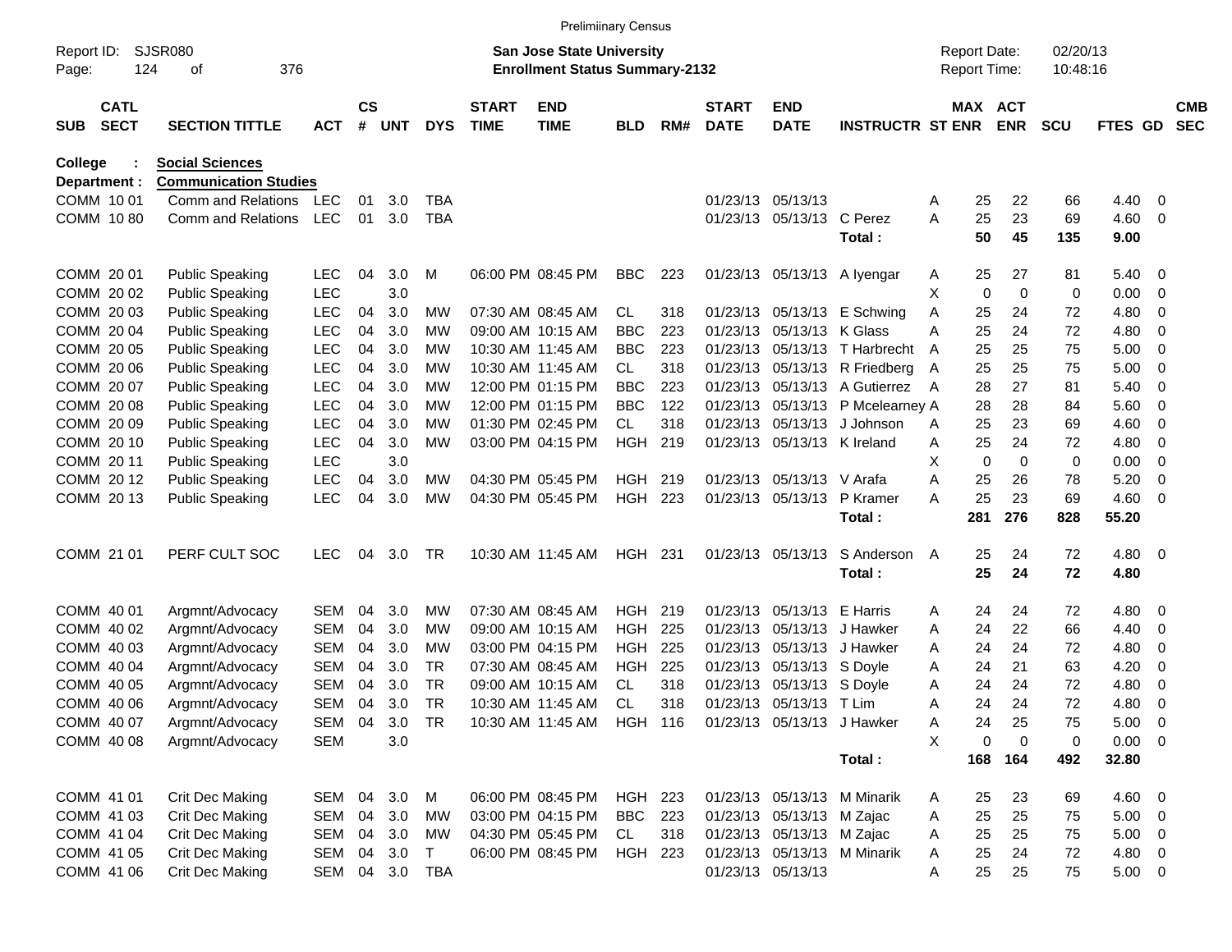Preliminary Census

Report ID: SJSR080
Page: 124 of 376

**San Jose State University**
**Enrollment Status Summary-2132**

Report Date: 02/20/13
Report Time: 10:48:16

**College : Social Sciences**
**Department : Communication Studies**

| SUB | CATL SECT | SECTION TITTLE | ACT | CS # | UNT | DYS | START TIME | END TIME | BLD | RM# | START DATE | END DATE | INSTRUCTR | ST | MAX ENR | ACT ENR | SCU | FTES | GD | CMB SEC |
|---|---|---|---|---|---|---|---|---|---|---|---|---|---|---|---|---|---|---|---|---|
| COMM | 10 01 | Comm and Relations | LEC | 01 | 3.0 | TBA | | | | | 01/23/13 | 05/13/13 | | A | 25 | 22 | 66 | 4.40 | 0 | |
| COMM | 10 80 | Comm and Relations | LEC | 01 | 3.0 | TBA | | | | | 01/23/13 | 05/13/13 | C Perez | A | 25 | 23 | 69 | 4.60 | 0 | |
| | | | | | | | | | | | | | **Total :** | | **50** | **45** | **135** | **9.00** | | |
| COMM | 20 01 | Public Speaking | LEC | 04 | 3.0 | M | 06:00 PM | 08:45 PM | BBC | 223 | 01/23/13 | 05/13/13 | A Iyengar | A | 25 | 27 | 81 | 5.40 | 0 | |
| COMM | 20 02 | Public Speaking | LEC | | 3.0 | | | | | | | | | X | 0 | 0 | 0 | 0.00 | 0 | |
| COMM | 20 03 | Public Speaking | LEC | 04 | 3.0 | MW | 07:30 AM | 08:45 AM | CL | 318 | 01/23/13 | 05/13/13 | E Schwing | A | 25 | 24 | 72 | 4.80 | 0 | |
| COMM | 20 04 | Public Speaking | LEC | 04 | 3.0 | MW | 09:00 AM | 10:15 AM | BBC | 223 | 01/23/13 | 05/13/13 | K Glass | A | 25 | 24 | 72 | 4.80 | 0 | |
| COMM | 20 05 | Public Speaking | LEC | 04 | 3.0 | MW | 10:30 AM | 11:45 AM | BBC | 223 | 01/23/13 | 05/13/13 | T Harbrecht | A | 25 | 25 | 75 | 5.00 | 0 | |
| COMM | 20 06 | Public Speaking | LEC | 04 | 3.0 | MW | 10:30 AM | 11:45 AM | CL | 318 | 01/23/13 | 05/13/13 | R Friedberg | A | 25 | 25 | 75 | 5.00 | 0 | |
| COMM | 20 07 | Public Speaking | LEC | 04 | 3.0 | MW | 12:00 PM | 01:15 PM | BBC | 223 | 01/23/13 | 05/13/13 | A Gutierrez | A | 28 | 27 | 81 | 5.40 | 0 | |
| COMM | 20 08 | Public Speaking | LEC | 04 | 3.0 | MW | 12:00 PM | 01:15 PM | BBC | 122 | 01/23/13 | 05/13/13 | P Mcelearney | A | 28 | 28 | 84 | 5.60 | 0 | |
| COMM | 20 09 | Public Speaking | LEC | 04 | 3.0 | MW | 01:30 PM | 02:45 PM | CL | 318 | 01/23/13 | 05/13/13 | J Johnson | A | 25 | 23 | 69 | 4.60 | 0 | |
| COMM | 20 10 | Public Speaking | LEC | 04 | 3.0 | MW | 03:00 PM | 04:15 PM | HGH | 219 | 01/23/13 | 05/13/13 | K Ireland | A | 25 | 24 | 72 | 4.80 | 0 | |
| COMM | 20 11 | Public Speaking | LEC | | 3.0 | | | | | | | | | X | 0 | 0 | 0 | 0.00 | 0 | |
| COMM | 20 12 | Public Speaking | LEC | 04 | 3.0 | MW | 04:30 PM | 05:45 PM | HGH | 219 | 01/23/13 | 05/13/13 | V Arafa | A | 25 | 26 | 78 | 5.20 | 0 | |
| COMM | 20 13 | Public Speaking | LEC | 04 | 3.0 | MW | 04:30 PM | 05:45 PM | HGH | 223 | 01/23/13 | 05/13/13 | P Kramer | A | 25 | 23 | 69 | 4.60 | 0 | |
| | | | | | | | | | | | | | **Total :** | | **281** | **276** | **828** | **55.20** | | |
| COMM | 21 01 | PERF CULT SOC | LEC | 04 | 3.0 | TR | 10:30 AM | 11:45 AM | HGH | 231 | 01/23/13 | 05/13/13 | S Anderson | A | 25 | 24 | 72 | 4.80 | 0 | |
| | | | | | | | | | | | | | **Total :** | | **25** | **24** | **72** | **4.80** | | |
| COMM | 40 01 | Argmnt/Advocacy | SEM | 04 | 3.0 | MW | 07:30 AM | 08:45 AM | HGH | 219 | 01/23/13 | 05/13/13 | E Harris | A | 24 | 24 | 72 | 4.80 | 0 | |
| COMM | 40 02 | Argmnt/Advocacy | SEM | 04 | 3.0 | MW | 09:00 AM | 10:15 AM | HGH | 225 | 01/23/13 | 05/13/13 | J Hawker | A | 24 | 22 | 66 | 4.40 | 0 | |
| COMM | 40 03 | Argmnt/Advocacy | SEM | 04 | 3.0 | MW | 03:00 PM | 04:15 PM | HGH | 225 | 01/23/13 | 05/13/13 | J Hawker | A | 24 | 24 | 72 | 4.80 | 0 | |
| COMM | 40 04 | Argmnt/Advocacy | SEM | 04 | 3.0 | TR | 07:30 AM | 08:45 AM | HGH | 225 | 01/23/13 | 05/13/13 | S Doyle | A | 24 | 21 | 63 | 4.20 | 0 | |
| COMM | 40 05 | Argmnt/Advocacy | SEM | 04 | 3.0 | TR | 09:00 AM | 10:15 AM | CL | 318 | 01/23/13 | 05/13/13 | S Doyle | A | 24 | 24 | 72 | 4.80 | 0 | |
| COMM | 40 06 | Argmnt/Advocacy | SEM | 04 | 3.0 | TR | 10:30 AM | 11:45 AM | CL | 318 | 01/23/13 | 05/13/13 | T Lim | A | 24 | 24 | 72 | 4.80 | 0 | |
| COMM | 40 07 | Argmnt/Advocacy | SEM | 04 | 3.0 | TR | 10:30 AM | 11:45 AM | HGH | 116 | 01/23/13 | 05/13/13 | J Hawker | A | 24 | 25 | 75 | 5.00 | 0 | |
| COMM | 40 08 | Argmnt/Advocacy | SEM | | 3.0 | | | | | | | | | X | 0 | 0 | 0 | 0.00 | 0 | |
| | | | | | | | | | | | | | **Total :** | | **168** | **164** | **492** | **32.80** | | |
| COMM | 41 01 | Crit Dec Making | SEM | 04 | 3.0 | M | 06:00 PM | 08:45 PM | HGH | 223 | 01/23/13 | 05/13/13 | M Minarik | A | 25 | 23 | 69 | 4.60 | 0 | |
| COMM | 41 03 | Crit Dec Making | SEM | 04 | 3.0 | MW | 03:00 PM | 04:15 PM | BBC | 223 | 01/23/13 | 05/13/13 | M Zajac | A | 25 | 25 | 75 | 5.00 | 0 | |
| COMM | 41 04 | Crit Dec Making | SEM | 04 | 3.0 | MW | 04:30 PM | 05:45 PM | CL | 318 | 01/23/13 | 05/13/13 | M Zajac | A | 25 | 25 | 75 | 5.00 | 0 | |
| COMM | 41 05 | Crit Dec Making | SEM | 04 | 3.0 | T | 06:00 PM | 08:45 PM | HGH | 223 | 01/23/13 | 05/13/13 | M Minarik | A | 25 | 24 | 72 | 4.80 | 0 | |
| COMM | 41 06 | Crit Dec Making | SEM | 04 | 3.0 | TBA | | | | | 01/23/13 | 05/13/13 | | A | 25 | 25 | 75 | 5.00 | 0 | |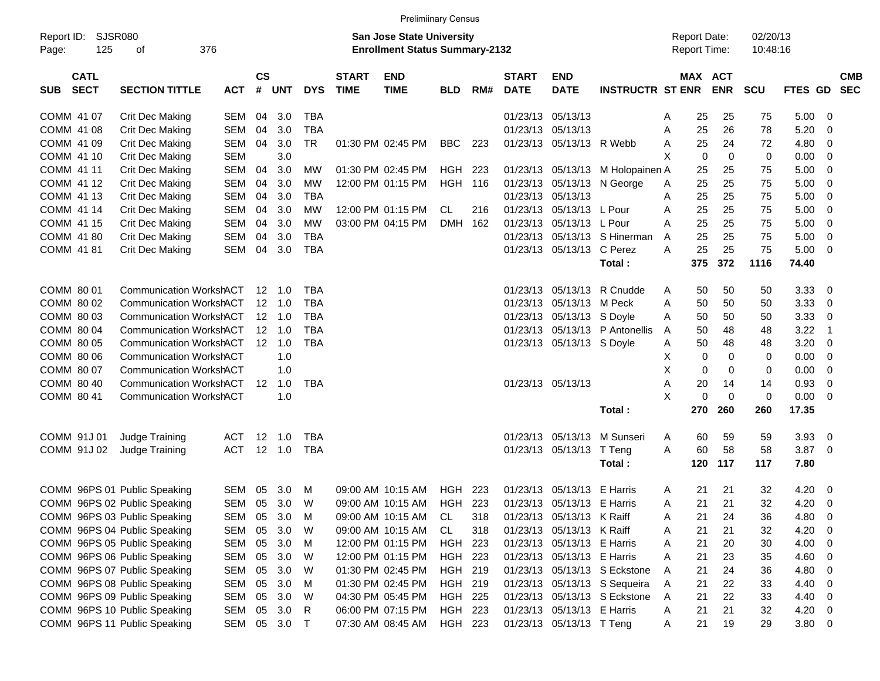Preliminary Census

Report ID: SJSR080

**San Jose State University**
**Enrollment Status Summary-2132**

Report Date: 02/20/13
Report Time: 10:48:16

| SUB | CATL SECT | SECTION TITTLE | ACT | CS # | UNT | DYS | START TIME | END TIME | BLD | RM# | START DATE | END DATE | INSTRUCTR | ST | MAX ENR | ACT ENR | SCU | FTES | GD | CMB SEC |
|---|---|---|---|---|---|---|---|---|---|---|---|---|---|---|---|---|---|---|---|---|
| COMM | 41 07 | Crit Dec Making | SEM | 04 | 3.0 | TBA | | | | | 01/23/13 | 05/13/13 | | A | 25 | 25 | 75 | 5.00 | 0 | |
| COMM | 41 08 | Crit Dec Making | SEM | 04 | 3.0 | TBA | | | | | 01/23/13 | 05/13/13 | | A | 25 | 26 | 78 | 5.20 | 0 | |
| COMM | 41 09 | Crit Dec Making | SEM | 04 | 3.0 | TR | 01:30 PM | 02:45 PM | BBC | 223 | 01/23/13 | 05/13/13 | R Webb | A | 25 | 24 | 72 | 4.80 | 0 | |
| COMM | 41 10 | Crit Dec Making | SEM | | 3.0 | | | | | | | | | X | 0 | 0 | 0 | 0.00 | 0 | |
| COMM | 41 11 | Crit Dec Making | SEM | 04 | 3.0 | MW | 01:30 PM | 02:45 PM | HGH | 223 | 01/23/13 | 05/13/13 | M Holopainen | A | 25 | 25 | 75 | 5.00 | 0 | |
| COMM | 41 12 | Crit Dec Making | SEM | 04 | 3.0 | MW | 12:00 PM | 01:15 PM | HGH | 116 | 01/23/13 | 05/13/13 | N George | A | 25 | 25 | 75 | 5.00 | 0 | |
| COMM | 41 13 | Crit Dec Making | SEM | 04 | 3.0 | TBA | | | | | 01/23/13 | 05/13/13 | | A | 25 | 25 | 75 | 5.00 | 0 | |
| COMM | 41 14 | Crit Dec Making | SEM | 04 | 3.0 | MW | 12:00 PM | 01:15 PM | CL | 216 | 01/23/13 | 05/13/13 | L Pour | A | 25 | 25 | 75 | 5.00 | 0 | |
| COMM | 41 15 | Crit Dec Making | SEM | 04 | 3.0 | MW | 03:00 PM | 04:15 PM | DMH | 162 | 01/23/13 | 05/13/13 | L Pour | A | 25 | 25 | 75 | 5.00 | 0 | |
| COMM | 41 80 | Crit Dec Making | SEM | 04 | 3.0 | TBA | | | | | 01/23/13 | 05/13/13 | S Hinerman | A | 25 | 25 | 75 | 5.00 | 0 | |
| COMM | 41 81 | Crit Dec Making | SEM | 04 | 3.0 | TBA | | | | | 01/23/13 | 05/13/13 | C Perez | A | 25 | 25 | 75 | 5.00 | 0 | |
| | | | | | | | | | | | | | **Total :** | | **375** | **372** | **1116** | **74.40** | | |
| COMM | 80 01 | Communication WorkshACT | | 12 | 1.0 | TBA | | | | | 01/23/13 | 05/13/13 | R Cnudde | A | 50 | 50 | 50 | 3.33 | 0 | |
| COMM | 80 02 | Communication WorkshACT | | 12 | 1.0 | TBA | | | | | 01/23/13 | 05/13/13 | M Peck | A | 50 | 50 | 50 | 3.33 | 0 | |
| COMM | 80 03 | Communication WorkshACT | | 12 | 1.0 | TBA | | | | | 01/23/13 | 05/13/13 | S Doyle | A | 50 | 50 | 50 | 3.33 | 0 | |
| COMM | 80 04 | Communication WorkshACT | | 12 | 1.0 | TBA | | | | | 01/23/13 | 05/13/13 | P Antonellis | A | 50 | 48 | 48 | 3.22 | 1 | |
| COMM | 80 05 | Communication WorkshACT | | 12 | 1.0 | TBA | | | | | 01/23/13 | 05/13/13 | S Doyle | A | 50 | 48 | 48 | 3.20 | 0 | |
| COMM | 80 06 | Communication WorkshACT | | | 1.0 | | | | | | | | | X | 0 | 0 | 0 | 0.00 | 0 | |
| COMM | 80 07 | Communication WorkshACT | | | 1.0 | | | | | | | | | X | 0 | 0 | 0 | 0.00 | 0 | |
| COMM | 80 40 | Communication WorkshACT | | 12 | 1.0 | TBA | | | | | 01/23/13 | 05/13/13 | | A | 20 | 14 | 14 | 0.93 | 0 | |
| COMM | 80 41 | Communication WorkshACT | | | 1.0 | | | | | | | | | X | 0 | 0 | 0 | 0.00 | 0 | |
| | | | | | | | | | | | | | **Total :** | | **270** | **260** | **260** | **17.35** | | |
| COMM | 91J 01 | Judge Training | ACT | 12 | 1.0 | TBA | | | | | 01/23/13 | 05/13/13 | M Sunseri | A | 60 | 59 | 59 | 3.93 | 0 | |
| COMM | 91J 02 | Judge Training | ACT | 12 | 1.0 | TBA | | | | | 01/23/13 | 05/13/13 | T Teng | A | 60 | 58 | 58 | 3.87 | 0 | |
| | | | | | | | | | | | | | **Total :** | | **120** | **117** | **117** | **7.80** | | |
| COMM | 96PS 01 | Public Speaking | SEM | 05 | 3.0 | M | 09:00 AM | 10:15 AM | HGH | 223 | 01/23/13 | 05/13/13 | E Harris | A | 21 | 21 | 32 | 4.20 | 0 | |
| COMM | 96PS 02 | Public Speaking | SEM | 05 | 3.0 | W | 09:00 AM | 10:15 AM | HGH | 223 | 01/23/13 | 05/13/13 | E Harris | A | 21 | 21 | 32 | 4.20 | 0 | |
| COMM | 96PS 03 | Public Speaking | SEM | 05 | 3.0 | M | 09:00 AM | 10:15 AM | CL | 318 | 01/23/13 | 05/13/13 | K Raiff | A | 21 | 24 | 36 | 4.80 | 0 | |
| COMM | 96PS 04 | Public Speaking | SEM | 05 | 3.0 | W | 09:00 AM | 10:15 AM | CL | 318 | 01/23/13 | 05/13/13 | K Raiff | A | 21 | 21 | 32 | 4.20 | 0 | |
| COMM | 96PS 05 | Public Speaking | SEM | 05 | 3.0 | M | 12:00 PM | 01:15 PM | HGH | 223 | 01/23/13 | 05/13/13 | E Harris | A | 21 | 20 | 30 | 4.00 | 0 | |
| COMM | 96PS 06 | Public Speaking | SEM | 05 | 3.0 | W | 12:00 PM | 01:15 PM | HGH | 223 | 01/23/13 | 05/13/13 | E Harris | A | 21 | 23 | 35 | 4.60 | 0 | |
| COMM | 96PS 07 | Public Speaking | SEM | 05 | 3.0 | W | 01:30 PM | 02:45 PM | HGH | 219 | 01/23/13 | 05/13/13 | S Eckstone | A | 21 | 24 | 36 | 4.80 | 0 | |
| COMM | 96PS 08 | Public Speaking | SEM | 05 | 3.0 | M | 01:30 PM | 02:45 PM | HGH | 219 | 01/23/13 | 05/13/13 | S Sequeira | A | 21 | 22 | 33 | 4.40 | 0 | |
| COMM | 96PS 09 | Public Speaking | SEM | 05 | 3.0 | W | 04:30 PM | 05:45 PM | HGH | 225 | 01/23/13 | 05/13/13 | S Eckstone | A | 21 | 22 | 33 | 4.40 | 0 | |
| COMM | 96PS 10 | Public Speaking | SEM | 05 | 3.0 | R | 06:00 PM | 07:15 PM | HGH | 223 | 01/23/13 | 05/13/13 | E Harris | A | 21 | 21 | 32 | 4.20 | 0 | |
| COMM | 96PS 11 | Public Speaking | SEM | 05 | 3.0 | T | 07:30 AM | 08:45 AM | HGH | 223 | 01/23/13 | 05/13/13 | T Teng | A | 21 | 19 | 29 | 3.80 | 0 | |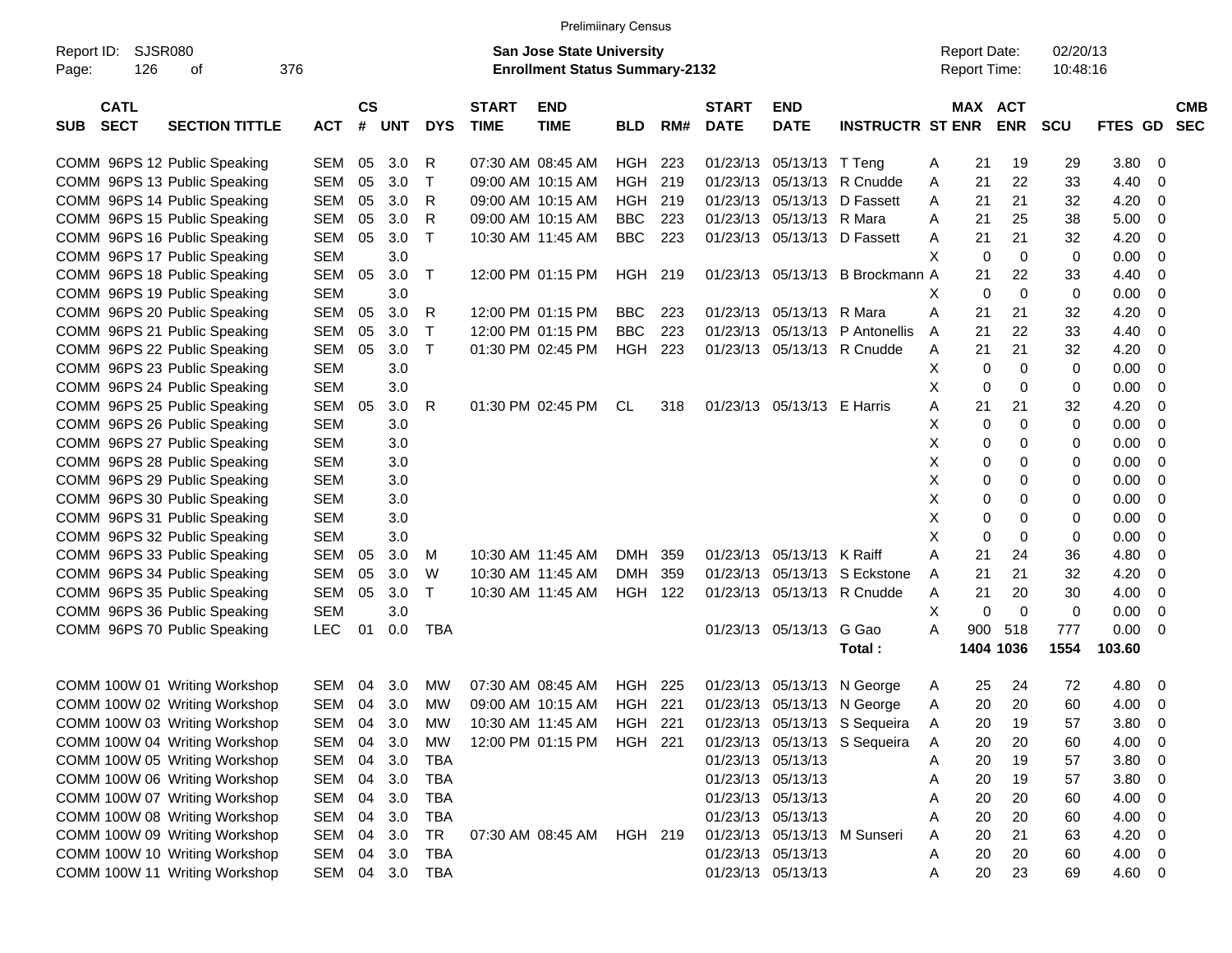Preliminary Census

Report ID: SJSR080

**San Jose State University**
**Enrollment Status Summary-2132**

Report Date: 02/20/13
Report Time: 10:48:16

| SUB | CATL SECT | SECTION TITTLE | ACT | CS # | UNT | DYS | START TIME | END TIME | BLD | RM# | START DATE | END DATE | INSTRUCTR | ST | MAX ENR | ACT ENR | SCU | FTES | GD | CMB SEC |
|---|---|---|---|---|---|---|---|---|---|---|---|---|---|---|---|---|---|---|---|---|
| COMM | 96PS 12 | Public Speaking | SEM | 05 | 3.0 | R | 07:30 AM | 08:45 AM | HGH | 223 | 01/23/13 | 05/13/13 | T Teng | A | 21 | 19 | 29 | 3.80 | 0 | |
| COMM | 96PS 13 | Public Speaking | SEM | 05 | 3.0 | T | 09:00 AM | 10:15 AM | HGH | 219 | 01/23/13 | 05/13/13 | R Cnudde | A | 21 | 22 | 33 | 4.40 | 0 | |
| COMM | 96PS 14 | Public Speaking | SEM | 05 | 3.0 | R | 09:00 AM | 10:15 AM | HGH | 219 | 01/23/13 | 05/13/13 | D Fassett | A | 21 | 21 | 32 | 4.20 | 0 | |
| COMM | 96PS 15 | Public Speaking | SEM | 05 | 3.0 | R | 09:00 AM | 10:15 AM | BBC | 223 | 01/23/13 | 05/13/13 | R Mara | A | 21 | 25 | 38 | 5.00 | 0 | |
| COMM | 96PS 16 | Public Speaking | SEM | 05 | 3.0 | T | 10:30 AM | 11:45 AM | BBC | 223 | 01/23/13 | 05/13/13 | D Fassett | A | 21 | 21 | 32 | 4.20 | 0 | |
| COMM | 96PS 17 | Public Speaking | SEM | | 3.0 | | | | | | | | | X | 0 | 0 | 0 | 0.00 | 0 | |
| COMM | 96PS 18 | Public Speaking | SEM | 05 | 3.0 | T | 12:00 PM | 01:15 PM | HGH | 219 | 01/23/13 | 05/13/13 | B Brockmann | A | 21 | 22 | 33 | 4.40 | 0 | |
| COMM | 96PS 19 | Public Speaking | SEM | | 3.0 | | | | | | | | | X | 0 | 0 | 0 | 0.00 | 0 | |
| COMM | 96PS 20 | Public Speaking | SEM | 05 | 3.0 | R | 12:00 PM | 01:15 PM | BBC | 223 | 01/23/13 | 05/13/13 | R Mara | A | 21 | 21 | 32 | 4.20 | 0 | |
| COMM | 96PS 21 | Public Speaking | SEM | 05 | 3.0 | T | 12:00 PM | 01:15 PM | BBC | 223 | 01/23/13 | 05/13/13 | P Antonellis | A | 21 | 22 | 33 | 4.40 | 0 | |
| COMM | 96PS 22 | Public Speaking | SEM | 05 | 3.0 | T | 01:30 PM | 02:45 PM | HGH | 223 | 01/23/13 | 05/13/13 | R Cnudde | A | 21 | 21 | 32 | 4.20 | 0 | |
| COMM | 96PS 23 | Public Speaking | SEM | | 3.0 | | | | | | | | | X | 0 | 0 | 0 | 0.00 | 0 | |
| COMM | 96PS 24 | Public Speaking | SEM | | 3.0 | | | | | | | | | X | 0 | 0 | 0 | 0.00 | 0 | |
| COMM | 96PS 25 | Public Speaking | SEM | 05 | 3.0 | R | 01:30 PM | 02:45 PM | CL | 318 | 01/23/13 | 05/13/13 | E Harris | A | 21 | 21 | 32 | 4.20 | 0 | |
| COMM | 96PS 26 | Public Speaking | SEM | | 3.0 | | | | | | | | | X | 0 | 0 | 0 | 0.00 | 0 | |
| COMM | 96PS 27 | Public Speaking | SEM | | 3.0 | | | | | | | | | X | 0 | 0 | 0 | 0.00 | 0 | |
| COMM | 96PS 28 | Public Speaking | SEM | | 3.0 | | | | | | | | | X | 0 | 0 | 0 | 0.00 | 0 | |
| COMM | 96PS 29 | Public Speaking | SEM | | 3.0 | | | | | | | | | X | 0 | 0 | 0 | 0.00 | 0 | |
| COMM | 96PS 30 | Public Speaking | SEM | | 3.0 | | | | | | | | | X | 0 | 0 | 0 | 0.00 | 0 | |
| COMM | 96PS 31 | Public Speaking | SEM | | 3.0 | | | | | | | | | X | 0 | 0 | 0 | 0.00 | 0 | |
| COMM | 96PS 32 | Public Speaking | SEM | | 3.0 | | | | | | | | | X | 0 | 0 | 0 | 0.00 | 0 | |
| COMM | 96PS 33 | Public Speaking | SEM | 05 | 3.0 | M | 10:30 AM | 11:45 AM | DMH | 359 | 01/23/13 | 05/13/13 | K Raiff | A | 21 | 24 | 36 | 4.80 | 0 | |
| COMM | 96PS 34 | Public Speaking | SEM | 05 | 3.0 | W | 10:30 AM | 11:45 AM | DMH | 359 | 01/23/13 | 05/13/13 | S Eckstone | A | 21 | 21 | 32 | 4.20 | 0 | |
| COMM | 96PS 35 | Public Speaking | SEM | 05 | 3.0 | T | 10:30 AM | 11:45 AM | HGH | 122 | 01/23/13 | 05/13/13 | R Cnudde | A | 21 | 20 | 30 | 4.00 | 0 | |
| COMM | 96PS 36 | Public Speaking | SEM | | 3.0 | | | | | | | | | X | 0 | 0 | 0 | 0.00 | 0 | |
| COMM | 96PS 70 | Public Speaking | LEC | 01 | 0.0 | TBA | | | | | 01/23/13 | 05/13/13 | G Gao | A | 900 | 518 | 777 | 0.00 | 0 | |
| | | | | | | | | | | | | | Total : | | 1404 | 1036 | 1554 | 103.60 | | |
| COMM | 100W 01 | Writing Workshop | SEM | 04 | 3.0 | MW | 07:30 AM | 08:45 AM | HGH | 225 | 01/23/13 | 05/13/13 | N George | A | 25 | 24 | 72 | 4.80 | 0 | |
| COMM | 100W 02 | Writing Workshop | SEM | 04 | 3.0 | MW | 09:00 AM | 10:15 AM | HGH | 221 | 01/23/13 | 05/13/13 | N George | A | 20 | 20 | 60 | 4.00 | 0 | |
| COMM | 100W 03 | Writing Workshop | SEM | 04 | 3.0 | MW | 10:30 AM | 11:45 AM | HGH | 221 | 01/23/13 | 05/13/13 | S Sequeira | A | 20 | 19 | 57 | 3.80 | 0 | |
| COMM | 100W 04 | Writing Workshop | SEM | 04 | 3.0 | MW | 12:00 PM | 01:15 PM | HGH | 221 | 01/23/13 | 05/13/13 | S Sequeira | A | 20 | 20 | 60 | 4.00 | 0 | |
| COMM | 100W 05 | Writing Workshop | SEM | 04 | 3.0 | TBA | | | | | 01/23/13 | 05/13/13 | | A | 20 | 19 | 57 | 3.80 | 0 | |
| COMM | 100W 06 | Writing Workshop | SEM | 04 | 3.0 | TBA | | | | | 01/23/13 | 05/13/13 | | A | 20 | 19 | 57 | 3.80 | 0 | |
| COMM | 100W 07 | Writing Workshop | SEM | 04 | 3.0 | TBA | | | | | 01/23/13 | 05/13/13 | | A | 20 | 20 | 60 | 4.00 | 0 | |
| COMM | 100W 08 | Writing Workshop | SEM | 04 | 3.0 | TBA | | | | | 01/23/13 | 05/13/13 | | A | 20 | 20 | 60 | 4.00 | 0 | |
| COMM | 100W 09 | Writing Workshop | SEM | 04 | 3.0 | TR | 07:30 AM | 08:45 AM | HGH | 219 | 01/23/13 | 05/13/13 | M Sunseri | A | 20 | 21 | 63 | 4.20 | 0 | |
| COMM | 100W 10 | Writing Workshop | SEM | 04 | 3.0 | TBA | | | | | 01/23/13 | 05/13/13 | | A | 20 | 20 | 60 | 4.00 | 0 | |
| COMM | 100W 11 | Writing Workshop | SEM | 04 | 3.0 | TBA | | | | | 01/23/13 | 05/13/13 | | A | 20 | 23 | 69 | 4.60 | 0 | |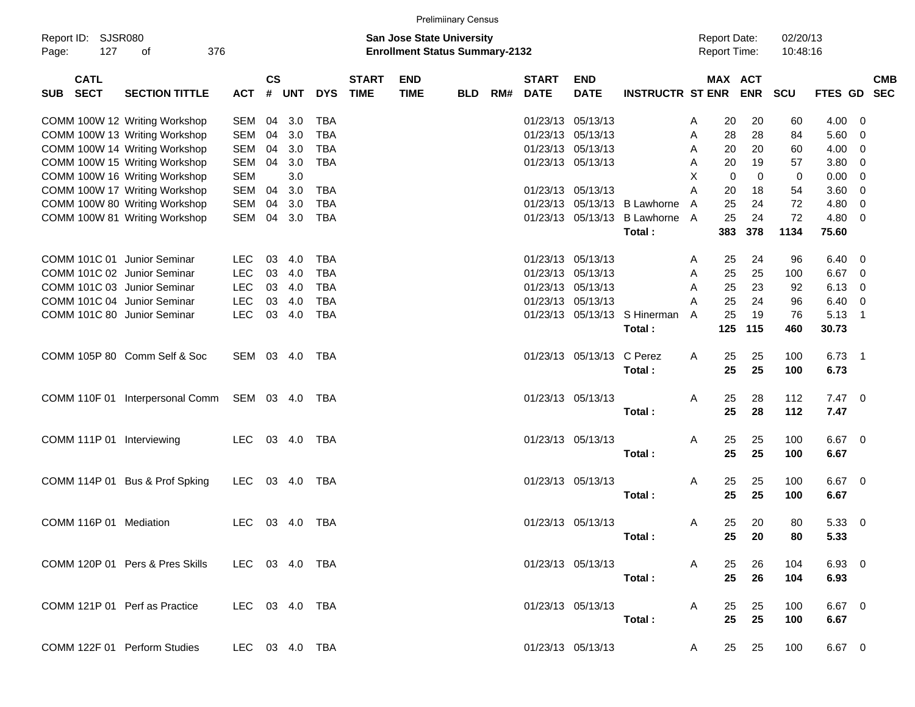Preliminary Census

Report ID: SJSR080
Page: 127 of 376

**San Jose State University**
**Enrollment Status Summary-2132**

Report Date: 02/20/13
Report Time: 10:48:16

| SUB | CATL SECT | SECTION TITTLE | ACT | CS # | UNT | DYS | START TIME | END TIME | BLD | RM# | START DATE | END DATE | INSTRUCTR | ST | MAX ENR | ACT ENR | SCU | FTES | GD | CMB SEC |
|---|---|---|---|---|---|---|---|---|---|---|---|---|---|---|---|---|---|---|---|---|
| COMM | 100W 12 | Writing Workshop | SEM | 04 | 3.0 | TBA | | | | | 01/23/13 | 05/13/13 | | A | 20 | 20 | 60 | 4.00 | 0 | |
| COMM | 100W 13 | Writing Workshop | SEM | 04 | 3.0 | TBA | | | | | 01/23/13 | 05/13/13 | | A | 28 | 28 | 84 | 5.60 | 0 | |
| COMM | 100W 14 | Writing Workshop | SEM | 04 | 3.0 | TBA | | | | | 01/23/13 | 05/13/13 | | A | 20 | 20 | 60 | 4.00 | 0 | |
| COMM | 100W 15 | Writing Workshop | SEM | 04 | 3.0 | TBA | | | | | 01/23/13 | 05/13/13 | | A | 20 | 19 | 57 | 3.80 | 0 | |
| COMM | 100W 16 | Writing Workshop | SEM | | 3.0 | | | | | | | | | X | 0 | 0 | 0 | 0.00 | 0 | |
| COMM | 100W 17 | Writing Workshop | SEM | 04 | 3.0 | TBA | | | | | 01/23/13 | 05/13/13 | | A | 20 | 18 | 54 | 3.60 | 0 | |
| COMM | 100W 80 | Writing Workshop | SEM | 04 | 3.0 | TBA | | | | | 01/23/13 | 05/13/13 | B Lawhorne | A | 25 | 24 | 72 | 4.80 | 0 | |
| COMM | 100W 81 | Writing Workshop | SEM | 04 | 3.0 | TBA | | | | | 01/23/13 | 05/13/13 | B Lawhorne | A | 25 | 24 | 72 | 4.80 | 0 | |
| | | | | | | | | | | | | | **Total :** | | **383** | **378** | **1134** | **75.60** | | |
| COMM | 101C 01 | Junior Seminar | LEC | 03 | 4.0 | TBA | | | | | 01/23/13 | 05/13/13 | | A | 25 | 24 | 96 | 6.40 | 0 | |
| COMM | 101C 02 | Junior Seminar | LEC | 03 | 4.0 | TBA | | | | | 01/23/13 | 05/13/13 | | A | 25 | 25 | 100 | 6.67 | 0 | |
| COMM | 101C 03 | Junior Seminar | LEC | 03 | 4.0 | TBA | | | | | 01/23/13 | 05/13/13 | | A | 25 | 23 | 92 | 6.13 | 0 | |
| COMM | 101C 04 | Junior Seminar | LEC | 03 | 4.0 | TBA | | | | | 01/23/13 | 05/13/13 | | A | 25 | 24 | 96 | 6.40 | 0 | |
| COMM | 101C 80 | Junior Seminar | LEC | 03 | 4.0 | TBA | | | | | 01/23/13 | 05/13/13 | S Hinerman | A | 25 | 19 | 76 | 5.13 | 1 | |
| | | | | | | | | | | | | | **Total :** | | **125** | **115** | **460** | **30.73** | | |
| COMM | 105P 80 | Comm Self & Soc | SEM | 03 | 4.0 | TBA | | | | | 01/23/13 | 05/13/13 | C Perez | A | 25 | 25 | 100 | 6.73 | 1 | |
| | | | | | | | | | | | | | **Total :** | | **25** | **25** | **100** | **6.73** | | |
| COMM | 110F 01 | Interpersonal Comm | SEM | 03 | 4.0 | TBA | | | | | 01/23/13 | 05/13/13 | | A | 25 | 28 | 112 | 7.47 | 0 | |
| | | | | | | | | | | | | | **Total :** | | **25** | **28** | **112** | **7.47** | | |
| COMM | 111P 01 | Interviewing | LEC | 03 | 4.0 | TBA | | | | | 01/23/13 | 05/13/13 | | A | 25 | 25 | 100 | 6.67 | 0 | |
| | | | | | | | | | | | | | **Total :** | | **25** | **25** | **100** | **6.67** | | |
| COMM | 114P 01 | Bus & Prof Spking | LEC | 03 | 4.0 | TBA | | | | | 01/23/13 | 05/13/13 | | A | 25 | 25 | 100 | 6.67 | 0 | |
| | | | | | | | | | | | | | **Total :** | | **25** | **25** | **100** | **6.67** | | |
| COMM | 116P 01 | Mediation | LEC | 03 | 4.0 | TBA | | | | | 01/23/13 | 05/13/13 | | A | 25 | 20 | 80 | 5.33 | 0 | |
| | | | | | | | | | | | | | **Total :** | | **25** | **20** | **80** | **5.33** | | |
| COMM | 120P 01 | Pers & Pres Skills | LEC | 03 | 4.0 | TBA | | | | | 01/23/13 | 05/13/13 | | A | 25 | 26 | 104 | 6.93 | 0 | |
| | | | | | | | | | | | | | **Total :** | | **25** | **26** | **104** | **6.93** | | |
| COMM | 121P 01 | Perf as Practice | LEC | 03 | 4.0 | TBA | | | | | 01/23/13 | 05/13/13 | | A | 25 | 25 | 100 | 6.67 | 0 | |
| | | | | | | | | | | | | | **Total :** | | **25** | **25** | **100** | **6.67** | | |
| COMM | 122F 01 | Perform Studies | LEC | 03 | 4.0 | TBA | | | | | 01/23/13 | 05/13/13 | | A | 25 | 25 | 100 | 6.67 | 0 | |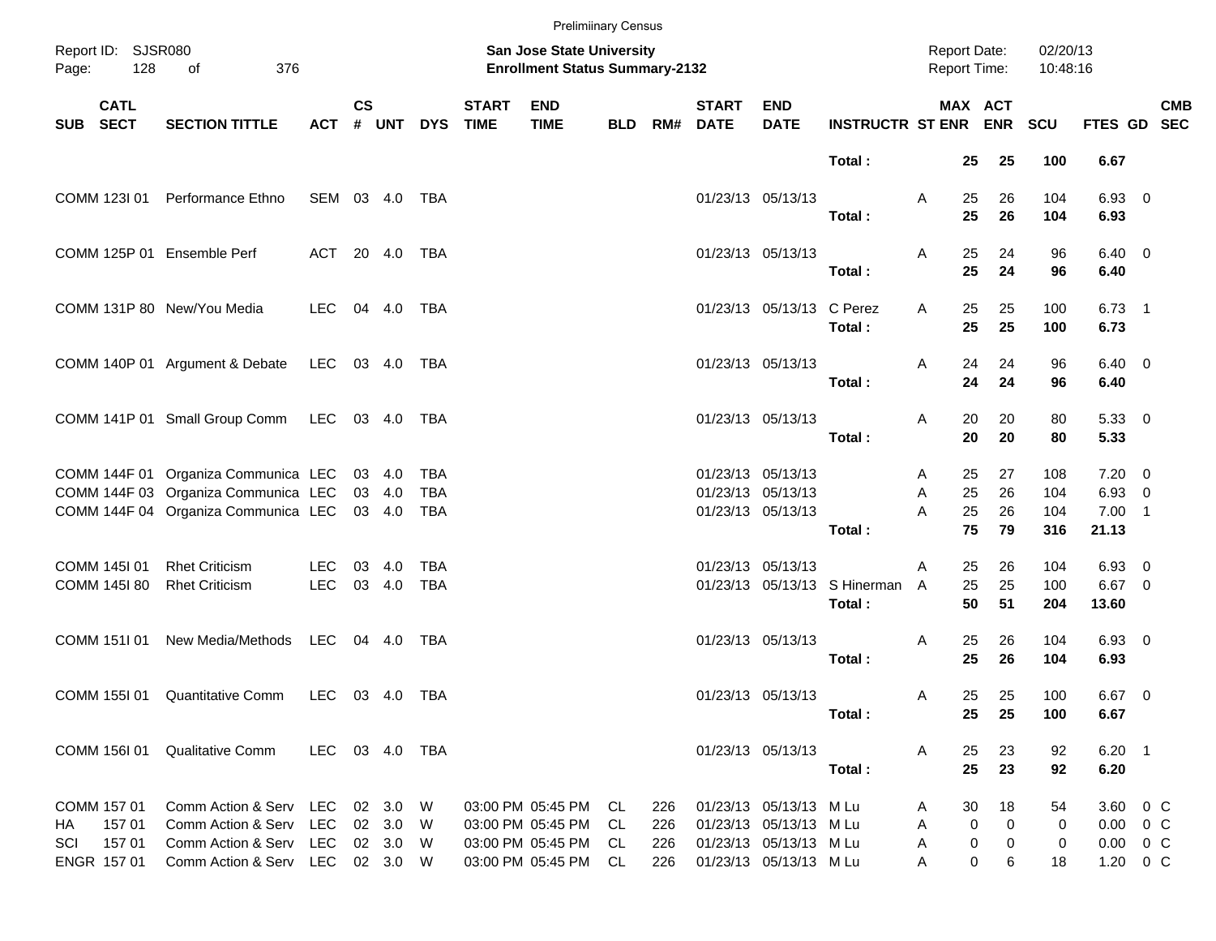Preliminary Census

Report ID: SJSR080

**San Jose State University**
**Enrollment Status Summary-2132**

Report Date: 02/20/13
Report Time: 10:48:16

| SUB | CATL SECT | SECTION TITTLE | ACT | CS # | UNT | DYS | START TIME | END TIME | BLD | RM# | START DATE | END DATE | INSTRUCTR | ST | MAX ENR | ACT ENR | SCU | FTES | GD | CMB SEC |
|---|---|---|---|---|---|---|---|---|---|---|---|---|---|---|---|---|---|---|---|---|
| | | | | | | | | | | | | | **Total :** | | **25** | **25** | **100** | **6.67** | | |
| COMM | 123I 01 | Performance Ethno | SEM | 03 | 4.0 | TBA | | | | | 01/23/13 | 05/13/13 | | A | 25 | 26 | 104 | 6.93 | 0 | |
| | | | | | | | | | | | | | **Total :** | | **25** | **26** | **104** | **6.93** | | |
| COMM | 125P 01 | Ensemble Perf | ACT | 20 | 4.0 | TBA | | | | | 01/23/13 | 05/13/13 | | A | 25 | 24 | 96 | 6.40 | 0 | |
| | | | | | | | | | | | | | **Total :** | | **25** | **24** | **96** | **6.40** | | |
| COMM | 131P 80 | New/You Media | LEC | 04 | 4.0 | TBA | | | | | 01/23/13 | 05/13/13 | C Perez | A | 25 | 25 | 100 | 6.73 | 1 | |
| | | | | | | | | | | | | | **Total :** | | **25** | **25** | **100** | **6.73** | | |
| COMM | 140P 01 | Argument & Debate | LEC | 03 | 4.0 | TBA | | | | | 01/23/13 | 05/13/13 | | A | 24 | 24 | 96 | 6.40 | 0 | |
| | | | | | | | | | | | | | **Total :** | | **24** | **24** | **96** | **6.40** | | |
| COMM | 141P 01 | Small Group Comm | LEC | 03 | 4.0 | TBA | | | | | 01/23/13 | 05/13/13 | | A | 20 | 20 | 80 | 5.33 | 0 | |
| | | | | | | | | | | | | | **Total :** | | **20** | **20** | **80** | **5.33** | | |
| COMM | 144F 01 | Organiza Communica | LEC | 03 | 4.0 | TBA | | | | | 01/23/13 | 05/13/13 | | A | 25 | 27 | 108 | 7.20 | 0 | |
| COMM | 144F 03 | Organiza Communica | LEC | 03 | 4.0 | TBA | | | | | 01/23/13 | 05/13/13 | | A | 25 | 26 | 104 | 6.93 | 0 | |
| COMM | 144F 04 | Organiza Communica | LEC | 03 | 4.0 | TBA | | | | | 01/23/13 | 05/13/13 | | A | 25 | 26 | 104 | 7.00 | 1 | |
| | | | | | | | | | | | | | **Total :** | | **75** | **79** | **316** | **21.13** | | |
| COMM | 145I 01 | Rhet Criticism | LEC | 03 | 4.0 | TBA | | | | | 01/23/13 | 05/13/13 | | A | 25 | 26 | 104 | 6.93 | 0 | |
| COMM | 145I 80 | Rhet Criticism | LEC | 03 | 4.0 | TBA | | | | | 01/23/13 | 05/13/13 | S Hinerman | A | 25 | 25 | 100 | 6.67 | 0 | |
| | | | | | | | | | | | | | **Total :** | | **50** | **51** | **204** | **13.60** | | |
| COMM | 151I 01 | New Media/Methods | LEC | 04 | 4.0 | TBA | | | | | 01/23/13 | 05/13/13 | | A | 25 | 26 | 104 | 6.93 | 0 | |
| | | | | | | | | | | | | | **Total :** | | **25** | **26** | **104** | **6.93** | | |
| COMM | 155I 01 | Quantitative Comm | LEC | 03 | 4.0 | TBA | | | | | 01/23/13 | 05/13/13 | | A | 25 | 25 | 100 | 6.67 | 0 | |
| | | | | | | | | | | | | | **Total :** | | **25** | **25** | **100** | **6.67** | | |
| COMM | 156I 01 | Qualitative Comm | LEC | 03 | 4.0 | TBA | | | | | 01/23/13 | 05/13/13 | | A | 25 | 23 | 92 | 6.20 | 1 | |
| | | | | | | | | | | | | | **Total :** | | **25** | **23** | **92** | **6.20** | | |
| COMM | 157 01 | Comm Action & Serv | LEC | 02 | 3.0 | W | 03:00 PM | 05:45 PM | CL | 226 | 01/23/13 | 05/13/13 | M Lu | A | 30 | 18 | 54 | 3.60 | 0 | C |
| HA | 157 01 | Comm Action & Serv | LEC | 02 | 3.0 | W | 03:00 PM | 05:45 PM | CL | 226 | 01/23/13 | 05/13/13 | M Lu | A | 0 | 0 | 0 | 0.00 | 0 | C |
| SCI | 157 01 | Comm Action & Serv | LEC | 02 | 3.0 | W | 03:00 PM | 05:45 PM | CL | 226 | 01/23/13 | 05/13/13 | M Lu | A | 0 | 0 | 0 | 0.00 | 0 | C |
| ENGR | 157 01 | Comm Action & Serv | LEC | 02 | 3.0 | W | 03:00 PM | 05:45 PM | CL | 226 | 01/23/13 | 05/13/13 | M Lu | A | 0 | 6 | 18 | 1.20 | 0 | C |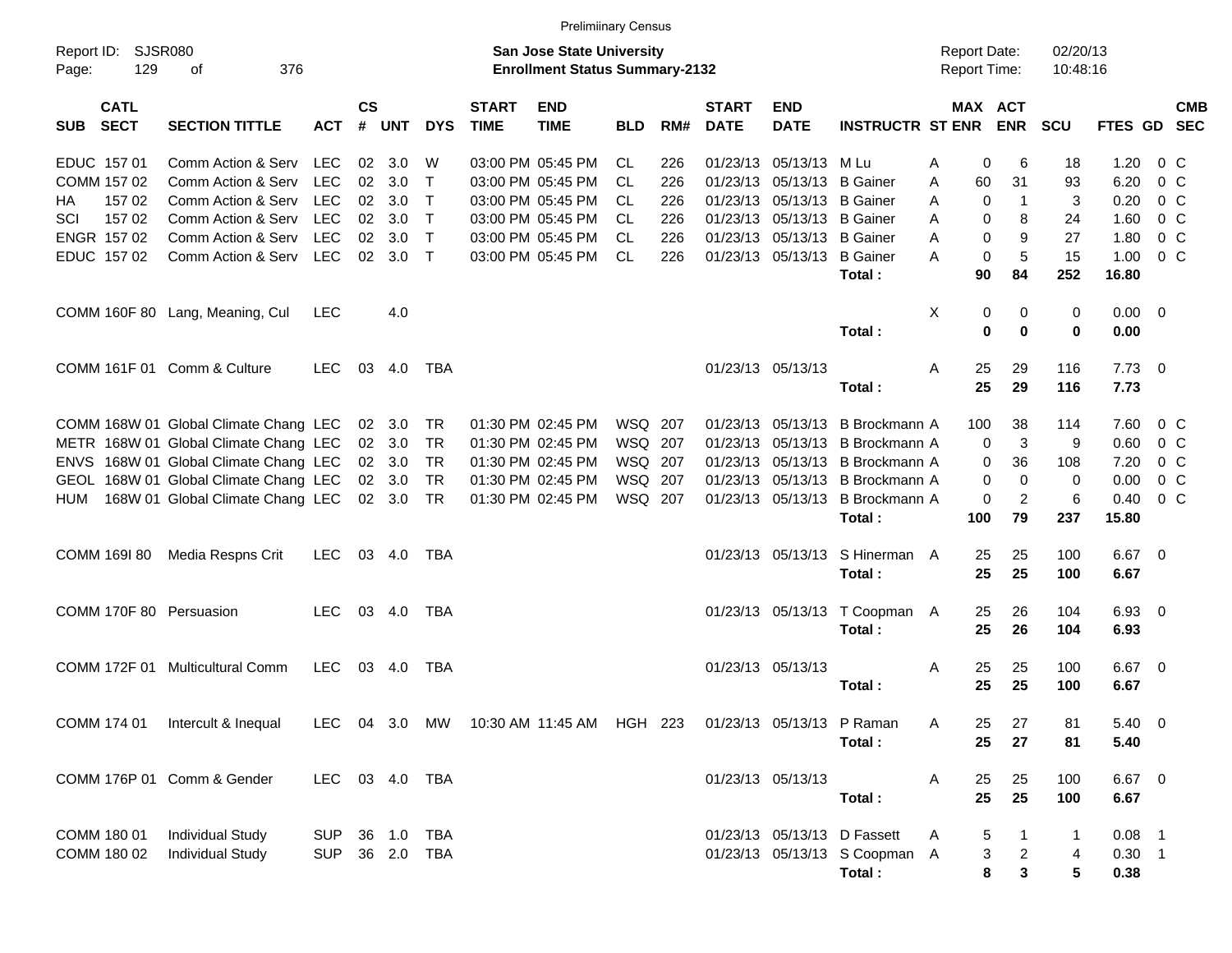Preliminary Census

Report ID: SJSR080

**San Jose State University**
**Enrollment Status Summary-2132**

Report Date: 02/20/13
Report Time: 10:48:16

| SUB | CATL SECT | SECTION TITTLE | ACT | CS # | UNT | DYS | START TIME | END TIME | BLD | RM# | START DATE | END DATE | INSTRUCTR | ST | MAX ENR | ACT ENR | SCU | FTES | GD | CMB SEC |
|---|---|---|---|---|---|---|---|---|---|---|---|---|---|---|---|---|---|---|---|---|
| EDUC | 157 01 | Comm Action & Serv | LEC | 02 | 3.0 | W | 03:00 PM | 05:45 PM | CL | 226 | 01/23/13 | 05/13/13 | M Lu | A | 0 | 6 | 18 | 1.20 | 0 | C |
| COMM | 157 02 | Comm Action & Serv | LEC | 02 | 3.0 | T | 03:00 PM | 05:45 PM | CL | 226 | 01/23/13 | 05/13/13 | B Gainer | A | 60 | 31 | 93 | 6.20 | 0 | C |
| HA | 157 02 | Comm Action & Serv | LEC | 02 | 3.0 | T | 03:00 PM | 05:45 PM | CL | 226 | 01/23/13 | 05/13/13 | B Gainer | A | 0 | 1 | 3 | 0.20 | 0 | C |
| SCI | 157 02 | Comm Action & Serv | LEC | 02 | 3.0 | T | 03:00 PM | 05:45 PM | CL | 226 | 01/23/13 | 05/13/13 | B Gainer | A | 0 | 8 | 24 | 1.60 | 0 | C |
| ENGR | 157 02 | Comm Action & Serv | LEC | 02 | 3.0 | T | 03:00 PM | 05:45 PM | CL | 226 | 01/23/13 | 05/13/13 | B Gainer | A | 0 | 9 | 27 | 1.80 | 0 | C |
| EDUC | 157 02 | Comm Action & Serv | LEC | 02 | 3.0 | T | 03:00 PM | 05:45 PM | CL | 226 | 01/23/13 | 05/13/13 | B Gainer | A | 0 | 5 | 15 | 1.00 | 0 | C |
| | | | | | | | | | | | | | **Total :** | | **90** | **84** | **252** | **16.80** | | |
| COMM | 160F 80 | Lang, Meaning, Cul | LEC | | 4.0 | | | | | | | | | X | 0 | 0 | 0 | 0.00 | 0 | |
| | | | | | | | | | | | | | **Total :** | | **0** | **0** | **0** | **0.00** | | |
| COMM | 161F 01 | Comm & Culture | LEC | 03 | 4.0 | TBA | | | | | 01/23/13 | 05/13/13 | | A | 25 | 29 | 116 | 7.73 | 0 | |
| | | | | | | | | | | | | | **Total :** | | **25** | **29** | **116** | **7.73** | | |
| COMM | 168W 01 | Global Climate Chang | LEC | 02 | 3.0 | TR | 01:30 PM | 02:45 PM | WSQ | 207 | 01/23/13 | 05/13/13 | B Brockmann | A | 100 | 38 | 114 | 7.60 | 0 | C |
| METR | 168W 01 | Global Climate Chang | LEC | 02 | 3.0 | TR | 01:30 PM | 02:45 PM | WSQ | 207 | 01/23/13 | 05/13/13 | B Brockmann | A | 0 | 3 | 9 | 0.60 | 0 | C |
| ENVS | 168W 01 | Global Climate Chang | LEC | 02 | 3.0 | TR | 01:30 PM | 02:45 PM | WSQ | 207 | 01/23/13 | 05/13/13 | B Brockmann | A | 0 | 36 | 108 | 7.20 | 0 | C |
| GEOL | 168W 01 | Global Climate Chang | LEC | 02 | 3.0 | TR | 01:30 PM | 02:45 PM | WSQ | 207 | 01/23/13 | 05/13/13 | B Brockmann | A | 0 | 0 | 0 | 0.00 | 0 | C |
| HUM | 168W 01 | Global Climate Chang | LEC | 02 | 3.0 | TR | 01:30 PM | 02:45 PM | WSQ | 207 | 01/23/13 | 05/13/13 | B Brockmann | A | 0 | 2 | 6 | 0.40 | 0 | C |
| | | | | | | | | | | | | | **Total :** | | **100** | **79** | **237** | **15.80** | | |
| COMM | 169I 80 | Media Respns Crit | LEC | 03 | 4.0 | TBA | | | | | 01/23/13 | 05/13/13 | S Hinerman | A | 25 | 25 | 100 | 6.67 | 0 | |
| | | | | | | | | | | | | | **Total :** | | **25** | **25** | **100** | **6.67** | | |
| COMM | 170F 80 | Persuasion | LEC | 03 | 4.0 | TBA | | | | | 01/23/13 | 05/13/13 | T Coopman | A | 25 | 26 | 104 | 6.93 | 0 | |
| | | | | | | | | | | | | | **Total :** | | **25** | **26** | **104** | **6.93** | | |
| COMM | 172F 01 | Multicultural Comm | LEC | 03 | 4.0 | TBA | | | | | 01/23/13 | 05/13/13 | | A | 25 | 25 | 100 | 6.67 | 0 | |
| | | | | | | | | | | | | | **Total :** | | **25** | **25** | **100** | **6.67** | | |
| COMM | 174 01 | Intercult & Inequal | LEC | 04 | 3.0 | MW | 10:30 AM | 11:45 AM | HGH | 223 | 01/23/13 | 05/13/13 | P Raman | A | 25 | 27 | 81 | 5.40 | 0 | |
| | | | | | | | | | | | | | **Total :** | | **25** | **27** | **81** | **5.40** | | |
| COMM | 176P 01 | Comm & Gender | LEC | 03 | 4.0 | TBA | | | | | 01/23/13 | 05/13/13 | | A | 25 | 25 | 100 | 6.67 | 0 | |
| | | | | | | | | | | | | | **Total :** | | **25** | **25** | **100** | **6.67** | | |
| COMM | 180 01 | Individual Study | SUP | 36 | 1.0 | TBA | | | | | 01/23/13 | 05/13/13 | D Fassett | A | 5 | 1 | 1 | 0.08 | 1 | |
| COMM | 180 02 | Individual Study | SUP | 36 | 2.0 | TBA | | | | | 01/23/13 | 05/13/13 | S Coopman | A | 3 | 2 | 4 | 0.30 | 1 | |
| | | | | | | | | | | | | | **Total :** | | **8** | **3** | **5** | **0.38** | | |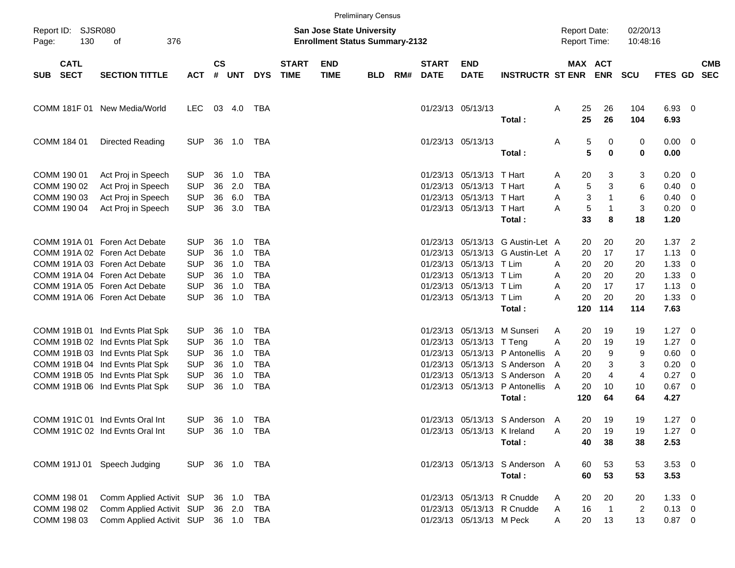Prelimiinary Census

Report ID: SJSR080

**San Jose State University**
**Enrollment Status Summary-2132**

Report Date: 02/20/13
Report Time: 10:48:16

| SUB | CATL SECT | SECTION TITTLE | ACT | CS # | UNT | DYS | START TIME | END TIME | BLD | RM# | START DATE | END DATE | INSTRUCTR | ST | MAX ENR | ACT ENR | SCU | FTES | GD | CMB SEC |
|---|---|---|---|---|---|---|---|---|---|---|---|---|---|---|---|---|---|---|---|---|
| COMM | 181F 01 | New Media/World | LEC | 03 | 4.0 | TBA | | | | | 01/23/13 | 05/13/13 | | A | 25 | 26 | 104 | 6.93 | 0 | |
| | | | | | | | | | | | | | **Total :** | | **25** | **26** | **104** | **6.93** | | |
| COMM | 184 01 | Directed Reading | SUP | 36 | 1.0 | TBA | | | | | 01/23/13 | 05/13/13 | | A | 5 | 0 | 0 | 0.00 | 0 | |
| | | | | | | | | | | | | | **Total :** | | **5** | **0** | **0** | **0.00** | | |
| COMM | 190 01 | Act Proj in Speech | SUP | 36 | 1.0 | TBA | | | | | 01/23/13 | 05/13/13 | T Hart | A | 20 | 3 | 3 | 0.20 | 0 | |
| COMM | 190 02 | Act Proj in Speech | SUP | 36 | 2.0 | TBA | | | | | 01/23/13 | 05/13/13 | T Hart | A | 5 | 3 | 6 | 0.40 | 0 | |
| COMM | 190 03 | Act Proj in Speech | SUP | 36 | 6.0 | TBA | | | | | 01/23/13 | 05/13/13 | T Hart | A | 3 | 1 | 6 | 0.40 | 0 | |
| COMM | 190 04 | Act Proj in Speech | SUP | 36 | 3.0 | TBA | | | | | 01/23/13 | 05/13/13 | T Hart | A | 5 | 1 | 3 | 0.20 | 0 | |
| | | | | | | | | | | | | | **Total :** | | **33** | **8** | **18** | **1.20** | | |
| COMM | 191A 01 | Foren Act Debate | SUP | 36 | 1.0 | TBA | | | | | 01/23/13 | 05/13/13 | G Austin-Let | A | 20 | 20 | 20 | 1.37 | 2 | |
| COMM | 191A 02 | Foren Act Debate | SUP | 36 | 1.0 | TBA | | | | | 01/23/13 | 05/13/13 | G Austin-Let | A | 20 | 17 | 17 | 1.13 | 0 | |
| COMM | 191A 03 | Foren Act Debate | SUP | 36 | 1.0 | TBA | | | | | 01/23/13 | 05/13/13 | T Lim | A | 20 | 20 | 20 | 1.33 | 0 | |
| COMM | 191A 04 | Foren Act Debate | SUP | 36 | 1.0 | TBA | | | | | 01/23/13 | 05/13/13 | T Lim | A | 20 | 20 | 20 | 1.33 | 0 | |
| COMM | 191A 05 | Foren Act Debate | SUP | 36 | 1.0 | TBA | | | | | 01/23/13 | 05/13/13 | T Lim | A | 20 | 17 | 17 | 1.13 | 0 | |
| COMM | 191A 06 | Foren Act Debate | SUP | 36 | 1.0 | TBA | | | | | 01/23/13 | 05/13/13 | T Lim | A | 20 | 20 | 20 | 1.33 | 0 | |
| | | | | | | | | | | | | | **Total :** | | **120** | **114** | **114** | **7.63** | | |
| COMM | 191B 01 | Ind Evnts Plat Spk | SUP | 36 | 1.0 | TBA | | | | | 01/23/13 | 05/13/13 | M Sunseri | A | 20 | 19 | 19 | 1.27 | 0 | |
| COMM | 191B 02 | Ind Evnts Plat Spk | SUP | 36 | 1.0 | TBA | | | | | 01/23/13 | 05/13/13 | T Teng | A | 20 | 19 | 19 | 1.27 | 0 | |
| COMM | 191B 03 | Ind Evnts Plat Spk | SUP | 36 | 1.0 | TBA | | | | | 01/23/13 | 05/13/13 | P Antonellis | A | 20 | 9 | 9 | 0.60 | 0 | |
| COMM | 191B 04 | Ind Evnts Plat Spk | SUP | 36 | 1.0 | TBA | | | | | 01/23/13 | 05/13/13 | S Anderson | A | 20 | 3 | 3 | 0.20 | 0 | |
| COMM | 191B 05 | Ind Evnts Plat Spk | SUP | 36 | 1.0 | TBA | | | | | 01/23/13 | 05/13/13 | S Anderson | A | 20 | 4 | 4 | 0.27 | 0 | |
| COMM | 191B 06 | Ind Evnts Plat Spk | SUP | 36 | 1.0 | TBA | | | | | 01/23/13 | 05/13/13 | P Antonellis | A | 20 | 10 | 10 | 0.67 | 0 | |
| | | | | | | | | | | | | | **Total :** | | **120** | **64** | **64** | **4.27** | | |
| COMM | 191C 01 | Ind Evnts Oral Int | SUP | 36 | 1.0 | TBA | | | | | 01/23/13 | 05/13/13 | S Anderson | A | 20 | 19 | 19 | 1.27 | 0 | |
| COMM | 191C 02 | Ind Evnts Oral Int | SUP | 36 | 1.0 | TBA | | | | | 01/23/13 | 05/13/13 | K Ireland | A | 20 | 19 | 19 | 1.27 | 0 | |
| | | | | | | | | | | | | | **Total :** | | **40** | **38** | **38** | **2.53** | | |
| COMM | 191J 01 | Speech Judging | SUP | 36 | 1.0 | TBA | | | | | 01/23/13 | 05/13/13 | S Anderson | A | 60 | 53 | 53 | 3.53 | 0 | |
| | | | | | | | | | | | | | **Total :** | | **60** | **53** | **53** | **3.53** | | |
| COMM | 198 01 | Comm Applied Activit | SUP | 36 | 1.0 | TBA | | | | | 01/23/13 | 05/13/13 | R Cnudde | A | 20 | 20 | 20 | 1.33 | 0 | |
| COMM | 198 02 | Comm Applied Activit | SUP | 36 | 2.0 | TBA | | | | | 01/23/13 | 05/13/13 | R Cnudde | A | 16 | 1 | 2 | 0.13 | 0 | |
| COMM | 198 03 | Comm Applied Activit | SUP | 36 | 1.0 | TBA | | | | | 01/23/13 | 05/13/13 | M Peck | A | 20 | 13 | 13 | 0.87 | 0 | |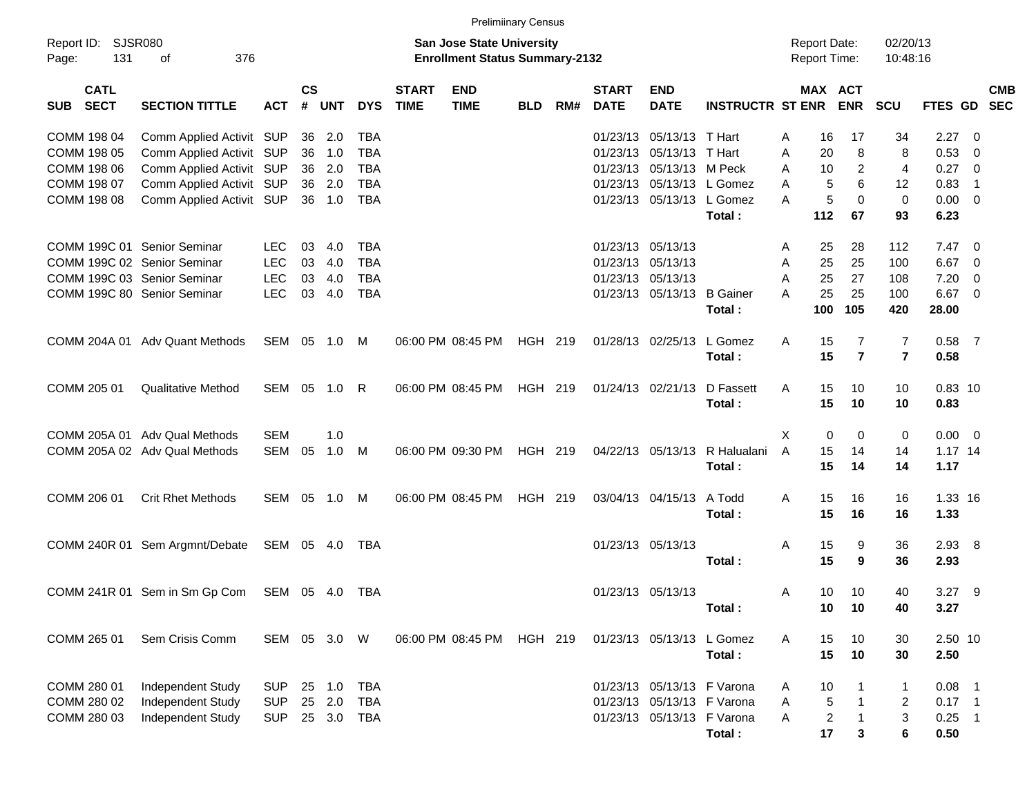Preliminary Census

Report ID: SJSR080
Page: 131 of 376

**San Jose State University**
**Enrollment Status Summary-2132**

Report Date: 02/20/13
Report Time: 10:48:16

| SUB | CATL SECT | SECTION TITTLE | ACT | CS # | UNT | DYS | START TIME | END TIME | BLD | RM# | START DATE | END DATE | INSTRUCTR | ST | MAX ENR | ACT ENR | SCU | FTES | GD | CMB SEC |
|---|---|---|---|---|---|---|---|---|---|---|---|---|---|---|---|---|---|---|---|---|
| COMM | 198 04 | Comm Applied Activit | SUP | 36 | 2.0 | TBA | | | | | 01/23/13 | 05/13/13 | T Hart | A | 16 | 17 | 34 | 2.27 | 0 | |
| COMM | 198 05 | Comm Applied Activit | SUP | 36 | 1.0 | TBA | | | | | 01/23/13 | 05/13/13 | T Hart | A | 20 | 8 | 8 | 0.53 | 0 | |
| COMM | 198 06 | Comm Applied Activit | SUP | 36 | 2.0 | TBA | | | | | 01/23/13 | 05/13/13 | M Peck | A | 10 | 2 | 4 | 0.27 | 0 | |
| COMM | 198 07 | Comm Applied Activit | SUP | 36 | 2.0 | TBA | | | | | 01/23/13 | 05/13/13 | L Gomez | A | 5 | 6 | 12 | 0.83 | 1 | |
| COMM | 198 08 | Comm Applied Activit | SUP | 36 | 1.0 | TBA | | | | | 01/23/13 | 05/13/13 | L Gomez | A | 5 | 0 | 0 | 0.00 | 0 | |
| | | | | | | | | | | | | | **Total :** | | **112** | **67** | **93** | **6.23** | | |
| COMM | 199C 01 | Senior Seminar | LEC | 03 | 4.0 | TBA | | | | | 01/23/13 | 05/13/13 | | A | 25 | 28 | 112 | 7.47 | 0 | |
| COMM | 199C 02 | Senior Seminar | LEC | 03 | 4.0 | TBA | | | | | 01/23/13 | 05/13/13 | | A | 25 | 25 | 100 | 6.67 | 0 | |
| COMM | 199C 03 | Senior Seminar | LEC | 03 | 4.0 | TBA | | | | | 01/23/13 | 05/13/13 | | A | 25 | 27 | 108 | 7.20 | 0 | |
| COMM | 199C 80 | Senior Seminar | LEC | 03 | 4.0 | TBA | | | | | 01/23/13 | 05/13/13 | B Gainer | A | 25 | 25 | 100 | 6.67 | 0 | |
| | | | | | | | | | | | | | **Total :** | | **100** | **105** | **420** | **28.00** | | |
| COMM | 204A 01 | Adv Quant Methods | SEM | 05 | 1.0 | M | 06:00 PM | 08:45 PM | HGH | 219 | 01/28/13 | 02/25/13 | L Gomez | A | 15 | 7 | 7 | 0.58 | 7 | |
| | | | | | | | | | | | | | **Total :** | | **15** | **7** | **7** | **0.58** | | |
| COMM | 205 01 | Qualitative Method | SEM | 05 | 1.0 | R | 06:00 PM | 08:45 PM | HGH | 219 | 01/24/13 | 02/21/13 | D Fassett | A | 15 | 10 | 10 | 0.83 | 10 | |
| | | | | | | | | | | | | | **Total :** | | **15** | **10** | **10** | **0.83** | | |
| COMM | 205A 01 | Adv Qual Methods | SEM | | 1.0 | | | | | | | | | X | 0 | 0 | 0 | 0.00 | 0 | |
| COMM | 205A 02 | Adv Qual Methods | SEM | 05 | 1.0 | M | 06:00 PM | 09:30 PM | HGH | 219 | 04/22/13 | 05/13/13 | R Halualani | A | 15 | 14 | 14 | 1.17 | 14 | |
| | | | | | | | | | | | | | **Total :** | | **15** | **14** | **14** | **1.17** | | |
| COMM | 206 01 | Crit Rhet Methods | SEM | 05 | 1.0 | M | 06:00 PM | 08:45 PM | HGH | 219 | 03/04/13 | 04/15/13 | A Todd | A | 15 | 16 | 16 | 1.33 | 16 | |
| | | | | | | | | | | | | | **Total :** | | **15** | **16** | **16** | **1.33** | | |
| COMM | 240R 01 | Sem Argmnt/Debate | SEM | 05 | 4.0 | TBA | | | | | 01/23/13 | 05/13/13 | | A | 15 | 9 | 36 | 2.93 | 8 | |
| | | | | | | | | | | | | | **Total :** | | **15** | **9** | **36** | **2.93** | | |
| COMM | 241R 01 | Sem in Sm Gp Com | SEM | 05 | 4.0 | TBA | | | | | 01/23/13 | 05/13/13 | | A | 10 | 10 | 40 | 3.27 | 9 | |
| | | | | | | | | | | | | | **Total :** | | **10** | **10** | **40** | **3.27** | | |
| COMM | 265 01 | Sem Crisis Comm | SEM | 05 | 3.0 | W | 06:00 PM | 08:45 PM | HGH | 219 | 01/23/13 | 05/13/13 | L Gomez | A | 15 | 10 | 30 | 2.50 | 10 | |
| | | | | | | | | | | | | | **Total :** | | **15** | **10** | **30** | **2.50** | | |
| COMM | 280 01 | Independent Study | SUP | 25 | 1.0 | TBA | | | | | 01/23/13 | 05/13/13 | F Varona | A | 10 | 1 | 1 | 0.08 | 1 | |
| COMM | 280 02 | Independent Study | SUP | 25 | 2.0 | TBA | | | | | 01/23/13 | 05/13/13 | F Varona | A | 5 | 1 | 2 | 0.17 | 1 | |
| COMM | 280 03 | Independent Study | SUP | 25 | 3.0 | TBA | | | | | 01/23/13 | 05/13/13 | F Varona | A | 2 | 1 | 3 | 0.25 | 1 | |
| | | | | | | | | | | | | | **Total :** | | **17** | **3** | **6** | **0.50** | | |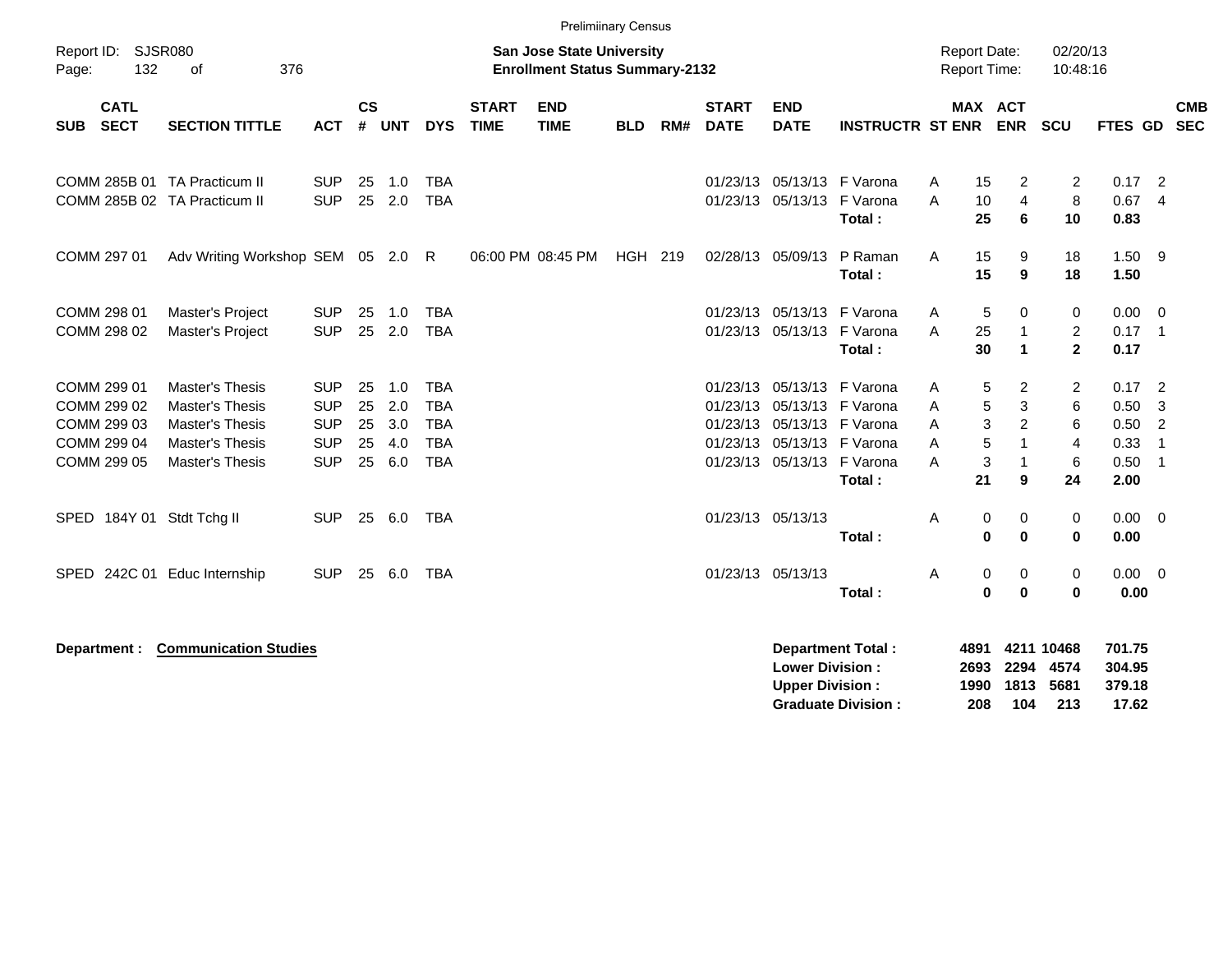Preliminary Census

Report ID: SJSR080
Page: 132 of 376

**San Jose State University**
**Enrollment Status Summary-2132**

Report Date: 02/20/13
Report Time: 10:48:16

| SUB | CATL SECT | SECTION TITTLE | ACT | CS # | UNT | DYS | START TIME | END TIME | BLD | RM# | START DATE | END DATE | INSTRUCTR | ST | MAX ENR | ACT ENR | SCU | FTES | GD | CMB SEC |
|---|---|---|---|---|---|---|---|---|---|---|---|---|---|---|---|---|---|---|---|---|
| COMM | 285B 01 | TA Practicum II | SUP | 25 | 1.0 | TBA | | | | | 01/23/13 | 05/13/13 | F Varona | A | 15 | 2 | 2 | 0.17 | 2 | |
| COMM | 285B 02 | TA Practicum II | SUP | 25 | 2.0 | TBA | | | | | 01/23/13 | 05/13/13 | F Varona | A | 10 | 4 | 8 | 0.67 | 4 | |
| | | | | | | | | | | | | | **Total :** | | **25** | **6** | **10** | **0.83** | | |
| COMM | 297 01 | Adv Writing Workshop | SEM | 05 | 2.0 | R | 06:00 PM | 08:45 PM | HGH | 219 | 02/28/13 | 05/09/13 | P Raman | A | 15 | 9 | 18 | 1.50 | 9 | |
| | | | | | | | | | | | | | **Total :** | | **15** | **9** | **18** | **1.50** | | |
| COMM | 298 01 | Master's Project | SUP | 25 | 1.0 | TBA | | | | | 01/23/13 | 05/13/13 | F Varona | A | 5 | 0 | 0 | 0.00 | 0 | |
| COMM | 298 02 | Master's Project | SUP | 25 | 2.0 | TBA | | | | | 01/23/13 | 05/13/13 | F Varona | A | 25 | 1 | 2 | 0.17 | 1 | |
| | | | | | | | | | | | | | **Total :** | | **30** | **1** | **2** | **0.17** | | |
| COMM | 299 01 | Master's Thesis | SUP | 25 | 1.0 | TBA | | | | | 01/23/13 | 05/13/13 | F Varona | A | 5 | 2 | 2 | 0.17 | 2 | |
| COMM | 299 02 | Master's Thesis | SUP | 25 | 2.0 | TBA | | | | | 01/23/13 | 05/13/13 | F Varona | A | 5 | 3 | 6 | 0.50 | 3 | |
| COMM | 299 03 | Master's Thesis | SUP | 25 | 3.0 | TBA | | | | | 01/23/13 | 05/13/13 | F Varona | A | 3 | 2 | 6 | 0.50 | 2 | |
| COMM | 299 04 | Master's Thesis | SUP | 25 | 4.0 | TBA | | | | | 01/23/13 | 05/13/13 | F Varona | A | 5 | 1 | 4 | 0.33 | 1 | |
| COMM | 299 05 | Master's Thesis | SUP | 25 | 6.0 | TBA | | | | | 01/23/13 | 05/13/13 | F Varona | A | 3 | 1 | 6 | 0.50 | 1 | |
| | | | | | | | | | | | | | **Total :** | | **21** | **9** | **24** | **2.00** | | |
| SPED | 184Y 01 | Stdt Tchg II | SUP | 25 | 6.0 | TBA | | | | | 01/23/13 | 05/13/13 | | A | 0 | 0 | 0 | 0.00 | 0 | |
| | | | | | | | | | | | | | **Total :** | | **0** | **0** | **0** | **0.00** | | |
| SPED | 242C 01 | Educ Internship | SUP | 25 | 6.0 | TBA | | | | | 01/23/13 | 05/13/13 | | A | 0 | 0 | 0 | 0.00 | 0 | |
| | | | | | | | | | | | | | **Total :** | | **0** | **0** | **0** | **0.00** | | |

**Department : Communication Studies**

| | MAX ENR | ACT ENR | SCU | FTES |
|---|---|---|---|---|
| **Department Total :** | **4891** | **4211** | **10468** | **701.75** |
| **Lower Division :** | **2693** | **2294** | **4574** | **304.95** |
| **Upper Division :** | **1990** | **1813** | **5681** | **379.18** |
| **Graduate Division :** | **208** | **104** | **213** | **17.62** |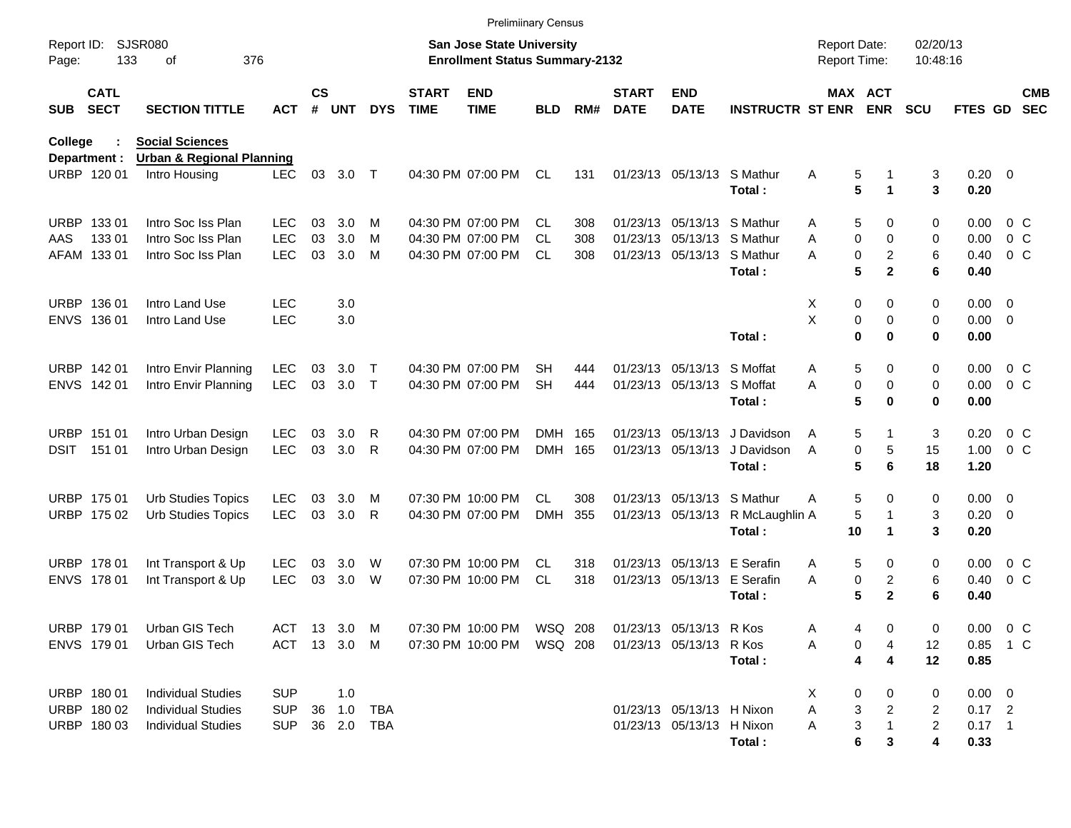Preliminary Census

Report ID: SJSR080

**San Jose State University**
**Enrollment Status Summary-2132**

Report Date: 02/20/13
Report Time: 10:48:16

**College : Social Sciences**
**Department : Urban & Regional Planning**

| SUB | CATL SECT | SECTION TITTLE | ACT | CS # | UNT | DYS | START TIME | END TIME | BLD | RM# | START DATE | END DATE | INSTRUCTR | ST | MAX ENR | ACT ENR | SCU | FTES | GD | CMB SEC |
|---|---|---|---|---|---|---|---|---|---|---|---|---|---|---|---|---|---|---|---|---|
| URBP | 120 01 | Intro Housing | LEC | 03 | 3.0 | T | 04:30 PM | 07:00 PM | CL | 131 | 01/23/13 | 05/13/13 | S Mathur | A | 5 | 1 | 3 | 0.20 | 0 | |
| | | | | | | | | | | | | | **Total :** | | **5** | **1** | **3** | **0.20** | | |
| URBP | 133 01 | Intro Soc Iss Plan | LEC | 03 | 3.0 | M | 04:30 PM | 07:00 PM | CL | 308 | 01/23/13 | 05/13/13 | S Mathur | A | 5 | 0 | 0 | 0.00 | 0 | C |
| AAS | 133 01 | Intro Soc Iss Plan | LEC | 03 | 3.0 | M | 04:30 PM | 07:00 PM | CL | 308 | 01/23/13 | 05/13/13 | S Mathur | A | 0 | 0 | 0 | 0.00 | 0 | C |
| AFAM | 133 01 | Intro Soc Iss Plan | LEC | 03 | 3.0 | M | 04:30 PM | 07:00 PM | CL | 308 | 01/23/13 | 05/13/13 | S Mathur | A | 0 | 2 | 6 | 0.40 | 0 | C |
| | | | | | | | | | | | | | **Total :** | | **5** | **2** | **6** | **0.40** | | |
| URBP | 136 01 | Intro Land Use | LEC | | 3.0 | | | | | | | | | X | 0 | 0 | 0 | 0.00 | 0 | |
| ENVS | 136 01 | Intro Land Use | LEC | | 3.0 | | | | | | | | | X | 0 | 0 | 0 | 0.00 | 0 | |
| | | | | | | | | | | | | | **Total :** | | **0** | **0** | **0** | **0.00** | | |
| URBP | 142 01 | Intro Envir Planning | LEC | 03 | 3.0 | T | 04:30 PM | 07:00 PM | SH | 444 | 01/23/13 | 05/13/13 | S Moffat | A | 5 | 0 | 0 | 0.00 | 0 | C |
| ENVS | 142 01 | Intro Envir Planning | LEC | 03 | 3.0 | T | 04:30 PM | 07:00 PM | SH | 444 | 01/23/13 | 05/13/13 | S Moffat | A | 0 | 0 | 0 | 0.00 | 0 | C |
| | | | | | | | | | | | | | **Total :** | | **5** | **0** | **0** | **0.00** | | |
| URBP | 151 01 | Intro Urban Design | LEC | 03 | 3.0 | R | 04:30 PM | 07:00 PM | DMH | 165 | 01/23/13 | 05/13/13 | J Davidson | A | 5 | 1 | 3 | 0.20 | 0 | C |
| DSIT | 151 01 | Intro Urban Design | LEC | 03 | 3.0 | R | 04:30 PM | 07:00 PM | DMH | 165 | 01/23/13 | 05/13/13 | J Davidson | A | 0 | 5 | 15 | 1.00 | 0 | C |
| | | | | | | | | | | | | | **Total :** | | **5** | **6** | **18** | **1.20** | | |
| URBP | 175 01 | Urb Studies Topics | LEC | 03 | 3.0 | M | 07:30 PM | 10:00 PM | CL | 308 | 01/23/13 | 05/13/13 | S Mathur | A | 5 | 0 | 0 | 0.00 | 0 | |
| URBP | 175 02 | Urb Studies Topics | LEC | 03 | 3.0 | R | 04:30 PM | 07:00 PM | DMH | 355 | 01/23/13 | 05/13/13 | R McLaughlin | A | 5 | 1 | 3 | 0.20 | 0 | |
| | | | | | | | | | | | | | **Total :** | | **10** | **1** | **3** | **0.20** | | |
| URBP | 178 01 | Int Transport & Up | LEC | 03 | 3.0 | W | 07:30 PM | 10:00 PM | CL | 318 | 01/23/13 | 05/13/13 | E Serafin | A | 5 | 0 | 0 | 0.00 | 0 | C |
| ENVS | 178 01 | Int Transport & Up | LEC | 03 | 3.0 | W | 07:30 PM | 10:00 PM | CL | 318 | 01/23/13 | 05/13/13 | E Serafin | A | 0 | 2 | 6 | 0.40 | 0 | C |
| | | | | | | | | | | | | | **Total :** | | **5** | **2** | **6** | **0.40** | | |
| URBP | 179 01 | Urban GIS Tech | ACT | 13 | 3.0 | M | 07:30 PM | 10:00 PM | WSQ | 208 | 01/23/13 | 05/13/13 | R Kos | A | 4 | 0 | 0 | 0.00 | 0 | C |
| ENVS | 179 01 | Urban GIS Tech | ACT | 13 | 3.0 | M | 07:30 PM | 10:00 PM | WSQ | 208 | 01/23/13 | 05/13/13 | R Kos | A | 0 | 4 | 12 | 0.85 | 1 | C |
| | | | | | | | | | | | | | **Total :** | | **4** | **4** | **12** | **0.85** | | |
| URBP | 180 01 | Individual Studies | SUP | | 1.0 | | | | | | | | | X | 0 | 0 | 0 | 0.00 | 0 | |
| URBP | 180 02 | Individual Studies | SUP | 36 | 1.0 | TBA | | | | | 01/23/13 | 05/13/13 | H Nixon | A | 3 | 2 | 2 | 0.17 | 2 | |
| URBP | 180 03 | Individual Studies | SUP | 36 | 2.0 | TBA | | | | | 01/23/13 | 05/13/13 | H Nixon | A | 3 | 1 | 2 | 0.17 | 1 | |
| | | | | | | | | | | | | | **Total :** | | **6** | **3** | **4** | **0.33** | | |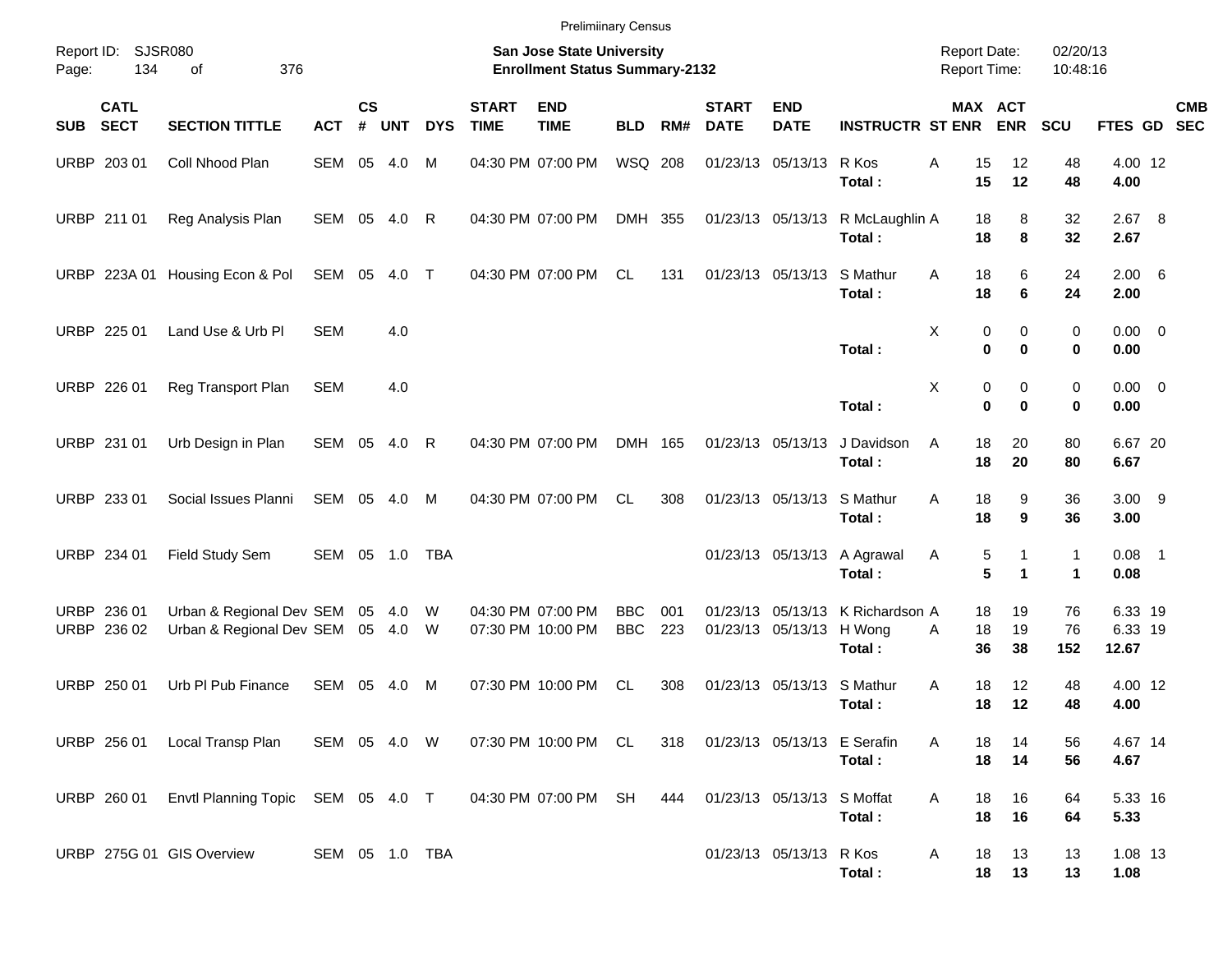Preliminary Census

Report ID: SJSR080
Page: 134 of 376

**San Jose State University**
**Enrollment Status Summary-2132**

Report Date: 02/20/13
Report Time: 10:48:16

| SUB | CATL SECT | SECTION TITTLE | ACT | CS # | UNT | DYS | START TIME | END TIME | BLD | RM# | START DATE | END DATE | INSTRUCTR | ST | MAX ENR | ACT ENR | SCU | FTES | GD | CMB SEC |
|---|---|---|---|---|---|---|---|---|---|---|---|---|---|---|---|---|---|---|---|---|
| URBP | 203 01 | Coll Nhood Plan | SEM | 05 | 4.0 | M | 04:30 PM | 07:00 PM | WSQ | 208 | 01/23/13 | 05/13/13 | R Kos | A | 15 | 12 | 48 | 4.00 | 12 | |
| | | | | | | | | | | | | | **Total :** | | **15** | **12** | **48** | **4.00** | | |
| URBP | 211 01 | Reg Analysis Plan | SEM | 05 | 4.0 | R | 04:30 PM | 07:00 PM | DMH | 355 | 01/23/13 | 05/13/13 | R McLaughlin | A | 18 | 8 | 32 | 2.67 | 8 | |
| | | | | | | | | | | | | | **Total :** | | **18** | **8** | **32** | **2.67** | | |
| URBP | 223A 01 | Housing Econ & Pol | SEM | 05 | 4.0 | T | 04:30 PM | 07:00 PM | CL | 131 | 01/23/13 | 05/13/13 | S Mathur | A | 18 | 6 | 24 | 2.00 | 6 | |
| | | | | | | | | | | | | | **Total :** | | **18** | **6** | **24** | **2.00** | | |
| URBP | 225 01 | Land Use & Urb Pl | SEM | | 4.0 | | | | | | | | | X | 0 | 0 | 0 | 0.00 | 0 | |
| | | | | | | | | | | | | | **Total :** | | **0** | **0** | **0** | **0.00** | | |
| URBP | 226 01 | Reg Transport Plan | SEM | | 4.0 | | | | | | | | | X | 0 | 0 | 0 | 0.00 | 0 | |
| | | | | | | | | | | | | | **Total :** | | **0** | **0** | **0** | **0.00** | | |
| URBP | 231 01 | Urb Design in Plan | SEM | 05 | 4.0 | R | 04:30 PM | 07:00 PM | DMH | 165 | 01/23/13 | 05/13/13 | J Davidson | A | 18 | 20 | 80 | 6.67 | 20 | |
| | | | | | | | | | | | | | **Total :** | | **18** | **20** | **80** | **6.67** | | |
| URBP | 233 01 | Social Issues Planni | SEM | 05 | 4.0 | M | 04:30 PM | 07:00 PM | CL | 308 | 01/23/13 | 05/13/13 | S Mathur | A | 18 | 9 | 36 | 3.00 | 9 | |
| | | | | | | | | | | | | | **Total :** | | **18** | **9** | **36** | **3.00** | | |
| URBP | 234 01 | Field Study Sem | SEM | 05 | 1.0 | TBA | | | | | 01/23/13 | 05/13/13 | A Agrawal | A | 5 | 1 | 1 | 0.08 | 1 | |
| | | | | | | | | | | | | | **Total :** | | **5** | **1** | **1** | **0.08** | | |
| URBP | 236 01 | Urban & Regional Dev | SEM | 05 | 4.0 | W | 04:30 PM | 07:00 PM | BBC | 001 | 01/23/13 | 05/13/13 | K Richardson | A | 18 | 19 | 76 | 6.33 | 19 | |
| URBP | 236 02 | Urban & Regional Dev | SEM | 05 | 4.0 | W | 07:30 PM | 10:00 PM | BBC | 223 | 01/23/13 | 05/13/13 | H Wong | A | 18 | 19 | 76 | 6.33 | 19 | |
| | | | | | | | | | | | | | **Total :** | | **36** | **38** | **152** | **12.67** | | |
| URBP | 250 01 | Urb Pl Pub Finance | SEM | 05 | 4.0 | M | 07:30 PM | 10:00 PM | CL | 308 | 01/23/13 | 05/13/13 | S Mathur | A | 18 | 12 | 48 | 4.00 | 12 | |
| | | | | | | | | | | | | | **Total :** | | **18** | **12** | **48** | **4.00** | | |
| URBP | 256 01 | Local Transp Plan | SEM | 05 | 4.0 | W | 07:30 PM | 10:00 PM | CL | 318 | 01/23/13 | 05/13/13 | E Serafin | A | 18 | 14 | 56 | 4.67 | 14 | |
| | | | | | | | | | | | | | **Total :** | | **18** | **14** | **56** | **4.67** | | |
| URBP | 260 01 | Envtl Planning Topic | SEM | 05 | 4.0 | T | 04:30 PM | 07:00 PM | SH | 444 | 01/23/13 | 05/13/13 | S Moffat | A | 18 | 16 | 64 | 5.33 | 16 | |
| | | | | | | | | | | | | | **Total :** | | **18** | **16** | **64** | **5.33** | | |
| URBP | 275G 01 | GIS Overview | SEM | 05 | 1.0 | TBA | | | | | 01/23/13 | 05/13/13 | R Kos | A | 18 | 13 | 13 | 1.08 | 13 | |
| | | | | | | | | | | | | | **Total :** | | **18** | **13** | **13** | **1.08** | | |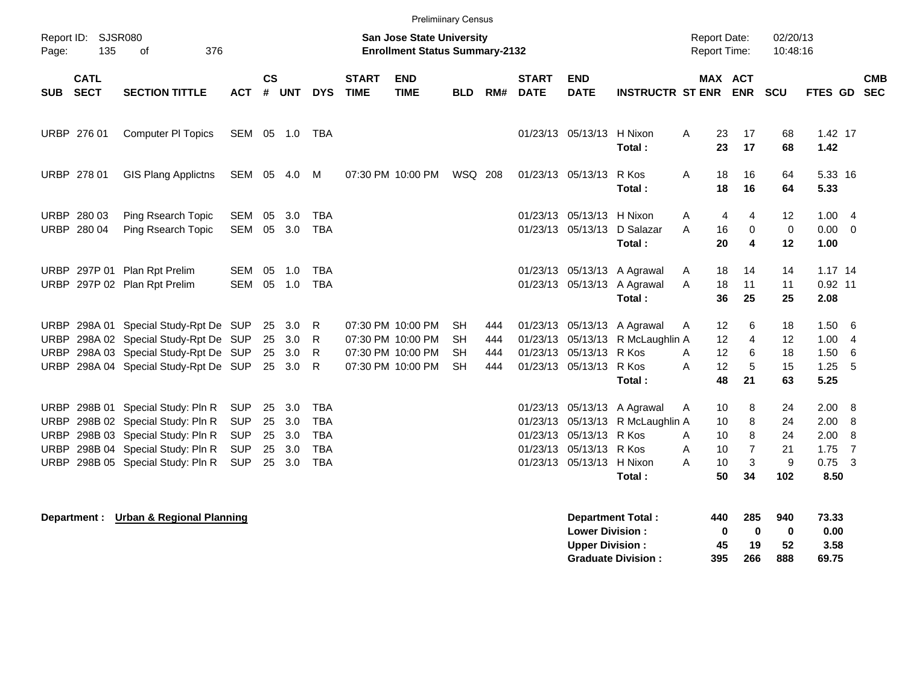Preliminary Census

Report ID: SJSR080  
Page: 135 of 376

**San Jose State University**  
**Enrollment Status Summary-2132**

Report Date: 02/20/13  
Report Time: 10:48:16

| SUB | CATL SECT | SECTION TITTLE | ACT | CS # | UNT | DYS | START TIME | END TIME | BLD | RM# | START DATE | END DATE | INSTRUCTR | ST | MAX ENR | ACT ENR | SCU | FTES | GD | CMB SEC |
|---|---|---|---|---|---|---|---|---|---|---|---|---|---|---|---|---|---|---|---|---|
| URBP | 276 01 | Computer Pl Topics | SEM | 05 | 1.0 | TBA | | | | | 01/23/13 | 05/13/13 | H Nixon | A | 23 | 17 | 68 | 1.42 | 17 | |
| | | | | | | | | | | | | | **Total :** | | **23** | **17** | **68** | **1.42** | | |
| URBP | 278 01 | GIS Plang Applictns | SEM | 05 | 4.0 | M | 07:30 PM | 10:00 PM | WSQ | 208 | 01/23/13 | 05/13/13 | R Kos | A | 18 | 16 | 64 | 5.33 | 16 | |
| | | | | | | | | | | | | | **Total :** | | **18** | **16** | **64** | **5.33** | | |
| URBP | 280 03 | Plng Rsearch Topic | SEM | 05 | 3.0 | TBA | | | | | 01/23/13 | 05/13/13 | H Nixon | A | 4 | 4 | 12 | 1.00 | 4 | |
| URBP | 280 04 | Plng Rsearch Topic | SEM | 05 | 3.0 | TBA | | | | | 01/23/13 | 05/13/13 | D Salazar | A | 16 | 0 | 0 | 0.00 | 0 | |
| | | | | | | | | | | | | | **Total :** | | **20** | **4** | **12** | **1.00** | | |
| URBP | 297P 01 | Plan Rpt Prelim | SEM | 05 | 1.0 | TBA | | | | | 01/23/13 | 05/13/13 | A Agrawal | A | 18 | 14 | 14 | 1.17 | 14 | |
| URBP | 297P 02 | Plan Rpt Prelim | SEM | 05 | 1.0 | TBA | | | | | 01/23/13 | 05/13/13 | A Agrawal | A | 18 | 11 | 11 | 0.92 | 11 | |
| | | | | | | | | | | | | | **Total :** | | **36** | **25** | **25** | **2.08** | | |
| URBP | 298A 01 | Special Study-Rpt De | SUP | 25 | 3.0 | R | 07:30 PM | 10:00 PM | SH | 444 | 01/23/13 | 05/13/13 | A Agrawal | A | 12 | 6 | 18 | 1.50 | 6 | |
| URBP | 298A 02 | Special Study-Rpt De | SUP | 25 | 3.0 | R | 07:30 PM | 10:00 PM | SH | 444 | 01/23/13 | 05/13/13 | R McLaughlin | A | 12 | 4 | 12 | 1.00 | 4 | |
| URBP | 298A 03 | Special Study-Rpt De | SUP | 25 | 3.0 | R | 07:30 PM | 10:00 PM | SH | 444 | 01/23/13 | 05/13/13 | R Kos | A | 12 | 6 | 18 | 1.50 | 6 | |
| URBP | 298A 04 | Special Study-Rpt De | SUP | 25 | 3.0 | R | 07:30 PM | 10:00 PM | SH | 444 | 01/23/13 | 05/13/13 | R Kos | A | 12 | 5 | 15 | 1.25 | 5 | |
| | | | | | | | | | | | | | **Total :** | | **48** | **21** | **63** | **5.25** | | |
| URBP | 298B 01 | Special Study: Pln R | SUP | 25 | 3.0 | TBA | | | | | 01/23/13 | 05/13/13 | A Agrawal | A | 10 | 8 | 24 | 2.00 | 8 | |
| URBP | 298B 02 | Special Study: Pln R | SUP | 25 | 3.0 | TBA | | | | | 01/23/13 | 05/13/13 | R McLaughlin | A | 10 | 8 | 24 | 2.00 | 8 | |
| URBP | 298B 03 | Special Study: Pln R | SUP | 25 | 3.0 | TBA | | | | | 01/23/13 | 05/13/13 | R Kos | A | 10 | 8 | 24 | 2.00 | 8 | |
| URBP | 298B 04 | Special Study: Pln R | SUP | 25 | 3.0 | TBA | | | | | 01/23/13 | 05/13/13 | R Kos | A | 10 | 7 | 21 | 1.75 | 7 | |
| URBP | 298B 05 | Special Study: Pln R | SUP | 25 | 3.0 | TBA | | | | | 01/23/13 | 05/13/13 | H Nixon | A | 10 | 3 | 9 | 0.75 | 3 | |
| | | | | | | | | | | | | | **Total :** | | **50** | **34** | **102** | **8.50** | | |

**Department : Urban & Regional Planning**

| | MAX ENR | ACT ENR | SCU | FTES |
|---|---|---|---|---|
| **Department Total :** | **440** | **285** | **940** | **73.33** |
| **Lower Division :** | **0** | **0** | **0** | **0.00** |
| **Upper Division :** | **45** | **19** | **52** | **3.58** |
| **Graduate Division :** | **395** | **266** | **888** | **69.75** |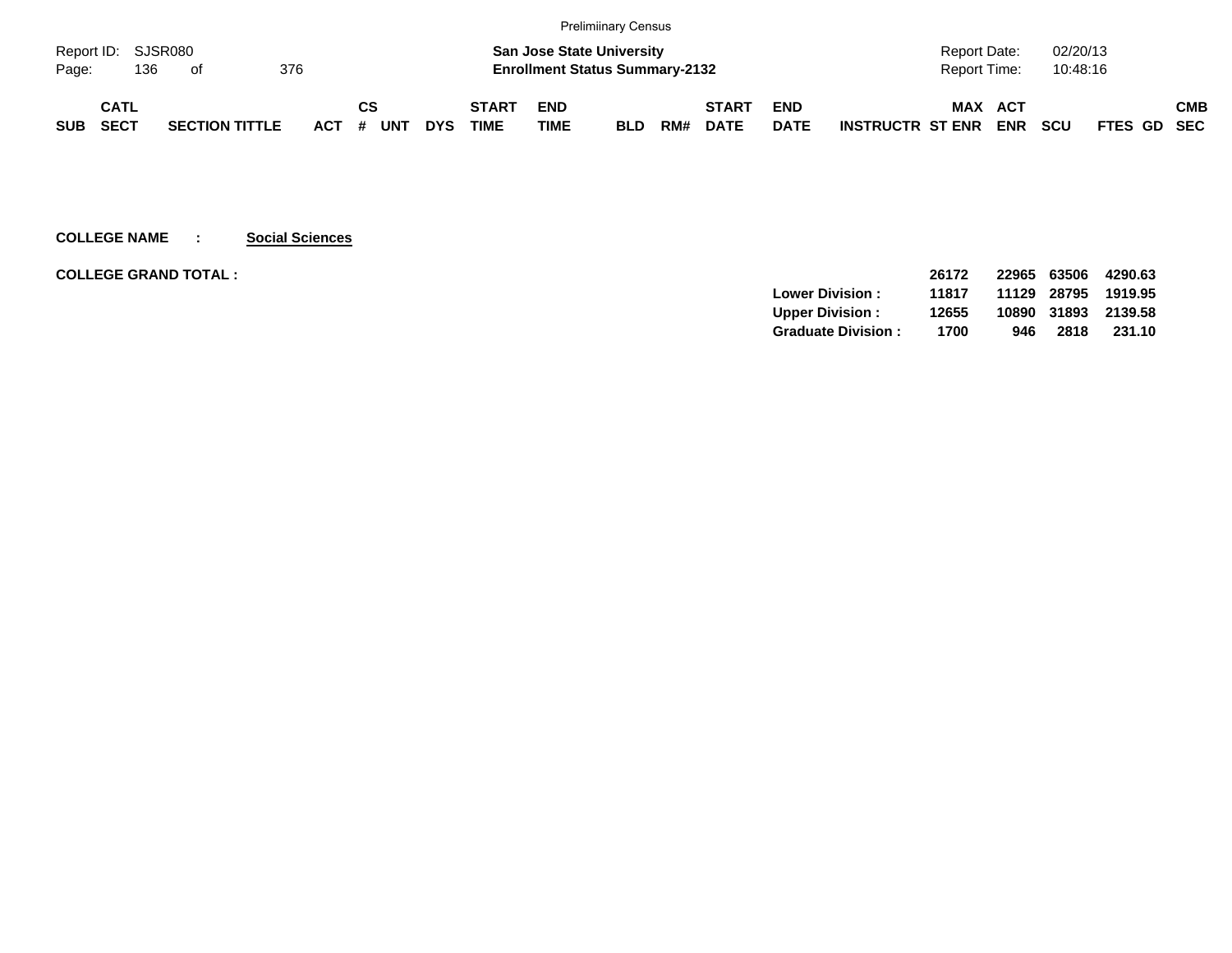Prelimiinary Census

Report ID: SJSR080

**San Jose State University**
**Enrollment Status Summary-2132**

Report Date: 02/20/13
Report Time: 10:48:16

| SUB | CATL SECT | SECTION TITTLE | ACT | CS # | UNT | DYS | START TIME | END TIME | BLD | RM# | START DATE | END DATE | INSTRUCTR | MAX ST ENR | ACT ENR | SCU | FTES | GD | CMB SEC |
|---|---|---|---|---|---|---|---|---|---|---|---|---|---|---|---|---|---|---|---|

**COLLEGE NAME : Social Sciences**

**COLLEGE GRAND TOTAL :**

| | MAX ST ENR | ACT ENR | SCU | FTES |
|---|---|---|---|---|
| | **26172** | **22965** | **63506** | **4290.63** |
| **Lower Division :** | **11817** | **11129** | **28795** | **1919.95** |
| **Upper Division :** | **12655** | **10890** | **31893** | **2139.58** |
| **Graduate Division :** | **1700** | **946** | **2818** | **231.10** |